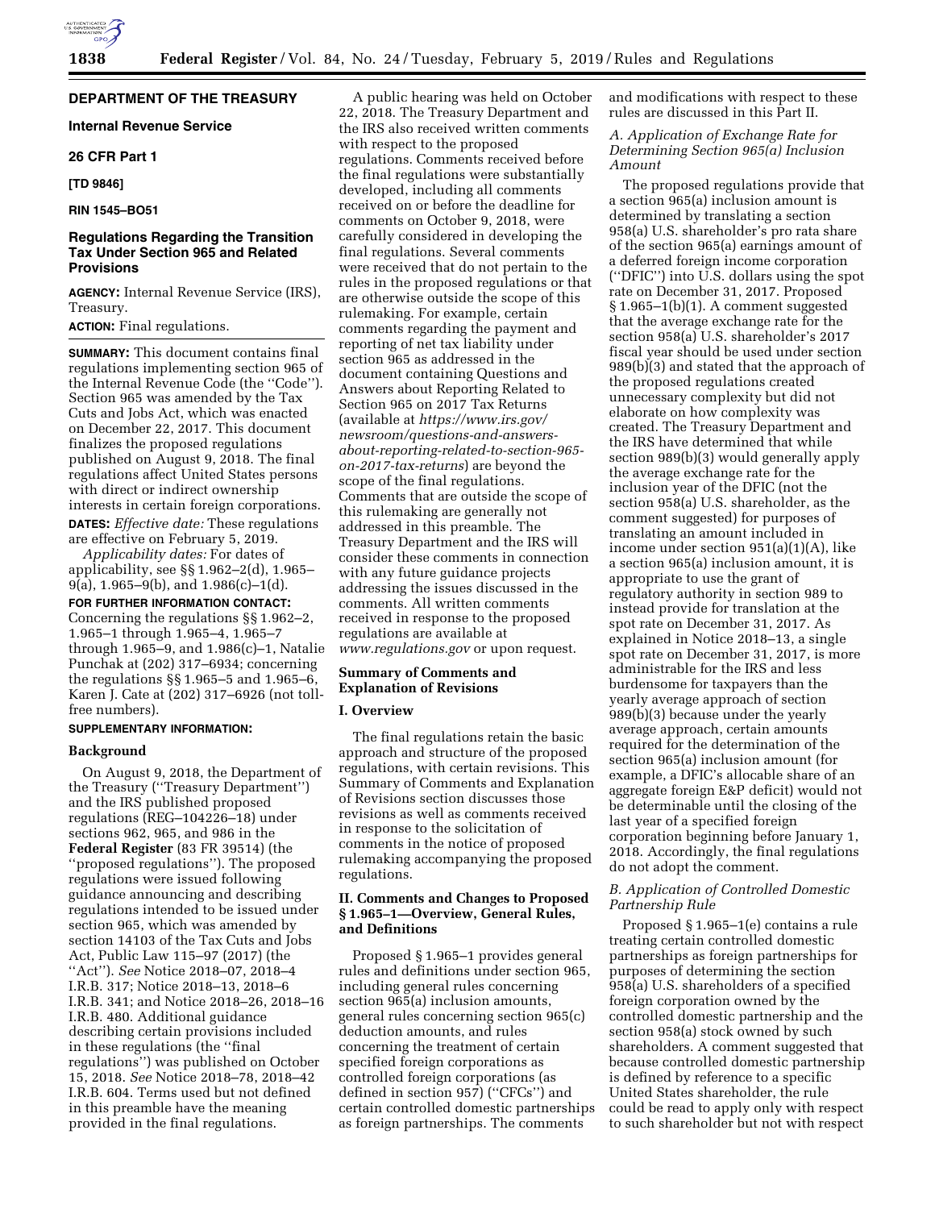**DEPARTMENT OF THE TREASURY**

**Internal Revenue Service**

**26 CFR Part 1**

**[TD 9846]**

**RIN 1545–BO51**

## Regulations Regarding the Transition Tax Under Section 965 and Related Provisions

**AGENCY:** Internal Revenue Service (IRS), Treasury.

**ACTION:** Final regulations.

**SUMMARY:** This document contains final regulations implementing section 965 of the Internal Revenue Code (the ''Code''). Section 965 was amended by the Tax Cuts and Jobs Act, which was enacted on December 22, 2017. This document finalizes the proposed regulations published on August 9, 2018. The final regulations affect United States persons with direct or indirect ownership interests in certain foreign corporations.

**DATES:** *Effective date:* These regulations are effective on February 5, 2019.

*Applicability dates:* For dates of applicability, see §§ 1.962–2(d), 1.965–9(a), 1.965–9(b), and 1.986(c)–1(d).

**FOR FURTHER INFORMATION CONTACT:** Concerning the regulations §§ 1.962–2, 1.965–1 through 1.965–4, 1.965–7 through 1.965–9, and 1.986(c)–1, Natalie Punchak at (202) 317–6934; concerning the regulations §§ 1.965–5 and 1.965–6, Karen J. Cate at (202) 317–6926 (not toll-free numbers).

**SUPPLEMENTARY INFORMATION:**

**Background**

On August 9, 2018, the Department of the Treasury (''Treasury Department'') and the IRS published proposed regulations (REG–104226–18) under sections 962, 965, and 986 in the **Federal Register** (83 FR 39514) (the ''proposed regulations''). The proposed regulations were issued following guidance announcing and describing regulations intended to be issued under section 965, which was amended by section 14103 of the Tax Cuts and Jobs Act, Public Law 115–97 (2017) (the ''Act''). *See* Notice 2018–07, 2018–4 I.R.B. 317; Notice 2018–13, 2018–6 I.R.B. 341; and Notice 2018–26, 2018–16 I.R.B. 480. Additional guidance describing certain provisions included in these regulations (the ''final regulations'') was published on October 15, 2018. *See* Notice 2018–78, 2018–42 I.R.B. 604. Terms used but not defined in this preamble have the meaning provided in the final regulations.

A public hearing was held on October 22, 2018. The Treasury Department and the IRS also received written comments with respect to the proposed regulations. Comments received before the final regulations were substantially developed, including all comments received on or before the deadline for comments on October 9, 2018, were carefully considered in developing the final regulations. Several comments were received that do not pertain to the rules in the proposed regulations or that are otherwise outside the scope of this rulemaking. For example, certain comments regarding the payment and reporting of net tax liability under section 965 as addressed in the document containing Questions and Answers about Reporting Related to Section 965 on 2017 Tax Returns (available at *https://www.irs.gov/newsroom/questions-and-answers-about-reporting-related-to-section-965-on-2017-tax-returns*) are beyond the scope of the final regulations. Comments that are outside the scope of this rulemaking are generally not addressed in this preamble. The Treasury Department and the IRS will consider these comments in connection with any future guidance projects addressing the issues discussed in the comments. All written comments received in response to the proposed regulations are available at *www.regulations.gov* or upon request.

**Summary of Comments and Explanation of Revisions**

**I. Overview**

The final regulations retain the basic approach and structure of the proposed regulations, with certain revisions. This Summary of Comments and Explanation of Revisions section discusses those revisions as well as comments received in response to the solicitation of comments in the notice of proposed rulemaking accompanying the proposed regulations.

**II. Comments and Changes to Proposed § 1.965–1—Overview, General Rules, and Definitions**

Proposed § 1.965–1 provides general rules and definitions under section 965, including general rules concerning section 965(a) inclusion amounts, general rules concerning section 965(c) deduction amounts, and rules concerning the treatment of certain specified foreign corporations as controlled foreign corporations (as defined in section 957) (''CFCs'') and certain controlled domestic partnerships as foreign partnerships. The comments and modifications with respect to these rules are discussed in this Part II.

*A. Application of Exchange Rate for Determining Section 965(a) Inclusion Amount*

The proposed regulations provide that a section 965(a) inclusion amount is determined by translating a section 958(a) U.S. shareholder's pro rata share of the section 965(a) earnings amount of a deferred foreign income corporation (''DFIC'') into U.S. dollars using the spot rate on December 31, 2017. Proposed § 1.965–1(b)(1). A comment suggested that the average exchange rate for the section 958(a) U.S. shareholder's 2017 fiscal year should be used under section 989(b)(3) and stated that the approach of the proposed regulations created unnecessary complexity but did not elaborate on how complexity was created. The Treasury Department and the IRS have determined that while section 989(b)(3) would generally apply the average exchange rate for the inclusion year of the DFIC (not the section 958(a) U.S. shareholder, as the comment suggested) for purposes of translating an amount included in income under section 951(a)(1)(A), like a section 965(a) inclusion amount, it is appropriate to use the grant of regulatory authority in section 989 to instead provide for translation at the spot rate on December 31, 2017. As explained in Notice 2018–13, a single spot rate on December 31, 2017, is more administrable for the IRS and less burdensome for taxpayers than the yearly average approach of section 989(b)(3) because under the yearly average approach, certain amounts required for the determination of the section 965(a) inclusion amount (for example, a DFIC's allocable share of an aggregate foreign E&P deficit) would not be determinable until the closing of the last year of a specified foreign corporation beginning before January 1, 2018. Accordingly, the final regulations do not adopt the comment.

*B. Application of Controlled Domestic Partnership Rule*

Proposed § 1.965–1(e) contains a rule treating certain controlled domestic partnerships as foreign partnerships for purposes of determining the section 958(a) U.S. shareholders of a specified foreign corporation owned by the controlled domestic partnership and the section 958(a) stock owned by such shareholders. A comment suggested that because controlled domestic partnership is defined by reference to a specific United States shareholder, the rule could be read to apply only with respect to such shareholder but not with respect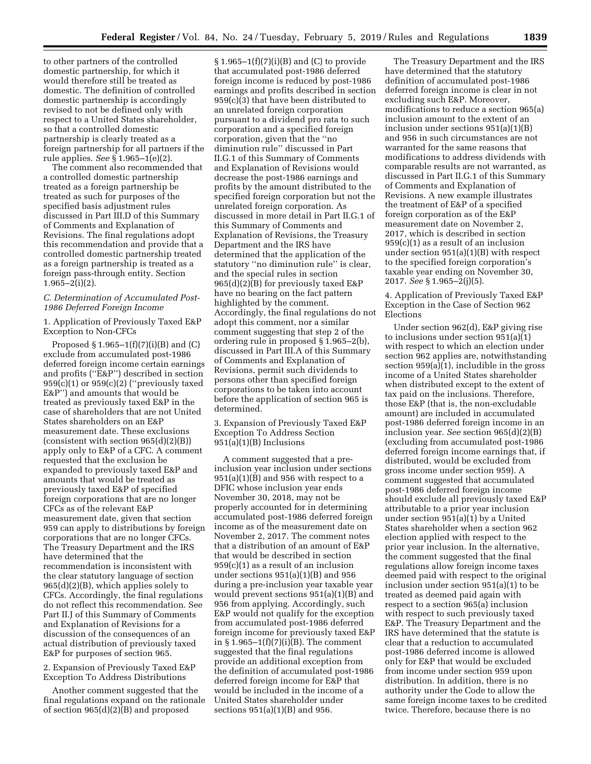to other partners of the controlled domestic partnership, for which it would therefore still be treated as domestic. The definition of controlled domestic partnership is accordingly revised to not be defined only with respect to a United States shareholder, so that a controlled domestic partnership is clearly treated as a foreign partnership for all partners if the rule applies. *See* § 1.965–1(e)(2).

The comment also recommended that a controlled domestic partnership treated as a foreign partnership be treated as such for purposes of the specified basis adjustment rules discussed in Part III.D of this Summary of Comments and Explanation of Revisions. The final regulations adopt this recommendation and provide that a controlled domestic partnership treated as a foreign partnership is treated as a foreign pass-through entity. Section 1.965–2(i)(2).

### *C. Determination of Accumulated Post-1986 Deferred Foreign Income*

1. Application of Previously Taxed E&P Exception to Non-CFCs

Proposed § 1.965–1(f)(7)(i)(B) and (C) exclude from accumulated post-1986 deferred foreign income certain earnings and profits ("E&P") described in section 959(c)(1) or 959(c)(2) ("previously taxed E&P") and amounts that would be treated as previously taxed E&P in the case of shareholders that are not United States shareholders on an E&P measurement date. These exclusions (consistent with section 965(d)(2)(B)) apply only to E&P of a CFC. A comment requested that the exclusion be expanded to previously taxed E&P and amounts that would be treated as previously taxed E&P of specified foreign corporations that are no longer CFCs as of the relevant E&P measurement date, given that section 959 can apply to distributions by foreign corporations that are no longer CFCs. The Treasury Department and the IRS have determined that the recommendation is inconsistent with the clear statutory language of section 965(d)(2)(B), which applies solely to CFCs. Accordingly, the final regulations do not reflect this recommendation. See Part II.J of this Summary of Comments and Explanation of Revisions for a discussion of the consequences of an actual distribution of previously taxed E&P for purposes of section 965.

2. Expansion of Previously Taxed E&P Exception To Address Distributions

Another comment suggested that the final regulations expand on the rationale of section 965(d)(2)(B) and proposed § 1.965–1(f)(7)(i)(B) and (C) to provide that accumulated post-1986 deferred foreign income is reduced by post-1986 earnings and profits described in section 959(c)(3) that have been distributed to an unrelated foreign corporation pursuant to a dividend pro rata to such corporation and a specified foreign corporation, given that the "no diminution rule" discussed in Part II.G.1 of this Summary of Comments and Explanation of Revisions would decrease the post-1986 earnings and profits by the amount distributed to the specified foreign corporation but not the unrelated foreign corporation. As discussed in more detail in Part II.G.1 of this Summary of Comments and Explanation of Revisions, the Treasury Department and the IRS have determined that the application of the statutory "no diminution rule" is clear, and the special rules in section 965(d)(2)(B) for previously taxed E&P have no bearing on the fact pattern highlighted by the comment. Accordingly, the final regulations do not adopt this comment, nor a similar comment suggesting that step 2 of the ordering rule in proposed § 1.965–2(b), discussed in Part III.A of this Summary of Comments and Explanation of Revisions, permit such dividends to persons other than specified foreign corporations to be taken into account before the application of section 965 is determined.

3. Expansion of Previously Taxed E&P Exception To Address Section 951(a)(1)(B) Inclusions

A comment suggested that a pre-inclusion year inclusion under sections 951(a)(1)(B) and 956 with respect to a DFIC whose inclusion year ends November 30, 2018, may not be properly accounted for in determining accumulated post-1986 deferred foreign income as of the measurement date on November 2, 2017. The comment notes that a distribution of an amount of E&P that would be described in section 959(c)(1) as a result of an inclusion under sections 951(a)(1)(B) and 956 during a pre-inclusion year taxable year would prevent sections 951(a)(1)(B) and 956 from applying. Accordingly, such E&P would not qualify for the exception from accumulated post-1986 deferred foreign income for previously taxed E&P in § 1.965–1(f)(7)(i)(B). The comment suggested that the final regulations provide an additional exception from the definition of accumulated post-1986 deferred foreign income for E&P that would be included in the income of a United States shareholder under sections 951(a)(1)(B) and 956.

The Treasury Department and the IRS have determined that the statutory definition of accumulated post-1986 deferred foreign income is clear in not excluding such E&P. Moreover, modifications to reduce a section 965(a) inclusion amount to the extent of an inclusion under sections 951(a)(1)(B) and 956 in such circumstances are not warranted for the same reasons that modifications to address dividends with comparable results are not warranted, as discussed in Part II.G.1 of this Summary of Comments and Explanation of Revisions. A new example illustrates the treatment of E&P of a specified foreign corporation as of the E&P measurement date on November 2, 2017, which is described in section 959(c)(1) as a result of an inclusion under section 951(a)(1)(B) with respect to the specified foreign corporation's taxable year ending on November 30, 2017. *See* § 1.965–2(j)(5).

4. Application of Previously Taxed E&P Exception in the Case of Section 962 Elections

Under section 962(d), E&P giving rise to inclusions under section 951(a)(1) with respect to which an election under section 962 applies are, notwithstanding section 959(a)(1), includible in the gross income of a United States shareholder when distributed except to the extent of tax paid on the inclusions. Therefore, those E&P (that is, the non-excludable amount) are included in accumulated post-1986 deferred foreign income in an inclusion year. *See* section 965(d)(2)(B) (excluding from accumulated post-1986 deferred foreign income earnings that, if distributed, would be excluded from gross income under section 959). A comment suggested that accumulated post-1986 deferred foreign income should exclude all previously taxed E&P attributable to a prior year inclusion under section 951(a)(1) by a United States shareholder when a section 962 election applied with respect to the prior year inclusion. In the alternative, the comment suggested that the final regulations allow foreign income taxes deemed paid with respect to the original inclusion under section 951(a)(1) to be treated as deemed paid again with respect to a section 965(a) inclusion with respect to such previously taxed E&P. The Treasury Department and the IRS have determined that the statute is clear that a reduction to accumulated post-1986 deferred income is allowed only for E&P that would be excluded from income under section 959 upon distribution. In addition, there is no authority under the Code to allow the same foreign income taxes to be credited twice. Therefore, because there is no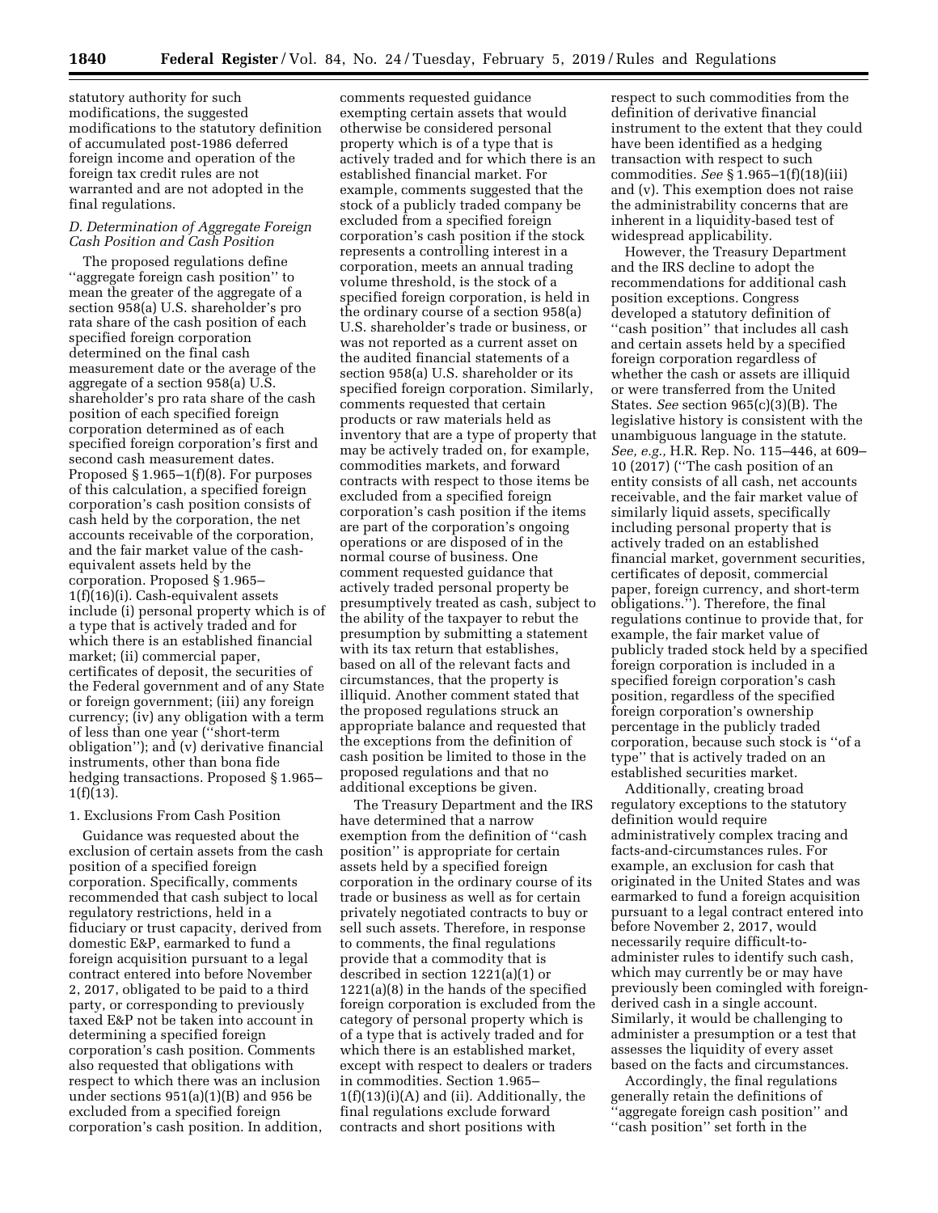statutory authority for such modifications, the suggested modifications to the statutory definition of accumulated post-1986 deferred foreign income and operation of the foreign tax credit rules are not warranted and are not adopted in the final regulations.

### D. Determination of Aggregate Foreign Cash Position and Cash Position

The proposed regulations define ''aggregate foreign cash position'' to mean the greater of the aggregate of a section 958(a) U.S. shareholder's pro rata share of the cash position of each specified foreign corporation determined on the final cash measurement date or the average of the aggregate of a section 958(a) U.S. shareholder's pro rata share of the cash position of each specified foreign corporation determined as of each specified foreign corporation's first and second cash measurement dates. Proposed § 1.965–1(f)(8). For purposes of this calculation, a specified foreign corporation's cash position consists of cash held by the corporation, the net accounts receivable of the corporation, and the fair market value of the cash-equivalent assets held by the corporation. Proposed § 1.965–1(f)(16)(i). Cash-equivalent assets include (i) personal property which is of a type that is actively traded and for which there is an established financial market; (ii) commercial paper, certificates of deposit, the securities of the Federal government and of any State or foreign government; (iii) any foreign currency; (iv) any obligation with a term of less than one year (''short-term obligation''); and (v) derivative financial instruments, other than bona fide hedging transactions. Proposed § 1.965–1(f)(13).

#### 1. Exclusions From Cash Position

Guidance was requested about the exclusion of certain assets from the cash position of a specified foreign corporation. Specifically, comments recommended that cash subject to local regulatory restrictions, held in a fiduciary or trust capacity, derived from domestic E&P, earmarked to fund a foreign acquisition pursuant to a legal contract entered into before November 2, 2017, obligated to be paid to a third party, or corresponding to previously taxed E&P not be taken into account in determining a specified foreign corporation's cash position. Comments also requested that obligations with respect to which there was an inclusion under sections 951(a)(1)(B) and 956 be excluded from a specified foreign corporation's cash position. In addition, comments requested guidance exempting certain assets that would otherwise be considered personal property which is of a type that is actively traded and for which there is an established financial market. For example, comments suggested that the stock of a publicly traded company be excluded from a specified foreign corporation's cash position if the stock represents a controlling interest in a corporation, meets an annual trading volume threshold, is the stock of a specified foreign corporation, is held in the ordinary course of a section 958(a) U.S. shareholder's trade or business, or was not reported as a current asset on the audited financial statements of a section 958(a) U.S. shareholder or its specified foreign corporation. Similarly, comments requested that certain products or raw materials held as inventory that are a type of property that may be actively traded on, for example, commodities markets, and forward contracts with respect to those items be excluded from a specified foreign corporation's cash position if the items are part of the corporation's ongoing operations or are disposed of in the normal course of business. One comment requested guidance that actively traded personal property be presumptively treated as cash, subject to the ability of the taxpayer to rebut the presumption by submitting a statement with its tax return that establishes, based on all of the relevant facts and circumstances, that the property is illiquid. Another comment stated that the proposed regulations struck an appropriate balance and requested that the exceptions from the definition of cash position be limited to those in the proposed regulations and that no additional exceptions be given.

The Treasury Department and the IRS have determined that a narrow exemption from the definition of ''cash position'' is appropriate for certain assets held by a specified foreign corporation in the ordinary course of its trade or business as well as for certain privately negotiated contracts to buy or sell such assets. Therefore, in response to comments, the final regulations provide that a commodity that is described in section 1221(a)(1) or 1221(a)(8) in the hands of the specified foreign corporation is excluded from the category of personal property which is of a type that is actively traded and for which there is an established market, except with respect to dealers or traders in commodities. Section 1.965–1(f)(13)(i)(A) and (ii). Additionally, the final regulations exclude forward contracts and short positions with respect to such commodities from the definition of derivative financial instrument to the extent that they could have been identified as a hedging transaction with respect to such commodities. *See* § 1.965–1(f)(18)(iii) and (v). This exemption does not raise the administrability concerns that are inherent in a liquidity-based test of widespread applicability.

However, the Treasury Department and the IRS decline to adopt the recommendations for additional cash position exceptions. Congress developed a statutory definition of ''cash position'' that includes all cash and certain assets held by a specified foreign corporation regardless of whether the cash or assets are illiquid or were transferred from the United States. *See* section 965(c)(3)(B). The legislative history is consistent with the unambiguous language in the statute. *See, e.g.,* H.R. Rep. No. 115–446, at 609–10 (2017) (''The cash position of an entity consists of all cash, net accounts receivable, and the fair market value of similarly liquid assets, specifically including personal property that is actively traded on an established financial market, government securities, certificates of deposit, commercial paper, foreign currency, and short-term obligations.''). Therefore, the final regulations continue to provide that, for example, the fair market value of publicly traded stock held by a specified foreign corporation is included in a specified foreign corporation's cash position, regardless of the specified foreign corporation's ownership percentage in the publicly traded corporation, because such stock is ''of a type'' that is actively traded on an established securities market.

Additionally, creating broad regulatory exceptions to the statutory definition would require administratively complex tracing and facts-and-circumstances rules. For example, an exclusion for cash that originated in the United States and was earmarked to fund a foreign acquisition pursuant to a legal contract entered into before November 2, 2017, would necessarily require difficult-to-administer rules to identify such cash, which may currently be or may have previously been comingled with foreign-derived cash in a single account. Similarly, it would be challenging to administer a presumption or a test that assesses the liquidity of every asset based on the facts and circumstances.

Accordingly, the final regulations generally retain the definitions of ''aggregate foreign cash position'' and ''cash position'' set forth in the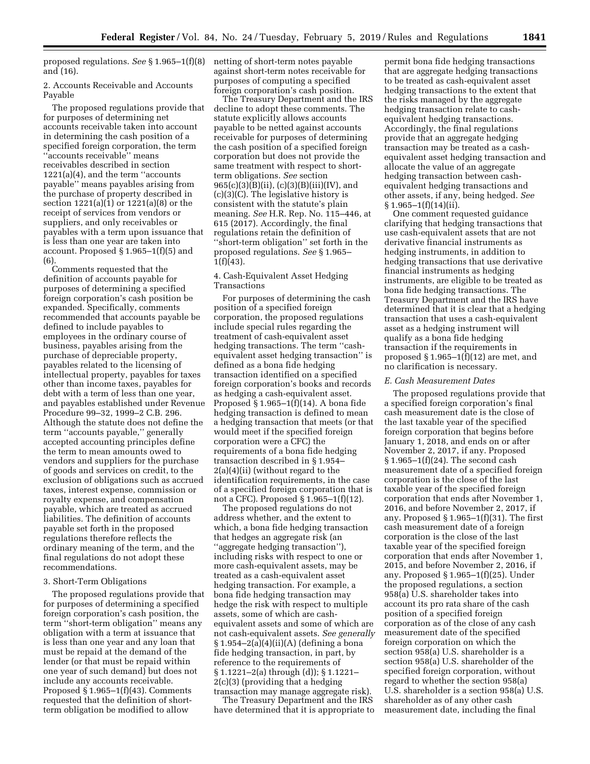proposed regulations. *See* § 1.965–1(f)(8) and (16).

2. Accounts Receivable and Accounts Payable

The proposed regulations provide that for purposes of determining net accounts receivable taken into account in determining the cash position of a specified foreign corporation, the term "accounts receivable" means receivables described in section 1221(a)(4), and the term "accounts payable" means payables arising from the purchase of property described in section 1221(a)(1) or 1221(a)(8) or the receipt of services from vendors or suppliers, and only receivables or payables with a term upon issuance that is less than one year are taken into account. Proposed § 1.965–1(f)(5) and (6).

Comments requested that the definition of accounts payable for purposes of determining a specified foreign corporation's cash position be expanded. Specifically, comments recommended that accounts payable be defined to include payables to employees in the ordinary course of business, payables arising from the purchase of depreciable property, payables related to the licensing of intellectual property, payables for taxes other than income taxes, payables for debt with a term of less than one year, and payables established under Revenue Procedure 99–32, 1999–2 C.B. 296. Although the statute does not define the term "accounts payable," generally accepted accounting principles define the term to mean amounts owed to vendors and suppliers for the purchase of goods and services on credit, to the exclusion of obligations such as accrued taxes, interest expense, commission or royalty expense, and compensation payable, which are treated as accrued liabilities. The definition of accounts payable set forth in the proposed regulations therefore reflects the ordinary meaning of the term, and the final regulations do not adopt these recommendations.

3. Short-Term Obligations

The proposed regulations provide that for purposes of determining a specified foreign corporation's cash position, the term "short-term obligation" means any obligation with a term at issuance that is less than one year and any loan that must be repaid at the demand of the lender (or that must be repaid within one year of such demand) but does not include any accounts receivable. Proposed § 1.965–1(f)(43). Comments requested that the definition of short-term obligation be modified to allow netting of short-term notes payable against short-term notes receivable for purposes of computing a specified foreign corporation's cash position.

The Treasury Department and the IRS decline to adopt these comments. The statute explicitly allows accounts payable to be netted against accounts receivable for purposes of determining the cash position of a specified foreign corporation but does not provide the same treatment with respect to short-term obligations. *See* section 965(c)(3)(B)(ii), (c)(3)(B)(iii)(IV), and (c)(3)(C). The legislative history is consistent with the statute's plain meaning. *See* H.R. Rep. No. 115–446, at 615 (2017). Accordingly, the final regulations retain the definition of "short-term obligation" set forth in the proposed regulations. *See* § 1.965–1(f)(43).

4. Cash-Equivalent Asset Hedging Transactions

For purposes of determining the cash position of a specified foreign corporation, the proposed regulations include special rules regarding the treatment of cash-equivalent asset hedging transactions. The term "cash-equivalent asset hedging transaction" is defined as a bona fide hedging transaction identified on a specified foreign corporation's books and records as hedging a cash-equivalent asset. Proposed § 1.965–1(f)(14). A bona fide hedging transaction is defined to mean a hedging transaction that meets (or that would meet if the specified foreign corporation were a CFC) the requirements of a bona fide hedging transaction described in § 1.954–2(a)(4)(ii) (without regard to the identification requirements, in the case of a specified foreign corporation that is not a CFC). Proposed § 1.965–1(f)(12).

The proposed regulations do not address whether, and the extent to which, a bona fide hedging transaction that hedges an aggregate risk (an "aggregate hedging transaction"), including risks with respect to one or more cash-equivalent assets, may be treated as a cash-equivalent asset hedging transaction. For example, a bona fide hedging transaction may hedge the risk with respect to multiple assets, some of which are cash-equivalent assets and some of which are not cash-equivalent assets. *See generally* § 1.954–2(a)(4)(ii)(A) (defining a bona fide hedging transaction, in part, by reference to the requirements of § 1.1221–2(a) through (d)); § 1.1221–2(c)(3) (providing that a hedging transaction may manage aggregate risk).

The Treasury Department and the IRS have determined that it is appropriate to permit bona fide hedging transactions that are aggregate hedging transactions to be treated as cash-equivalent asset hedging transactions to the extent that the risks managed by the aggregate hedging transaction relate to cash-equivalent hedging transactions. Accordingly, the final regulations provide that an aggregate hedging transaction may be treated as a cash-equivalent asset hedging transaction and allocate the value of an aggregate hedging transaction between cash-equivalent hedging transactions and other assets, if any, being hedged. *See* § 1.965–1(f)(14)(ii).

One comment requested guidance clarifying that hedging transactions that use cash-equivalent assets that are not derivative financial instruments as hedging instruments, in addition to hedging transactions that use derivative financial instruments as hedging instruments, are eligible to be treated as bona fide hedging transactions. The Treasury Department and the IRS have determined that it is clear that a hedging transaction that uses a cash-equivalent asset as a hedging instrument will qualify as a bona fide hedging transaction if the requirements in proposed § 1.965–1(f)(12) are met, and no clarification is necessary.

### *E. Cash Measurement Dates*

The proposed regulations provide that a specified foreign corporation's final cash measurement date is the close of the last taxable year of the specified foreign corporation that begins before January 1, 2018, and ends on or after November 2, 2017, if any. Proposed § 1.965–1(f)(24). The second cash measurement date of a specified foreign corporation is the close of the last taxable year of the specified foreign corporation that ends after November 1, 2016, and before November 2, 2017, if any. Proposed § 1.965–1(f)(31). The first cash measurement date of a foreign corporation is the close of the last taxable year of the specified foreign corporation that ends after November 1, 2015, and before November 2, 2016, if any. Proposed § 1.965–1(f)(25). Under the proposed regulations, a section 958(a) U.S. shareholder takes into account its pro rata share of the cash position of a specified foreign corporation as of the close of any cash measurement date of the specified foreign corporation on which the section 958(a) U.S. shareholder is a section 958(a) U.S. shareholder of the specified foreign corporation, without regard to whether the section 958(a) U.S. shareholder is a section 958(a) U.S. shareholder as of any other cash measurement date, including the final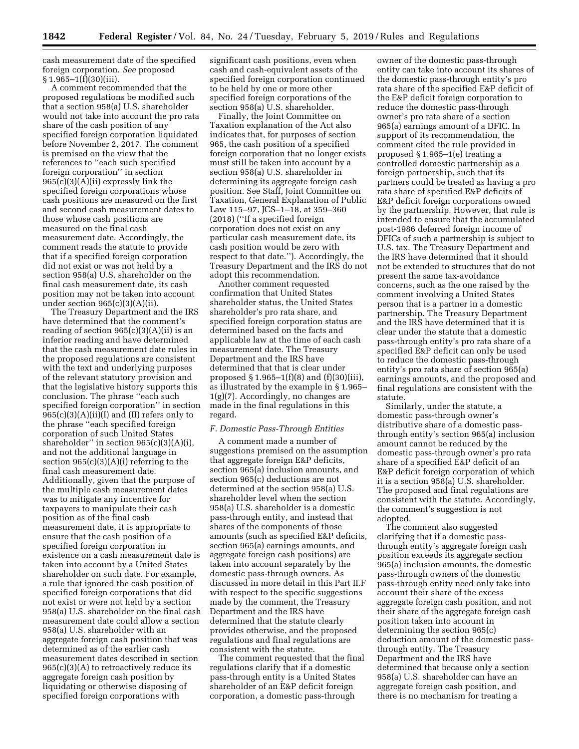cash measurement date of the specified foreign corporation. *See* proposed § 1.965–1(f)(30)(iii).

A comment recommended that the proposed regulations be modified such that a section 958(a) U.S. shareholder would not take into account the pro rata share of the cash position of any specified foreign corporation liquidated before November 2, 2017. The comment is premised on the view that the references to ''each such specified foreign corporation'' in section 965(c)(3)(A)(ii) expressly link the specified foreign corporations whose cash positions are measured on the first and second cash measurement dates to those whose cash positions are measured on the final cash measurement date. Accordingly, the comment reads the statute to provide that if a specified foreign corporation did not exist or was not held by a section 958(a) U.S. shareholder on the final cash measurement date, its cash position may not be taken into account under section 965(c)(3)(A)(ii).

The Treasury Department and the IRS have determined that the comment's reading of section 965(c)(3)(A)(ii) is an inferior reading and have determined that the cash measurement date rules in the proposed regulations are consistent with the text and underlying purposes of the relevant statutory provision and that the legislative history supports this conclusion. The phrase ''each such specified foreign corporation'' in section 965(c)(3)(A)(ii)(I) and (II) refers only to the phrase ''each specified foreign corporation of such United States shareholder'' in section 965(c)(3)(A)(i), and not the additional language in section 965(c)(3)(A)(i) referring to the final cash measurement date. Additionally, given that the purpose of the multiple cash measurement dates was to mitigate any incentive for taxpayers to manipulate their cash position as of the final cash measurement date, it is appropriate to ensure that the cash position of a specified foreign corporation in existence on a cash measurement date is taken into account by a United States shareholder on such date. For example, a rule that ignored the cash position of specified foreign corporations that did not exist or were not held by a section 958(a) U.S. shareholder on the final cash measurement date could allow a section 958(a) U.S. shareholder with an aggregate foreign cash position that was determined as of the earlier cash measurement dates described in section 965(c)(3)(A) to retroactively reduce its aggregate foreign cash position by liquidating or otherwise disposing of specified foreign corporations with significant cash positions, even when cash and cash-equivalent assets of the specified foreign corporation continued to be held by one or more other specified foreign corporations of the section 958(a) U.S. shareholder.

Finally, the Joint Committee on Taxation explanation of the Act also indicates that, for purposes of section 965, the cash position of a specified foreign corporation that no longer exists must still be taken into account by a section 958(a) U.S. shareholder in determining its aggregate foreign cash position. See Staff, Joint Committee on Taxation, General Explanation of Public Law 115–97, JCS–1–18, at 359–360 (2018) (''If a specified foreign corporation does not exist on any particular cash measurement date, its cash position would be zero with respect to that date.''). Accordingly, the Treasury Department and the IRS do not adopt this recommendation.

Another comment requested confirmation that United States shareholder status, the United States shareholder's pro rata share, and specified foreign corporation status are determined based on the facts and applicable law at the time of each cash measurement date. The Treasury Department and the IRS have determined that that is clear under proposed § 1.965–1(f)(8) and (f)(30)(iii), as illustrated by the example in § 1.965–1(g)(7). Accordingly, no changes are made in the final regulations in this regard.

### *F. Domestic Pass-Through Entities*

A comment made a number of suggestions premised on the assumption that aggregate foreign E&P deficits, section 965(a) inclusion amounts, and section 965(c) deductions are not determined at the section 958(a) U.S. shareholder level when the section 958(a) U.S. shareholder is a domestic pass-through entity, and instead that shares of the components of those amounts (such as specified E&P deficits, section 965(a) earnings amounts, and aggregate foreign cash positions) are taken into account separately by the domestic pass-through owners. As discussed in more detail in this Part II.F with respect to the specific suggestions made by the comment, the Treasury Department and the IRS have determined that the statute clearly provides otherwise, and the proposed regulations and final regulations are consistent with the statute.

The comment requested that the final regulations clarify that if a domestic pass-through entity is a United States shareholder of an E&P deficit foreign corporation, a domestic pass-through owner of the domestic pass-through entity can take into account its shares of the domestic pass-through entity's pro rata share of the specified E&P deficit of the E&P deficit foreign corporation to reduce the domestic pass-through owner's pro rata share of a section 965(a) earnings amount of a DFIC. In support of its recommendation, the comment cited the rule provided in proposed § 1.965–1(e) treating a controlled domestic partnership as a foreign partnership, such that its partners could be treated as having a pro rata share of specified E&P deficits of E&P deficit foreign corporations owned by the partnership. However, that rule is intended to ensure that the accumulated post-1986 deferred foreign income of DFICs of such a partnership is subject to U.S. tax. The Treasury Department and the IRS have determined that it should not be extended to structures that do not present the same tax-avoidance concerns, such as the one raised by the comment involving a United States person that is a partner in a domestic partnership. The Treasury Department and the IRS have determined that it is clear under the statute that a domestic pass-through entity's pro rata share of a specified E&P deficit can only be used to reduce the domestic pass-through entity's pro rata share of section 965(a) earnings amounts, and the proposed and final regulations are consistent with the statute.

Similarly, under the statute, a domestic pass-through owner's distributive share of a domestic pass-through entity's section 965(a) inclusion amount cannot be reduced by the domestic pass-through owner's pro rata share of a specified E&P deficit of an E&P deficit foreign corporation of which it is a section 958(a) U.S. shareholder. The proposed and final regulations are consistent with the statute. Accordingly, the comment's suggestion is not adopted.

The comment also suggested clarifying that if a domestic pass-through entity's aggregate foreign cash position exceeds its aggregate section 965(a) inclusion amounts, the domestic pass-through owners of the domestic pass-through entity need only take into account their share of the excess aggregate foreign cash position, and not their share of the aggregate foreign cash position taken into account in determining the section 965(c) deduction amount of the domestic pass-through entity. The Treasury Department and the IRS have determined that because only a section 958(a) U.S. shareholder can have an aggregate foreign cash position, and there is no mechanism for treating a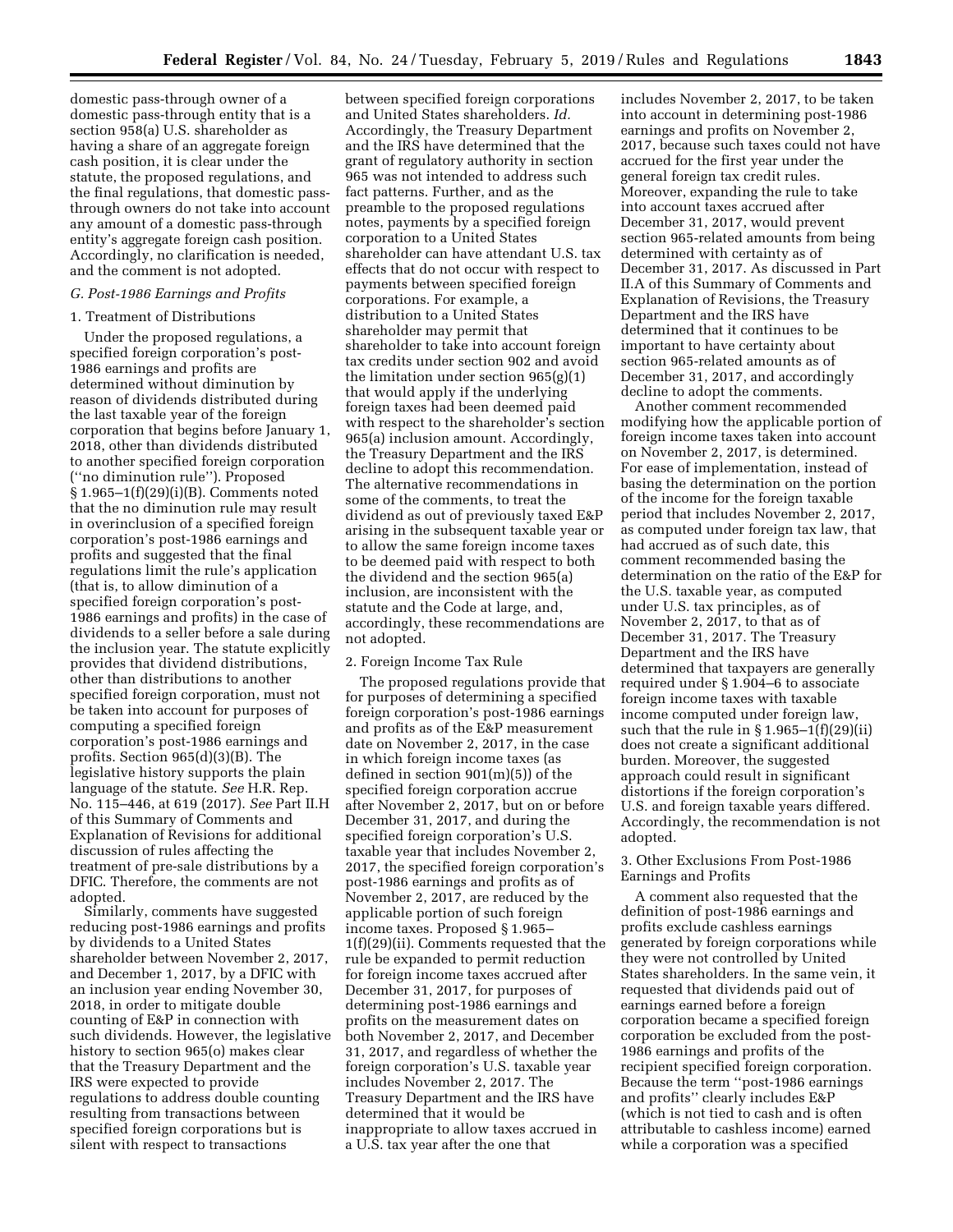domestic pass-through owner of a domestic pass-through entity that is a section 958(a) U.S. shareholder as having a share of an aggregate foreign cash position, it is clear under the statute, the proposed regulations, and the final regulations, that domestic pass-through owners do not take into account any amount of a domestic pass-through entity's aggregate foreign cash position. Accordingly, no clarification is needed, and the comment is not adopted.

### G. Post-1986 Earnings and Profits

#### 1. Treatment of Distributions

Under the proposed regulations, a specified foreign corporation's post-1986 earnings and profits are determined without diminution by reason of dividends distributed during the last taxable year of the foreign corporation that begins before January 1, 2018, other than dividends distributed to another specified foreign corporation (''no diminution rule''). Proposed § 1.965–1(f)(29)(i)(B). Comments noted that the no diminution rule may result in overinclusion of a specified foreign corporation's post-1986 earnings and profits and suggested that the final regulations limit the rule's application (that is, to allow diminution of a specified foreign corporation's post-1986 earnings and profits) in the case of dividends to a seller before a sale during the inclusion year. The statute explicitly provides that dividend distributions, other than distributions to another specified foreign corporation, must not be taken into account for purposes of computing a specified foreign corporation's post-1986 earnings and profits. Section 965(d)(3)(B). The legislative history supports the plain language of the statute. *See* H.R. Rep. No. 115–446, at 619 (2017). *See* Part II.H of this Summary of Comments and Explanation of Revisions for additional discussion of rules affecting the treatment of pre-sale distributions by a DFIC. Therefore, the comments are not adopted.

Similarly, comments have suggested reducing post-1986 earnings and profits by dividends to a United States shareholder between November 2, 2017, and December 1, 2017, by a DFIC with an inclusion year ending November 30, 2018, in order to mitigate double counting of E&P in connection with such dividends. However, the legislative history to section 965(o) makes clear that the Treasury Department and the IRS were expected to provide regulations to address double counting resulting from transactions between specified foreign corporations but is silent with respect to transactions between specified foreign corporations and United States shareholders. *Id.* Accordingly, the Treasury Department and the IRS have determined that the grant of regulatory authority in section 965 was not intended to address such fact patterns. Further, and as the preamble to the proposed regulations notes, payments by a specified foreign corporation to a United States shareholder can have attendant U.S. tax effects that do not occur with respect to payments between specified foreign corporations. For example, a distribution to a United States shareholder may permit that shareholder to take into account foreign tax credits under section 902 and avoid the limitation under section 965(g)(1) that would apply if the underlying foreign taxes had been deemed paid with respect to the shareholder's section 965(a) inclusion amount. Accordingly, the Treasury Department and the IRS decline to adopt this recommendation. The alternative recommendations in some of the comments, to treat the dividend as out of previously taxed E&P arising in the subsequent taxable year or to allow the same foreign income taxes to be deemed paid with respect to both the dividend and the section 965(a) inclusion, are inconsistent with the statute and the Code at large, and, accordingly, these recommendations are not adopted.

#### 2. Foreign Income Tax Rule

The proposed regulations provide that for purposes of determining a specified foreign corporation's post-1986 earnings and profits as of the E&P measurement date on November 2, 2017, in the case in which foreign income taxes (as defined in section 901(m)(5)) of the specified foreign corporation accrue after November 2, 2017, but on or before December 31, 2017, and during the specified foreign corporation's U.S. taxable year that includes November 2, 2017, the specified foreign corporation's post-1986 earnings and profits as of November 2, 2017, are reduced by the applicable portion of such foreign income taxes. Proposed § 1.965–1(f)(29)(ii). Comments requested that the rule be expanded to permit reduction for foreign income taxes accrued after December 31, 2017, for purposes of determining post-1986 earnings and profits on the measurement dates on both November 2, 2017, and December 31, 2017, and regardless of whether the foreign corporation's U.S. taxable year includes November 2, 2017. The Treasury Department and the IRS have determined that it would be inappropriate to allow taxes accrued in a U.S. tax year after the one that includes November 2, 2017, to be taken into account in determining post-1986 earnings and profits on November 2, 2017, because such taxes could not have accrued for the first year under the general foreign tax credit rules. Moreover, expanding the rule to take into account taxes accrued after December 31, 2017, would prevent section 965-related amounts from being determined with certainty as of December 31, 2017. As discussed in Part II.A of this Summary of Comments and Explanation of Revisions, the Treasury Department and the IRS have determined that it continues to be important to have certainty about section 965-related amounts as of December 31, 2017, and accordingly decline to adopt the comments.

Another comment recommended modifying how the applicable portion of foreign income taxes taken into account on November 2, 2017, is determined. For ease of implementation, instead of basing the determination on the portion of the income for the foreign taxable period that includes November 2, 2017, as computed under foreign tax law, that had accrued as of such date, this comment recommended basing the determination on the ratio of the E&P for the U.S. taxable year, as computed under U.S. tax principles, as of November 2, 2017, to that as of December 31, 2017. The Treasury Department and the IRS have determined that taxpayers are generally required under § 1.904–6 to associate foreign income taxes with taxable income computed under foreign law, such that the rule in § 1.965–1(f)(29)(ii) does not create a significant additional burden. Moreover, the suggested approach could result in significant distortions if the foreign corporation's U.S. and foreign taxable years differed. Accordingly, the recommendation is not adopted.

#### 3. Other Exclusions From Post-1986 Earnings and Profits

A comment also requested that the definition of post-1986 earnings and profits exclude cashless earnings generated by foreign corporations while they were not controlled by United States shareholders. In the same vein, it requested that dividends paid out of earnings earned before a foreign corporation became a specified foreign corporation be excluded from the post-1986 earnings and profits of the recipient specified foreign corporation. Because the term ''post-1986 earnings and profits'' clearly includes E&P (which is not tied to cash and is often attributable to cashless income) earned while a corporation was a specified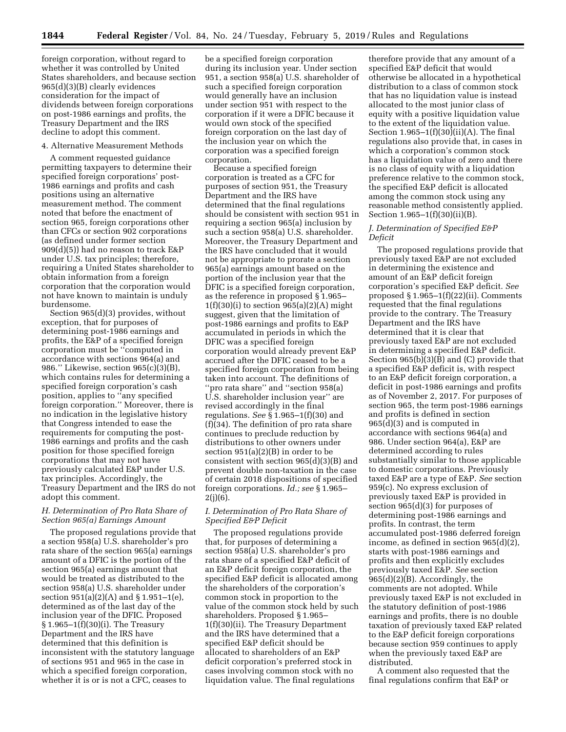foreign corporation, without regard to whether it was controlled by United States shareholders, and because section 965(d)(3)(B) clearly evidences consideration for the impact of dividends between foreign corporations on post-1986 earnings and profits, the Treasury Department and the IRS decline to adopt this comment.

4. Alternative Measurement Methods

A comment requested guidance permitting taxpayers to determine their specified foreign corporations' post-1986 earnings and profits and cash positions using an alternative measurement method. The comment noted that before the enactment of section 965, foreign corporations other than CFCs or section 902 corporations (as defined under former section 909(d)(5)) had no reason to track E&P under U.S. tax principles; therefore, requiring a United States shareholder to obtain information from a foreign corporation that the corporation would not have known to maintain is unduly burdensome.

Section 965(d)(3) provides, without exception, that for purposes of determining post-1986 earnings and profits, the E&P of a specified foreign corporation must be "computed in accordance with sections 964(a) and 986." Likewise, section 965(c)(3)(B), which contains rules for determining a specified foreign corporation's cash position, applies to "any specified foreign corporation." Moreover, there is no indication in the legislative history that Congress intended to ease the requirements for computing the post-1986 earnings and profits and the cash position for those specified foreign corporations that may not have previously calculated E&P under U.S. tax principles. Accordingly, the Treasury Department and the IRS do not adopt this comment.

### H. Determination of Pro Rata Share of Section 965(a) Earnings Amount

The proposed regulations provide that a section 958(a) U.S. shareholder's pro rata share of the section 965(a) earnings amount of a DFIC is the portion of the section 965(a) earnings amount that would be treated as distributed to the section 958(a) U.S. shareholder under section 951(a)(2)(A) and § 1.951–1(e), determined as of the last day of the inclusion year of the DFIC. Proposed § 1.965–1(f)(30)(i). The Treasury Department and the IRS have determined that this definition is inconsistent with the statutory language of sections 951 and 965 in the case in which a specified foreign corporation, whether it is or is not a CFC, ceases to be a specified foreign corporation during its inclusion year. Under section 951, a section 958(a) U.S. shareholder of such a specified foreign corporation would generally have an inclusion under section 951 with respect to the corporation if it were a DFIC because it would own stock of the specified foreign corporation on the last day of the inclusion year on which the corporation was a specified foreign corporation.

Because a specified foreign corporation is treated as a CFC for purposes of section 951, the Treasury Department and the IRS have determined that the final regulations should be consistent with section 951 in requiring a section 965(a) inclusion by such a section 958(a) U.S. shareholder. Moreover, the Treasury Department and the IRS have concluded that it would not be appropriate to prorate a section 965(a) earnings amount based on the portion of the inclusion year that the DFIC is a specified foreign corporation, as the reference in proposed § 1.965–1(f)(30)(i) to section 965(a)(2)(A) might suggest, given that the limitation of post-1986 earnings and profits to E&P accumulated in periods in which the DFIC was a specified foreign corporation would already prevent E&P accrued after the DFIC ceased to be a specified foreign corporation from being taken into account. The definitions of "pro rata share" and "section 958(a) U.S. shareholder inclusion year" are revised accordingly in the final regulations. *See* § 1.965–1(f)(30) and (f)(34). The definition of pro rata share continues to preclude reduction by distributions to other owners under section 951(a)(2)(B) in order to be consistent with section 965(d)(3)(B) and prevent double non-taxation in the case of certain 2018 dispositions of specified foreign corporations. *Id.; see* § 1.965–2(j)(6).

### I. Determination of Pro Rata Share of Specified E&P Deficit

The proposed regulations provide that, for purposes of determining a section 958(a) U.S. shareholder's pro rata share of a specified E&P deficit of an E&P deficit foreign corporation, the specified E&P deficit is allocated among the shareholders of the corporation's common stock in proportion to the value of the common stock held by such shareholders. Proposed § 1.965–1(f)(30)(ii). The Treasury Department and the IRS have determined that a specified E&P deficit should be allocated to shareholders of an E&P deficit corporation's preferred stock in cases involving common stock with no liquidation value. The final regulations therefore provide that any amount of a specified E&P deficit that would otherwise be allocated in a hypothetical distribution to a class of common stock that has no liquidation value is instead allocated to the most junior class of equity with a positive liquidation value to the extent of the liquidation value. Section 1.965–1(f)(30)(ii)(A). The final regulations also provide that, in cases in which a corporation's common stock has a liquidation value of zero and there is no class of equity with a liquidation preference relative to the common stock, the specified E&P deficit is allocated among the common stock using any reasonable method consistently applied. Section 1.965–1(f)(30)(ii)(B).

### J. Determination of Specified E&P Deficit

The proposed regulations provide that previously taxed E&P are not excluded in determining the existence and amount of an E&P deficit foreign corporation's specified E&P deficit. *See* proposed § 1.965–1(f)(22)(ii). Comments requested that the final regulations provide to the contrary. The Treasury Department and the IRS have determined that it is clear that previously taxed E&P are not excluded in determining a specified E&P deficit. Section 965(b)(3)(B) and (C) provide that a specified E&P deficit is, with respect to an E&P deficit foreign corporation, a deficit in post-1986 earnings and profits as of November 2, 2017. For purposes of section 965, the term post-1986 earnings and profits is defined in section 965(d)(3) and is computed in accordance with sections 964(a) and 986. Under section 964(a), E&P are determined according to rules substantially similar to those applicable to domestic corporations. Previously taxed E&P are a type of E&P. *See* section 959(c). No express exclusion of previously taxed E&P is provided in section 965(d)(3) for purposes of determining post-1986 earnings and profits. In contrast, the term accumulated post-1986 deferred foreign income, as defined in section 965(d)(2), starts with post-1986 earnings and profits and then explicitly excludes previously taxed E&P. *See* section 965(d)(2)(B). Accordingly, the comments are not adopted. While previously taxed E&P is not excluded in the statutory definition of post-1986 earnings and profits, there is no double taxation of previously taxed E&P related to the E&P deficit foreign corporations because section 959 continues to apply when the previously taxed E&P are distributed.

A comment also requested that the final regulations confirm that E&P or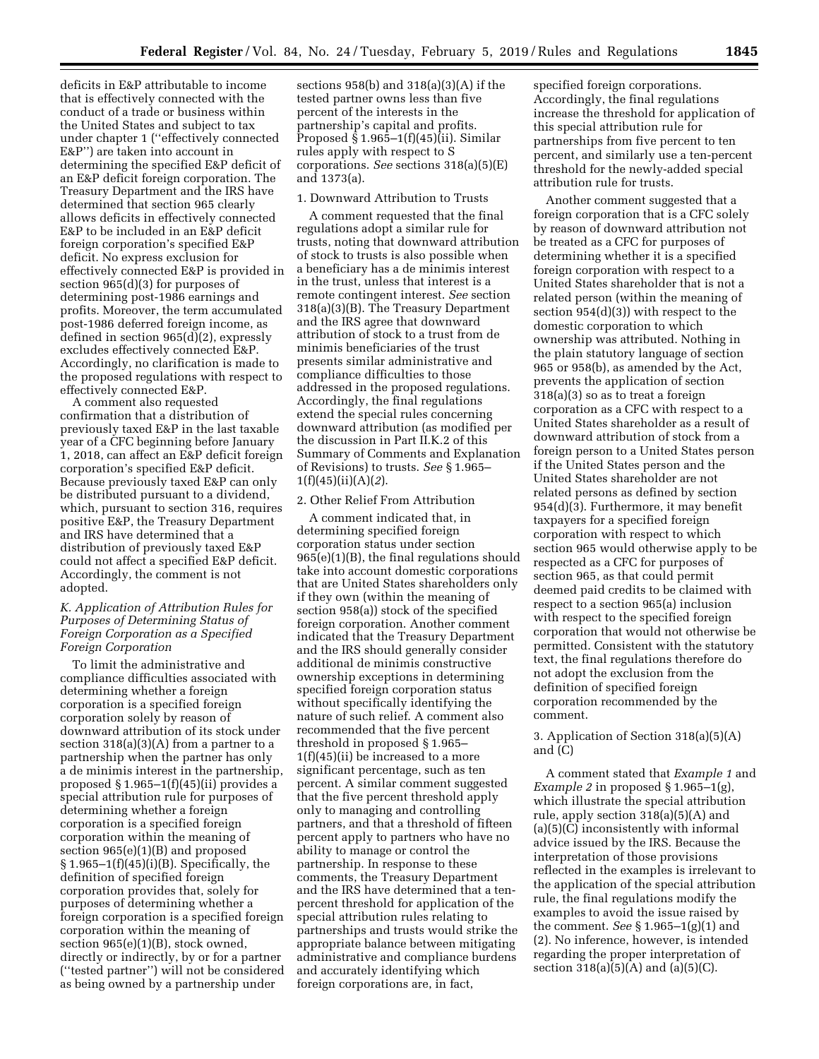deficits in E&P attributable to income that is effectively connected with the conduct of a trade or business within the United States and subject to tax under chapter 1 (''effectively connected E&P'') are taken into account in determining the specified E&P deficit of an E&P deficit foreign corporation. The Treasury Department and the IRS have determined that section 965 clearly allows deficits in effectively connected E&P to be included in an E&P deficit foreign corporation's specified E&P deficit. No express exclusion for effectively connected E&P is provided in section 965(d)(3) for purposes of determining post-1986 earnings and profits. Moreover, the term accumulated post-1986 deferred foreign income, as defined in section 965(d)(2), expressly excludes effectively connected E&P. Accordingly, no clarification is made to the proposed regulations with respect to effectively connected E&P.

A comment also requested confirmation that a distribution of previously taxed E&P in the last taxable year of a CFC beginning before January 1, 2018, can affect an E&P deficit foreign corporation's specified E&P deficit. Because previously taxed E&P can only be distributed pursuant to a dividend, which, pursuant to section 316, requires positive E&P, the Treasury Department and IRS have determined that a distribution of previously taxed E&P could not affect a specified E&P deficit. Accordingly, the comment is not adopted.

### *K. Application of Attribution Rules for Purposes of Determining Status of Foreign Corporation as a Specified Foreign Corporation*

To limit the administrative and compliance difficulties associated with determining whether a foreign corporation is a specified foreign corporation solely by reason of downward attribution of its stock under section 318(a)(3)(A) from a partner to a partnership when the partner has only a de minimis interest in the partnership, proposed § 1.965–1(f)(45)(ii) provides a special attribution rule for purposes of determining whether a foreign corporation is a specified foreign corporation within the meaning of section 965(e)(1)(B) and proposed § 1.965–1(f)(45)(i)(B). Specifically, the definition of specified foreign corporation provides that, solely for purposes of determining whether a foreign corporation is a specified foreign corporation within the meaning of section 965(e)(1)(B), stock owned, directly or indirectly, by or for a partner (''tested partner'') will not be considered as being owned by a partnership under sections 958(b) and 318(a)(3)(A) if the tested partner owns less than five percent of the interests in the partnership's capital and profits. Proposed § 1.965–1(f)(45)(ii). Similar rules apply with respect to S corporations. *See* sections 318(a)(5)(E) and 1373(a).

#### 1. Downward Attribution to Trusts

A comment requested that the final regulations adopt a similar rule for trusts, noting that downward attribution of stock to trusts is also possible when a beneficiary has a de minimis interest in the trust, unless that interest is a remote contingent interest. *See* section 318(a)(3)(B). The Treasury Department and the IRS agree that downward attribution of stock to a trust from de minimis beneficiaries of the trust presents similar administrative and compliance difficulties to those addressed in the proposed regulations. Accordingly, the final regulations extend the special rules concerning downward attribution (as modified per the discussion in Part II.K.2 of this Summary of Comments and Explanation of Revisions) to trusts. *See* § 1.965–1(f)(45)(ii)(A)(*2*).

#### 2. Other Relief From Attribution

A comment indicated that, in determining specified foreign corporation status under section 965(e)(1)(B), the final regulations should take into account domestic corporations that are United States shareholders only if they own (within the meaning of section 958(a)) stock of the specified foreign corporation. Another comment indicated that the Treasury Department and the IRS should generally consider additional de minimis constructive ownership exceptions in determining specified foreign corporation status without specifically identifying the nature of such relief. A comment also recommended that the five percent threshold in proposed § 1.965–1(f)(45)(ii) be increased to a more significant percentage, such as ten percent. A similar comment suggested that the five percent threshold apply only to managing and controlling partners, and that a threshold of fifteen percent apply to partners who have no ability to manage or control the partnership. In response to these comments, the Treasury Department and the IRS have determined that a ten-percent threshold for application of the special attribution rules relating to partnerships and trusts would strike the appropriate balance between mitigating administrative and compliance burdens and accurately identifying which foreign corporations are, in fact, specified foreign corporations. Accordingly, the final regulations increase the threshold for application of this special attribution rule for partnerships from five percent to ten percent, and similarly use a ten-percent threshold for the newly-added special attribution rule for trusts.

Another comment suggested that a foreign corporation that is a CFC solely by reason of downward attribution not be treated as a CFC for purposes of determining whether it is a specified foreign corporation with respect to a United States shareholder that is not a related person (within the meaning of section 954(d)(3)) with respect to the domestic corporation to which ownership was attributed. Nothing in the plain statutory language of section 965 or 958(b), as amended by the Act, prevents the application of section 318(a)(3) so as to treat a foreign corporation as a CFC with respect to a United States shareholder as a result of downward attribution of stock from a foreign person to a United States person if the United States person and the United States shareholder are not related persons as defined by section 954(d)(3). Furthermore, it may benefit taxpayers for a specified foreign corporation with respect to which section 965 would otherwise apply to be respected as a CFC for purposes of section 965, as that could permit deemed paid credits to be claimed with respect to a section 965(a) inclusion with respect to the specified foreign corporation that would not otherwise be permitted. Consistent with the statutory text, the final regulations therefore do not adopt the exclusion from the definition of specified foreign corporation recommended by the comment.

#### 3. Application of Section 318(a)(5)(A) and (C)

A comment stated that *Example 1* and *Example 2* in proposed § 1.965–1(g), which illustrate the special attribution rule, apply section 318(a)(5)(A) and (a)(5)(C) inconsistently with informal advice issued by the IRS. Because the interpretation of those provisions reflected in the examples is irrelevant to the application of the special attribution rule, the final regulations modify the examples to avoid the issue raised by the comment. *See* § 1.965–1(g)(1) and (2). No inference, however, is intended regarding the proper interpretation of section 318(a)(5)(A) and (a)(5)(C).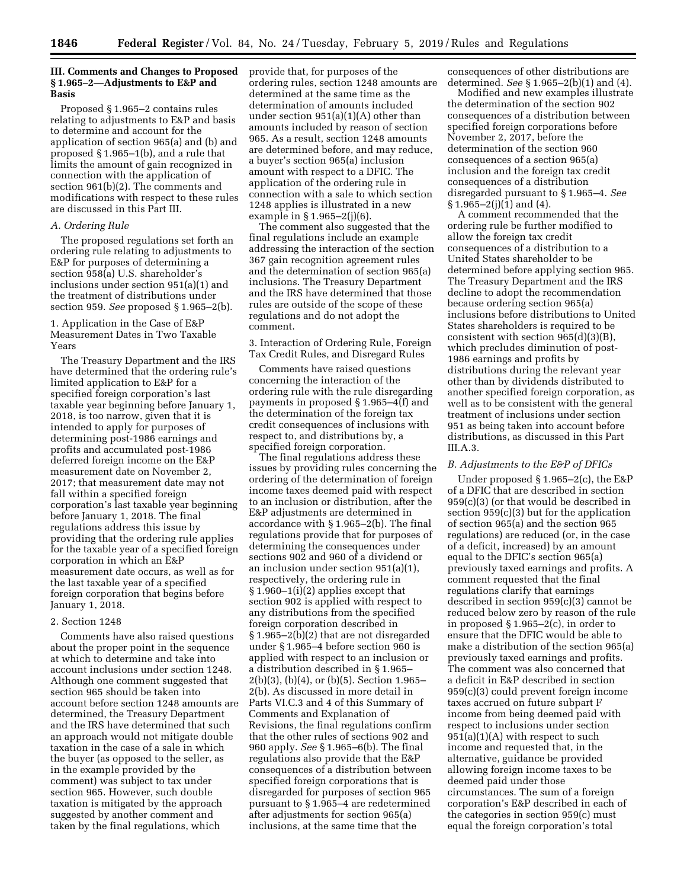### III. Comments and Changes to Proposed § 1.965–2—Adjustments to E&P and Basis

Proposed § 1.965–2 contains rules relating to adjustments to E&P and basis to determine and account for the application of section 965(a) and (b) and proposed § 1.965–1(b), and a rule that limits the amount of gain recognized in connection with the application of section 961(b)(2). The comments and modifications with respect to these rules are discussed in this Part III.

#### A. Ordering Rule

The proposed regulations set forth an ordering rule relating to adjustments to E&P for purposes of determining a section 958(a) U.S. shareholder's inclusions under section 951(a)(1) and the treatment of distributions under section 959. *See* proposed § 1.965–2(b).

##### 1. Application in the Case of E&P Measurement Dates in Two Taxable Years

The Treasury Department and the IRS have determined that the ordering rule's limited application to E&P for a specified foreign corporation's last taxable year beginning before January 1, 2018, is too narrow, given that it is intended to apply for purposes of determining post-1986 earnings and profits and accumulated post-1986 deferred foreign income on the E&P measurement date on November 2, 2017; that measurement date may not fall within a specified foreign corporation's last taxable year beginning before January 1, 2018. The final regulations address this issue by providing that the ordering rule applies for the taxable year of a specified foreign corporation in which an E&P measurement date occurs, as well as for the last taxable year of a specified foreign corporation that begins before January 1, 2018.

##### 2. Section 1248

Comments have also raised questions about the proper point in the sequence at which to determine and take into account inclusions under section 1248. Although one comment suggested that section 965 should be taken into account before section 1248 amounts are determined, the Treasury Department and the IRS have determined that such an approach would not mitigate double taxation in the case of a sale in which the buyer (as opposed to the seller, as in the example provided by the comment) was subject to tax under section 965. However, such double taxation is mitigated by the approach suggested by another comment and taken by the final regulations, which provide that, for purposes of the ordering rules, section 1248 amounts are determined at the same time as the determination of amounts included under section 951(a)(1)(A) other than amounts included by reason of section 965. As a result, section 1248 amounts are determined before, and may reduce, a buyer's section 965(a) inclusion amount with respect to a DFIC. The application of the ordering rule in connection with a sale to which section 1248 applies is illustrated in a new example in § 1.965–2(j)(6).

The comment also suggested that the final regulations include an example addressing the interaction of the section 367 gain recognition agreement rules and the determination of section 965(a) inclusions. The Treasury Department and the IRS have determined that those rules are outside of the scope of these regulations and do not adopt the comment.

##### 3. Interaction of Ordering Rule, Foreign Tax Credit Rules, and Disregard Rules

Comments have raised questions concerning the interaction of the ordering rule with the rule disregarding payments in proposed § 1.965–4(f) and the determination of the foreign tax credit consequences of inclusions with respect to, and distributions by, a specified foreign corporation.

The final regulations address these issues by providing rules concerning the ordering of the determination of foreign income taxes deemed paid with respect to an inclusion or distribution, after the E&P adjustments are determined in accordance with § 1.965–2(b). The final regulations provide that for purposes of determining the consequences under sections 902 and 960 of a dividend or an inclusion under section 951(a)(1), respectively, the ordering rule in § 1.960–1(i)(2) applies except that section 902 is applied with respect to any distributions from the specified foreign corporation described in § 1.965–2(b)(2) that are not disregarded under § 1.965–4 before section 960 is applied with respect to an inclusion or a distribution described in § 1.965–2(b)(3), (b)(4), or (b)(5). Section 1.965–2(b). As discussed in more detail in Parts VI.C.3 and 4 of this Summary of Comments and Explanation of Revisions, the final regulations confirm that the other rules of sections 902 and 960 apply. *See* § 1.965–6(b). The final regulations also provide that the E&P consequences of a distribution between specified foreign corporations that is disregarded for purposes of section 965 pursuant to § 1.965–4 are redetermined after adjustments for section 965(a) inclusions, at the same time that the consequences of other distributions are determined. *See* § 1.965–2(b)(1) and (4).

Modified and new examples illustrate the determination of the section 902 consequences of a distribution between specified foreign corporations before November 2, 2017, before the determination of the section 960 consequences of a section 965(a) inclusion and the foreign tax credit consequences of a distribution disregarded pursuant to § 1.965–4. *See* § 1.965–2(j)(1) and (4).

A comment recommended that the ordering rule be further modified to allow the foreign tax credit consequences of a distribution to a United States shareholder to be determined before applying section 965. The Treasury Department and the IRS decline to adopt the recommendation because ordering section 965(a) inclusions before distributions to United States shareholders is required to be consistent with section 965(d)(3)(B), which precludes diminution of post-1986 earnings and profits by distributions during the relevant year other than by dividends distributed to another specified foreign corporation, as well as to be consistent with the general treatment of inclusions under section 951 as being taken into account before distributions, as discussed in this Part III.A.3.

#### B. Adjustments to the E&P of DFICs

Under proposed § 1.965–2(c), the E&P of a DFIC that are described in section 959(c)(3) (or that would be described in section 959(c)(3) but for the application of section 965(a) and the section 965 regulations) are reduced (or, in the case of a deficit, increased) by an amount equal to the DFIC's section 965(a) previously taxed earnings and profits. A comment requested that the final regulations clarify that earnings described in section 959(c)(3) cannot be reduced below zero by reason of the rule in proposed § 1.965–2(c), in order to ensure that the DFIC would be able to make a distribution of the section 965(a) previously taxed earnings and profits. The comment was also concerned that a deficit in E&P described in section 959(c)(3) could prevent foreign income taxes accrued on future subpart F income from being deemed paid with respect to inclusions under section 951(a)(1)(A) with respect to such income and requested that, in the alternative, guidance be provided allowing foreign income taxes to be deemed paid under those circumstances. The sum of a foreign corporation's E&P described in each of the categories in section 959(c) must equal the foreign corporation's total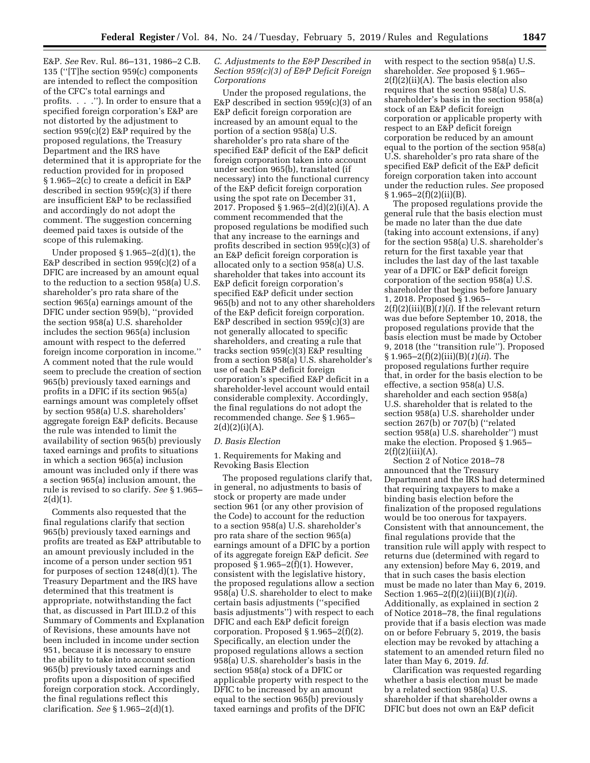E&P. *See* Rev. Rul. 86–131, 1986–2 C.B. 135 (''[T]he section 959(c) components are intended to reflect the composition of the CFC's total earnings and profits. . . .''). In order to ensure that a specified foreign corporation's E&P are not distorted by the adjustment to section 959(c)(2) E&P required by the proposed regulations, the Treasury Department and the IRS have determined that it is appropriate for the reduction provided for in proposed § 1.965–2(c) to create a deficit in E&P described in section 959(c)(3) if there are insufficient E&P to be reclassified and accordingly do not adopt the comment. The suggestion concerning deemed paid taxes is outside of the scope of this rulemaking.

Under proposed § 1.965–2(d)(1), the E&P described in section 959(c)(2) of a DFIC are increased by an amount equal to the reduction to a section 958(a) U.S. shareholder's pro rata share of the section 965(a) earnings amount of the DFIC under section 959(b), ''provided the section 958(a) U.S. shareholder includes the section 965(a) inclusion amount with respect to the deferred foreign income corporation in income.'' A comment noted that the rule would seem to preclude the creation of section 965(b) previously taxed earnings and profits in a DFIC if its section 965(a) earnings amount was completely offset by section 958(a) U.S. shareholders' aggregate foreign E&P deficits. Because the rule was intended to limit the availability of section 965(b) previously taxed earnings and profits to situations in which a section 965(a) inclusion amount was included only if there was a section 965(a) inclusion amount, the rule is revised to so clarify. *See* § 1.965–2(d)(1).

Comments also requested that the final regulations clarify that section 965(b) previously taxed earnings and profits are treated as E&P attributable to an amount previously included in the income of a person under section 951 for purposes of section 1248(d)(1). The Treasury Department and the IRS have determined that this treatment is appropriate, notwithstanding the fact that, as discussed in Part III.D.2 of this Summary of Comments and Explanation of Revisions, these amounts have not been included in income under section 951, because it is necessary to ensure the ability to take into account section 965(b) previously taxed earnings and profits upon a disposition of specified foreign corporation stock. Accordingly, the final regulations reflect this clarification. *See* § 1.965–2(d)(1).

### *C. Adjustments to the E&P Described in Section 959(c)(3) of E&P Deficit Foreign Corporations*

Under the proposed regulations, the E&P described in section 959(c)(3) of an E&P deficit foreign corporation are increased by an amount equal to the portion of a section 958(a) U.S. shareholder's pro rata share of the specified E&P deficit of the E&P deficit foreign corporation taken into account under section 965(b), translated (if necessary) into the functional currency of the E&P deficit foreign corporation using the spot rate on December 31, 2017. Proposed § 1.965–2(d)(2)(i)(A). A comment recommended that the proposed regulations be modified such that any increase to the earnings and profits described in section 959(c)(3) of an E&P deficit foreign corporation is allocated only to a section 958(a) U.S. shareholder that takes into account its E&P deficit foreign corporation's specified E&P deficit under section 965(b) and not to any other shareholders of the E&P deficit foreign corporation. E&P described in section 959(c)(3) are not generally allocated to specific shareholders, and creating a rule that tracks section 959(c)(3) E&P resulting from a section 958(a) U.S. shareholder's use of each E&P deficit foreign corporation's specified E&P deficit in a shareholder-level account would entail considerable complexity. Accordingly, the final regulations do not adopt the recommended change. *See* § 1.965–2(d)(2)(i)(A).

### *D. Basis Election*

#### 1. Requirements for Making and Revoking Basis Election

The proposed regulations clarify that, in general, no adjustments to basis of stock or property are made under section 961 (or any other provision of the Code) to account for the reduction to a section 958(a) U.S. shareholder's pro rata share of the section 965(a) earnings amount of a DFIC by a portion of its aggregate foreign E&P deficit. *See* proposed § 1.965–2(f)(1). However, consistent with the legislative history, the proposed regulations allow a section 958(a) U.S. shareholder to elect to make certain basis adjustments (''specified basis adjustments'') with respect to each DFIC and each E&P deficit foreign corporation. Proposed § 1.965–2(f)(2). Specifically, an election under the proposed regulations allows a section 958(a) U.S. shareholder's basis in the section 958(a) stock of a DFIC or applicable property with respect to the DFIC to be increased by an amount equal to the section 965(b) previously taxed earnings and profits of the DFIC with respect to the section 958(a) U.S. shareholder. *See* proposed § 1.965–2(f)(2)(ii)(A). The basis election also requires that the section 958(a) U.S. shareholder's basis in the section 958(a) stock of an E&P deficit foreign corporation or applicable property with respect to an E&P deficit foreign corporation be reduced by an amount equal to the portion of the section 958(a) U.S. shareholder's pro rata share of the specified E&P deficit of the E&P deficit foreign corporation taken into account under the reduction rules. *See* proposed § 1.965–2(f)(2)(ii)(B).

The proposed regulations provide the general rule that the basis election must be made no later than the due date (taking into account extensions, if any) for the section 958(a) U.S. shareholder's return for the first taxable year that includes the last day of the last taxable year of a DFIC or E&P deficit foreign corporation of the section 958(a) U.S. shareholder that begins before January 1, 2018. Proposed § 1.965–2(f)(2)(iii)(B)(*1*)(*i*). If the relevant return was due before September 10, 2018, the proposed regulations provide that the basis election must be made by October 9, 2018 (the ''transition rule''). Proposed § 1.965–2(f)(2)(iii)(B)(*1*)(*ii*). The proposed regulations further require that, in order for the basis election to be effective, a section 958(a) U.S. shareholder and each section 958(a) U.S. shareholder that is related to the section 958(a) U.S. shareholder under section 267(b) or 707(b) (''related section 958(a) U.S. shareholder'') must make the election. Proposed § 1.965–2(f)(2)(iii)(A).

Section 2 of Notice 2018–78 announced that the Treasury Department and the IRS had determined that requiring taxpayers to make a binding basis election before the finalization of the proposed regulations would be too onerous for taxpayers. Consistent with that announcement, the final regulations provide that the transition rule will apply with respect to returns due (determined with regard to any extension) before May 6, 2019, and that in such cases the basis election must be made no later than May 6, 2019. Section 1.965–2(f)(2)(iii)(B)(*1*)(*ii*). Additionally, as explained in section 2 of Notice 2018–78, the final regulations provide that if a basis election was made on or before February 5, 2019, the basis election may be revoked by attaching a statement to an amended return filed no later than May 6, 2019. *Id.*

Clarification was requested regarding whether a basis election must be made by a related section 958(a) U.S. shareholder if that shareholder owns a DFIC but does not own an E&P deficit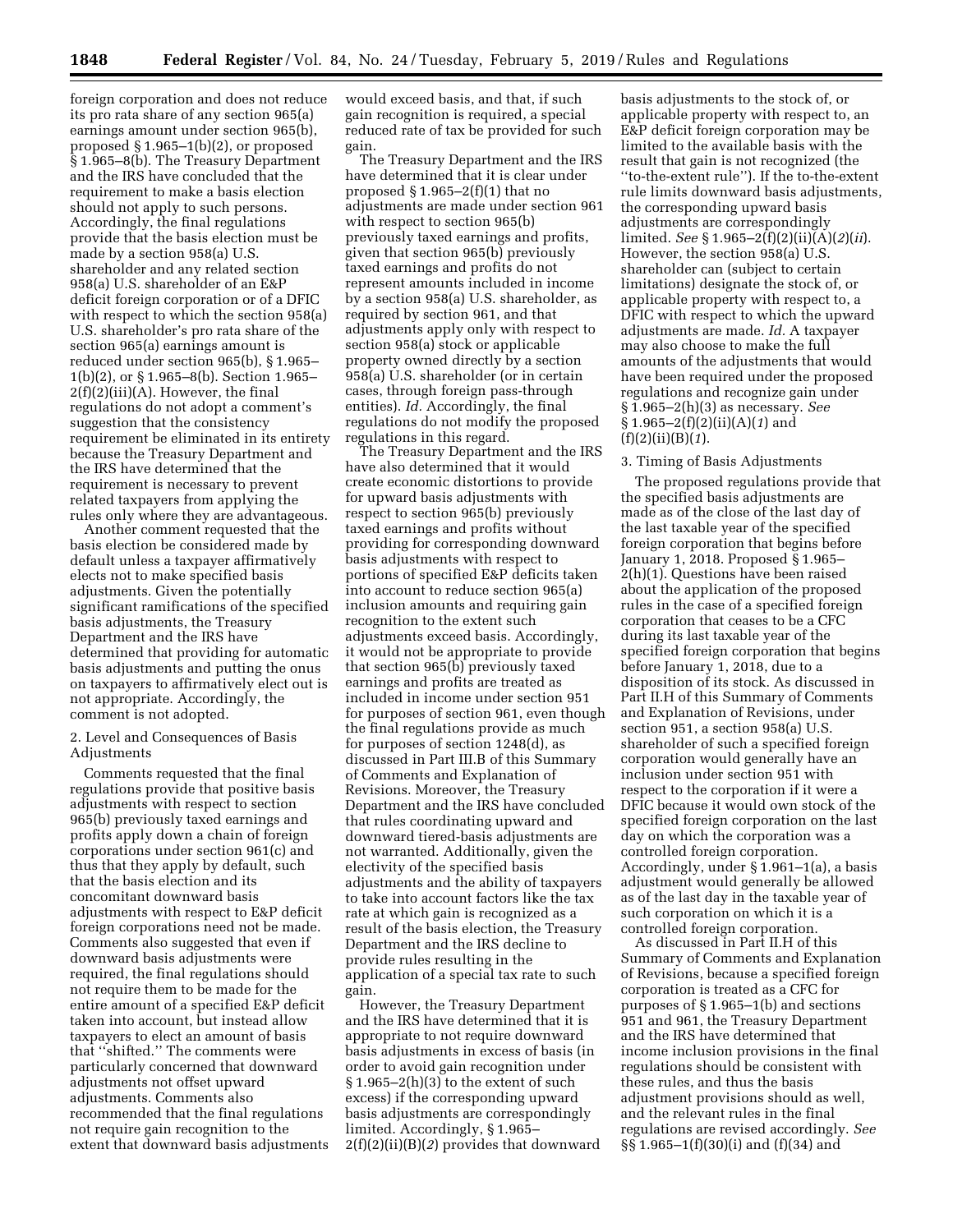foreign corporation and does not reduce its pro rata share of any section 965(a) earnings amount under section 965(b), proposed § 1.965–1(b)(2), or proposed § 1.965–8(b). The Treasury Department and the IRS have concluded that the requirement to make a basis election should not apply to such persons. Accordingly, the final regulations provide that the basis election must be made by a section 958(a) U.S. shareholder and any related section 958(a) U.S. shareholder of an E&P deficit foreign corporation or of a DFIC with respect to which the section 958(a) U.S. shareholder's pro rata share of the section 965(a) earnings amount is reduced under section 965(b), § 1.965–1(b)(2), or § 1.965–8(b). Section 1.965–2(f)(2)(iii)(A). However, the final regulations do not adopt a comment's suggestion that the consistency requirement be eliminated in its entirety because the Treasury Department and the IRS have determined that the requirement is necessary to prevent related taxpayers from applying the rules only where they are advantageous.

Another comment requested that the basis election be considered made by default unless a taxpayer affirmatively elects not to make specified basis adjustments. Given the potentially significant ramifications of the specified basis adjustments, the Treasury Department and the IRS have determined that providing for automatic basis adjustments and putting the onus on taxpayers to affirmatively elect out is not appropriate. Accordingly, the comment is not adopted.

2. Level and Consequences of Basis Adjustments

Comments requested that the final regulations provide that positive basis adjustments with respect to section 965(b) previously taxed earnings and profits apply down a chain of foreign corporations under section 961(c) and thus that they apply by default, such that the basis election and its concomitant downward basis adjustments with respect to E&P deficit foreign corporations need not be made. Comments also suggested that even if downward basis adjustments were required, the final regulations should not require them to be made for the entire amount of a specified E&P deficit taken into account, but instead allow taxpayers to elect an amount of basis that "shifted." The comments were particularly concerned that downward adjustments not offset upward adjustments. Comments also recommended that the final regulations not require gain recognition to the extent that downward basis adjustments would exceed basis, and that, if such gain recognition is required, a special reduced rate of tax be provided for such gain.

The Treasury Department and the IRS have determined that it is clear under proposed § 1.965–2(f)(1) that no adjustments are made under section 961 with respect to section 965(b) previously taxed earnings and profits, given that section 965(b) previously taxed earnings and profits do not represent amounts included in income by a section 958(a) U.S. shareholder, as required by section 961, and that adjustments apply only with respect to section 958(a) stock or applicable property owned directly by a section 958(a) U.S. shareholder (or in certain cases, through foreign pass-through entities). *Id.* Accordingly, the final regulations do not modify the proposed regulations in this regard.

The Treasury Department and the IRS have also determined that it would create economic distortions to provide for upward basis adjustments with respect to section 965(b) previously taxed earnings and profits without providing for corresponding downward basis adjustments with respect to portions of specified E&P deficits taken into account to reduce section 965(a) inclusion amounts and requiring gain recognition to the extent such adjustments exceed basis. Accordingly, it would not be appropriate to provide that section 965(b) previously taxed earnings and profits are treated as included in income under section 951 for purposes of section 961, even though the final regulations provide as much for purposes of section 1248(d), as discussed in Part III.B of this Summary of Comments and Explanation of Revisions. Moreover, the Treasury Department and the IRS have concluded that rules coordinating upward and downward tiered-basis adjustments are not warranted. Additionally, given the electivity of the specified basis adjustments and the ability of taxpayers to take into account factors like the tax rate at which gain is recognized as a result of the basis election, the Treasury Department and the IRS decline to provide rules resulting in the application of a special tax rate to such gain.

However, the Treasury Department and the IRS have determined that it is appropriate to not require downward basis adjustments in excess of basis (in order to avoid gain recognition under § 1.965–2(h)(3) to the extent of such excess) if the corresponding upward basis adjustments are correspondingly limited. Accordingly, § 1.965–2(f)(2)(ii)(B)(*2*) provides that downward basis adjustments to the stock of, or applicable property with respect to, an E&P deficit foreign corporation may be limited to the available basis with the result that gain is not recognized (the "to-the-extent rule"). If the to-the-extent rule limits downward basis adjustments, the corresponding upward basis adjustments are correspondingly limited. *See* § 1.965–2(f)(2)(ii)(A)(*2*)(*ii*). However, the section 958(a) U.S. shareholder can (subject to certain limitations) designate the stock of, or applicable property with respect to, a DFIC with respect to which the upward adjustments are made. *Id.* A taxpayer may also choose to make the full amounts of the adjustments that would have been required under the proposed regulations and recognize gain under § 1.965–2(h)(3) as necessary. *See* § 1.965–2(f)(2)(ii)(A)(*1*) and (f)(2)(ii)(B)(*1*).

3. Timing of Basis Adjustments

The proposed regulations provide that the specified basis adjustments are made as of the close of the last day of the last taxable year of the specified foreign corporation that begins before January 1, 2018. Proposed § 1.965–2(h)(1). Questions have been raised about the application of the proposed rules in the case of a specified foreign corporation that ceases to be a CFC during its last taxable year of the specified foreign corporation that begins before January 1, 2018, due to a disposition of its stock. As discussed in Part II.H of this Summary of Comments and Explanation of Revisions, under section 951, a section 958(a) U.S. shareholder of such a specified foreign corporation would generally have an inclusion under section 951 with respect to the corporation if it were a DFIC because it would own stock of the specified foreign corporation on the last day on which the corporation was a controlled foreign corporation. Accordingly, under § 1.961–1(a), a basis adjustment would generally be allowed as of the last day in the taxable year of such corporation on which it is a controlled foreign corporation.

As discussed in Part II.H of this Summary of Comments and Explanation of Revisions, because a specified foreign corporation is treated as a CFC for purposes of § 1.965–1(b) and sections 951 and 961, the Treasury Department and the IRS have determined that income inclusion provisions in the final regulations should be consistent with these rules, and thus the basis adjustment provisions should as well, and the relevant rules in the final regulations are revised accordingly. *See* §§ 1.965–1(f)(30)(i) and (f)(34) and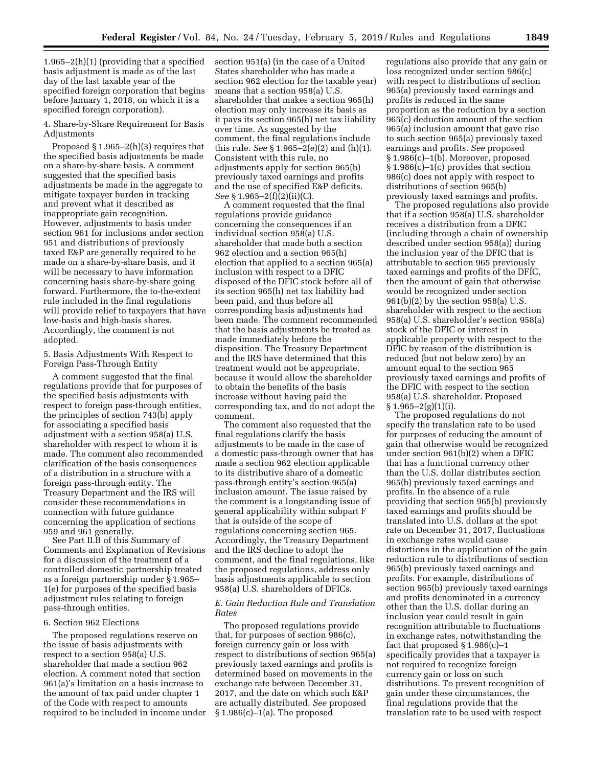1.965–2(h)(1) (providing that a specified basis adjustment is made as of the last day of the last taxable year of the specified foreign corporation that begins before January 1, 2018, on which it is a specified foreign corporation).

4. Share-by-Share Requirement for Basis Adjustments

Proposed § 1.965–2(h)(3) requires that the specified basis adjustments be made on a share-by-share basis. A comment suggested that the specified basis adjustments be made in the aggregate to mitigate taxpayer burden in tracking and prevent what it described as inappropriate gain recognition. However, adjustments to basis under section 961 for inclusions under section 951 and distributions of previously taxed E&P are generally required to be made on a share-by-share basis, and it will be necessary to have information concerning basis share-by-share going forward. Furthermore, the to-the-extent rule included in the final regulations will provide relief to taxpayers that have low-basis and high-basis shares. Accordingly, the comment is not adopted.

5. Basis Adjustments With Respect to Foreign Pass-Through Entity

A comment suggested that the final regulations provide that for purposes of the specified basis adjustments with respect to foreign pass-through entities, the principles of section 743(b) apply for associating a specified basis adjustment with a section 958(a) U.S. shareholder with respect to whom it is made. The comment also recommended clarification of the basis consequences of a distribution in a structure with a foreign pass-through entity. The Treasury Department and the IRS will consider these recommendations in connection with future guidance concerning the application of sections 959 and 961 generally.

See Part II.B of this Summary of Comments and Explanation of Revisions for a discussion of the treatment of a controlled domestic partnership treated as a foreign partnership under § 1.965–1(e) for purposes of the specified basis adjustment rules relating to foreign pass-through entities.

6. Section 962 Elections

The proposed regulations reserve on the issue of basis adjustments with respect to a section 958(a) U.S. shareholder that made a section 962 election. A comment noted that section 961(a)'s limitation on a basis increase to the amount of tax paid under chapter 1 of the Code with respect to amounts required to be included in income under section 951(a) (in the case of a United States shareholder who has made a section 962 election for the taxable year) means that a section 958(a) U.S. shareholder that makes a section 965(h) election may only increase its basis as it pays its section 965(h) net tax liability over time. As suggested by the comment, the final regulations include this rule. *See* § 1.965–2(e)(2) and (h)(1). Consistent with this rule, no adjustments apply for section 965(b) previously taxed earnings and profits and the use of specified E&P deficits. *See* § 1.965–2(f)(2)(ii)(C).

A comment requested that the final regulations provide guidance concerning the consequences if an individual section 958(a) U.S. shareholder that made both a section 962 election and a section 965(h) election that applied to a section 965(a) inclusion with respect to a DFIC disposed of the DFIC stock before all of its section 965(h) net tax liability had been paid, and thus before all corresponding basis adjustments had been made. The comment recommended that the basis adjustments be treated as made immediately before the disposition. The Treasury Department and the IRS have determined that this treatment would not be appropriate, because it would allow the shareholder to obtain the benefits of the basis increase without having paid the corresponding tax, and do not adopt the comment.

The comment also requested that the final regulations clarify the basis adjustments to be made in the case of a domestic pass-through owner that has made a section 962 election applicable to its distributive share of a domestic pass-through entity's section 965(a) inclusion amount. The issue raised by the comment is a longstanding issue of general applicability within subpart F that is outside of the scope of regulations concerning section 965. Accordingly, the Treasury Department and the IRS decline to adopt the comment, and the final regulations, like the proposed regulations, address only basis adjustments applicable to section 958(a) U.S. shareholders of DFICs.

*E. Gain Reduction Rule and Translation Rates*

The proposed regulations provide that, for purposes of section 986(c), foreign currency gain or loss with respect to distributions of section 965(a) previously taxed earnings and profits is determined based on movements in the exchange rate between December 31, 2017, and the date on which such E&P are actually distributed. *See* proposed § 1.986(c)–1(a). The proposed regulations also provide that any gain or loss recognized under section 986(c) with respect to distributions of section 965(a) previously taxed earnings and profits is reduced in the same proportion as the reduction by a section 965(c) deduction amount of the section 965(a) inclusion amount that gave rise to such section 965(a) previously taxed earnings and profits. *See* proposed § 1.986(c)–1(b). Moreover, proposed § 1.986(c)–1(c) provides that section 986(c) does not apply with respect to distributions of section 965(b) previously taxed earnings and profits.

The proposed regulations also provide that if a section 958(a) U.S. shareholder receives a distribution from a DFIC (including through a chain of ownership described under section 958(a)) during the inclusion year of the DFIC that is attributable to section 965 previously taxed earnings and profits of the DFIC, then the amount of gain that otherwise would be recognized under section 961(b)(2) by the section 958(a) U.S. shareholder with respect to the section 958(a) U.S. shareholder's section 958(a) stock of the DFIC or interest in applicable property with respect to the DFIC by reason of the distribution is reduced (but not below zero) by an amount equal to the section 965 previously taxed earnings and profits of the DFIC with respect to the section 958(a) U.S. shareholder. Proposed § 1.965–2(g)(1)(i).

The proposed regulations do not specify the translation rate to be used for purposes of reducing the amount of gain that otherwise would be recognized under section 961(b)(2) when a DFIC that has a functional currency other than the U.S. dollar distributes section 965(b) previously taxed earnings and profits. In the absence of a rule providing that section 965(b) previously taxed earnings and profits should be translated into U.S. dollars at the spot rate on December 31, 2017, fluctuations in exchange rates would cause distortions in the application of the gain reduction rule to distributions of section 965(b) previously taxed earnings and profits. For example, distributions of section 965(b) previously taxed earnings and profits denominated in a currency other than the U.S. dollar during an inclusion year could result in gain recognition attributable to fluctuations in exchange rates, notwithstanding the fact that proposed § 1.986(c)–1 specifically provides that a taxpayer is not required to recognize foreign currency gain or loss on such distributions. To prevent recognition of gain under these circumstances, the final regulations provide that the translation rate to be used with respect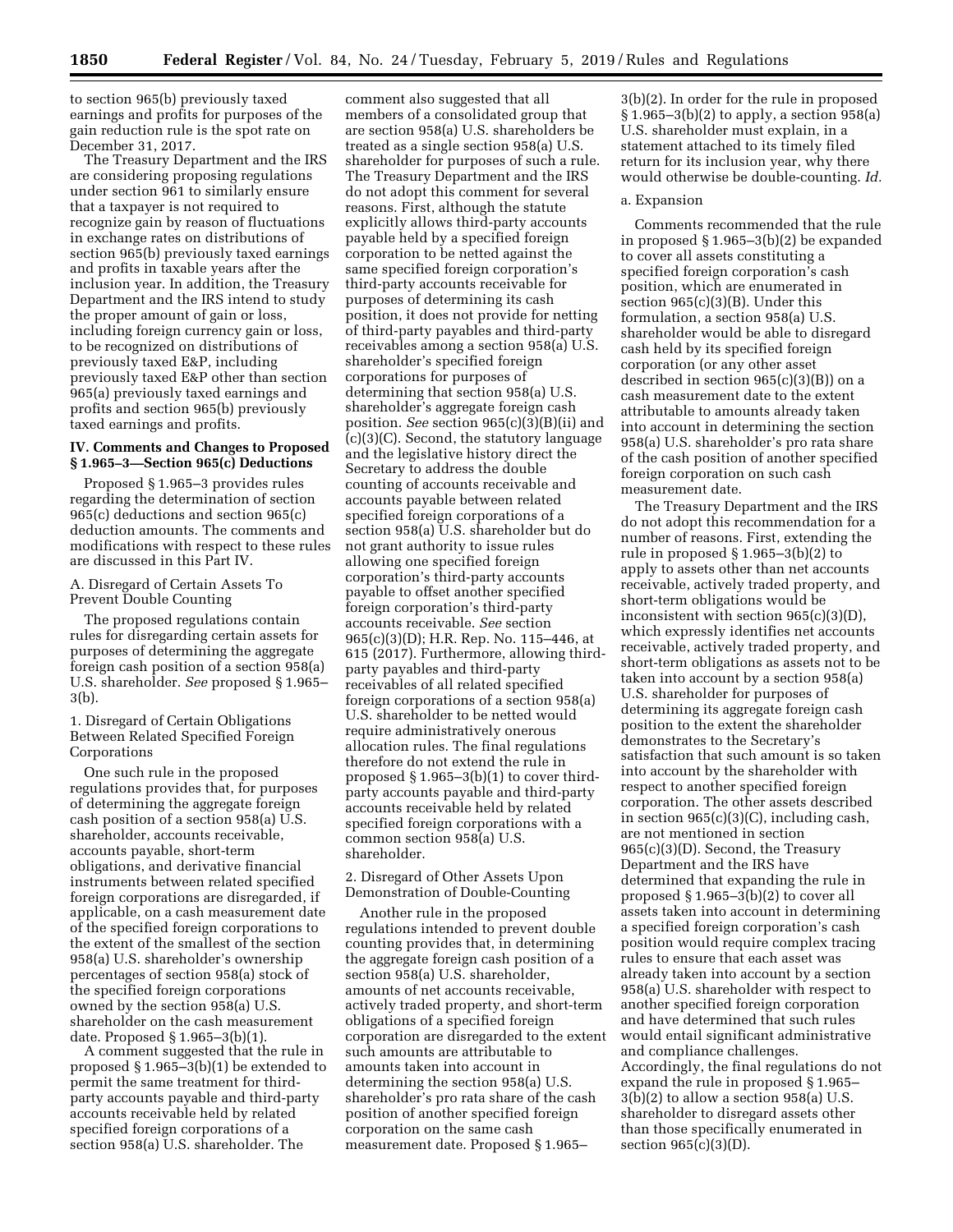to section 965(b) previously taxed earnings and profits for purposes of the gain reduction rule is the spot rate on December 31, 2017.

The Treasury Department and the IRS are considering proposing regulations under section 961 to similarly ensure that a taxpayer is not required to recognize gain by reason of fluctuations in exchange rates on distributions of section 965(b) previously taxed earnings and profits in taxable years after the inclusion year. In addition, the Treasury Department and the IRS intend to study the proper amount of gain or loss, including foreign currency gain or loss, to be recognized on distributions of previously taxed E&P, including previously taxed E&P other than section 965(a) previously taxed earnings and profits and section 965(b) previously taxed earnings and profits.

## IV. Comments and Changes to Proposed § 1.965–3—Section 965(c) Deductions

Proposed § 1.965–3 provides rules regarding the determination of section 965(c) deductions and section 965(c) deduction amounts. The comments and modifications with respect to these rules are discussed in this Part IV.

### A. Disregard of Certain Assets To Prevent Double Counting

The proposed regulations contain rules for disregarding certain assets for purposes of determining the aggregate foreign cash position of a section 958(a) U.S. shareholder. *See* proposed § 1.965–3(b).

#### 1. Disregard of Certain Obligations Between Related Specified Foreign Corporations

One such rule in the proposed regulations provides that, for purposes of determining the aggregate foreign cash position of a section 958(a) U.S. shareholder, accounts receivable, accounts payable, short-term obligations, and derivative financial instruments between related specified foreign corporations are disregarded, if applicable, on a cash measurement date of the specified foreign corporations to the extent of the smallest of the section 958(a) U.S. shareholder's ownership percentages of section 958(a) stock of the specified foreign corporations owned by the section 958(a) U.S. shareholder on the cash measurement date. Proposed § 1.965–3(b)(1).

A comment suggested that the rule in proposed § 1.965–3(b)(1) be extended to permit the same treatment for third-party accounts payable and third-party accounts receivable held by related specified foreign corporations of a section 958(a) U.S. shareholder. The comment also suggested that all members of a consolidated group that are section 958(a) U.S. shareholders be treated as a single section 958(a) U.S. shareholder for purposes of such a rule. The Treasury Department and the IRS do not adopt this comment for several reasons. First, although the statute explicitly allows third-party accounts payable held by a specified foreign corporation to be netted against the same specified foreign corporation's third-party accounts receivable for purposes of determining its cash position, it does not provide for netting of third-party payables and third-party receivables among a section 958(a) U.S. shareholder's specified foreign corporations for purposes of determining that section 958(a) U.S. shareholder's aggregate foreign cash position. *See* section 965(c)(3)(B)(ii) and (c)(3)(C). Second, the statutory language and the legislative history direct the Secretary to address the double counting of accounts receivable and accounts payable between related specified foreign corporations of a section 958(a) U.S. shareholder but do not grant authority to issue rules allowing one specified foreign corporation's third-party accounts payable to offset another specified foreign corporation's third-party accounts receivable. *See* section 965(c)(3)(D); H.R. Rep. No. 115–446, at 615 (2017). Furthermore, allowing third-party payables and third-party receivables of all related specified foreign corporations of a section 958(a) U.S. shareholder to be netted would require administratively onerous allocation rules. The final regulations therefore do not extend the rule in proposed § 1.965–3(b)(1) to cover third-party accounts payable and third-party accounts receivable held by related specified foreign corporations with a common section 958(a) U.S. shareholder.

#### 2. Disregard of Other Assets Upon Demonstration of Double-Counting

Another rule in the proposed regulations intended to prevent double counting provides that, in determining the aggregate foreign cash position of a section 958(a) U.S. shareholder, amounts of net accounts receivable, actively traded property, and short-term obligations of a specified foreign corporation are disregarded to the extent such amounts are attributable to amounts taken into account in determining the section 958(a) U.S. shareholder's pro rata share of the cash position of another specified foreign corporation on the same cash measurement date. Proposed § 1.965–3(b)(2). In order for the rule in proposed § 1.965–3(b)(2) to apply, a section 958(a) U.S. shareholder must explain, in a statement attached to its timely filed return for its inclusion year, why there would otherwise be double-counting. *Id.*

a. Expansion

Comments recommended that the rule in proposed § 1.965–3(b)(2) be expanded to cover all assets constituting a specified foreign corporation's cash position, which are enumerated in section 965(c)(3)(B). Under this formulation, a section 958(a) U.S. shareholder would be able to disregard cash held by its specified foreign corporation (or any other asset described in section 965(c)(3)(B)) on a cash measurement date to the extent attributable to amounts already taken into account in determining the section 958(a) U.S. shareholder's pro rata share of the cash position of another specified foreign corporation on such cash measurement date.

The Treasury Department and the IRS do not adopt this recommendation for a number of reasons. First, extending the rule in proposed § 1.965–3(b)(2) to apply to assets other than net accounts receivable, actively traded property, and short-term obligations would be inconsistent with section 965(c)(3)(D), which expressly identifies net accounts receivable, actively traded property, and short-term obligations as assets not to be taken into account by a section 958(a) U.S. shareholder for purposes of determining its aggregate foreign cash position to the extent the shareholder demonstrates to the Secretary's satisfaction that such amount is so taken into account by the shareholder with respect to another specified foreign corporation. The other assets described in section 965(c)(3)(C), including cash, are not mentioned in section 965(c)(3)(D). Second, the Treasury Department and the IRS have determined that expanding the rule in proposed § 1.965–3(b)(2) to cover all assets taken into account in determining a specified foreign corporation's cash position would require complex tracing rules to ensure that each asset was already taken into account by a section 958(a) U.S. shareholder with respect to another specified foreign corporation and have determined that such rules would entail significant administrative and compliance challenges. Accordingly, the final regulations do not expand the rule in proposed § 1.965–3(b)(2) to allow a section 958(a) U.S. shareholder to disregard assets other than those specifically enumerated in section 965(c)(3)(D).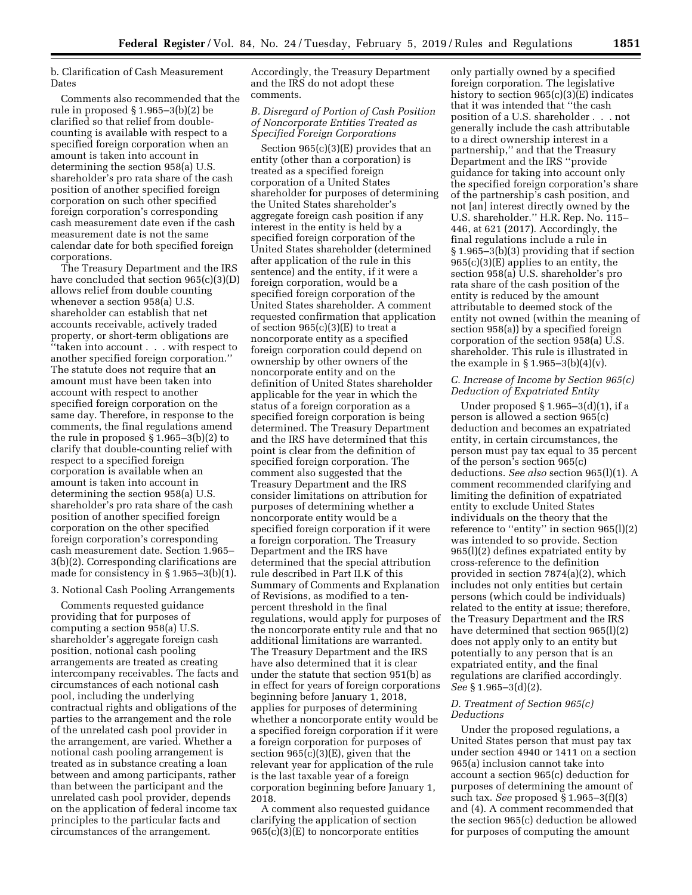b. Clarification of Cash Measurement Dates

Comments also recommended that the rule in proposed § 1.965–3(b)(2) be clarified so that relief from double-counting is available with respect to a specified foreign corporation when an amount is taken into account in determining the section 958(a) U.S. shareholder's pro rata share of the cash position of another specified foreign corporation on such other specified foreign corporation's corresponding cash measurement date even if the cash measurement date is not the same calendar date for both specified foreign corporations.

The Treasury Department and the IRS have concluded that section 965(c)(3)(D) allows relief from double counting whenever a section 958(a) U.S. shareholder can establish that net accounts receivable, actively traded property, or short-term obligations are ''taken into account . . . with respect to another specified foreign corporation.'' The statute does not require that an amount must have been taken into account with respect to another specified foreign corporation on the same day. Therefore, in response to the comments, the final regulations amend the rule in proposed § 1.965–3(b)(2) to clarify that double-counting relief with respect to a specified foreign corporation is available when an amount is taken into account in determining the section 958(a) U.S. shareholder's pro rata share of the cash position of another specified foreign corporation on the other specified foreign corporation's corresponding cash measurement date. Section 1.965–3(b)(2). Corresponding clarifications are made for consistency in § 1.965–3(b)(1).

3. Notional Cash Pooling Arrangements

Comments requested guidance providing that for purposes of computing a section 958(a) U.S. shareholder's aggregate foreign cash position, notional cash pooling arrangements are treated as creating intercompany receivables. The facts and circumstances of each notional cash pool, including the underlying contractual rights and obligations of the parties to the arrangement and the role of the unrelated cash pool provider in the arrangement, are varied. Whether a notional cash pooling arrangement is treated as in substance creating a loan between and among participants, rather than between the participant and the unrelated cash pool provider, depends on the application of federal income tax principles to the particular facts and circumstances of the arrangement. Accordingly, the Treasury Department and the IRS do not adopt these comments.

*B. Disregard of Portion of Cash Position of Noncorporate Entities Treated as Specified Foreign Corporations*

Section 965(c)(3)(E) provides that an entity (other than a corporation) is treated as a specified foreign corporation of a United States shareholder for purposes of determining the United States shareholder's aggregate foreign cash position if any interest in the entity is held by a specified foreign corporation of the United States shareholder (determined after application of the rule in this sentence) and the entity, if it were a foreign corporation, would be a specified foreign corporation of the United States shareholder. A comment requested confirmation that application of section 965(c)(3)(E) to treat a noncorporate entity as a specified foreign corporation could depend on ownership by other owners of the noncorporate entity and on the definition of United States shareholder applicable for the year in which the status of a foreign corporation as a specified foreign corporation is being determined. The Treasury Department and the IRS have determined that this point is clear from the definition of specified foreign corporation. The comment also suggested that the Treasury Department and the IRS consider limitations on attribution for purposes of determining whether a noncorporate entity would be a specified foreign corporation if it were a foreign corporation. The Treasury Department and the IRS have determined that the special attribution rule described in Part II.K of this Summary of Comments and Explanation of Revisions, as modified to a ten-percent threshold in the final regulations, would apply for purposes of the noncorporate entity rule and that no additional limitations are warranted. The Treasury Department and the IRS have also determined that it is clear under the statute that section 951(b) as in effect for years of foreign corporations beginning before January 1, 2018, applies for purposes of determining whether a noncorporate entity would be a specified foreign corporation if it were a foreign corporation for purposes of section 965(c)(3)(E), given that the relevant year for application of the rule is the last taxable year of a foreign corporation beginning before January 1, 2018.

A comment also requested guidance clarifying the application of section 965(c)(3)(E) to noncorporate entities only partially owned by a specified foreign corporation. The legislative history to section 965(c)(3)(E) indicates that it was intended that ''the cash position of a U.S. shareholder . . . not generally include the cash attributable to a direct ownership interest in a partnership,'' and that the Treasury Department and the IRS ''provide guidance for taking into account only the specified foreign corporation's share of the partnership's cash position, and not [an] interest directly owned by the U.S. shareholder.'' H.R. Rep. No. 115–446, at 621 (2017). Accordingly, the final regulations include a rule in § 1.965–3(b)(3) providing that if section 965(c)(3)(E) applies to an entity, the section 958(a) U.S. shareholder's pro rata share of the cash position of the entity is reduced by the amount attributable to deemed stock of the entity not owned (within the meaning of section 958(a)) by a specified foreign corporation of the section 958(a) U.S. shareholder. This rule is illustrated in the example in § 1.965–3(b)(4)(v).

*C. Increase of Income by Section 965(c) Deduction of Expatriated Entity*

Under proposed § 1.965–3(d)(1), if a person is allowed a section 965(c) deduction and becomes an expatriated entity, in certain circumstances, the person must pay tax equal to 35 percent of the person's section 965(c) deductions. *See also* section 965(l)(1). A comment recommended clarifying and limiting the definition of expatriated entity to exclude United States individuals on the theory that the reference to ''entity'' in section 965(l)(2) was intended to so provide. Section 965(l)(2) defines expatriated entity by cross-reference to the definition provided in section 7874(a)(2), which includes not only entities but certain persons (which could be individuals) related to the entity at issue; therefore, the Treasury Department and the IRS have determined that section 965(l)(2) does not apply only to an entity but potentially to any person that is an expatriated entity, and the final regulations are clarified accordingly. *See* § 1.965–3(d)(2).

*D. Treatment of Section 965(c) Deductions*

Under the proposed regulations, a United States person that must pay tax under section 4940 or 1411 on a section 965(a) inclusion cannot take into account a section 965(c) deduction for purposes of determining the amount of such tax. *See* proposed § 1.965–3(f)(3) and (4). A comment recommended that the section 965(c) deduction be allowed for purposes of computing the amount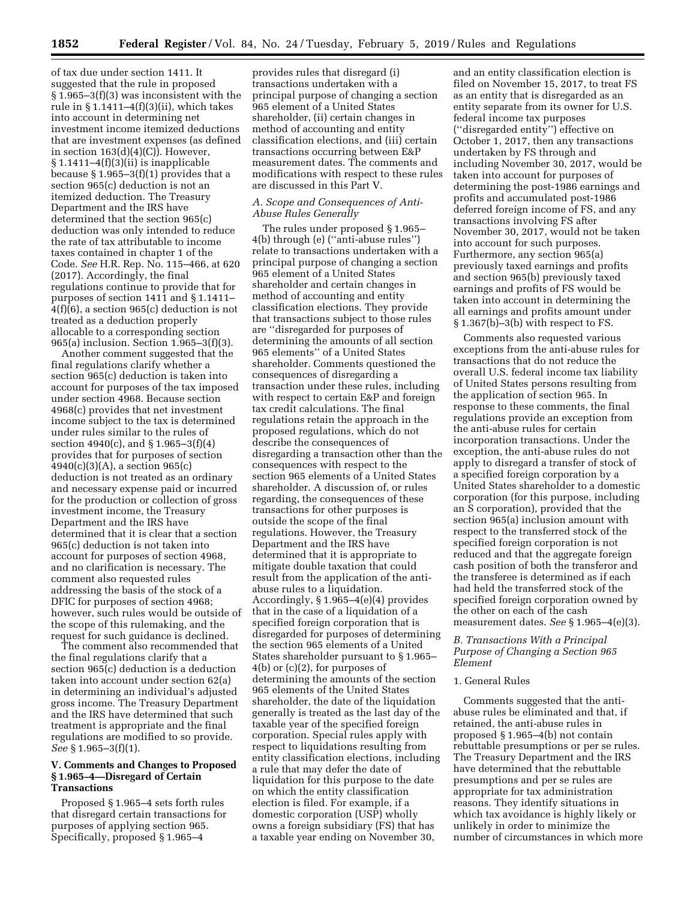of tax due under section 1411. It suggested that the rule in proposed § 1.965–3(f)(3) was inconsistent with the rule in § 1.1411–4(f)(3)(ii), which takes into account in determining net investment income itemized deductions that are investment expenses (as defined in section 163(d)(4)(C)). However, § 1.1411–4(f)(3)(ii) is inapplicable because § 1.965–3(f)(1) provides that a section 965(c) deduction is not an itemized deduction. The Treasury Department and the IRS have determined that the section 965(c) deduction was only intended to reduce the rate of tax attributable to income taxes contained in chapter 1 of the Code. *See* H.R. Rep. No. 115–466, at 620 (2017). Accordingly, the final regulations continue to provide that for purposes of section 1411 and § 1.1411–4(f)(6), a section 965(c) deduction is not treated as a deduction properly allocable to a corresponding section 965(a) inclusion. Section 1.965–3(f)(3).

Another comment suggested that the final regulations clarify whether a section 965(c) deduction is taken into account for purposes of the tax imposed under section 4968. Because section 4968(c) provides that net investment income subject to the tax is determined under rules similar to the rules of section 4940(c), and § 1.965–3(f)(4) provides that for purposes of section 4940(c)(3)(A), a section 965(c) deduction is not treated as an ordinary and necessary expense paid or incurred for the production or collection of gross investment income, the Treasury Department and the IRS have determined that it is clear that a section 965(c) deduction is not taken into account for purposes of section 4968, and no clarification is necessary. The comment also requested rules addressing the basis of the stock of a DFIC for purposes of section 4968; however, such rules would be outside of the scope of this rulemaking, and the request for such guidance is declined.

The comment also recommended that the final regulations clarify that a section 965(c) deduction is a deduction taken into account under section 62(a) in determining an individual's adjusted gross income. The Treasury Department and the IRS have determined that such treatment is appropriate and the final regulations are modified to so provide. *See* § 1.965–3(f)(1).

## V. Comments and Changes to Proposed § 1.965–4—Disregard of Certain Transactions

Proposed § 1.965–4 sets forth rules that disregard certain transactions for purposes of applying section 965. Specifically, proposed § 1.965–4 provides rules that disregard (i) transactions undertaken with a principal purpose of changing a section 965 element of a United States shareholder, (ii) certain changes in method of accounting and entity classification elections, and (iii) certain transactions occurring between E&P measurement dates. The comments and modifications with respect to these rules are discussed in this Part V.

### *A. Scope and Consequences of Anti-Abuse Rules Generally*

The rules under proposed § 1.965–4(b) through (e) (''anti-abuse rules'') relate to transactions undertaken with a principal purpose of changing a section 965 element of a United States shareholder and certain changes in method of accounting and entity classification elections. They provide that transactions subject to those rules are ''disregarded for purposes of determining the amounts of all section 965 elements'' of a United States shareholder. Comments questioned the consequences of disregarding a transaction under these rules, including with respect to certain E&P and foreign tax credit calculations. The final regulations retain the approach in the proposed regulations, which do not describe the consequences of disregarding a transaction other than the consequences with respect to the section 965 elements of a United States shareholder. A discussion of, or rules regarding, the consequences of these transactions for other purposes is outside the scope of the final regulations. However, the Treasury Department and the IRS have determined that it is appropriate to mitigate double taxation that could result from the application of the anti-abuse rules to a liquidation. Accordingly, § 1.965–4(e)(4) provides that in the case of a liquidation of a specified foreign corporation that is disregarded for purposes of determining the section 965 elements of a United States shareholder pursuant to § 1.965–4(b) or (c)(2), for purposes of determining the amounts of the section 965 elements of the United States shareholder, the date of the liquidation generally is treated as the last day of the taxable year of the specified foreign corporation. Special rules apply with respect to liquidations resulting from entity classification elections, including a rule that may defer the date of liquidation for this purpose to the date on which the entity classification election is filed. For example, if a domestic corporation (USP) wholly owns a foreign subsidiary (FS) that has a taxable year ending on November 30, and an entity classification election is filed on November 15, 2017, to treat FS as an entity that is disregarded as an entity separate from its owner for U.S. federal income tax purposes (''disregarded entity'') effective on October 1, 2017, then any transactions undertaken by FS through and including November 30, 2017, would be taken into account for purposes of determining the post-1986 earnings and profits and accumulated post-1986 deferred foreign income of FS, and any transactions involving FS after November 30, 2017, would not be taken into account for such purposes. Furthermore, any section 965(a) previously taxed earnings and profits and section 965(b) previously taxed earnings and profits of FS would be taken into account in determining the all earnings and profits amount under § 1.367(b)–3(b) with respect to FS.

Comments also requested various exceptions from the anti-abuse rules for transactions that do not reduce the overall U.S. federal income tax liability of United States persons resulting from the application of section 965. In response to these comments, the final regulations provide an exception from the anti-abuse rules for certain incorporation transactions. Under the exception, the anti-abuse rules do not apply to disregard a transfer of stock of a specified foreign corporation by a United States shareholder to a domestic corporation (for this purpose, including an S corporation), provided that the section 965(a) inclusion amount with respect to the transferred stock of the specified foreign corporation is not reduced and that the aggregate foreign cash position of both the transferor and the transferee is determined as if each had held the transferred stock of the specified foreign corporation owned by the other on each of the cash measurement dates. *See* § 1.965–4(e)(3).

### *B. Transactions With a Principal Purpose of Changing a Section 965 Element*

#### 1. General Rules

Comments suggested that the anti-abuse rules be eliminated and that, if retained, the anti-abuse rules in proposed § 1.965–4(b) not contain rebuttable presumptions or per se rules. The Treasury Department and the IRS have determined that the rebuttable presumptions and per se rules are appropriate for tax administration reasons. They identify situations in which tax avoidance is highly likely or unlikely in order to minimize the number of circumstances in which more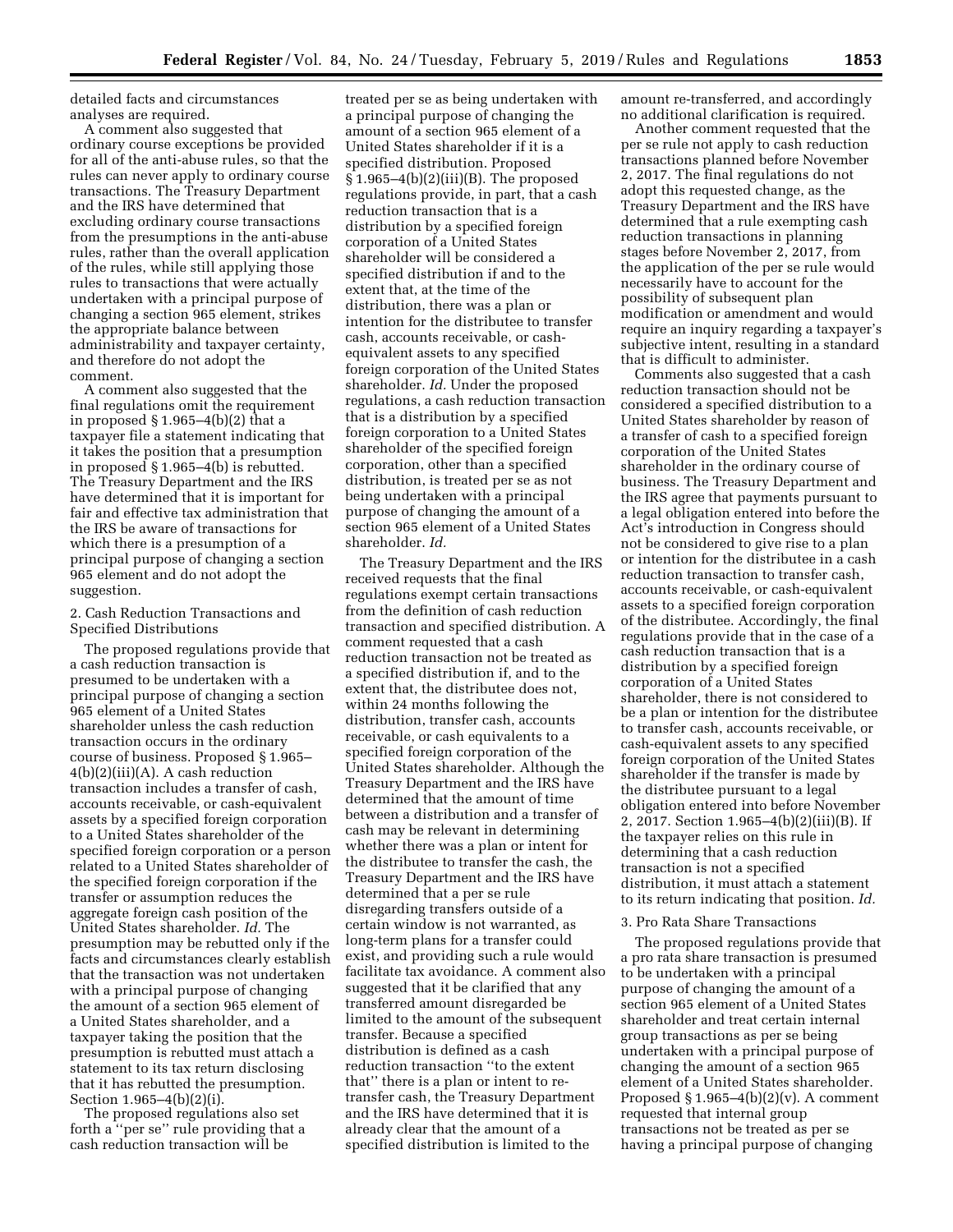detailed facts and circumstances analyses are required.

A comment also suggested that ordinary course exceptions be provided for all of the anti-abuse rules, so that the rules can never apply to ordinary course transactions. The Treasury Department and the IRS have determined that excluding ordinary course transactions from the presumptions in the anti-abuse rules, rather than the overall application of the rules, while still applying those rules to transactions that were actually undertaken with a principal purpose of changing a section 965 element, strikes the appropriate balance between administrability and taxpayer certainty, and therefore do not adopt the comment.

A comment also suggested that the final regulations omit the requirement in proposed § 1.965–4(b)(2) that a taxpayer file a statement indicating that it takes the position that a presumption in proposed § 1.965–4(b) is rebutted. The Treasury Department and the IRS have determined that it is important for fair and effective tax administration that the IRS be aware of transactions for which there is a presumption of a principal purpose of changing a section 965 element and do not adopt the suggestion.

2. Cash Reduction Transactions and Specified Distributions

The proposed regulations provide that a cash reduction transaction is presumed to be undertaken with a principal purpose of changing a section 965 element of a United States shareholder unless the cash reduction transaction occurs in the ordinary course of business. Proposed § 1.965–4(b)(2)(iii)(A). A cash reduction transaction includes a transfer of cash, accounts receivable, or cash-equivalent assets by a specified foreign corporation to a United States shareholder of the specified foreign corporation or a person related to a United States shareholder of the specified foreign corporation if the transfer or assumption reduces the aggregate foreign cash position of the United States shareholder. *Id.* The presumption may be rebutted only if the facts and circumstances clearly establish that the transaction was not undertaken with a principal purpose of changing the amount of a section 965 element of a United States shareholder, and a taxpayer taking the position that the presumption is rebutted must attach a statement to its tax return disclosing that it has rebutted the presumption. Section 1.965–4(b)(2)(i).

The proposed regulations also set forth a "per se" rule providing that a cash reduction transaction will be treated per se as being undertaken with a principal purpose of changing the amount of a section 965 element of a United States shareholder if it is a specified distribution. Proposed § 1.965–4(b)(2)(iii)(B). The proposed regulations provide, in part, that a cash reduction transaction that is a distribution by a specified foreign corporation of a United States shareholder will be considered a specified distribution if and to the extent that, at the time of the distribution, there was a plan or intention for the distributee to transfer cash, accounts receivable, or cash-equivalent assets to any specified foreign corporation of the United States shareholder. *Id.* Under the proposed regulations, a cash reduction transaction that is a distribution by a specified foreign corporation to a United States shareholder of the specified foreign corporation, other than a specified distribution, is treated per se as not being undertaken with a principal purpose of changing the amount of a section 965 element of a United States shareholder. *Id.*

The Treasury Department and the IRS received requests that the final regulations exempt certain transactions from the definition of cash reduction transaction and specified distribution. A comment requested that a cash reduction transaction not be treated as a specified distribution if, and to the extent that, the distributee does not, within 24 months following the distribution, transfer cash, accounts receivable, or cash equivalents to a specified foreign corporation of the United States shareholder. Although the Treasury Department and the IRS have determined that the amount of time between a distribution and a transfer of cash may be relevant in determining whether there was a plan or intent for the distributee to transfer the cash, the Treasury Department and the IRS have determined that a per se rule disregarding transfers outside of a certain window is not warranted, as long-term plans for a transfer could exist, and providing such a rule would facilitate tax avoidance. A comment also suggested that it be clarified that any transferred amount disregarded be limited to the amount of the subsequent transfer. Because a specified distribution is defined as a cash reduction transaction "to the extent that" there is a plan or intent to re-transfer cash, the Treasury Department and the IRS have determined that it is already clear that the amount of a specified distribution is limited to the amount re-transferred, and accordingly no additional clarification is required.

Another comment requested that the per se rule not apply to cash reduction transactions planned before November 2, 2017. The final regulations do not adopt this requested change, as the Treasury Department and the IRS have determined that a rule exempting cash reduction transactions in planning stages before November 2, 2017, from the application of the per se rule would necessarily have to account for the possibility of subsequent plan modification or amendment and would require an inquiry regarding a taxpayer's subjective intent, resulting in a standard that is difficult to administer.

Comments also suggested that a cash reduction transaction should not be considered a specified distribution to a United States shareholder by reason of a transfer of cash to a specified foreign corporation of the United States shareholder in the ordinary course of business. The Treasury Department and the IRS agree that payments pursuant to a legal obligation entered into before the Act's introduction in Congress should not be considered to give rise to a plan or intention for the distributee in a cash reduction transaction to transfer cash, accounts receivable, or cash-equivalent assets to a specified foreign corporation of the distributee. Accordingly, the final regulations provide that in the case of a cash reduction transaction that is a distribution by a specified foreign corporation of a United States shareholder, there is not considered to be a plan or intention for the distributee to transfer cash, accounts receivable, or cash-equivalent assets to any specified foreign corporation of the United States shareholder if the transfer is made by the distributee pursuant to a legal obligation entered into before November 2, 2017. Section 1.965–4(b)(2)(iii)(B). If the taxpayer relies on this rule in determining that a cash reduction transaction is not a specified distribution, it must attach a statement to its return indicating that position. *Id.*

3. Pro Rata Share Transactions

The proposed regulations provide that a pro rata share transaction is presumed to be undertaken with a principal purpose of changing the amount of a section 965 element of a United States shareholder and treat certain internal group transactions as per se being undertaken with a principal purpose of changing the amount of a section 965 element of a United States shareholder. Proposed § 1.965–4(b)(2)(v). A comment requested that internal group transactions not be treated as per se having a principal purpose of changing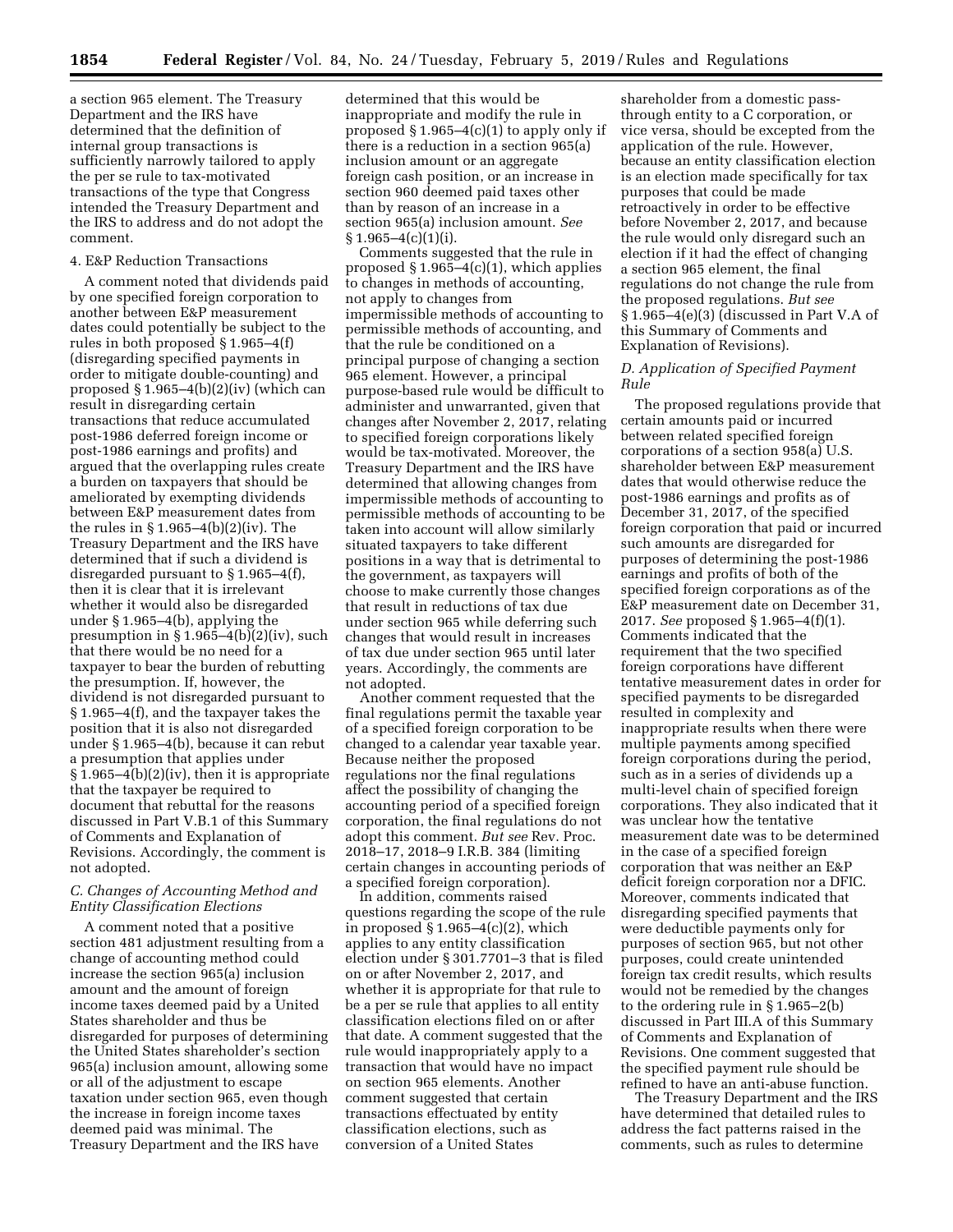a section 965 element. The Treasury Department and the IRS have determined that the definition of internal group transactions is sufficiently narrowly tailored to apply the per se rule to tax-motivated transactions of the type that Congress intended the Treasury Department and the IRS to address and do not adopt the comment.

4. E&P Reduction Transactions

A comment noted that dividends paid by one specified foreign corporation to another between E&P measurement dates could potentially be subject to the rules in both proposed § 1.965–4(f) (disregarding specified payments in order to mitigate double-counting) and proposed § 1.965–4(b)(2)(iv) (which can result in disregarding certain transactions that reduce accumulated post-1986 deferred foreign income or post-1986 earnings and profits) and argued that the overlapping rules create a burden on taxpayers that should be ameliorated by exempting dividends between E&P measurement dates from the rules in § 1.965–4(b)(2)(iv). The Treasury Department and the IRS have determined that if such a dividend is disregarded pursuant to § 1.965–4(f), then it is clear that it is irrelevant whether it would also be disregarded under § 1.965–4(b), applying the presumption in § 1.965–4(b)(2)(iv), such that there would be no need for a taxpayer to bear the burden of rebutting the presumption. If, however, the dividend is not disregarded pursuant to § 1.965–4(f), and the taxpayer takes the position that it is also not disregarded under § 1.965–4(b), because it can rebut a presumption that applies under § 1.965–4(b)(2)(iv), then it is appropriate that the taxpayer be required to document that rebuttal for the reasons discussed in Part V.B.1 of this Summary of Comments and Explanation of Revisions. Accordingly, the comment is not adopted.

### *C. Changes of Accounting Method and Entity Classification Elections*

A comment noted that a positive section 481 adjustment resulting from a change of accounting method could increase the section 965(a) inclusion amount and the amount of foreign income taxes deemed paid by a United States shareholder and thus be disregarded for purposes of determining the United States shareholder's section 965(a) inclusion amount, allowing some or all of the adjustment to escape taxation under section 965, even though the increase in foreign income taxes deemed paid was minimal. The Treasury Department and the IRS have determined that this would be inappropriate and modify the rule in proposed § 1.965–4(c)(1) to apply only if there is a reduction in a section 965(a) inclusion amount or an aggregate foreign cash position, or an increase in section 960 deemed paid taxes other than by reason of an increase in a section 965(a) inclusion amount. *See* § 1.965–4(c)(1)(i).

Comments suggested that the rule in proposed § 1.965–4(c)(1), which applies to changes in methods of accounting, not apply to changes from impermissible methods of accounting to permissible methods of accounting, and that the rule be conditioned on a principal purpose of changing a section 965 element. However, a principal purpose-based rule would be difficult to administer and unwarranted, given that changes after November 2, 2017, relating to specified foreign corporations likely would be tax-motivated. Moreover, the Treasury Department and the IRS have determined that allowing changes from impermissible methods of accounting to permissible methods of accounting to be taken into account will allow similarly situated taxpayers to take different positions in a way that is detrimental to the government, as taxpayers will choose to make currently those changes that result in reductions of tax due under section 965 while deferring such changes that would result in increases of tax due under section 965 until later years. Accordingly, the comments are not adopted.

Another comment requested that the final regulations permit the taxable year of a specified foreign corporation to be changed to a calendar year taxable year. Because neither the proposed regulations nor the final regulations affect the possibility of changing the accounting period of a specified foreign corporation, the final regulations do not adopt this comment. *But see* Rev. Proc. 2018–17, 2018–9 I.R.B. 384 (limiting certain changes in accounting periods of a specified foreign corporation).

In addition, comments raised questions regarding the scope of the rule in proposed § 1.965–4(c)(2), which applies to any entity classification election under § 301.7701–3 that is filed on or after November 2, 2017, and whether it is appropriate for that rule to be a per se rule that applies to all entity classification elections filed on or after that date. A comment suggested that the rule would inappropriately apply to a transaction that would have no impact on section 965 elements. Another comment suggested that certain transactions effectuated by entity classification elections, such as conversion of a United States shareholder from a domestic pass-through entity to a C corporation, or vice versa, should be excepted from the application of the rule. However, because an entity classification election is an election made specifically for tax purposes that could be made retroactively in order to be effective before November 2, 2017, and because the rule would only disregard such an election if it had the effect of changing a section 965 element, the final regulations do not change the rule from the proposed regulations. *But see* § 1.965–4(e)(3) (discussed in Part V.A of this Summary of Comments and Explanation of Revisions).

### *D. Application of Specified Payment Rule*

The proposed regulations provide that certain amounts paid or incurred between related specified foreign corporations of a section 958(a) U.S. shareholder between E&P measurement dates that would otherwise reduce the post-1986 earnings and profits as of December 31, 2017, of the specified foreign corporation that paid or incurred such amounts are disregarded for purposes of determining the post-1986 earnings and profits of both of the specified foreign corporations as of the E&P measurement date on December 31, 2017. *See* proposed § 1.965–4(f)(1). Comments indicated that the requirement that the two specified foreign corporations have different tentative measurement dates in order for specified payments to be disregarded resulted in complexity and inappropriate results when there were multiple payments among specified foreign corporations during the period, such as in a series of dividends up a multi-level chain of specified foreign corporations. They also indicated that it was unclear how the tentative measurement date was to be determined in the case of a specified foreign corporation that was neither an E&P deficit foreign corporation nor a DFIC. Moreover, comments indicated that disregarding specified payments that were deductible payments only for purposes of section 965, but not other purposes, could create unintended foreign tax credit results, which results would not be remedied by the changes to the ordering rule in § 1.965–2(b) discussed in Part III.A of this Summary of Comments and Explanation of Revisions. One comment suggested that the specified payment rule should be refined to have an anti-abuse function.

The Treasury Department and the IRS have determined that detailed rules to address the fact patterns raised in the comments, such as rules to determine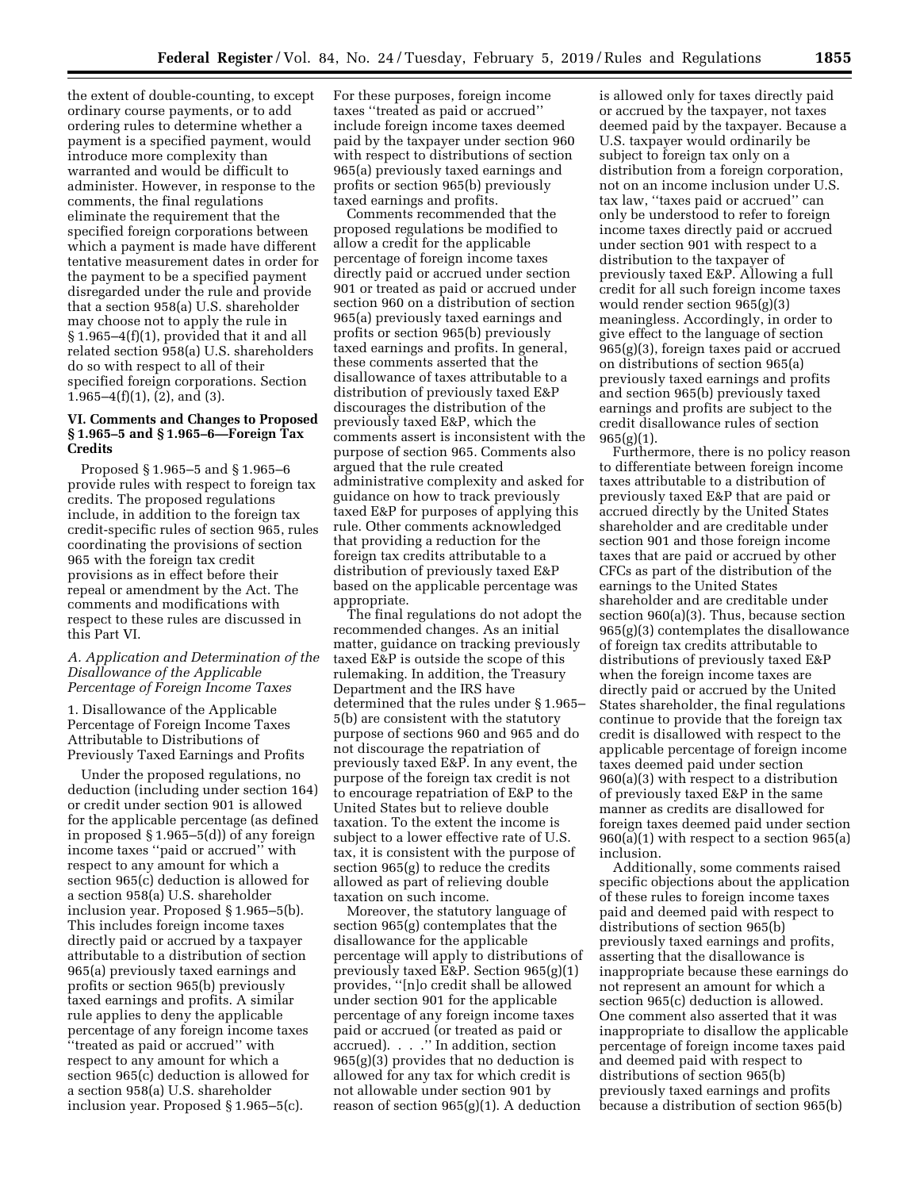the extent of double-counting, to except ordinary course payments, or to add ordering rules to determine whether a payment is a specified payment, would introduce more complexity than warranted and would be difficult to administer. However, in response to the comments, the final regulations eliminate the requirement that the specified foreign corporations between which a payment is made have different tentative measurement dates in order for the payment to be a specified payment disregarded under the rule and provide that a section 958(a) U.S. shareholder may choose not to apply the rule in § 1.965–4(f)(1), provided that it and all related section 958(a) U.S. shareholders do so with respect to all of their specified foreign corporations. Section 1.965–4(f)(1), (2), and (3).

### VI. Comments and Changes to Proposed § 1.965–5 and § 1.965–6—Foreign Tax Credits

Proposed § 1.965–5 and § 1.965–6 provide rules with respect to foreign tax credits. The proposed regulations include, in addition to the foreign tax credit-specific rules of section 965, rules coordinating the provisions of section 965 with the foreign tax credit provisions as in effect before their repeal or amendment by the Act. The comments and modifications with respect to these rules are discussed in this Part VI.

#### *A. Application and Determination of the Disallowance of the Applicable Percentage of Foreign Income Taxes*

1. Disallowance of the Applicable Percentage of Foreign Income Taxes Attributable to Distributions of Previously Taxed Earnings and Profits

Under the proposed regulations, no deduction (including under section 164) or credit under section 901 is allowed for the applicable percentage (as defined in proposed § 1.965–5(d)) of any foreign income taxes ''paid or accrued'' with respect to any amount for which a section 965(c) deduction is allowed for a section 958(a) U.S. shareholder inclusion year. Proposed § 1.965–5(b). This includes foreign income taxes directly paid or accrued by a taxpayer attributable to a distribution of section 965(a) previously taxed earnings and profits or section 965(b) previously taxed earnings and profits. A similar rule applies to deny the applicable percentage of any foreign income taxes ''treated as paid or accrued'' with respect to any amount for which a section 965(c) deduction is allowed for a section 958(a) U.S. shareholder inclusion year. Proposed § 1.965–5(c). For these purposes, foreign income taxes ''treated as paid or accrued'' include foreign income taxes deemed paid by the taxpayer under section 960 with respect to distributions of section 965(a) previously taxed earnings and profits or section 965(b) previously taxed earnings and profits.

Comments recommended that the proposed regulations be modified to allow a credit for the applicable percentage of foreign income taxes directly paid or accrued under section 901 or treated as paid or accrued under section 960 on a distribution of section 965(a) previously taxed earnings and profits or section 965(b) previously taxed earnings and profits. In general, these comments asserted that the disallowance of taxes attributable to a distribution of previously taxed E&P discourages the distribution of the previously taxed E&P, which the comments assert is inconsistent with the purpose of section 965. Comments also argued that the rule created administrative complexity and asked for guidance on how to track previously taxed E&P for purposes of applying this rule. Other comments acknowledged that providing a reduction for the foreign tax credits attributable to a distribution of previously taxed E&P based on the applicable percentage was appropriate.

The final regulations do not adopt the recommended changes. As an initial matter, guidance on tracking previously taxed E&P is outside the scope of this rulemaking. In addition, the Treasury Department and the IRS have determined that the rules under § 1.965–5(b) are consistent with the statutory purpose of sections 960 and 965 and do not discourage the repatriation of previously taxed E&P. In any event, the purpose of the foreign tax credit is not to encourage repatriation of E&P to the United States but to relieve double taxation. To the extent the income is subject to a lower effective rate of U.S. tax, it is consistent with the purpose of section 965(g) to reduce the credits allowed as part of relieving double taxation on such income.

Moreover, the statutory language of section 965(g) contemplates that the disallowance for the applicable percentage will apply to distributions of previously taxed E&P. Section 965(g)(1) provides, ''[n]o credit shall be allowed under section 901 for the applicable percentage of any foreign income taxes paid or accrued (or treated as paid or accrued). . . .'' In addition, section 965(g)(3) provides that no deduction is allowed for any tax for which credit is not allowable under section 901 by reason of section 965(g)(1). A deduction is allowed only for taxes directly paid or accrued by the taxpayer, not taxes deemed paid by the taxpayer. Because a U.S. taxpayer would ordinarily be subject to foreign tax only on a distribution from a foreign corporation, not on an income inclusion under U.S. tax law, ''taxes paid or accrued'' can only be understood to refer to foreign income taxes directly paid or accrued under section 901 with respect to a distribution to the taxpayer of previously taxed E&P. Allowing a full credit for all such foreign income taxes would render section 965(g)(3) meaningless. Accordingly, in order to give effect to the language of section 965(g)(3), foreign taxes paid or accrued on distributions of section 965(a) previously taxed earnings and profits and section 965(b) previously taxed earnings and profits are subject to the credit disallowance rules of section 965(g)(1).

Furthermore, there is no policy reason to differentiate between foreign income taxes attributable to a distribution of previously taxed E&P that are paid or accrued directly by the United States shareholder and are creditable under section 901 and those foreign income taxes that are paid or accrued by other CFCs as part of the distribution of the earnings to the United States shareholder and are creditable under section 960(a)(3). Thus, because section 965(g)(3) contemplates the disallowance of foreign tax credits attributable to distributions of previously taxed E&P when the foreign income taxes are directly paid or accrued by the United States shareholder, the final regulations continue to provide that the foreign tax credit is disallowed with respect to the applicable percentage of foreign income taxes deemed paid under section 960(a)(3) with respect to a distribution of previously taxed E&P in the same manner as credits are disallowed for foreign taxes deemed paid under section 960(a)(1) with respect to a section 965(a) inclusion.

Additionally, some comments raised specific objections about the application of these rules to foreign income taxes paid and deemed paid with respect to distributions of section 965(b) previously taxed earnings and profits, asserting that the disallowance is inappropriate because these earnings do not represent an amount for which a section 965(c) deduction is allowed. One comment also asserted that it was inappropriate to disallow the applicable percentage of foreign income taxes paid and deemed paid with respect to distributions of section 965(b) previously taxed earnings and profits because a distribution of section 965(b)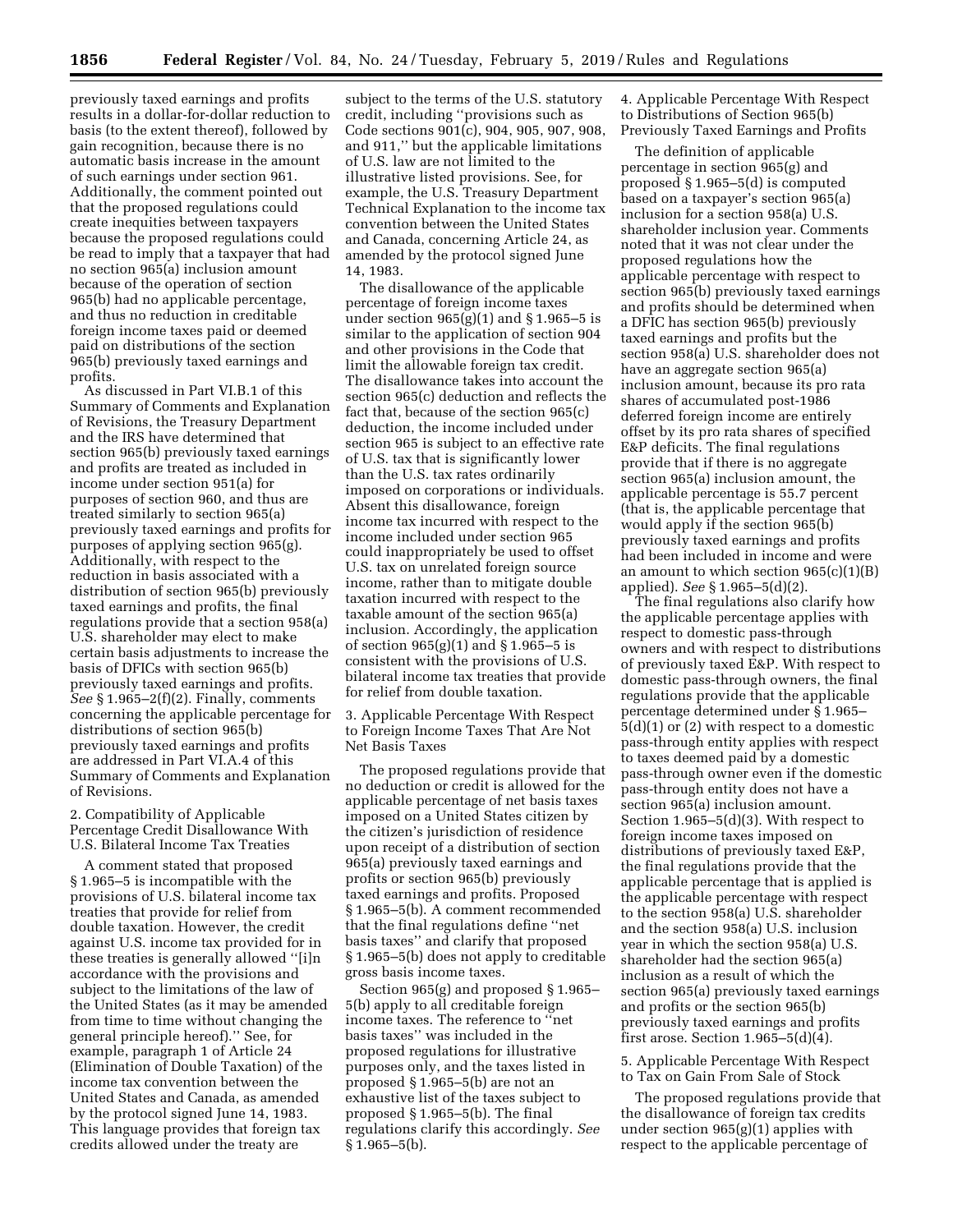previously taxed earnings and profits results in a dollar-for-dollar reduction to basis (to the extent thereof), followed by gain recognition, because there is no automatic basis increase in the amount of such earnings under section 961. Additionally, the comment pointed out that the proposed regulations could create inequities between taxpayers because the proposed regulations could be read to imply that a taxpayer that had no section 965(a) inclusion amount because of the operation of section 965(b) had no applicable percentage, and thus no reduction in creditable foreign income taxes paid or deemed paid on distributions of the section 965(b) previously taxed earnings and profits.

As discussed in Part VI.B.1 of this Summary of Comments and Explanation of Revisions, the Treasury Department and the IRS have determined that section 965(b) previously taxed earnings and profits are treated as included in income under section 951(a) for purposes of section 960, and thus are treated similarly to section 965(a) previously taxed earnings and profits for purposes of applying section 965(g). Additionally, with respect to the reduction in basis associated with a distribution of section 965(b) previously taxed earnings and profits, the final regulations provide that a section 958(a) U.S. shareholder may elect to make certain basis adjustments to increase the basis of DFICs with section 965(b) previously taxed earnings and profits. *See* § 1.965–2(f)(2). Finally, comments concerning the applicable percentage for distributions of section 965(b) previously taxed earnings and profits are addressed in Part VI.A.4 of this Summary of Comments and Explanation of Revisions.

2. Compatibility of Applicable Percentage Credit Disallowance With U.S. Bilateral Income Tax Treaties

A comment stated that proposed § 1.965–5 is incompatible with the provisions of U.S. bilateral income tax treaties that provide for relief from double taxation. However, the credit against U.S. income tax provided for in these treaties is generally allowed ''[i]n accordance with the provisions and subject to the limitations of the law of the United States (as it may be amended from time to time without changing the general principle hereof).'' See, for example, paragraph 1 of Article 24 (Elimination of Double Taxation) of the income tax convention between the United States and Canada, as amended by the protocol signed June 14, 1983. This language provides that foreign tax credits allowed under the treaty are subject to the terms of the U.S. statutory credit, including ''provisions such as Code sections 901(c), 904, 905, 907, 908, and 911,'' but the applicable limitations of U.S. law are not limited to the illustrative listed provisions. See, for example, the U.S. Treasury Department Technical Explanation to the income tax convention between the United States and Canada, concerning Article 24, as amended by the protocol signed June 14, 1983.

The disallowance of the applicable percentage of foreign income taxes under section 965(g)(1) and § 1.965–5 is similar to the application of section 904 and other provisions in the Code that limit the allowable foreign tax credit. The disallowance takes into account the section 965(c) deduction and reflects the fact that, because of the section 965(c) deduction, the income included under section 965 is subject to an effective rate of U.S. tax that is significantly lower than the U.S. tax rates ordinarily imposed on corporations or individuals. Absent this disallowance, foreign income tax incurred with respect to the income included under section 965 could inappropriately be used to offset U.S. tax on unrelated foreign source income, rather than to mitigate double taxation incurred with respect to the taxable amount of the section 965(a) inclusion. Accordingly, the application of section 965(g)(1) and § 1.965–5 is consistent with the provisions of U.S. bilateral income tax treaties that provide for relief from double taxation.

3. Applicable Percentage With Respect to Foreign Income Taxes That Are Not Net Basis Taxes

The proposed regulations provide that no deduction or credit is allowed for the applicable percentage of net basis taxes imposed on a United States citizen by the citizen's jurisdiction of residence upon receipt of a distribution of section 965(a) previously taxed earnings and profits or section 965(b) previously taxed earnings and profits. Proposed § 1.965–5(b). A comment recommended that the final regulations define ''net basis taxes'' and clarify that proposed § 1.965–5(b) does not apply to creditable gross basis income taxes.

Section 965(g) and proposed § 1.965–5(b) apply to all creditable foreign income taxes. The reference to ''net basis taxes'' was included in the proposed regulations for illustrative purposes only, and the taxes listed in proposed § 1.965–5(b) are not an exhaustive list of the taxes subject to proposed § 1.965–5(b). The final regulations clarify this accordingly. *See* § 1.965–5(b).

4. Applicable Percentage With Respect to Distributions of Section 965(b) Previously Taxed Earnings and Profits

The definition of applicable percentage in section 965(g) and proposed § 1.965–5(d) is computed based on a taxpayer's section 965(a) inclusion for a section 958(a) U.S. shareholder inclusion year. Comments noted that it was not clear under the proposed regulations how the applicable percentage with respect to section 965(b) previously taxed earnings and profits should be determined when a DFIC has section 965(b) previously taxed earnings and profits but the section 958(a) U.S. shareholder does not have an aggregate section 965(a) inclusion amount, because its pro rata shares of accumulated post-1986 deferred foreign income are entirely offset by its pro rata shares of specified E&P deficits. The final regulations provide that if there is no aggregate section 965(a) inclusion amount, the applicable percentage is 55.7 percent (that is, the applicable percentage that would apply if the section 965(b) previously taxed earnings and profits had been included in income and were an amount to which section 965(c)(1)(B) applied). *See* § 1.965–5(d)(2).

The final regulations also clarify how the applicable percentage applies with respect to domestic pass-through owners and with respect to distributions of previously taxed E&P. With respect to domestic pass-through owners, the final regulations provide that the applicable percentage determined under § 1.965–5(d)(1) or (2) with respect to a domestic pass-through entity applies with respect to taxes deemed paid by a domestic pass-through owner even if the domestic pass-through entity does not have a section 965(a) inclusion amount. Section 1.965–5(d)(3). With respect to foreign income taxes imposed on distributions of previously taxed E&P, the final regulations provide that the applicable percentage that is applied is the applicable percentage with respect to the section 958(a) U.S. shareholder and the section 958(a) U.S. inclusion year in which the section 958(a) U.S. shareholder had the section 965(a) inclusion as a result of which the section 965(a) previously taxed earnings and profits or the section 965(b) previously taxed earnings and profits first arose. Section 1.965–5(d)(4).

5. Applicable Percentage With Respect to Tax on Gain From Sale of Stock

The proposed regulations provide that the disallowance of foreign tax credits under section 965(g)(1) applies with respect to the applicable percentage of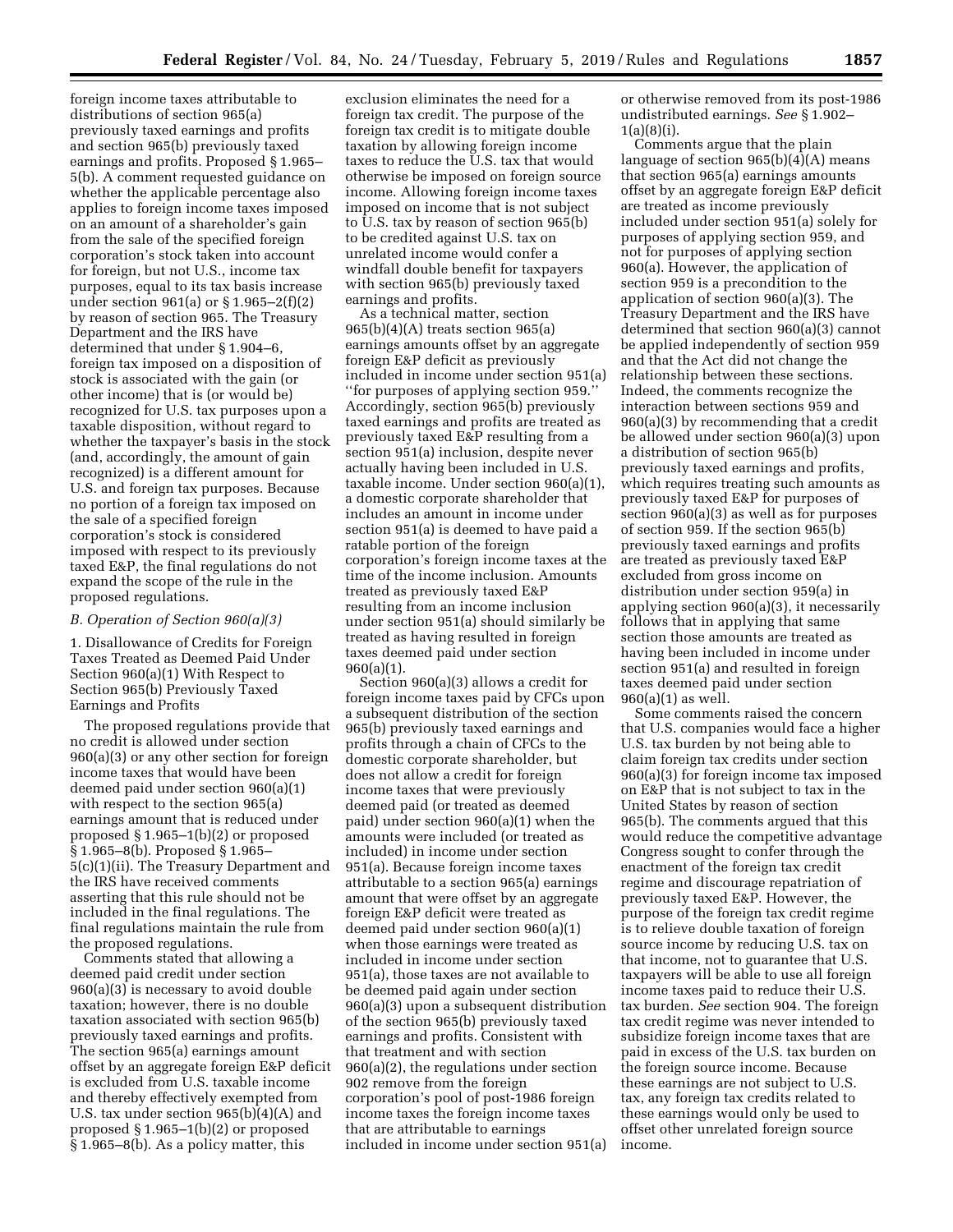foreign income taxes attributable to distributions of section 965(a) previously taxed earnings and profits and section 965(b) previously taxed earnings and profits. Proposed § 1.965–5(b). A comment requested guidance on whether the applicable percentage also applies to foreign income taxes imposed on an amount of a shareholder's gain from the sale of the specified foreign corporation's stock taken into account for foreign, but not U.S., income tax purposes, equal to its tax basis increase under section 961(a) or § 1.965–2(f)(2) by reason of section 965. The Treasury Department and the IRS have determined that under § 1.904–6, foreign tax imposed on a disposition of stock is associated with the gain (or other income) that is (or would be) recognized for U.S. tax purposes upon a taxable disposition, without regard to whether the taxpayer's basis in the stock (and, accordingly, the amount of gain recognized) is a different amount for U.S. and foreign tax purposes. Because no portion of a foreign tax imposed on the sale of a specified foreign corporation's stock is considered imposed with respect to its previously taxed E&P, the final regulations do not expand the scope of the rule in the proposed regulations.

### B. Operation of Section 960(a)(3)

1. Disallowance of Credits for Foreign Taxes Treated as Deemed Paid Under Section 960(a)(1) With Respect to Section 965(b) Previously Taxed Earnings and Profits

The proposed regulations provide that no credit is allowed under section 960(a)(3) or any other section for foreign income taxes that would have been deemed paid under section 960(a)(1) with respect to the section 965(a) earnings amount that is reduced under proposed § 1.965–1(b)(2) or proposed § 1.965–8(b). Proposed § 1.965–5(c)(1)(ii). The Treasury Department and the IRS have received comments asserting that this rule should not be included in the final regulations. The final regulations maintain the rule from the proposed regulations.

Comments stated that allowing a deemed paid credit under section 960(a)(3) is necessary to avoid double taxation; however, there is no double taxation associated with section 965(b) previously taxed earnings and profits. The section 965(a) earnings amount offset by an aggregate foreign E&P deficit is excluded from U.S. taxable income and thereby effectively exempted from U.S. tax under section 965(b)(4)(A) and proposed § 1.965–1(b)(2) or proposed § 1.965–8(b). As a policy matter, this exclusion eliminates the need for a foreign tax credit. The purpose of the foreign tax credit is to mitigate double taxation by allowing foreign income taxes to reduce the U.S. tax that would otherwise be imposed on foreign source income. Allowing foreign income taxes imposed on income that is not subject to U.S. tax by reason of section 965(b) to be credited against U.S. tax on unrelated income would confer a windfall double benefit for taxpayers with section 965(b) previously taxed earnings and profits.

As a technical matter, section 965(b)(4)(A) treats section 965(a) earnings amounts offset by an aggregate foreign E&P deficit as previously included in income under section 951(a) "for purposes of applying section 959." Accordingly, section 965(b) previously taxed earnings and profits are treated as previously taxed E&P resulting from a section 951(a) inclusion, despite never actually having been included in U.S. taxable income. Under section 960(a)(1), a domestic corporate shareholder that includes an amount in income under section 951(a) is deemed to have paid a ratable portion of the foreign corporation's foreign income taxes at the time of the income inclusion. Amounts treated as previously taxed E&P resulting from an income inclusion under section 951(a) should similarly be treated as having resulted in foreign taxes deemed paid under section 960(a)(1).

Section 960(a)(3) allows a credit for foreign income taxes paid by CFCs upon a subsequent distribution of the section 965(b) previously taxed earnings and profits through a chain of CFCs to the domestic corporate shareholder, but does not allow a credit for foreign income taxes that were previously deemed paid (or treated as deemed paid) under section 960(a)(1) when the amounts were included (or treated as included) in income under section 951(a). Because foreign income taxes attributable to a section 965(a) earnings amount that were offset by an aggregate foreign E&P deficit were treated as deemed paid under section 960(a)(1) when those earnings were treated as included in income under section 951(a), those taxes are not available to be deemed paid again under section 960(a)(3) upon a subsequent distribution of the section 965(b) previously taxed earnings and profits. Consistent with that treatment and with section 960(a)(2), the regulations under section 902 remove from the foreign corporation's pool of post-1986 foreign income taxes the foreign income taxes that are attributable to earnings included in income under section 951(a) or otherwise removed from its post-1986 undistributed earnings. *See* § 1.902–1(a)(8)(i).

Comments argue that the plain language of section 965(b)(4)(A) means that section 965(a) earnings amounts offset by an aggregate foreign E&P deficit are treated as income previously included under section 951(a) solely for purposes of applying section 959, and not for purposes of applying section 960(a). However, the application of section 959 is a precondition to the application of section 960(a)(3). The Treasury Department and the IRS have determined that section 960(a)(3) cannot be applied independently of section 959 and that the Act did not change the relationship between these sections. Indeed, the comments recognize the interaction between sections 959 and 960(a)(3) by recommending that a credit be allowed under section 960(a)(3) upon a distribution of section 965(b) previously taxed earnings and profits, which requires treating such amounts as previously taxed E&P for purposes of section 960(a)(3) as well as for purposes of section 959. If the section 965(b) previously taxed earnings and profits are treated as previously taxed E&P excluded from gross income on distribution under section 959(a) in applying section 960(a)(3), it necessarily follows that in applying that same section those amounts are treated as having been included in income under section 951(a) and resulted in foreign taxes deemed paid under section 960(a)(1) as well.

Some comments raised the concern that U.S. companies would face a higher U.S. tax burden by not being able to claim foreign tax credits under section 960(a)(3) for foreign income tax imposed on E&P that is not subject to tax in the United States by reason of section 965(b). The comments argued that this would reduce the competitive advantage Congress sought to confer through the enactment of the foreign tax credit regime and discourage repatriation of previously taxed E&P. However, the purpose of the foreign tax credit regime is to relieve double taxation of foreign source income by reducing U.S. tax on that income, not to guarantee that U.S. taxpayers will be able to use all foreign income taxes paid to reduce their U.S. tax burden. *See* section 904. The foreign tax credit regime was never intended to subsidize foreign income taxes that are paid in excess of the U.S. tax burden on the foreign source income. Because these earnings are not subject to U.S. tax, any foreign tax credits related to these earnings would only be used to offset other unrelated foreign source income.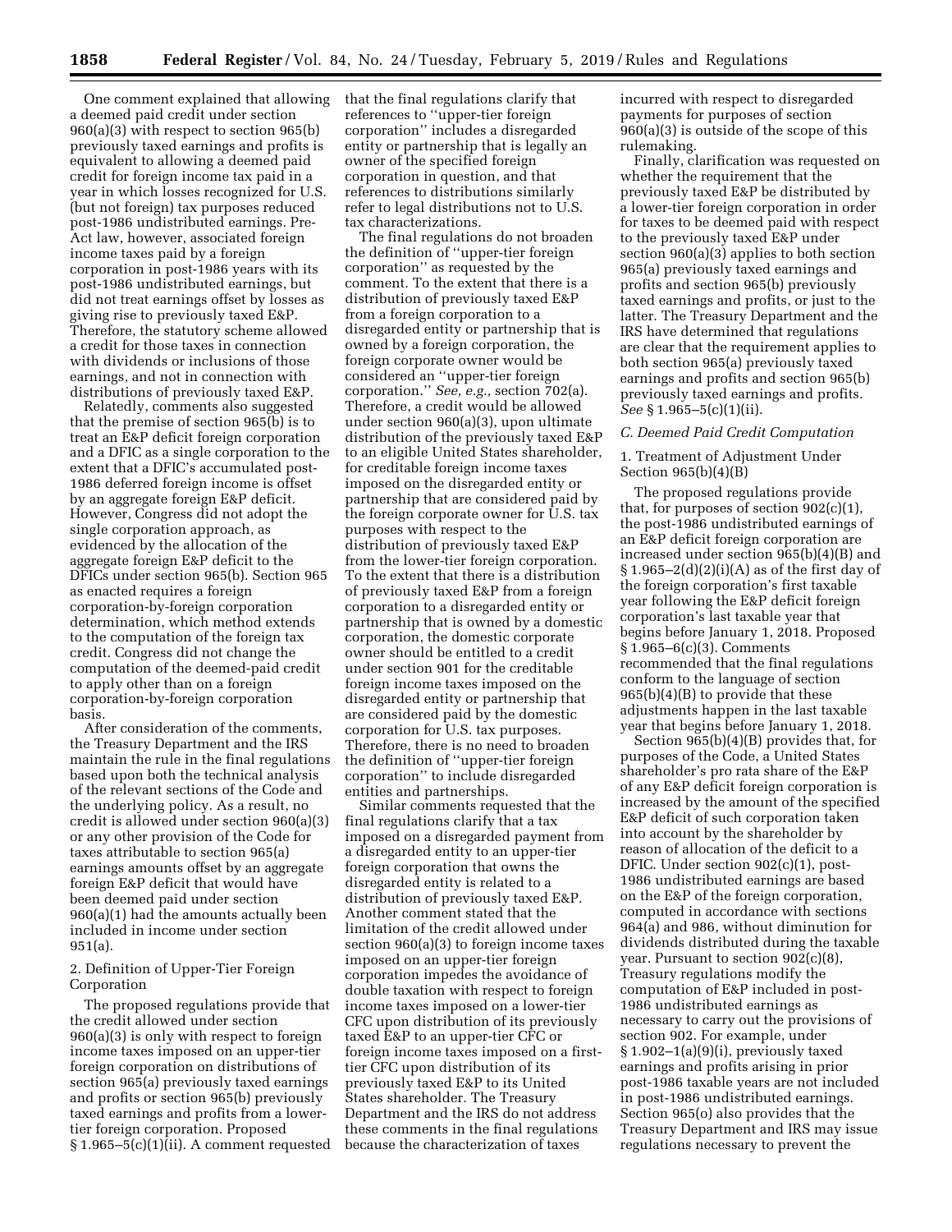One comment explained that allowing a deemed paid credit under section 960(a)(3) with respect to section 965(b) previously taxed earnings and profits is equivalent to allowing a deemed paid credit for foreign income tax paid in a year in which losses recognized for U.S. (but not foreign) tax purposes reduced post-1986 undistributed earnings. Pre-Act law, however, associated foreign income taxes paid by a foreign corporation in post-1986 years with its post-1986 undistributed earnings, but did not treat earnings offset by losses as giving rise to previously taxed E&P. Therefore, the statutory scheme allowed a credit for those taxes in connection with dividends or inclusions of those earnings, and not in connection with distributions of previously taxed E&P.

Relatedly, comments also suggested that the premise of section 965(b) is to treat an E&P deficit foreign corporation and a DFIC as a single corporation to the extent that a DFIC's accumulated post-1986 deferred foreign income is offset by an aggregate foreign E&P deficit. However, Congress did not adopt the single corporation approach, as evidenced by the allocation of the aggregate foreign E&P deficit to the DFICs under section 965(b). Section 965 as enacted requires a foreign corporation-by-foreign corporation determination, which method extends to the computation of the foreign tax credit. Congress did not change the computation of the deemed-paid credit to apply other than on a foreign corporation-by-foreign corporation basis.

After consideration of the comments, the Treasury Department and the IRS maintain the rule in the final regulations based upon both the technical analysis of the relevant sections of the Code and the underlying policy. As a result, no credit is allowed under section 960(a)(3) or any other provision of the Code for taxes attributable to section 965(a) earnings amounts offset by an aggregate foreign E&P deficit that would have been deemed paid under section 960(a)(1) had the amounts actually been included in income under section 951(a).

2. Definition of Upper-Tier Foreign Corporation

The proposed regulations provide that the credit allowed under section 960(a)(3) is only with respect to foreign income taxes imposed on an upper-tier foreign corporation on distributions of section 965(a) previously taxed earnings and profits or section 965(b) previously taxed earnings and profits from a lower-tier foreign corporation. Proposed § 1.965–5(c)(1)(ii). A comment requested that the final regulations clarify that references to "upper-tier foreign corporation" includes a disregarded entity or partnership that is legally an owner of the specified foreign corporation in question, and that references to distributions similarly refer to legal distributions not to U.S. tax characterizations.

The final regulations do not broaden the definition of "upper-tier foreign corporation" as requested by the comment. To the extent that there is a distribution of previously taxed E&P from a foreign corporation to a disregarded entity or partnership that is owned by a foreign corporation, the foreign corporate owner would be considered an "upper-tier foreign corporation." *See, e.g.,* section 702(a). Therefore, a credit would be allowed under section 960(a)(3), upon ultimate distribution of the previously taxed E&P to an eligible United States shareholder, for creditable foreign income taxes imposed on the disregarded entity or partnership that are considered paid by the foreign corporate owner for U.S. tax purposes with respect to the distribution of previously taxed E&P from the lower-tier foreign corporation. To the extent that there is a distribution of previously taxed E&P from a foreign corporation to a disregarded entity or partnership that is owned by a domestic corporation, the domestic corporate owner should be entitled to a credit under section 901 for the creditable foreign income taxes imposed on the disregarded entity or partnership that are considered paid by the domestic corporation for U.S. tax purposes. Therefore, there is no need to broaden the definition of "upper-tier foreign corporation" to include disregarded entities and partnerships.

Similar comments requested that the final regulations clarify that a tax imposed on a disregarded payment from a disregarded entity to an upper-tier foreign corporation that owns the disregarded entity is related to a distribution of previously taxed E&P. Another comment stated that the limitation of the credit allowed under section 960(a)(3) to foreign income taxes imposed on an upper-tier foreign corporation impedes the avoidance of double taxation with respect to foreign income taxes imposed on a lower-tier CFC upon distribution of its previously taxed E&P to an upper-tier CFC or foreign income taxes imposed on a first-tier CFC upon distribution of its previously taxed E&P to its United States shareholder. The Treasury Department and the IRS do not address these comments in the final regulations because the characterization of taxes incurred with respect to disregarded payments for purposes of section 960(a)(3) is outside of the scope of this rulemaking.

Finally, clarification was requested on whether the requirement that the previously taxed E&P be distributed by a lower-tier foreign corporation in order for taxes to be deemed paid with respect to the previously taxed E&P under section 960(a)(3) applies to both section 965(a) previously taxed earnings and profits and section 965(b) previously taxed earnings and profits, or just to the latter. The Treasury Department and the IRS have determined that regulations are clear that the requirement applies to both section 965(a) previously taxed earnings and profits and section 965(b) previously taxed earnings and profits. *See* § 1.965–5(c)(1)(ii).

### *C. Deemed Paid Credit Computation*

1. Treatment of Adjustment Under Section 965(b)(4)(B)

The proposed regulations provide that, for purposes of section 902(c)(1), the post-1986 undistributed earnings of an E&P deficit foreign corporation are increased under section 965(b)(4)(B) and § 1.965–2(d)(2)(i)(A) as of the first day of the foreign corporation's first taxable year following the E&P deficit foreign corporation's last taxable year that begins before January 1, 2018. Proposed § 1.965–6(c)(3). Comments recommended that the final regulations conform to the language of section 965(b)(4)(B) to provide that these adjustments happen in the last taxable year that begins before January 1, 2018.

Section 965(b)(4)(B) provides that, for purposes of the Code, a United States shareholder's pro rata share of the E&P of any E&P deficit foreign corporation is increased by the amount of the specified E&P deficit of such corporation taken into account by the shareholder by reason of allocation of the deficit to a DFIC. Under section 902(c)(1), post-1986 undistributed earnings are based on the E&P of the foreign corporation, computed in accordance with sections 964(a) and 986, without diminution for dividends distributed during the taxable year. Pursuant to section 902(c)(8), Treasury regulations modify the computation of E&P included in post-1986 undistributed earnings as necessary to carry out the provisions of section 902. For example, under § 1.902–1(a)(9)(i), previously taxed earnings and profits arising in prior post-1986 taxable years are not included in post-1986 undistributed earnings. Section 965(o) also provides that the Treasury Department and IRS may issue regulations necessary to prevent the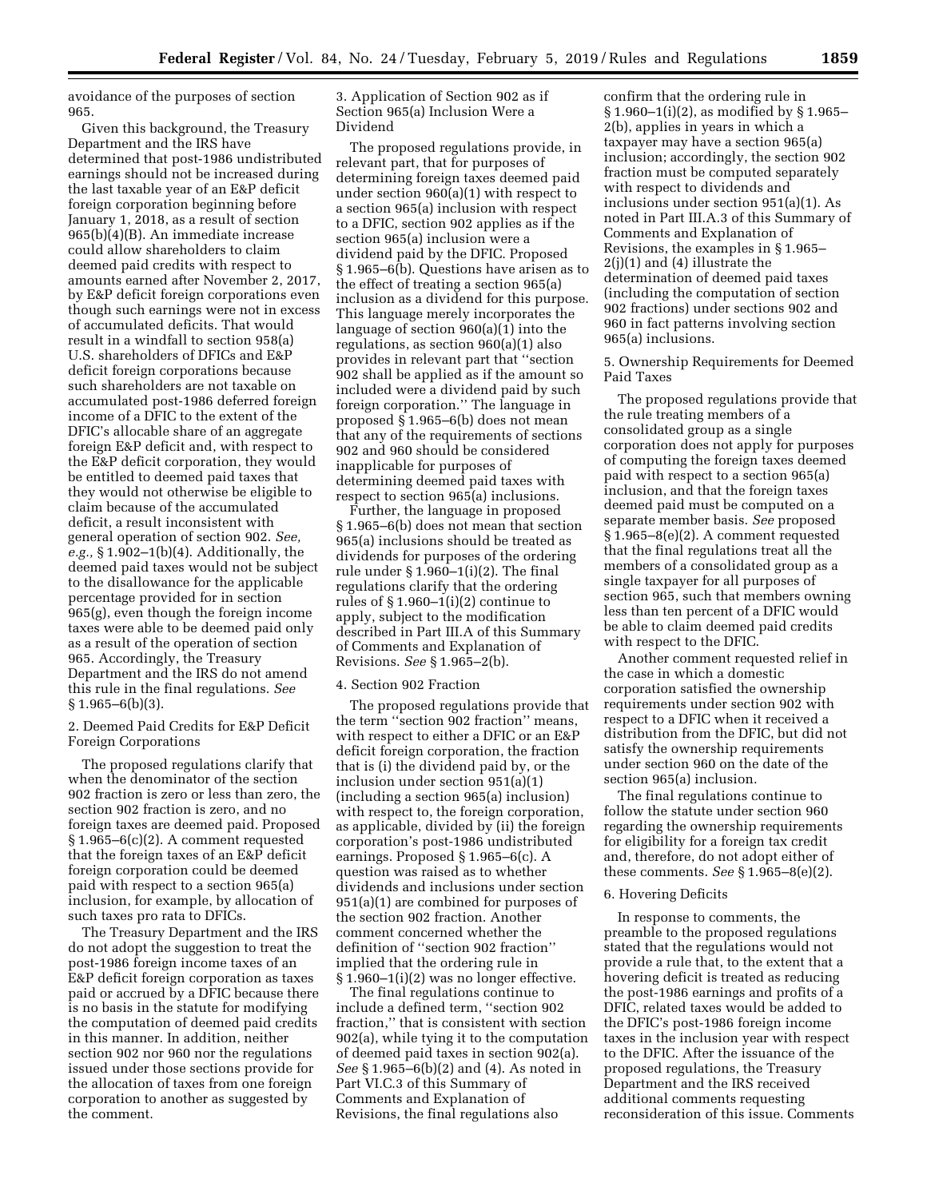avoidance of the purposes of section 965.

Given this background, the Treasury Department and the IRS have determined that post-1986 undistributed earnings should not be increased during the last taxable year of an E&P deficit foreign corporation beginning before January 1, 2018, as a result of section 965(b)(4)(B). An immediate increase could allow shareholders to claim deemed paid credits with respect to amounts earned after November 2, 2017, by E&P deficit foreign corporations even though such earnings were not in excess of accumulated deficits. That would result in a windfall to section 958(a) U.S. shareholders of DFICs and E&P deficit foreign corporations because such shareholders are not taxable on accumulated post-1986 deferred foreign income of a DFIC to the extent of the DFIC's allocable share of an aggregate foreign E&P deficit and, with respect to the E&P deficit corporation, they would be entitled to deemed paid taxes that they would not otherwise be eligible to claim because of the accumulated deficit, a result inconsistent with general operation of section 902. *See, e.g.,* § 1.902–1(b)(4). Additionally, the deemed paid taxes would not be subject to the disallowance for the applicable percentage provided for in section 965(g), even though the foreign income taxes were able to be deemed paid only as a result of the operation of section 965. Accordingly, the Treasury Department and the IRS do not amend this rule in the final regulations. *See* § 1.965–6(b)(3).

2. Deemed Paid Credits for E&P Deficit Foreign Corporations

The proposed regulations clarify that when the denominator of the section 902 fraction is zero or less than zero, the section 902 fraction is zero, and no foreign taxes are deemed paid. Proposed § 1.965–6(c)(2). A comment requested that the foreign taxes of an E&P deficit foreign corporation could be deemed paid with respect to a section 965(a) inclusion, for example, by allocation of such taxes pro rata to DFICs.

The Treasury Department and the IRS do not adopt the suggestion to treat the post-1986 foreign income taxes of an E&P deficit foreign corporation as taxes paid or accrued by a DFIC because there is no basis in the statute for modifying the computation of deemed paid credits in this manner. In addition, neither section 902 nor 960 nor the regulations issued under those sections provide for the allocation of taxes from one foreign corporation to another as suggested by the comment.

3. Application of Section 902 as if Section 965(a) Inclusion Were a Dividend

The proposed regulations provide, in relevant part, that for purposes of determining foreign taxes deemed paid under section 960(a)(1) with respect to a section 965(a) inclusion with respect to a DFIC, section 902 applies as if the section 965(a) inclusion were a dividend paid by the DFIC. Proposed § 1.965–6(b). Questions have arisen as to the effect of treating a section 965(a) inclusion as a dividend for this purpose. This language merely incorporates the language of section 960(a)(1) into the regulations, as section 960(a)(1) also provides in relevant part that "section 902 shall be applied as if the amount so included were a dividend paid by such foreign corporation." The language in proposed § 1.965–6(b) does not mean that any of the requirements of sections 902 and 960 should be considered inapplicable for purposes of determining deemed paid taxes with respect to section 965(a) inclusions.

Further, the language in proposed § 1.965–6(b) does not mean that section 965(a) inclusions should be treated as dividends for purposes of the ordering rule under § 1.960–1(i)(2). The final regulations clarify that the ordering rules of § 1.960–1(i)(2) continue to apply, subject to the modification described in Part III.A of this Summary of Comments and Explanation of Revisions. *See* § 1.965–2(b).

4. Section 902 Fraction

The proposed regulations provide that the term "section 902 fraction" means, with respect to either a DFIC or an E&P deficit foreign corporation, the fraction that is (i) the dividend paid by, or the inclusion under section 951(a)(1) (including a section 965(a) inclusion) with respect to, the foreign corporation, as applicable, divided by (ii) the foreign corporation's post-1986 undistributed earnings. Proposed § 1.965–6(c). A question was raised as to whether dividends and inclusions under section 951(a)(1) are combined for purposes of the section 902 fraction. Another comment concerned whether the definition of "section 902 fraction" implied that the ordering rule in § 1.960–1(i)(2) was no longer effective.

The final regulations continue to include a defined term, "section 902 fraction," that is consistent with section 902(a), while tying it to the computation of deemed paid taxes in section 902(a). *See* § 1.965–6(b)(2) and (4). As noted in Part VI.C.3 of this Summary of Comments and Explanation of Revisions, the final regulations also confirm that the ordering rule in § 1.960–1(i)(2), as modified by § 1.965–2(b), applies in years in which a taxpayer may have a section 965(a) inclusion; accordingly, the section 902 fraction must be computed separately with respect to dividends and inclusions under section 951(a)(1). As noted in Part III.A.3 of this Summary of Comments and Explanation of Revisions, the examples in § 1.965–2(j)(1) and (4) illustrate the determination of deemed paid taxes (including the computation of section 902 fractions) under sections 902 and 960 in fact patterns involving section 965(a) inclusions.

5. Ownership Requirements for Deemed Paid Taxes

The proposed regulations provide that the rule treating members of a consolidated group as a single corporation does not apply for purposes of computing the foreign taxes deemed paid with respect to a section 965(a) inclusion, and that the foreign taxes deemed paid must be computed on a separate member basis. *See* proposed § 1.965–8(e)(2). A comment requested that the final regulations treat all the members of a consolidated group as a single taxpayer for all purposes of section 965, such that members owning less than ten percent of a DFIC would be able to claim deemed paid credits with respect to the DFIC.

Another comment requested relief in the case in which a domestic corporation satisfied the ownership requirements under section 902 with respect to a DFIC when it received a distribution from the DFIC, but did not satisfy the ownership requirements under section 960 on the date of the section 965(a) inclusion.

The final regulations continue to follow the statute under section 960 regarding the ownership requirements for eligibility for a foreign tax credit and, therefore, do not adopt either of these comments. *See* § 1.965–8(e)(2).

6. Hovering Deficits

In response to comments, the preamble to the proposed regulations stated that the regulations would not provide a rule that, to the extent that a hovering deficit is treated as reducing the post-1986 earnings and profits of a DFIC, related taxes would be added to the DFIC's post-1986 foreign income taxes in the inclusion year with respect to the DFIC. After the issuance of the proposed regulations, the Treasury Department and the IRS received additional comments requesting reconsideration of this issue. Comments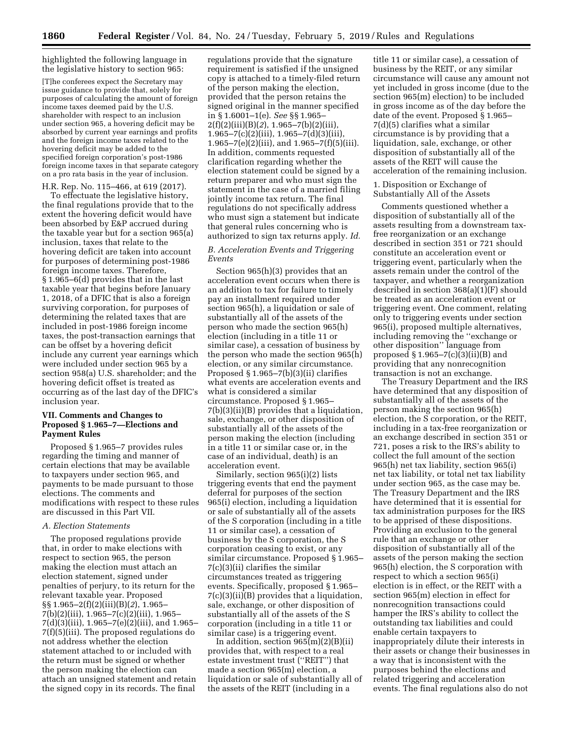highlighted the following language in the legislative history to section 965:

> [T]he conferees expect the Secretary may issue guidance to provide that, solely for purposes of calculating the amount of foreign income taxes deemed paid by the U.S. shareholder with respect to an inclusion under section 965, a hovering deficit may be absorbed by current year earnings and profits and the foreign income taxes related to the hovering deficit may be added to the specified foreign corporation's post-1986 foreign income taxes in that separate category on a pro rata basis in the year of inclusion.

H.R. Rep. No. 115–466, at 619 (2017).

To effectuate the legislative history, the final regulations provide that to the extent the hovering deficit would have been absorbed by E&P accrued during the taxable year but for a section 965(a) inclusion, taxes that relate to the hovering deficit are taken into account for purposes of determining post-1986 foreign income taxes. Therefore, § 1.965–6(d) provides that in the last taxable year that begins before January 1, 2018, of a DFIC that is also a foreign surviving corporation, for purposes of determining the related taxes that are included in post-1986 foreign income taxes, the post-transaction earnings that can be offset by a hovering deficit include any current year earnings which were included under section 965 by a section 958(a) U.S. shareholder; and the hovering deficit offset is treated as occurring as of the last day of the DFIC's inclusion year.

## VII. Comments and Changes to Proposed § 1.965–7—Elections and Payment Rules

Proposed § 1.965–7 provides rules regarding the timing and manner of certain elections that may be available to taxpayers under section 965, and payments to be made pursuant to those elections. The comments and modifications with respect to these rules are discussed in this Part VII.

### *A. Election Statements*

The proposed regulations provide that, in order to make elections with respect to section 965, the person making the election must attach an election statement, signed under penalties of perjury, to its return for the relevant taxable year. Proposed §§ 1.965–2(f)(2)(iii)(B)(*2*), 1.965–7(b)(2)(iii), 1.965–7(c)(2)(iii), 1.965–7(d)(3)(iii), 1.965–7(e)(2)(iii), and 1.965–7(f)(5)(iii). The proposed regulations do not address whether the election statement attached to or included with the return must be signed or whether the person making the election can attach an unsigned statement and retain the signed copy in its records. The final regulations provide that the signature requirement is satisfied if the unsigned copy is attached to a timely-filed return of the person making the election, provided that the person retains the signed original in the manner specified in § 1.6001–1(e). *See* §§ 1.965–2(f)(2)(iii)(B)(*2*), 1.965–7(b)(2)(iii), 1.965–7(c)(2)(iii), 1.965–7(d)(3)(iii), 1.965–7(e)(2)(iii), and 1.965–7(f)(5)(iii). In addition, comments requested clarification regarding whether the election statement could be signed by a return preparer and who must sign the statement in the case of a married filing jointly income tax return. The final regulations do not specifically address who must sign a statement but indicate that general rules concerning who is authorized to sign tax returns apply. *Id.*

### *B. Acceleration Events and Triggering Events*

Section 965(h)(3) provides that an acceleration event occurs when there is an addition to tax for failure to timely pay an installment required under section 965(h), a liquidation or sale of substantially all of the assets of the person who made the section 965(h) election (including in a title 11 or similar case), a cessation of business by the person who made the section 965(h) election, or any similar circumstance. Proposed § 1.965–7(b)(3)(ii) clarifies what events are acceleration events and what is considered a similar circumstance. Proposed § 1.965–7(b)(3)(ii)(B) provides that a liquidation, sale, exchange, or other disposition of substantially all of the assets of the person making the election (including in a title 11 or similar case or, in the case of an individual, death) is an acceleration event.

Similarly, section 965(i)(2) lists triggering events that end the payment deferral for purposes of the section 965(i) election, including a liquidation or sale of substantially all of the assets of the S corporation (including in a title 11 or similar case), a cessation of business by the S corporation, the S corporation ceasing to exist, or any similar circumstance. Proposed § 1.965–7(c)(3)(ii) clarifies the similar circumstances treated as triggering events. Specifically, proposed § 1.965–7(c)(3)(ii)(B) provides that a liquidation, sale, exchange, or other disposition of substantially all of the assets of the S corporation (including in a title 11 or similar case) is a triggering event.

In addition, section 965(m)(2)(B)(ii) provides that, with respect to a real estate investment trust ("REIT") that made a section 965(m) election, a liquidation or sale of substantially all of the assets of the REIT (including in a title 11 or similar case), a cessation of business by the REIT, or any similar circumstance will cause any amount not yet included in gross income (due to the section 965(m) election) to be included in gross income as of the day before the date of the event. Proposed § 1.965–7(d)(5) clarifies what a similar circumstance is by providing that a liquidation, sale, exchange, or other disposition of substantially all of the assets of the REIT will cause the acceleration of the remaining inclusion.

#### 1. Disposition or Exchange of Substantially All of the Assets

Comments questioned whether a disposition of substantially all of the assets resulting from a downstream tax-free reorganization or an exchange described in section 351 or 721 should constitute an acceleration event or triggering event, particularly when the assets remain under the control of the taxpayer, and whether a reorganization described in section 368(a)(1)(F) should be treated as an acceleration event or triggering event. One comment, relating only to triggering events under section 965(i), proposed multiple alternatives, including removing the "exchange or other disposition" language from proposed § 1.965–7(c)(3)(ii)(B) and providing that any nonrecognition transaction is not an exchange.

The Treasury Department and the IRS have determined that any disposition of substantially all of the assets of the person making the section 965(h) election, the S corporation, or the REIT, including in a tax-free reorganization or an exchange described in section 351 or 721, poses a risk to the IRS's ability to collect the full amount of the section 965(h) net tax liability, section 965(i) net tax liability, or total net tax liability under section 965, as the case may be. The Treasury Department and the IRS have determined that it is essential for tax administration purposes for the IRS to be apprised of these dispositions. Providing an exclusion to the general rule that an exchange or other disposition of substantially all of the assets of the person making the section 965(h) election, the S corporation with respect to which a section 965(i) election is in effect, or the REIT with a section 965(m) election in effect for nonrecognition transactions could hamper the IRS's ability to collect the outstanding tax liabilities and could enable certain taxpayers to inappropriately dilute their interests in their assets or change their businesses in a way that is inconsistent with the purposes behind the elections and related triggering and acceleration events. The final regulations also do not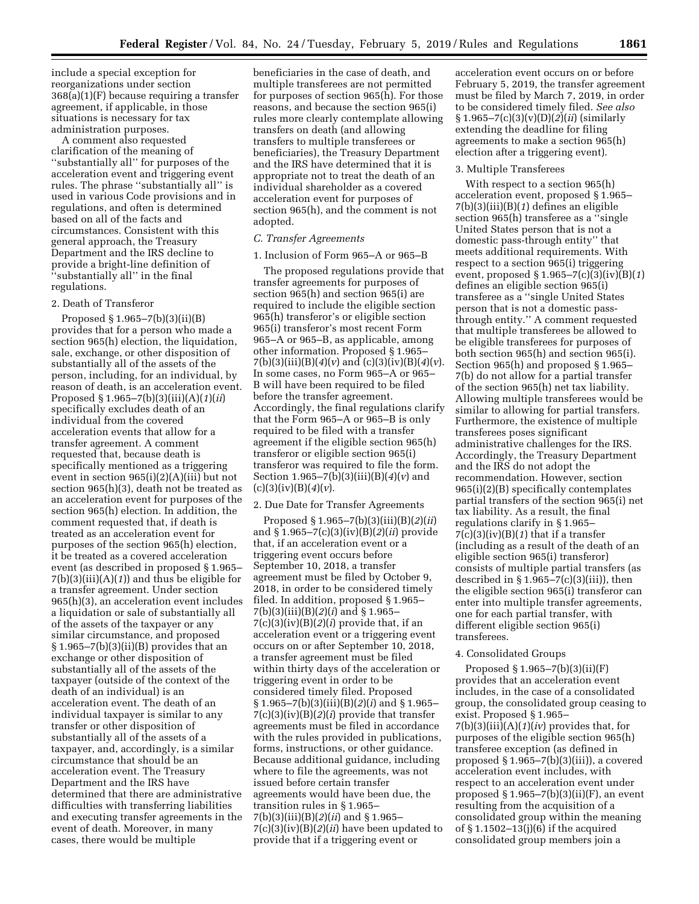include a special exception for reorganizations under section 368(a)(1)(F) because requiring a transfer agreement, if applicable, in those situations is necessary for tax administration purposes.

A comment also requested clarification of the meaning of ''substantially all'' for purposes of the acceleration event and triggering event rules. The phrase ''substantially all'' is used in various Code provisions and in regulations, and often is determined based on all of the facts and circumstances. Consistent with this general approach, the Treasury Department and the IRS decline to provide a bright-line definition of ''substantially all'' in the final regulations.

2. Death of Transferor

Proposed § 1.965–7(b)(3)(ii)(B) provides that for a person who made a section 965(h) election, the liquidation, sale, exchange, or other disposition of substantially all of the assets of the person, including, for an individual, by reason of death, is an acceleration event. Proposed § 1.965–7(b)(3)(iii)(A)(*1*)(*ii*) specifically excludes death of an individual from the covered acceleration events that allow for a transfer agreement. A comment requested that, because death is specifically mentioned as a triggering event in section 965(i)(2)(A)(iii) but not section 965(h)(3), death not be treated as an acceleration event for purposes of the section 965(h) election. In addition, the comment requested that, if death is treated as an acceleration event for purposes of the section 965(h) election, it be treated as a covered acceleration event (as described in proposed § 1.965–7(b)(3)(iii)(A)(*1*)) and thus be eligible for a transfer agreement. Under section 965(h)(3), an acceleration event includes a liquidation or sale of substantially all of the assets of the taxpayer or any similar circumstance, and proposed § 1.965–7(b)(3)(ii)(B) provides that an exchange or other disposition of substantially all of the assets of the taxpayer (outside of the context of the death of an individual) is an acceleration event. The death of an individual taxpayer is similar to any transfer or other disposition of substantially all of the assets of a taxpayer, and, accordingly, is a similar circumstance that should be an acceleration event. The Treasury Department and the IRS have determined that there are administrative difficulties with transferring liabilities and executing transfer agreements in the event of death. Moreover, in many cases, there would be multiple beneficiaries in the case of death, and multiple transferees are not permitted for purposes of section 965(h). For those reasons, and because the section 965(i) rules more clearly contemplate allowing transfers on death (and allowing transfers to multiple transferees or beneficiaries), the Treasury Department and the IRS have determined that it is appropriate not to treat the death of an individual shareholder as a covered acceleration event for purposes of section 965(h), and the comment is not adopted.

*C. Transfer Agreements*

1. Inclusion of Form 965–A or 965–B

The proposed regulations provide that transfer agreements for purposes of section 965(h) and section 965(i) are required to include the eligible section 965(h) transferor's or eligible section 965(i) transferor's most recent Form 965–A or 965–B, as applicable, among other information. Proposed § 1.965–7(b)(3)(iii)(B)(*4*)(*v*) and (c)(3)(iv)(B)(*4*)(*v*). In some cases, no Form 965–A or 965–B will have been required to be filed before the transfer agreement. Accordingly, the final regulations clarify that the Form 965–A or 965–B is only required to be filed with a transfer agreement if the eligible section 965(h) transferor or eligible section 965(i) transferor was required to file the form. Section 1.965–7(b)(3)(iii)(B)(*4*)(*v*) and (c)(3)(iv)(B)(*4*)(*v*).

2. Due Date for Transfer Agreements

Proposed § 1.965–7(b)(3)(iii)(B)(*2*)(*ii*) and § 1.965–7(c)(3)(iv)(B)(*2*)(*ii*) provide that, if an acceleration event or a triggering event occurs before September 10, 2018, a transfer agreement must be filed by October 9, 2018, in order to be considered timely filed. In addition, proposed § 1.965–7(b)(3)(iii)(B)(*2*)(*i*) and § 1.965–7(c)(3)(iv)(B)(*2*)(*i*) provide that, if an acceleration event or a triggering event occurs on or after September 10, 2018, a transfer agreement must be filed within thirty days of the acceleration or triggering event in order to be considered timely filed. Proposed § 1.965–7(b)(3)(iii)(B)(*2*)(*i*) and § 1.965–7(c)(3)(iv)(B)(*2*)(*i*) provide that transfer agreements must be filed in accordance with the rules provided in publications, forms, instructions, or other guidance. Because additional guidance, including where to file the agreements, was not issued before certain transfer agreements would have been due, the transition rules in § 1.965–7(b)(3)(iii)(B)(*2*)(*ii*) and § 1.965–7(c)(3)(iv)(B)(*2*)(*ii*) have been updated to provide that if a triggering event or acceleration event occurs on or before February 5, 2019, the transfer agreement must be filed by March 7, 2019, in order to be considered timely filed. *See also* § 1.965–7(c)(3)(v)(D)(*2*)(*ii*) (similarly extending the deadline for filing agreements to make a section 965(h) election after a triggering event).

3. Multiple Transferees

With respect to a section 965(h) acceleration event, proposed § 1.965–7(b)(3)(iii)(B)(*1*) defines an eligible section 965(h) transferee as a ''single United States person that is not a domestic pass-through entity'' that meets additional requirements. With respect to a section 965(i) triggering event, proposed § 1.965–7(c)(3)(iv)(B)(*1*) defines an eligible section 965(i) transferee as a ''single United States person that is not a domestic pass-through entity.'' A comment requested that multiple transferees be allowed to be eligible transferees for purposes of both section 965(h) and section 965(i). Section 965(h) and proposed § 1.965–7(b) do not allow for a partial transfer of the section 965(h) net tax liability. Allowing multiple transferees would be similar to allowing for partial transfers. Furthermore, the existence of multiple transferees poses significant administrative challenges for the IRS. Accordingly, the Treasury Department and the IRS do not adopt the recommendation. However, section 965(i)(2)(B) specifically contemplates partial transfers of the section 965(i) net tax liability. As a result, the final regulations clarify in § 1.965–7(c)(3)(iv)(B)(*1*) that if a transfer (including as a result of the death of an eligible section 965(i) transferor) consists of multiple partial transfers (as described in § 1.965–7(c)(3)(iii)), then the eligible section 965(i) transferor can enter into multiple transfer agreements, one for each partial transfer, with different eligible section 965(i) transferees.

4. Consolidated Groups

Proposed § 1.965–7(b)(3)(ii)(F) provides that an acceleration event includes, in the case of a consolidated group, the consolidated group ceasing to exist. Proposed § 1.965–7(b)(3)(iii)(A)(*1*)(*iv*) provides that, for purposes of the eligible section 965(h) transferee exception (as defined in proposed § 1.965–7(b)(3)(iii)), a covered acceleration event includes, with respect to an acceleration event under proposed § 1.965–7(b)(3)(ii)(F), an event resulting from the acquisition of a consolidated group within the meaning of § 1.1502–13(j)(6) if the acquired consolidated group members join a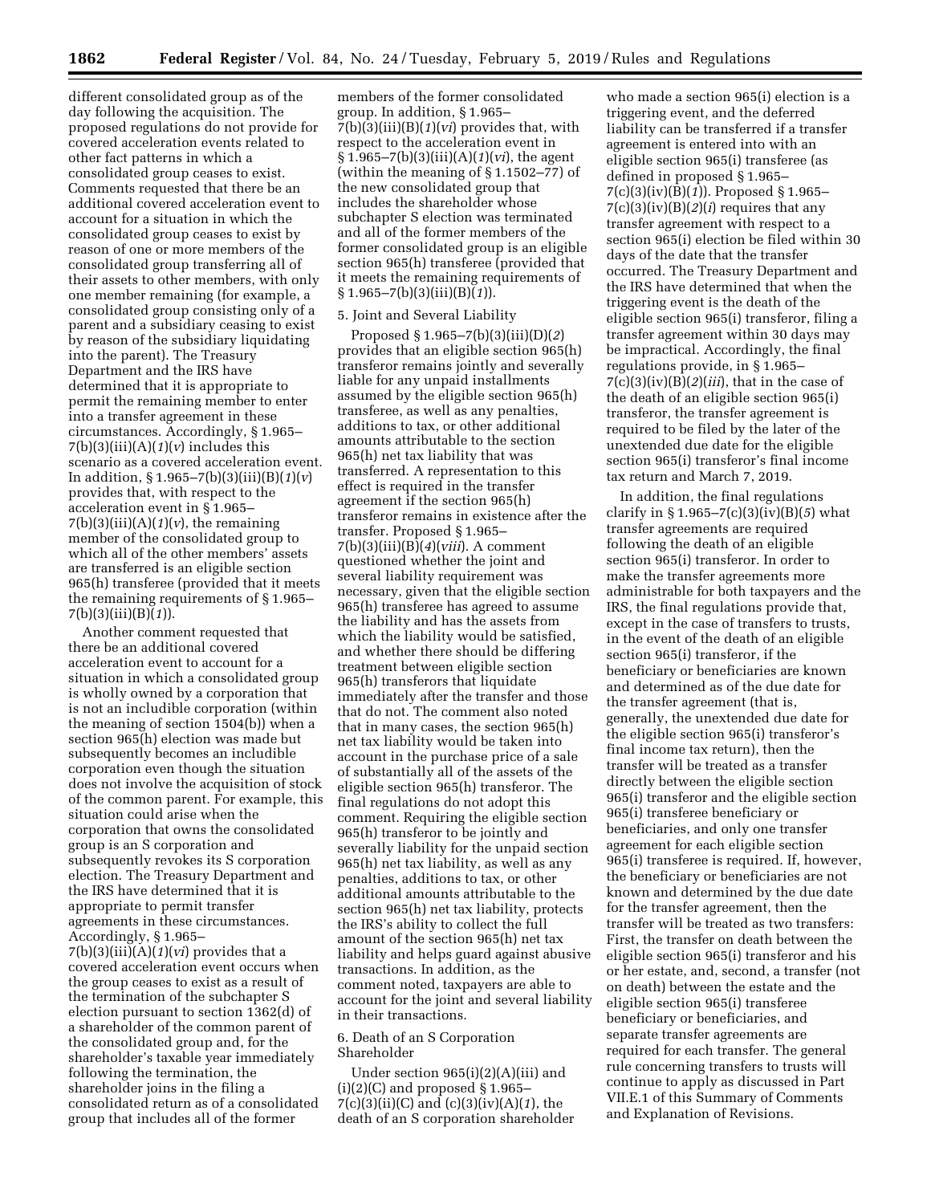different consolidated group as of the day following the acquisition. The proposed regulations do not provide for covered acceleration events related to other fact patterns in which a consolidated group ceases to exist. Comments requested that there be an additional covered acceleration event to account for a situation in which the consolidated group ceases to exist by reason of one or more members of the consolidated group transferring all of their assets to other members, with only one member remaining (for example, a consolidated group consisting only of a parent and a subsidiary ceasing to exist by reason of the subsidiary liquidating into the parent). The Treasury Department and the IRS have determined that it is appropriate to permit the remaining member to enter into a transfer agreement in these circumstances. Accordingly, § 1.965–7(b)(3)(iii)(A)(*1*)(*v*) includes this scenario as a covered acceleration event. In addition, § 1.965–7(b)(3)(iii)(B)(*1*)(*v*) provides that, with respect to the acceleration event in § 1.965–7(b)(3)(iii)(A)(*1*)(*v*), the remaining member of the consolidated group to which all of the other members' assets are transferred is an eligible section 965(h) transferee (provided that it meets the remaining requirements of § 1.965–7(b)(3)(iii)(B)(*1*)).

Another comment requested that there be an additional covered acceleration event to account for a situation in which a consolidated group is wholly owned by a corporation that is not an includible corporation (within the meaning of section 1504(b)) when a section 965(h) election was made but subsequently becomes an includible corporation even though the situation does not involve the acquisition of stock of the common parent. For example, this situation could arise when the corporation that owns the consolidated group is an S corporation and subsequently revokes its S corporation election. The Treasury Department and the IRS have determined that it is appropriate to permit transfer agreements in these circumstances. Accordingly, § 1.965–7(b)(3)(iii)(A)(*1*)(*vi*) provides that a covered acceleration event occurs when the group ceases to exist as a result of the termination of the subchapter S election pursuant to section 1362(d) of a shareholder of the common parent of the consolidated group and, for the shareholder's taxable year immediately following the termination, the shareholder joins in the filing a consolidated return as of a consolidated group that includes all of the former members of the former consolidated group. In addition, § 1.965–7(b)(3)(iii)(B)(*1*)(*vi*) provides that, with respect to the acceleration event in § 1.965–7(b)(3)(iii)(A)(*1*)(*vi*), the agent (within the meaning of § 1.1502–77) of the new consolidated group that includes the shareholder whose subchapter S election was terminated and all of the former members of the former consolidated group is an eligible section 965(h) transferee (provided that it meets the remaining requirements of § 1.965–7(b)(3)(iii)(B)(*1*)).

5. Joint and Several Liability

Proposed § 1.965–7(b)(3)(iii)(D)(*2*) provides that an eligible section 965(h) transferor remains jointly and severally liable for any unpaid installments assumed by the eligible section 965(h) transferee, as well as any penalties, additions to tax, or other additional amounts attributable to the section 965(h) net tax liability that was transferred. A representation to this effect is required in the transfer agreement if the section 965(h) transferor remains in existence after the transfer. Proposed § 1.965–7(b)(3)(iii)(B)(*4*)(*viii*). A comment questioned whether the joint and several liability requirement was necessary, given that the eligible section 965(h) transferee has agreed to assume the liability and has the assets from which the liability would be satisfied, and whether there should be differing treatment between eligible section 965(h) transferors that liquidate immediately after the transfer and those that do not. The comment also noted that in many cases, the section 965(h) net tax liability would be taken into account in the purchase price of a sale of substantially all of the assets of the eligible section 965(h) transferor. The final regulations do not adopt this comment. Requiring the eligible section 965(h) transferor to be jointly and severally liability for the unpaid section 965(h) net tax liability, as well as any penalties, additions to tax, or other additional amounts attributable to the section 965(h) net tax liability, protects the IRS's ability to collect the full amount of the section 965(h) net tax liability and helps guard against abusive transactions. In addition, as the comment noted, taxpayers are able to account for the joint and several liability in their transactions.

6. Death of an S Corporation Shareholder

Under section 965(i)(2)(A)(iii) and (i)(2)(C) and proposed § 1.965–7(c)(3)(ii)(C) and (c)(3)(iv)(A)(*1*), the death of an S corporation shareholder who made a section 965(i) election is a triggering event, and the deferred liability can be transferred if a transfer agreement is entered into with an eligible section 965(i) transferee (as defined in proposed § 1.965–7(c)(3)(iv)(B)(*1*)). Proposed § 1.965–7(c)(3)(iv)(B)(*2*)(*i*) requires that any transfer agreement with respect to a section 965(i) election be filed within 30 days of the date that the transfer occurred. The Treasury Department and the IRS have determined that when the triggering event is the death of the eligible section 965(i) transferor, filing a transfer agreement within 30 days may be impractical. Accordingly, the final regulations provide, in § 1.965–7(c)(3)(iv)(B)(*2*)(*iii*), that in the case of the death of an eligible section 965(i) transferor, the transfer agreement is required to be filed by the later of the unextended due date for the eligible section 965(i) transferor's final income tax return and March 7, 2019.

In addition, the final regulations clarify in § 1.965–7(c)(3)(iv)(B)(*5*) what transfer agreements are required following the death of an eligible section 965(i) transferor. In order to make the transfer agreements more administrable for both taxpayers and the IRS, the final regulations provide that, except in the case of transfers to trusts, in the event of the death of an eligible section 965(i) transferor, if the beneficiary or beneficiaries are known and determined as of the due date for the transfer agreement (that is, generally, the unextended due date for the eligible section 965(i) transferor's final income tax return), then the transfer will be treated as a transfer directly between the eligible section 965(i) transferor and the eligible section 965(i) transferee beneficiary or beneficiaries, and only one transfer agreement for each eligible section 965(i) transferee is required. If, however, the beneficiary or beneficiaries are not known and determined by the due date for the transfer agreement, then the transfer will be treated as two transfers: First, the transfer on death between the eligible section 965(i) transferor and his or her estate, and, second, a transfer (not on death) between the estate and the eligible section 965(i) transferee beneficiary or beneficiaries, and separate transfer agreements are required for each transfer. The general rule concerning transfers to trusts will continue to apply as discussed in Part VII.E.1 of this Summary of Comments and Explanation of Revisions.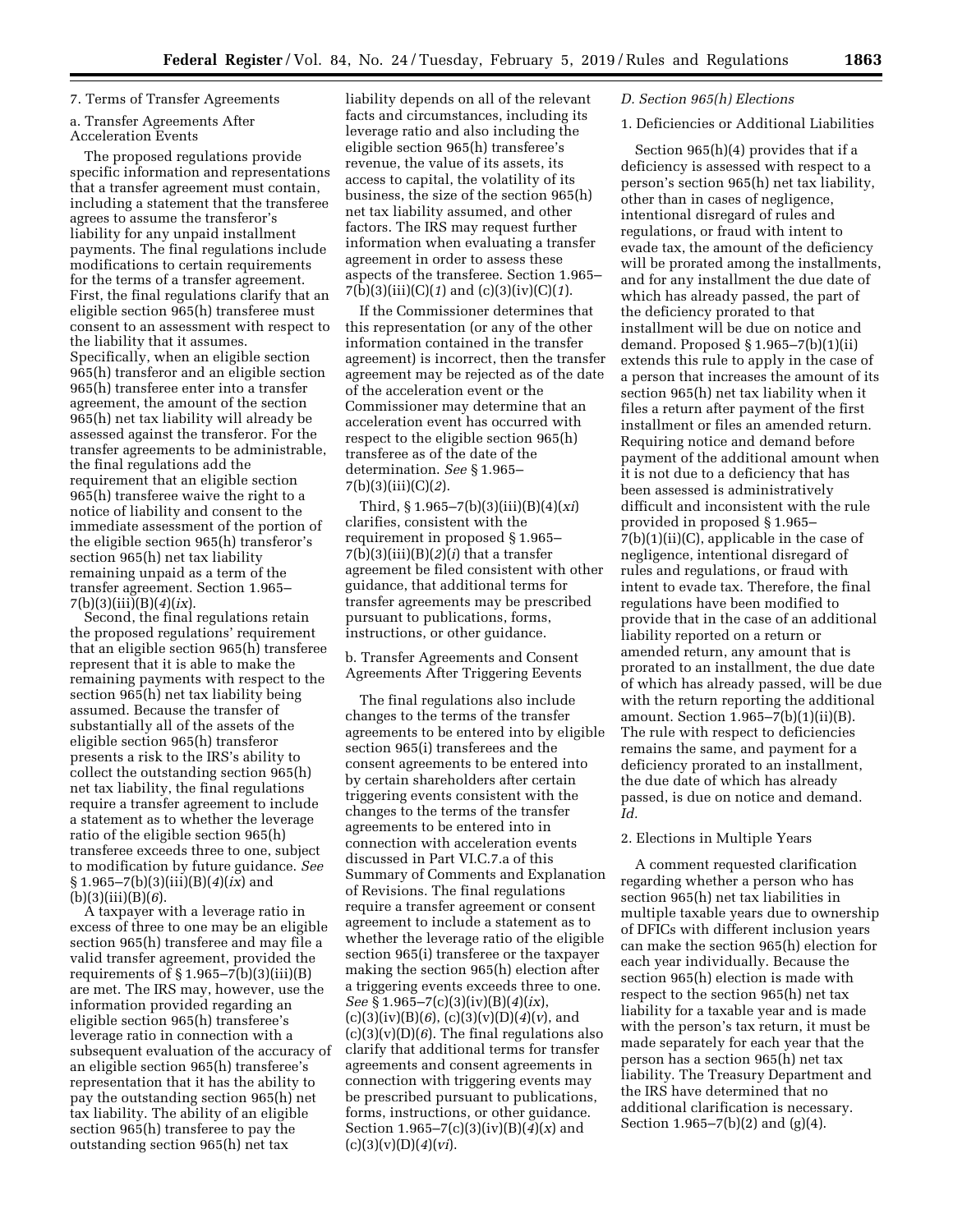7. Terms of Transfer Agreements

a. Transfer Agreements After Acceleration Events

The proposed regulations provide specific information and representations that a transfer agreement must contain, including a statement that the transferee agrees to assume the transferor's liability for any unpaid installment payments. The final regulations include modifications to certain requirements for the terms of a transfer agreement. First, the final regulations clarify that an eligible section 965(h) transferee must consent to an assessment with respect to the liability that it assumes. Specifically, when an eligible section 965(h) transferor and an eligible section 965(h) transferee enter into a transfer agreement, the amount of the section 965(h) net tax liability will already be assessed against the transferor. For the transfer agreements to be administrable, the final regulations add the requirement that an eligible section 965(h) transferee waive the right to a notice of liability and consent to the immediate assessment of the portion of the eligible section 965(h) transferor's section 965(h) net tax liability remaining unpaid as a term of the transfer agreement. Section 1.965–7(b)(3)(iii)(B)(*4*)(*ix*).

Second, the final regulations retain the proposed regulations' requirement that an eligible section 965(h) transferee represent that it is able to make the remaining payments with respect to the section 965(h) net tax liability being assumed. Because the transfer of substantially all of the assets of the eligible section 965(h) transferor presents a risk to the IRS's ability to collect the outstanding section 965(h) net tax liability, the final regulations require a transfer agreement to include a statement as to whether the leverage ratio of the eligible section 965(h) transferee exceeds three to one, subject to modification by future guidance. *See* § 1.965–7(b)(3)(iii)(B)(*4*)(*ix*) and (b)(3)(iii)(B)(*6*).

A taxpayer with a leverage ratio in excess of three to one may be an eligible section 965(h) transferee and may file a valid transfer agreement, provided the requirements of § 1.965–7(b)(3)(iii)(B) are met. The IRS may, however, use the information provided regarding an eligible section 965(h) transferee's leverage ratio in connection with a subsequent evaluation of the accuracy of an eligible section 965(h) transferee's representation that it has the ability to pay the outstanding section 965(h) net tax liability. The ability of an eligible section 965(h) transferee to pay the outstanding section 965(h) net tax liability depends on all of the relevant facts and circumstances, including its leverage ratio and also including the eligible section 965(h) transferee's revenue, the value of its assets, its access to capital, the volatility of its business, the size of the section 965(h) net tax liability assumed, and other factors. The IRS may request further information when evaluating a transfer agreement in order to assess these aspects of the transferee. Section 1.965–7(b)(3)(iii)(C)(*1*) and (c)(3)(iv)(C)(*1*).

If the Commissioner determines that this representation (or any of the other information contained in the transfer agreement) is incorrect, then the transfer agreement may be rejected as of the date of the acceleration event or the Commissioner may determine that an acceleration event has occurred with respect to the eligible section 965(h) transferee as of the date of the determination. *See* § 1.965–7(b)(3)(iii)(C)(*2*).

Third, § 1.965–7(b)(3)(iii)(B)(*4*)(*xi*) clarifies, consistent with the requirement in proposed § 1.965–7(b)(3)(iii)(B)(*2*)(*i*) that a transfer agreement be filed consistent with other guidance, that additional terms for transfer agreements may be prescribed pursuant to publications, forms, instructions, or other guidance.

b. Transfer Agreements and Consent Agreements After Triggering Eevents

The final regulations also include changes to the terms of the transfer agreements to be entered into by eligible section 965(i) transferees and the consent agreements to be entered into by certain shareholders after certain triggering events consistent with the changes to the terms of the transfer agreements to be entered into in connection with acceleration events discussed in Part VI.C.7.a of this Summary of Comments and Explanation of Revisions. The final regulations require a transfer agreement or consent agreement to include a statement as to whether the leverage ratio of the eligible section 965(i) transferee or the taxpayer making the section 965(h) election after a triggering events exceeds three to one. *See* § 1.965–7(c)(3)(iv)(B)(*4*)(*ix*), (c)(3)(iv)(B)(*6*), (c)(3)(v)(D)(*4*)(*v*), and (c)(3)(v)(D)(*6*). The final regulations also clarify that additional terms for transfer agreements and consent agreements in connection with triggering events may be prescribed pursuant to publications, forms, instructions, or other guidance. Section 1.965–7(c)(3)(iv)(B)(*4*)(*x*) and (c)(3)(v)(D)(*4*)(*vi*).

### *D. Section 965(h) Elections*

1. Deficiencies or Additional Liabilities

Section 965(h)(4) provides that if a deficiency is assessed with respect to a person's section 965(h) net tax liability, other than in cases of negligence, intentional disregard of rules and regulations, or fraud with intent to evade tax, the amount of the deficiency will be prorated among the installments, and for any installment the due date of which has already passed, the part of the deficiency prorated to that installment will be due on notice and demand. Proposed § 1.965–7(b)(1)(ii) extends this rule to apply in the case of a person that increases the amount of its section 965(h) net tax liability when it files a return after payment of the first installment or files an amended return. Requiring notice and demand before payment of the additional amount when it is not due to a deficiency that has been assessed is administratively difficult and inconsistent with the rule provided in proposed § 1.965–7(b)(1)(ii)(C), applicable in the case of negligence, intentional disregard of rules and regulations, or fraud with intent to evade tax. Therefore, the final regulations have been modified to provide that in the case of an additional liability reported on a return or amended return, any amount that is prorated to an installment, the due date of which has already passed, will be due with the return reporting the additional amount. Section 1.965–7(b)(1)(ii)(B). The rule with respect to deficiencies remains the same, and payment for a deficiency prorated to an installment, the due date of which has already passed, is due on notice and demand. *Id.*

2. Elections in Multiple Years

A comment requested clarification regarding whether a person who has section 965(h) net tax liabilities in multiple taxable years due to ownership of DFICs with different inclusion years can make the section 965(h) election for each year individually. Because the section 965(h) election is made with respect to the section 965(h) net tax liability for a taxable year and is made with the person's tax return, it must be made separately for each year that the person has a section 965(h) net tax liability. The Treasury Department and the IRS have determined that no additional clarification is necessary. Section 1.965–7(b)(2) and (g)(4).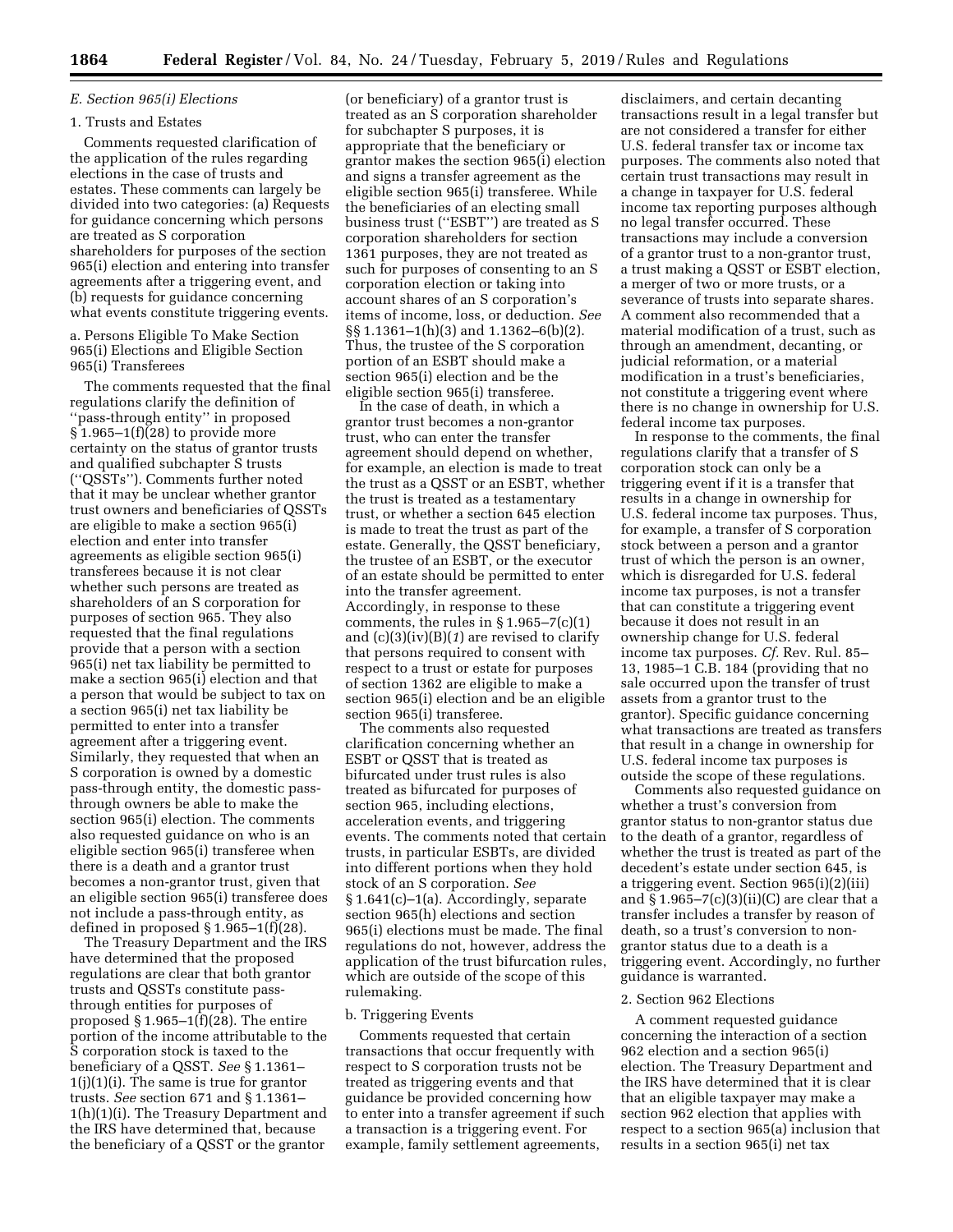### *E. Section 965(i) Elections*

#### 1. Trusts and Estates

Comments requested clarification of the application of the rules regarding elections in the case of trusts and estates. These comments can largely be divided into two categories: (a) Requests for guidance concerning which persons are treated as S corporation shareholders for purposes of the section 965(i) election and entering into transfer agreements after a triggering event, and (b) requests for guidance concerning what events constitute triggering events.

##### a. Persons Eligible To Make Section 965(i) Elections and Eligible Section 965(i) Transferees

The comments requested that the final regulations clarify the definition of ''pass-through entity'' in proposed § 1.965–1(f)(28) to provide more certainty on the status of grantor trusts and qualified subchapter S trusts (''QSSTs''). Comments further noted that it may be unclear whether grantor trust owners and beneficiaries of QSSTs are eligible to make a section 965(i) election and enter into transfer agreements as eligible section 965(i) transferees because it is not clear whether such persons are treated as shareholders of an S corporation for purposes of section 965. They also requested that the final regulations provide that a person with a section 965(i) net tax liability be permitted to make a section 965(i) election and that a person that would be subject to tax on a section 965(i) net tax liability be permitted to enter into a transfer agreement after a triggering event. Similarly, they requested that when an S corporation is owned by a domestic pass-through entity, the domestic pass-through owners be able to make the section 965(i) election. The comments also requested guidance on who is an eligible section 965(i) transferee when there is a death and a grantor trust becomes a non-grantor trust, given that an eligible section 965(i) transferee does not include a pass-through entity, as defined in proposed § 1.965–1(f)(28).

The Treasury Department and the IRS have determined that the proposed regulations are clear that both grantor trusts and QSSTs constitute pass-through entities for purposes of proposed § 1.965–1(f)(28). The entire portion of the income attributable to the S corporation stock is taxed to the beneficiary of a QSST. *See* § 1.1361–1(j)(1)(i). The same is true for grantor trusts. *See* section 671 and § 1.1361–1(h)(1)(i). The Treasury Department and the IRS have determined that, because the beneficiary of a QSST or the grantor (or beneficiary) of a grantor trust is treated as an S corporation shareholder for subchapter S purposes, it is appropriate that the beneficiary or grantor makes the section 965(i) election and signs a transfer agreement as the eligible section 965(i) transferee. While the beneficiaries of an electing small business trust (''ESBT'') are treated as S corporation shareholders for section 1361 purposes, they are not treated as such for purposes of consenting to an S corporation election or taking into account shares of an S corporation's items of income, loss, or deduction. *See* §§ 1.1361–1(h)(3) and 1.1362–6(b)(2). Thus, the trustee of the S corporation portion of an ESBT should make a section 965(i) election and be the eligible section 965(i) transferee.

In the case of death, in which a grantor trust becomes a non-grantor trust, who can enter the transfer agreement should depend on whether, for example, an election is made to treat the trust as a QSST or an ESBT, whether the trust is treated as a testamentary trust, or whether a section 645 election is made to treat the trust as part of the estate. Generally, the QSST beneficiary, the trustee of an ESBT, or the executor of an estate should be permitted to enter into the transfer agreement. Accordingly, in response to these comments, the rules in § 1.965–7(c)(1) and (c)(3)(iv)(B)(*1*) are revised to clarify that persons required to consent with respect to a trust or estate for purposes of section 1362 are eligible to make a section 965(i) election and be an eligible section 965(i) transferee.

The comments also requested clarification concerning whether an ESBT or QSST that is treated as bifurcated under trust rules is also treated as bifurcated for purposes of section 965, including elections, acceleration events, and triggering events. The comments noted that certain trusts, in particular ESBTs, are divided into different portions when they hold stock of an S corporation. *See* § 1.641(c)–1(a). Accordingly, separate section 965(h) elections and section 965(i) elections must be made. The final regulations do not, however, address the application of the trust bifurcation rules, which are outside of the scope of this rulemaking.

##### b. Triggering Events

Comments requested that certain transactions that occur frequently with respect to S corporation trusts not be treated as triggering events and that guidance be provided concerning how to enter into a transfer agreement if such a transaction is a triggering event. For example, family settlement agreements, disclaimers, and certain decanting transactions result in a legal transfer but are not considered a transfer for either U.S. federal transfer tax or income tax purposes. The comments also noted that certain trust transactions may result in a change in taxpayer for U.S. federal income tax reporting purposes although no legal transfer occurred. These transactions may include a conversion of a grantor trust to a non-grantor trust, a trust making a QSST or ESBT election, a merger of two or more trusts, or a severance of trusts into separate shares. A comment also recommended that a material modification of a trust, such as through an amendment, decanting, or judicial reformation, or a material modification in a trust's beneficiaries, not constitute a triggering event where there is no change in ownership for U.S. federal income tax purposes.

In response to the comments, the final regulations clarify that a transfer of S corporation stock can only be a triggering event if it is a transfer that results in a change in ownership for U.S. federal income tax purposes. Thus, for example, a transfer of S corporation stock between a person and a grantor trust of which the person is an owner, which is disregarded for U.S. federal income tax purposes, is not a transfer that can constitute a triggering event because it does not result in an ownership change for U.S. federal income tax purposes. *Cf.* Rev. Rul. 85–13, 1985–1 C.B. 184 (providing that no sale occurred upon the transfer of trust assets from a grantor trust to the grantor). Specific guidance concerning what transactions are treated as transfers that result in a change in ownership for U.S. federal income tax purposes is outside the scope of these regulations.

Comments also requested guidance on whether a trust's conversion from grantor status to non-grantor status due to the death of a grantor, regardless of whether the trust is treated as part of the decedent's estate under section 645, is a triggering event. Section 965(i)(2)(iii) and § 1.965–7(c)(3)(ii)(C) are clear that a transfer includes a transfer by reason of death, so a trust's conversion to non-grantor status due to a death is a triggering event. Accordingly, no further guidance is warranted.

#### 2. Section 962 Elections

A comment requested guidance concerning the interaction of a section 962 election and a section 965(i) election. The Treasury Department and the IRS have determined that it is clear that an eligible taxpayer may make a section 962 election that applies with respect to a section 965(a) inclusion that results in a section 965(i) net tax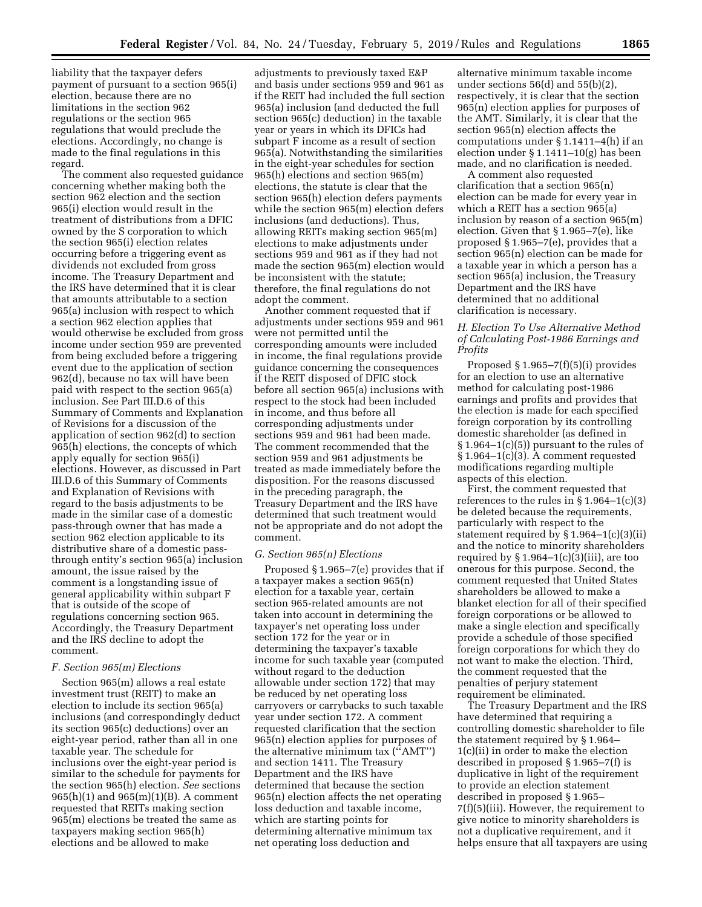liability that the taxpayer defers payment of pursuant to a section 965(i) election, because there are no limitations in the section 962 regulations or the section 965 regulations that would preclude the elections. Accordingly, no change is made to the final regulations in this regard.

The comment also requested guidance concerning whether making both the section 962 election and the section 965(i) election would result in the treatment of distributions from a DFIC owned by the S corporation to which the section 965(i) election relates occurring before a triggering event as dividends not excluded from gross income. The Treasury Department and the IRS have determined that it is clear that amounts attributable to a section 965(a) inclusion with respect to which a section 962 election applies that would otherwise be excluded from gross income under section 959 are prevented from being excluded before a triggering event due to the application of section 962(d), because no tax will have been paid with respect to the section 965(a) inclusion. See Part III.D.6 of this Summary of Comments and Explanation of Revisions for a discussion of the application of section 962(d) to section 965(h) elections, the concepts of which apply equally for section 965(i) elections. However, as discussed in Part III.D.6 of this Summary of Comments and Explanation of Revisions with regard to the basis adjustments to be made in the similar case of a domestic pass-through owner that has made a section 962 election applicable to its distributive share of a domestic pass-through entity's section 965(a) inclusion amount, the issue raised by the comment is a longstanding issue of general applicability within subpart F that is outside of the scope of regulations concerning section 965. Accordingly, the Treasury Department and the IRS decline to adopt the comment.

### F. Section 965(m) Elections

Section 965(m) allows a real estate investment trust (REIT) to make an election to include its section 965(a) inclusions (and correspondingly deduct its section 965(c) deductions) over an eight-year period, rather than all in one taxable year. The schedule for inclusions over the eight-year period is similar to the schedule for payments for the section 965(h) election. *See* sections 965(h)(1) and 965(m)(1)(B). A comment requested that REITs making section 965(m) elections be treated the same as taxpayers making section 965(h) elections and be allowed to make adjustments to previously taxed E&P and basis under sections 959 and 961 as if the REIT had included the full section 965(a) inclusion (and deducted the full section 965(c) deduction) in the taxable year or years in which its DFICs had subpart F income as a result of section 965(a). Notwithstanding the similarities in the eight-year schedules for section 965(h) elections and section 965(m) elections, the statute is clear that the section 965(h) election defers payments while the section 965(m) election defers inclusions (and deductions). Thus, allowing REITs making section 965(m) elections to make adjustments under sections 959 and 961 as if they had not made the section 965(m) election would be inconsistent with the statute; therefore, the final regulations do not adopt the comment.

Another comment requested that if adjustments under sections 959 and 961 were not permitted until the corresponding amounts were included in income, the final regulations provide guidance concerning the consequences if the REIT disposed of DFIC stock before all section 965(a) inclusions with respect to the stock had been included in income, and thus before all corresponding adjustments under sections 959 and 961 had been made. The comment recommended that the section 959 and 961 adjustments be treated as made immediately before the disposition. For the reasons discussed in the preceding paragraph, the Treasury Department and the IRS have determined that such treatment would not be appropriate and do not adopt the comment.

### G. Section 965(n) Elections

Proposed § 1.965–7(e) provides that if a taxpayer makes a section 965(n) election for a taxable year, certain section 965-related amounts are not taken into account in determining the taxpayer's net operating loss under section 172 for the year or in determining the taxpayer's taxable income for such taxable year (computed without regard to the deduction allowable under section 172) that may be reduced by net operating loss carryovers or carrybacks to such taxable year under section 172. A comment requested clarification that the section 965(n) election applies for purposes of the alternative minimum tax ("AMT") and section 1411. The Treasury Department and the IRS have determined that because the section 965(n) election affects the net operating loss deduction and taxable income, which are starting points for determining alternative minimum tax net operating loss deduction and alternative minimum taxable income under sections 56(d) and 55(b)(2), respectively, it is clear that the section 965(n) election applies for purposes of the AMT. Similarly, it is clear that the section 965(n) election affects the computations under § 1.1411–4(h) if an election under § 1.1411–10(g) has been made, and no clarification is needed.

A comment also requested clarification that a section 965(n) election can be made for every year in which a REIT has a section 965(a) inclusion by reason of a section 965(m) election. Given that § 1.965–7(e), like proposed § 1.965–7(e), provides that a section 965(n) election can be made for a taxable year in which a person has a section 965(a) inclusion, the Treasury Department and the IRS have determined that no additional clarification is necessary.

### H. Election To Use Alternative Method of Calculating Post-1986 Earnings and Profits

Proposed § 1.965–7(f)(5)(i) provides for an election to use an alternative method for calculating post-1986 earnings and profits and provides that the election is made for each specified foreign corporation by its controlling domestic shareholder (as defined in § 1.964–1(c)(5)) pursuant to the rules of § 1.964–1(c)(3). A comment requested modifications regarding multiple aspects of this election.

First, the comment requested that references to the rules in § 1.964–1(c)(3) be deleted because the requirements, particularly with respect to the statement required by § 1.964–1(c)(3)(ii) and the notice to minority shareholders required by § 1.964–1(c)(3)(iii), are too onerous for this purpose. Second, the comment requested that United States shareholders be allowed to make a blanket election for all of their specified foreign corporations or be allowed to make a single election and specifically provide a schedule of those specified foreign corporations for which they do not want to make the election. Third, the comment requested that the penalties of perjury statement requirement be eliminated.

The Treasury Department and the IRS have determined that requiring a controlling domestic shareholder to file the statement required by § 1.964–1(c)(ii) in order to make the election described in proposed § 1.965–7(f) is duplicative in light of the requirement to provide an election statement described in proposed § 1.965–7(f)(5)(iii). However, the requirement to give notice to minority shareholders is not a duplicative requirement, and it helps ensure that all taxpayers are using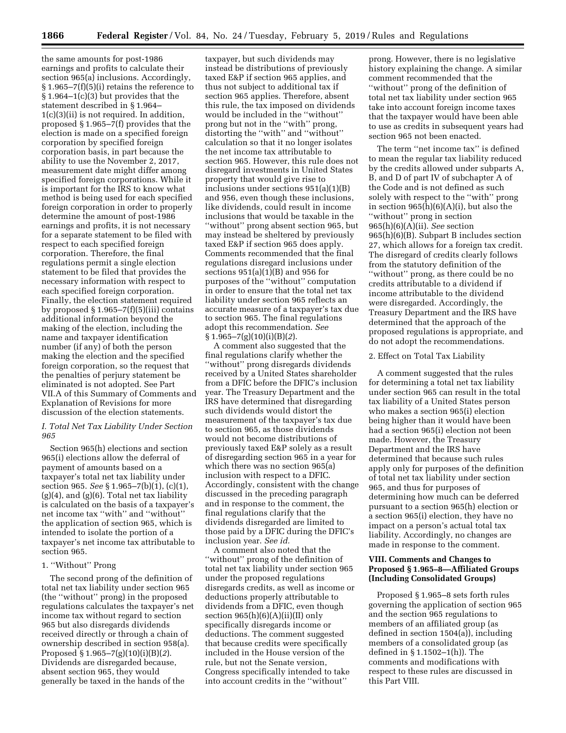the same amounts for post-1986 earnings and profits to calculate their section 965(a) inclusions. Accordingly, § 1.965–7(f)(5)(i) retains the reference to § 1.964–1(c)(3) but provides that the statement described in § 1.964–1(c)(3)(ii) is not required. In addition, proposed § 1.965–7(f) provides that the election is made on a specified foreign corporation by specified foreign corporation basis, in part because the ability to use the November 2, 2017, measurement date might differ among specified foreign corporations. While it is important for the IRS to know what method is being used for each specified foreign corporation in order to properly determine the amount of post-1986 earnings and profits, it is not necessary for a separate statement to be filed with respect to each specified foreign corporation. Therefore, the final regulations permit a single election statement to be filed that provides the necessary information with respect to each specified foreign corporation. Finally, the election statement required by proposed § 1.965–7(f)(5)(iii) contains additional information beyond the making of the election, including the name and taxpayer identification number (if any) of both the person making the election and the specified foreign corporation, so the request that the penalties of perjury statement be eliminated is not adopted. See Part VII.A of this Summary of Comments and Explanation of Revisions for more discussion of the election statements.

### *I. Total Net Tax Liability Under Section 965*

Section 965(h) elections and section 965(i) elections allow the deferral of payment of amounts based on a taxpayer's total net tax liability under section 965. *See* § 1.965–7(b)(1), (c)(1), (g)(4), and (g)(6). Total net tax liability is calculated on the basis of a taxpayer's net income tax ''with'' and ''without'' the application of section 965, which is intended to isolate the portion of a taxpayer's net income tax attributable to section 965.

#### 1. ''Without'' Prong

The second prong of the definition of total net tax liability under section 965 (the ''without'' prong) in the proposed regulations calculates the taxpayer's net income tax without regard to section 965 but also disregards dividends received directly or through a chain of ownership described in section 958(a). Proposed § 1.965–7(g)(10)(i)(B)(*2*). Dividends are disregarded because, absent section 965, they would generally be taxed in the hands of the taxpayer, but such dividends may instead be distributions of previously taxed E&P if section 965 applies, and thus not subject to additional tax if section 965 applies. Therefore, absent this rule, the tax imposed on dividends would be included in the ''without'' prong but not in the ''with'' prong, distorting the ''with'' and ''without'' calculation so that it no longer isolates the net income tax attributable to section 965. However, this rule does not disregard investments in United States property that would give rise to inclusions under sections 951(a)(1)(B) and 956, even though these inclusions, like dividends, could result in income inclusions that would be taxable in the ''without'' prong absent section 965, but may instead be sheltered by previously taxed E&P if section 965 does apply. Comments recommended that the final regulations disregard inclusions under sections 951(a)(1)(B) and 956 for purposes of the ''without'' computation in order to ensure that the total net tax liability under section 965 reflects an accurate measure of a taxpayer's tax due to section 965. The final regulations adopt this recommendation. *See* § 1.965–7(g)(10)(i)(B)(*2*).

A comment also suggested that the final regulations clarify whether the ''without'' prong disregards dividends received by a United States shareholder from a DFIC before the DFIC's inclusion year. The Treasury Department and the IRS have determined that disregarding such dividends would distort the measurement of the taxpayer's tax due to section 965, as those dividends would not become distributions of previously taxed E&P solely as a result of disregarding section 965 in a year for which there was no section 965(a) inclusion with respect to a DFIC. Accordingly, consistent with the change discussed in the preceding paragraph and in response to the comment, the final regulations clarify that the dividends disregarded are limited to those paid by a DFIC during the DFIC's inclusion year. *See id.*

A comment also noted that the ''without'' prong of the definition of total net tax liability under section 965 under the proposed regulations disregards credits, as well as income or deductions properly attributable to dividends from a DFIC, even though section 965(h)(6)(A)(ii)(II) only specifically disregards income or deductions. The comment suggested that because credits were specifically included in the House version of the rule, but not the Senate version, Congress specifically intended to take into account credits in the ''without'' prong. However, there is no legislative history explaining the change. A similar comment recommended that the ''without'' prong of the definition of total net tax liability under section 965 take into account foreign income taxes that the taxpayer would have been able to use as credits in subsequent years had section 965 not been enacted.

The term ''net income tax'' is defined to mean the regular tax liability reduced by the credits allowed under subparts A, B, and D of part IV of subchapter A of the Code and is not defined as such solely with respect to the ''with'' prong in section 965(h)(6)(A)(i), but also the ''without'' prong in section 965(h)(6)(A)(ii). *See* section 965(h)(6)(B). Subpart B includes section 27, which allows for a foreign tax credit. The disregard of credits clearly follows from the statutory definition of the ''without'' prong, as there could be no credits attributable to a dividend if income attributable to the dividend were disregarded. Accordingly, the Treasury Department and the IRS have determined that the approach of the proposed regulations is appropriate, and do not adopt the recommendations.

#### 2. Effect on Total Tax Liability

A comment suggested that the rules for determining a total net tax liability under section 965 can result in the total tax liability of a United States person who makes a section 965(i) election being higher than it would have been had a section 965(i) election not been made. However, the Treasury Department and the IRS have determined that because such rules apply only for purposes of the definition of total net tax liability under section 965, and thus for purposes of determining how much can be deferred pursuant to a section 965(h) election or a section 965(i) election, they have no impact on a person's actual total tax liability. Accordingly, no changes are made in response to the comment.

## VIII. Comments and Changes to Proposed § 1.965–8—Affiliated Groups (Including Consolidated Groups)

Proposed § 1.965–8 sets forth rules governing the application of section 965 and the section 965 regulations to members of an affiliated group (as defined in section 1504(a)), including members of a consolidated group (as defined in § 1.1502–1(h)). The comments and modifications with respect to these rules are discussed in this Part VIII.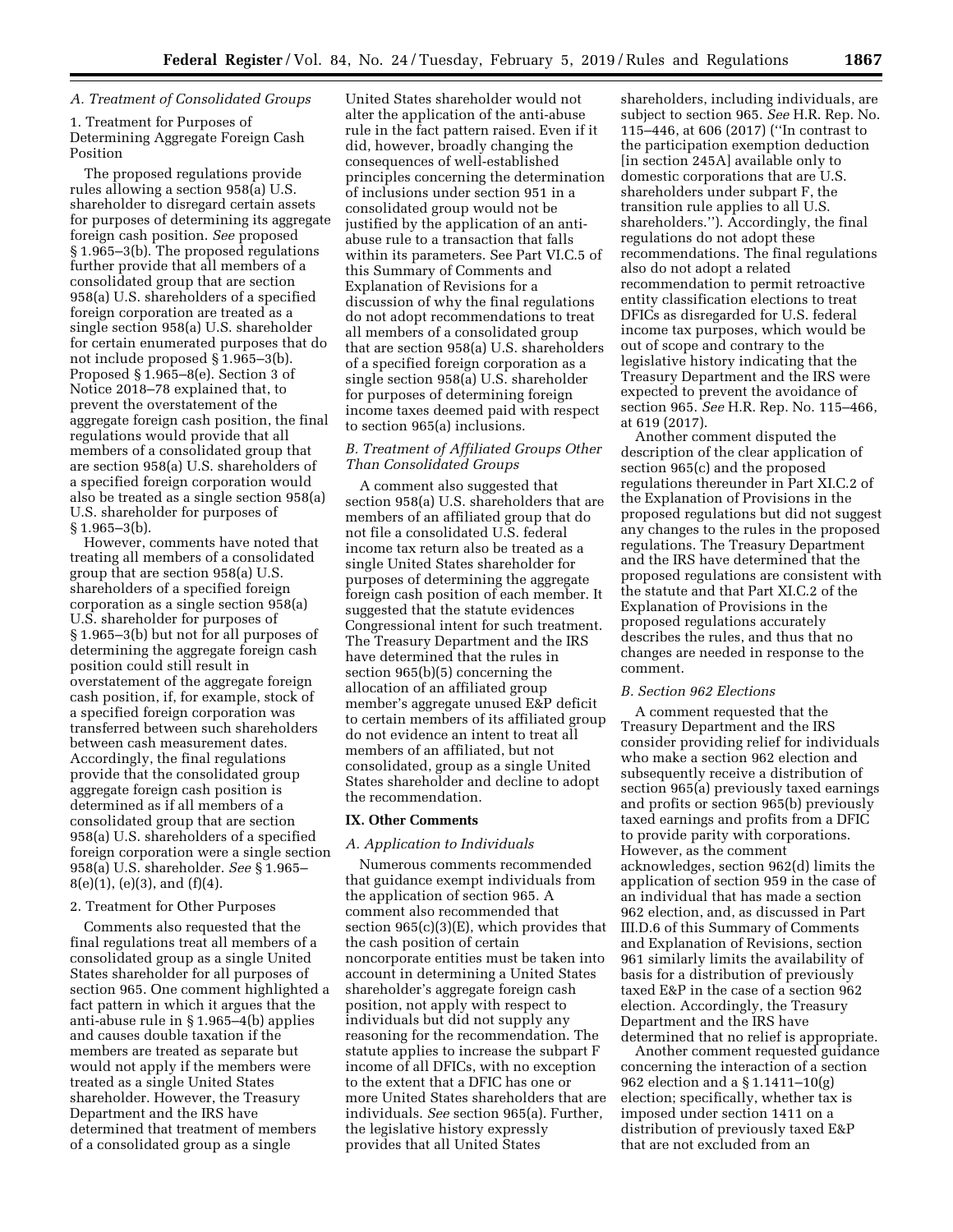### A. Treatment of Consolidated Groups

1. Treatment for Purposes of Determining Aggregate Foreign Cash Position

The proposed regulations provide rules allowing a section 958(a) U.S. shareholder to disregard certain assets for purposes of determining its aggregate foreign cash position. *See* proposed § 1.965–3(b). The proposed regulations further provide that all members of a consolidated group that are section 958(a) U.S. shareholders of a specified foreign corporation are treated as a single section 958(a) U.S. shareholder for certain enumerated purposes that do not include proposed § 1.965–3(b). Proposed § 1.965–8(e). Section 3 of Notice 2018–78 explained that, to prevent the overstatement of the aggregate foreign cash position, the final regulations would provide that all members of a consolidated group that are section 958(a) U.S. shareholders of a specified foreign corporation would also be treated as a single section 958(a) U.S. shareholder for purposes of § 1.965–3(b).

However, comments have noted that treating all members of a consolidated group that are section 958(a) U.S. shareholders of a specified foreign corporation as a single section 958(a) U.S. shareholder for purposes of § 1.965–3(b) but not for all purposes of determining the aggregate foreign cash position could still result in overstatement of the aggregate foreign cash position, if, for example, stock of a specified foreign corporation was transferred between such shareholders between cash measurement dates. Accordingly, the final regulations provide that the consolidated group aggregate foreign cash position is determined as if all members of a consolidated group that are section 958(a) U.S. shareholders of a specified foreign corporation were a single section 958(a) U.S. shareholder. *See* § 1.965–8(e)(1), (e)(3), and (f)(4).

2. Treatment for Other Purposes

Comments also requested that the final regulations treat all members of a consolidated group as a single United States shareholder for all purposes of section 965. One comment highlighted a fact pattern in which it argues that the anti-abuse rule in § 1.965–4(b) applies and causes double taxation if the members are treated as separate but would not apply if the members were treated as a single United States shareholder. However, the Treasury Department and the IRS have determined that treatment of members of a consolidated group as a single United States shareholder would not alter the application of the anti-abuse rule in the fact pattern raised. Even if it did, however, broadly changing the consequences of well-established principles concerning the determination of inclusions under section 951 in a consolidated group would not be justified by the application of an anti-abuse rule to a transaction that falls within its parameters. See Part VI.C.5 of this Summary of Comments and Explanation of Revisions for a discussion of why the final regulations do not adopt recommendations to treat all members of a consolidated group that are section 958(a) U.S. shareholders of a specified foreign corporation as a single section 958(a) U.S. shareholder for purposes of determining foreign income taxes deemed paid with respect to section 965(a) inclusions.

### B. Treatment of Affiliated Groups Other Than Consolidated Groups

A comment also suggested that section 958(a) U.S. shareholders that are members of an affiliated group that do not file a consolidated U.S. federal income tax return also be treated as a single United States shareholder for purposes of determining the aggregate foreign cash position of each member. It suggested that the statute evidences Congressional intent for such treatment. The Treasury Department and the IRS have determined that the rules in section 965(b)(5) concerning the allocation of an affiliated group member's aggregate unused E&P deficit to certain members of its affiliated group do not evidence an intent to treat all members of an affiliated, but not consolidated, group as a single United States shareholder and decline to adopt the recommendation.

## IX. Other Comments

### A. Application to Individuals

Numerous comments recommended that guidance exempt individuals from the application of section 965. A comment also recommended that section 965(c)(3)(E), which provides that the cash position of certain noncorporate entities must be taken into account in determining a United States shareholder's aggregate foreign cash position, not apply with respect to individuals but did not supply any reasoning for the recommendation. The statute applies to increase the subpart F income of all DFICs, with no exception to the extent that a DFIC has one or more United States shareholders that are individuals. *See* section 965(a). Further, the legislative history expressly provides that all United States shareholders, including individuals, are subject to section 965. *See* H.R. Rep. No. 115–446, at 606 (2017) (''In contrast to the participation exemption deduction [in section 245A] available only to domestic corporations that are U.S. shareholders under subpart F, the transition rule applies to all U.S. shareholders.''). Accordingly, the final regulations do not adopt these recommendations. The final regulations also do not adopt a related recommendation to permit retroactive entity classification elections to treat DFICs as disregarded for U.S. federal income tax purposes, which would be out of scope and contrary to the legislative history indicating that the Treasury Department and the IRS were expected to prevent the avoidance of section 965. *See* H.R. Rep. No. 115–466, at 619 (2017).

Another comment disputed the description of the clear application of section 965(c) and the proposed regulations thereunder in Part XI.C.2 of the Explanation of Provisions in the proposed regulations but did not suggest any changes to the rules in the proposed regulations. The Treasury Department and the IRS have determined that the proposed regulations are consistent with the statute and that Part XI.C.2 of the Explanation of Provisions in the proposed regulations accurately describes the rules, and thus that no changes are needed in response to the comment.

### B. Section 962 Elections

A comment requested that the Treasury Department and the IRS consider providing relief for individuals who make a section 962 election and subsequently receive a distribution of section 965(a) previously taxed earnings and profits or section 965(b) previously taxed earnings and profits from a DFIC to provide parity with corporations. However, as the comment acknowledges, section 962(d) limits the application of section 959 in the case of an individual that has made a section 962 election, and, as discussed in Part III.D.6 of this Summary of Comments and Explanation of Revisions, section 961 similarly limits the availability of basis for a distribution of previously taxed E&P in the case of a section 962 election. Accordingly, the Treasury Department and the IRS have determined that no relief is appropriate.

Another comment requested guidance concerning the interaction of a section 962 election and a § 1.1411–10(g) election; specifically, whether tax is imposed under section 1411 on a distribution of previously taxed E&P that are not excluded from an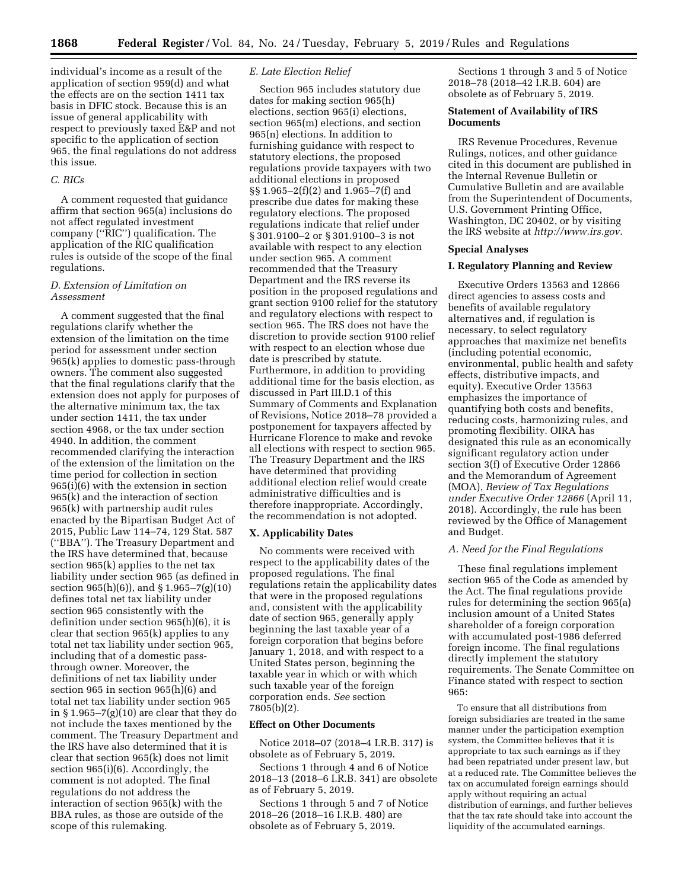individual's income as a result of the application of section 959(d) and what the effects are on the section 1411 tax basis in DFIC stock. Because this is an issue of general applicability with respect to previously taxed E&P and not specific to the application of section 965, the final regulations do not address this issue.

*C. RICs*

A comment requested that guidance affirm that section 965(a) inclusions do not affect regulated investment company (''RIC'') qualification. The application of the RIC qualification rules is outside of the scope of the final regulations.

*D. Extension of Limitation on Assessment*

A comment suggested that the final regulations clarify whether the extension of the limitation on the time period for assessment under section 965(k) applies to domestic pass-through owners. The comment also suggested that the final regulations clarify that the extension does not apply for purposes of the alternative minimum tax, the tax under section 1411, the tax under section 4968, or the tax under section 4940. In addition, the comment recommended clarifying the interaction of the extension of the limitation on the time period for collection in section 965(i)(6) with the extension in section 965(k) and the interaction of section 965(k) with partnership audit rules enacted by the Bipartisan Budget Act of 2015, Public Law 114–74, 129 Stat. 587 (''BBA''). The Treasury Department and the IRS have determined that, because section 965(k) applies to the net tax liability under section 965 (as defined in section 965(h)(6)), and § 1.965–7(g)(10) defines total net tax liability under section 965 consistently with the definition under section 965(h)(6), it is clear that section 965(k) applies to any total net tax liability under section 965, including that of a domestic pass-through owner. Moreover, the definitions of net tax liability under section 965 in section 965(h)(6) and total net tax liability under section 965 in § 1.965–7(g)(10) are clear that they do not include the taxes mentioned by the comment. The Treasury Department and the IRS have also determined that it is clear that section 965(k) does not limit section 965(i)(6). Accordingly, the comment is not adopted. The final regulations do not address the interaction of section 965(k) with the BBA rules, as those are outside of the scope of this rulemaking.

*E. Late Election Relief*

Section 965 includes statutory due dates for making section 965(h) elections, section 965(i) elections, section 965(m) elections, and section 965(n) elections. In addition to furnishing guidance with respect to statutory elections, the proposed regulations provide taxpayers with two additional elections in proposed §§ 1.965–2(f)(2) and 1.965–7(f) and prescribe due dates for making these regulatory elections. The proposed regulations indicate that relief under § 301.9100–2 or § 301.9100–3 is not available with respect to any election under section 965. A comment recommended that the Treasury Department and the IRS reverse its position in the proposed regulations and grant section 9100 relief for the statutory and regulatory elections with respect to section 965. The IRS does not have the discretion to provide section 9100 relief with respect to an election whose due date is prescribed by statute. Furthermore, in addition to providing additional time for the basis election, as discussed in Part III.D.1 of this Summary of Comments and Explanation of Revisions, Notice 2018–78 provided a postponement for taxpayers affected by Hurricane Florence to make and revoke all elections with respect to section 965. The Treasury Department and the IRS have determined that providing additional election relief would create administrative difficulties and is therefore inappropriate. Accordingly, the recommendation is not adopted.

**X. Applicability Dates**

No comments were received with respect to the applicability dates of the proposed regulations. The final regulations retain the applicability dates that were in the proposed regulations and, consistent with the applicability date of section 965, generally apply beginning the last taxable year of a foreign corporation that begins before January 1, 2018, and with respect to a United States person, beginning the taxable year in which or with which such taxable year of the foreign corporation ends. *See* section 7805(b)(2).

**Effect on Other Documents**

Notice 2018–07 (2018–4 I.R.B. 317) is obsolete as of February 5, 2019.

Sections 1 through 4 and 6 of Notice 2018–13 (2018–6 I.R.B. 341) are obsolete as of February 5, 2019.

Sections 1 through 5 and 7 of Notice 2018–26 (2018–16 I.R.B. 480) are obsolete as of February 5, 2019.

Sections 1 through 3 and 5 of Notice 2018–78 (2018–42 I.R.B. 604) are obsolete as of February 5, 2019.

**Statement of Availability of IRS Documents**

IRS Revenue Procedures, Revenue Rulings, notices, and other guidance cited in this document are published in the Internal Revenue Bulletin or Cumulative Bulletin and are available from the Superintendent of Documents, U.S. Government Printing Office, Washington, DC 20402, or by visiting the IRS website at *http://www.irs.gov.*

**Special Analyses**

**I. Regulatory Planning and Review**

Executive Orders 13563 and 12866 direct agencies to assess costs and benefits of available regulatory alternatives and, if regulation is necessary, to select regulatory approaches that maximize net benefits (including potential economic, environmental, public health and safety effects, distributive impacts, and equity). Executive Order 13563 emphasizes the importance of quantifying both costs and benefits, reducing costs, harmonizing rules, and promoting flexibility. OIRA has designated this rule as an economically significant regulatory action under section 3(f) of Executive Order 12866 and the Memorandum of Agreement (MOA), *Review of Tax Regulations under Executive Order 12866* (April 11, 2018). Accordingly, the rule has been reviewed by the Office of Management and Budget.

*A. Need for the Final Regulations*

These final regulations implement section 965 of the Code as amended by the Act. The final regulations provide rules for determining the section 965(a) inclusion amount of a United States shareholder of a foreign corporation with accumulated post-1986 deferred foreign income. The final regulations directly implement the statutory requirements. The Senate Committee on Finance stated with respect to section 965:

> To ensure that all distributions from foreign subsidiaries are treated in the same manner under the participation exemption system, the Committee believes that it is appropriate to tax such earnings as if they had been repatriated under present law, but at a reduced rate. The Committee believes the tax on accumulated foreign earnings should apply without requiring an actual distribution of earnings, and further believes that the tax rate should take into account the liquidity of the accumulated earnings.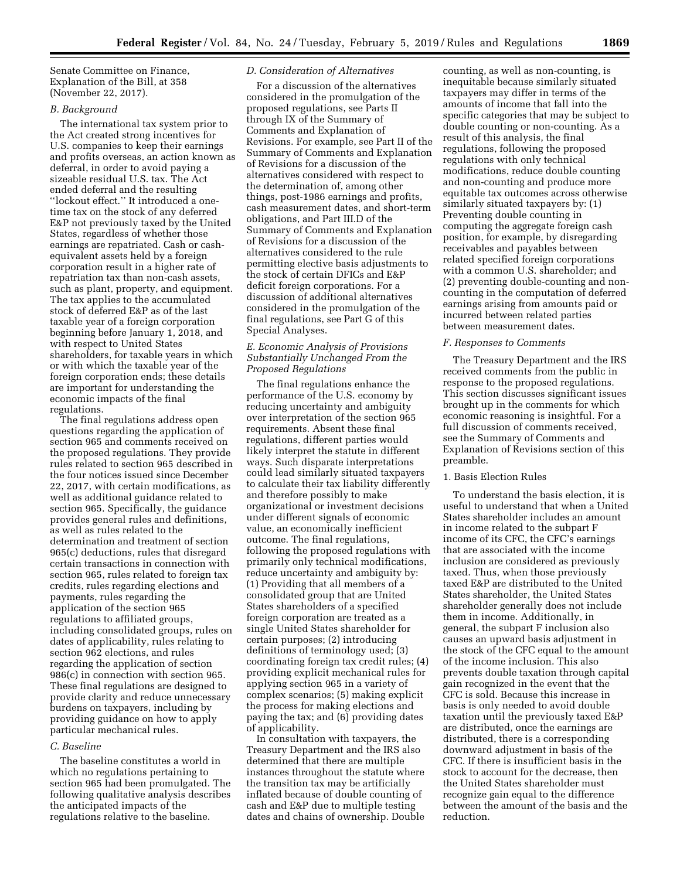Senate Committee on Finance, Explanation of the Bill, at 358 (November 22, 2017).

### B. Background

The international tax system prior to the Act created strong incentives for U.S. companies to keep their earnings and profits overseas, an action known as deferral, in order to avoid paying a sizeable residual U.S. tax. The Act ended deferral and the resulting ''lockout effect.'' It introduced a one-time tax on the stock of any deferred E&P not previously taxed by the United States, regardless of whether those earnings are repatriated. Cash or cash-equivalent assets held by a foreign corporation result in a higher rate of repatriation tax than non-cash assets, such as plant, property, and equipment. The tax applies to the accumulated stock of deferred E&P as of the last taxable year of a foreign corporation beginning before January 1, 2018, and with respect to United States shareholders, for taxable years in which or with which the taxable year of the foreign corporation ends; these details are important for understanding the economic impacts of the final regulations.

The final regulations address open questions regarding the application of section 965 and comments received on the proposed regulations. They provide rules related to section 965 described in the four notices issued since December 22, 2017, with certain modifications, as well as additional guidance related to section 965. Specifically, the guidance provides general rules and definitions, as well as rules related to the determination and treatment of section 965(c) deductions, rules that disregard certain transactions in connection with section 965, rules related to foreign tax credits, rules regarding elections and payments, rules regarding the application of the section 965 regulations to affiliated groups, including consolidated groups, rules on dates of applicability, rules relating to section 962 elections, and rules regarding the application of section 986(c) in connection with section 965. These final regulations are designed to provide clarity and reduce unnecessary burdens on taxpayers, including by providing guidance on how to apply particular mechanical rules.

### C. Baseline

The baseline constitutes a world in which no regulations pertaining to section 965 had been promulgated. The following qualitative analysis describes the anticipated impacts of the regulations relative to the baseline.

### D. Consideration of Alternatives

For a discussion of the alternatives considered in the promulgation of the proposed regulations, see Parts II through IX of the Summary of Comments and Explanation of Revisions. For example, see Part II of the Summary of Comments and Explanation of Revisions for a discussion of the alternatives considered with respect to the determination of, among other things, post-1986 earnings and profits, cash measurement dates, and short-term obligations, and Part III.D of the Summary of Comments and Explanation of Revisions for a discussion of the alternatives considered to the rule permitting elective basis adjustments to the stock of certain DFICs and E&P deficit foreign corporations. For a discussion of additional alternatives considered in the promulgation of the final regulations, see Part G of this Special Analyses.

### E. Economic Analysis of Provisions Substantially Unchanged From the Proposed Regulations

The final regulations enhance the performance of the U.S. economy by reducing uncertainty and ambiguity over interpretation of the section 965 requirements. Absent these final regulations, different parties would likely interpret the statute in different ways. Such disparate interpretations could lead similarly situated taxpayers to calculate their tax liability differently and therefore possibly to make organizational or investment decisions under different signals of economic value, an economically inefficient outcome. The final regulations, following the proposed regulations with primarily only technical modifications, reduce uncertainty and ambiguity by: (1) Providing that all members of a consolidated group that are United States shareholders of a specified foreign corporation are treated as a single United States shareholder for certain purposes; (2) introducing definitions of terminology used; (3) coordinating foreign tax credit rules; (4) providing explicit mechanical rules for applying section 965 in a variety of complex scenarios; (5) making explicit the process for making elections and paying the tax; and (6) providing dates of applicability.

In consultation with taxpayers, the Treasury Department and the IRS also determined that there are multiple instances throughout the statute where the transition tax may be artificially inflated because of double counting of cash and E&P due to multiple testing dates and chains of ownership. Double counting, as well as non-counting, is inequitable because similarly situated taxpayers may differ in terms of the amounts of income that fall into the specific categories that may be subject to double counting or non-counting. As a result of this analysis, the final regulations, following the proposed regulations with only technical modifications, reduce double counting and non-counting and produce more equitable tax outcomes across otherwise similarly situated taxpayers by: (1) Preventing double counting in computing the aggregate foreign cash position, for example, by disregarding receivables and payables between related specified foreign corporations with a common U.S. shareholder; and (2) preventing double-counting and non-counting in the computation of deferred earnings arising from amounts paid or incurred between related parties between measurement dates.

### F. Responses to Comments

The Treasury Department and the IRS received comments from the public in response to the proposed regulations. This section discusses significant issues brought up in the comments for which economic reasoning is insightful. For a full discussion of comments received, see the Summary of Comments and Explanation of Revisions section of this preamble.

#### 1. Basis Election Rules

To understand the basis election, it is useful to understand that when a United States shareholder includes an amount in income related to the subpart F income of its CFC, the CFC's earnings that are associated with the income inclusion are considered as previously taxed. Thus, when those previously taxed E&P are distributed to the United States shareholder, the United States shareholder generally does not include them in income. Additionally, in general, the subpart F inclusion also causes an upward basis adjustment in the stock of the CFC equal to the amount of the income inclusion. This also prevents double taxation through capital gain recognized in the event that the CFC is sold. Because this increase in basis is only needed to avoid double taxation until the previously taxed E&P are distributed, once the earnings are distributed, there is a corresponding downward adjustment in basis of the CFC. If there is insufficient basis in the stock to account for the decrease, then the United States shareholder must recognize gain equal to the difference between the amount of the basis and the reduction.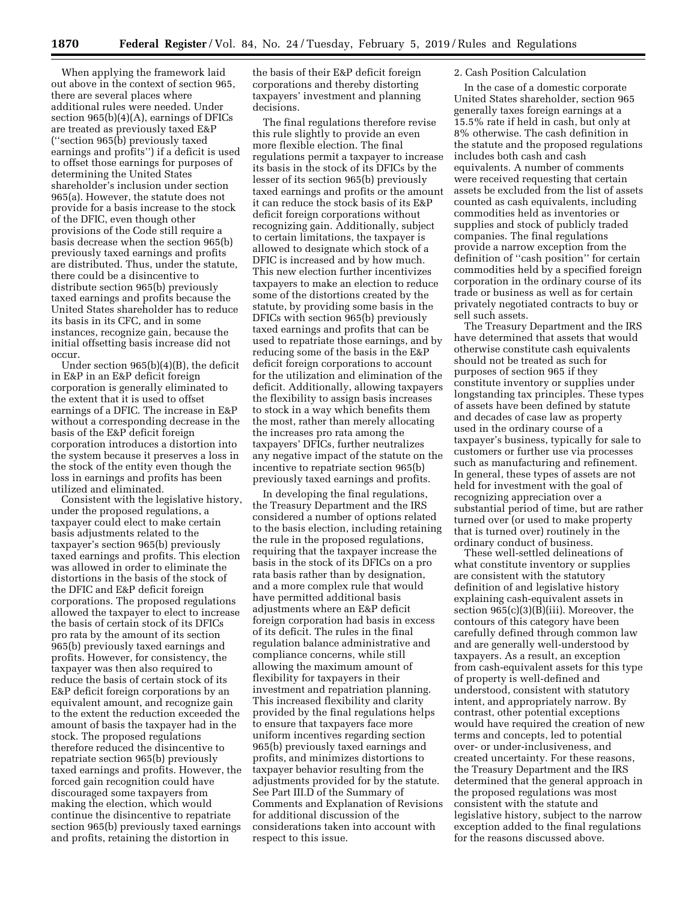When applying the framework laid out above in the context of section 965, there are several places where additional rules were needed. Under section 965(b)(4)(A), earnings of DFICs are treated as previously taxed E&P (''section 965(b) previously taxed earnings and profits'') if a deficit is used to offset those earnings for purposes of determining the United States shareholder's inclusion under section 965(a). However, the statute does not provide for a basis increase to the stock of the DFIC, even though other provisions of the Code still require a basis decrease when the section 965(b) previously taxed earnings and profits are distributed. Thus, under the statute, there could be a disincentive to distribute section 965(b) previously taxed earnings and profits because the United States shareholder has to reduce its basis in its CFC, and in some instances, recognize gain, because the initial offsetting basis increase did not occur.

Under section 965(b)(4)(B), the deficit in E&P in an E&P deficit foreign corporation is generally eliminated to the extent that it is used to offset earnings of a DFIC. The increase in E&P without a corresponding decrease in the basis of the E&P deficit foreign corporation introduces a distortion into the system because it preserves a loss in the stock of the entity even though the loss in earnings and profits has been utilized and eliminated.

Consistent with the legislative history, under the proposed regulations, a taxpayer could elect to make certain basis adjustments related to the taxpayer's section 965(b) previously taxed earnings and profits. This election was allowed in order to eliminate the distortions in the basis of the stock of the DFIC and E&P deficit foreign corporations. The proposed regulations allowed the taxpayer to elect to increase the basis of certain stock of its DFICs pro rata by the amount of its section 965(b) previously taxed earnings and profits. However, for consistency, the taxpayer was then also required to reduce the basis of certain stock of its E&P deficit foreign corporations by an equivalent amount, and recognize gain to the extent the reduction exceeded the amount of basis the taxpayer had in the stock. The proposed regulations therefore reduced the disincentive to repatriate section 965(b) previously taxed earnings and profits. However, the forced gain recognition could have discouraged some taxpayers from making the election, which would continue the disincentive to repatriate section 965(b) previously taxed earnings and profits, retaining the distortion in the basis of their E&P deficit foreign corporations and thereby distorting taxpayers' investment and planning decisions.

The final regulations therefore revise this rule slightly to provide an even more flexible election. The final regulations permit a taxpayer to increase its basis in the stock of its DFICs by the lesser of its section 965(b) previously taxed earnings and profits or the amount it can reduce the stock basis of its E&P deficit foreign corporations without recognizing gain. Additionally, subject to certain limitations, the taxpayer is allowed to designate which stock of a DFIC is increased and by how much. This new election further incentivizes taxpayers to make an election to reduce some of the distortions created by the statute, by providing some basis in the DFICs with section 965(b) previously taxed earnings and profits that can be used to repatriate those earnings, and by reducing some of the basis in the E&P deficit foreign corporations to account for the utilization and elimination of the deficit. Additionally, allowing taxpayers the flexibility to assign basis increases to stock in a way which benefits them the most, rather than merely allocating the increases pro rata among the taxpayers' DFICs, further neutralizes any negative impact of the statute on the incentive to repatriate section 965(b) previously taxed earnings and profits.

In developing the final regulations, the Treasury Department and the IRS considered a number of options related to the basis election, including retaining the rule in the proposed regulations, requiring that the taxpayer increase the basis in the stock of its DFICs on a pro rata basis rather than by designation, and a more complex rule that would have permitted additional basis adjustments where an E&P deficit foreign corporation had basis in excess of its deficit. The rules in the final regulation balance administrative and compliance concerns, while still allowing the maximum amount of flexibility for taxpayers in their investment and repatriation planning. This increased flexibility and clarity provided by the final regulations helps to ensure that taxpayers face more uniform incentives regarding section 965(b) previously taxed earnings and profits, and minimizes distortions to taxpayer behavior resulting from the adjustments provided for by the statute. See Part III.D of the Summary of Comments and Explanation of Revisions for additional discussion of the considerations taken into account with respect to this issue.

2. Cash Position Calculation

In the case of a domestic corporate United States shareholder, section 965 generally taxes foreign earnings at a 15.5% rate if held in cash, but only at 8% otherwise. The cash definition in the statute and the proposed regulations includes both cash and cash equivalents. A number of comments were received requesting that certain assets be excluded from the list of assets counted as cash equivalents, including commodities held as inventories or supplies and stock of publicly traded companies. The final regulations provide a narrow exception from the definition of ''cash position'' for certain commodities held by a specified foreign corporation in the ordinary course of its trade or business as well as for certain privately negotiated contracts to buy or sell such assets.

The Treasury Department and the IRS have determined that assets that would otherwise constitute cash equivalents should not be treated as such for purposes of section 965 if they constitute inventory or supplies under longstanding tax principles. These types of assets have been defined by statute and decades of case law as property used in the ordinary course of a taxpayer's business, typically for sale to customers or further use via processes such as manufacturing and refinement. In general, these types of assets are not held for investment with the goal of recognizing appreciation over a substantial period of time, but are rather turned over (or used to make property that is turned over) routinely in the ordinary conduct of business.

These well-settled delineations of what constitute inventory or supplies are consistent with the statutory definition of and legislative history explaining cash-equivalent assets in section 965(c)(3)(B)(iii). Moreover, the contours of this category have been carefully defined through common law and are generally well-understood by taxpayers. As a result, an exception from cash-equivalent assets for this type of property is well-defined and understood, consistent with statutory intent, and appropriately narrow. By contrast, other potential exceptions would have required the creation of new terms and concepts, led to potential over- or under-inclusiveness, and created uncertainty. For these reasons, the Treasury Department and the IRS determined that the general approach in the proposed regulations was most consistent with the statute and legislative history, subject to the narrow exception added to the final regulations for the reasons discussed above.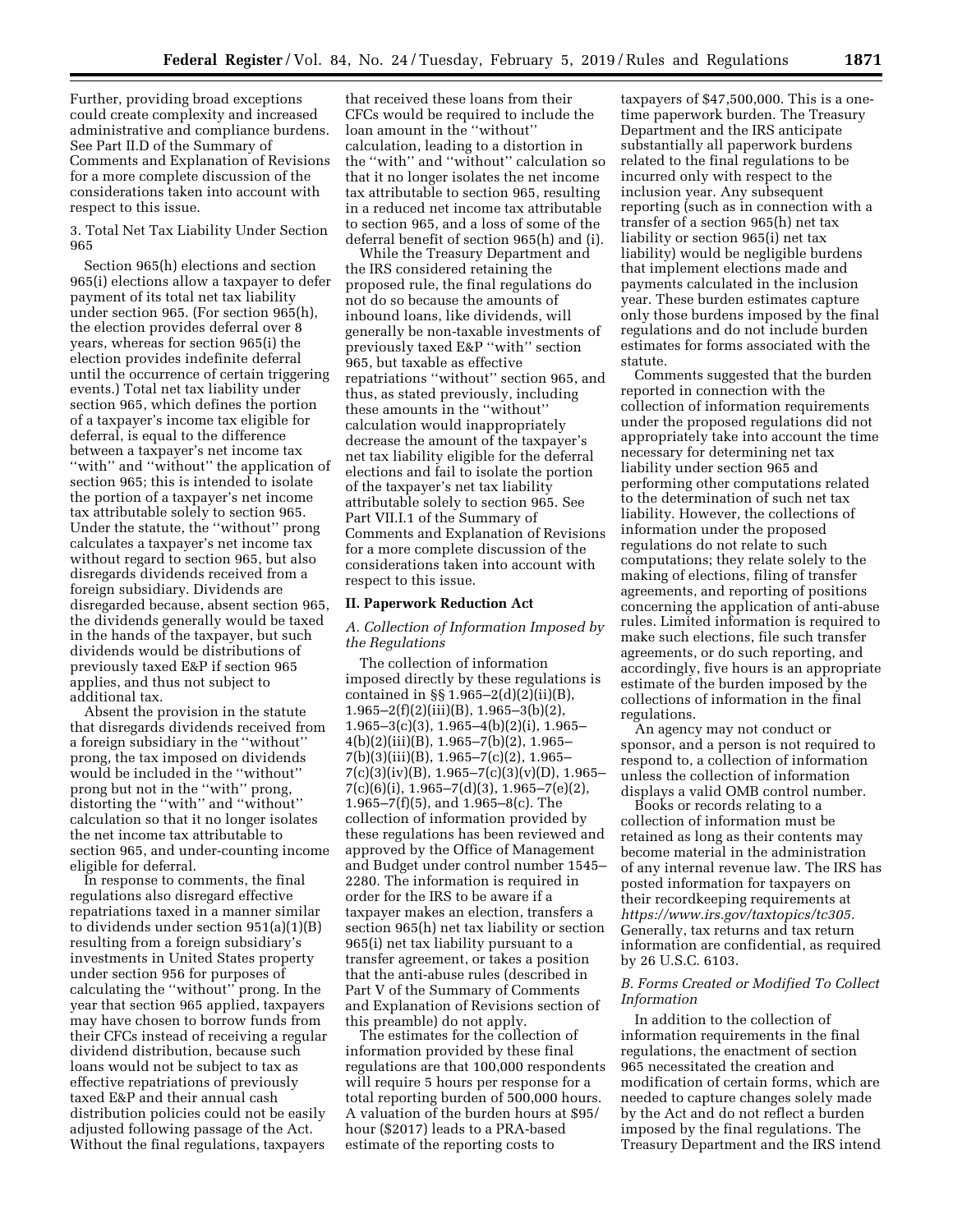Further, providing broad exceptions could create complexity and increased administrative and compliance burdens. See Part II.D of the Summary of Comments and Explanation of Revisions for a more complete discussion of the considerations taken into account with respect to this issue.

3. Total Net Tax Liability Under Section 965

Section 965(h) elections and section 965(i) elections allow a taxpayer to defer payment of its total net tax liability under section 965. (For section 965(h), the election provides deferral over 8 years, whereas for section 965(i) the election provides indefinite deferral until the occurrence of certain triggering events.) Total net tax liability under section 965, which defines the portion of a taxpayer's income tax eligible for deferral, is equal to the difference between a taxpayer's net income tax "with" and "without" the application of section 965; this is intended to isolate the portion of a taxpayer's net income tax attributable solely to section 965. Under the statute, the "without" prong calculates a taxpayer's net income tax without regard to section 965, but also disregards dividends received from a foreign subsidiary. Dividends are disregarded because, absent section 965, the dividends generally would be taxed in the hands of the taxpayer, but such dividends would be distributions of previously taxed E&P if section 965 applies, and thus not subject to additional tax.

Absent the provision in the statute that disregards dividends received from a foreign subsidiary in the "without" prong, the tax imposed on dividends would be included in the "without" prong but not in the "with" prong, distorting the "with" and "without" calculation so that it no longer isolates the net income tax attributable to section 965, and under-counting income eligible for deferral.

In response to comments, the final regulations also disregard effective repatriations taxed in a manner similar to dividends under section 951(a)(1)(B) resulting from a foreign subsidiary's investments in United States property under section 956 for purposes of calculating the "without" prong. In the year that section 965 applied, taxpayers may have chosen to borrow funds from their CFCs instead of receiving a regular dividend distribution, because such loans would not be subject to tax as effective repatriations of previously taxed E&P and their annual cash distribution policies could not be easily adjusted following passage of the Act. Without the final regulations, taxpayers that received these loans from their CFCs would be required to include the loan amount in the "without" calculation, leading to a distortion in the "with" and "without" calculation so that it no longer isolates the net income tax attributable to section 965, resulting in a reduced net income tax attributable to section 965, and a loss of some of the deferral benefit of section 965(h) and (i).

While the Treasury Department and the IRS considered retaining the proposed rule, the final regulations do not do so because the amounts of inbound loans, like dividends, will generally be non-taxable investments of previously taxed E&P "with" section 965, but taxable as effective repatriations "without" section 965, and thus, as stated previously, including these amounts in the "without" calculation would inappropriately decrease the amount of the taxpayer's net tax liability eligible for the deferral elections and fail to isolate the portion of the taxpayer's net tax liability attributable solely to section 965. See Part VII.I.1 of the Summary of Comments and Explanation of Revisions for a more complete discussion of the considerations taken into account with respect to this issue.

## II. Paperwork Reduction Act

### A. Collection of Information Imposed by the Regulations

The collection of information imposed directly by these regulations is contained in §§ 1.965–2(d)(2)(ii)(B), 1.965–2(f)(2)(iii)(B), 1.965–3(b)(2), 1.965–3(c)(3), 1.965–4(b)(2)(i), 1.965–4(b)(2)(iii)(B), 1.965–7(b)(2), 1.965–7(b)(3)(iii)(B), 1.965–7(c)(2), 1.965–7(c)(3)(iv)(B), 1.965–7(c)(3)(v)(D), 1.965–7(c)(6)(i), 1.965–7(d)(3), 1.965–7(e)(2), 1.965–7(f)(5), and 1.965–8(c). The collection of information provided by these regulations has been reviewed and approved by the Office of Management and Budget under control number 1545–2280. The information is required in order for the IRS to be aware if a taxpayer makes an election, transfers a section 965(h) net tax liability or section 965(i) net tax liability pursuant to a transfer agreement, or takes a position that the anti-abuse rules (described in Part V of the Summary of Comments and Explanation of Revisions section of this preamble) do not apply.

The estimates for the collection of information provided by these final regulations are that 100,000 respondents will require 5 hours per response for a total reporting burden of 500,000 hours. A valuation of the burden hours at $95/hour ($2017) leads to a PRA-based estimate of the reporting costs to taxpayers of $47,500,000. This is a one-time paperwork burden. The Treasury Department and the IRS anticipate substantially all paperwork burdens related to the final regulations to be incurred only with respect to the inclusion year. Any subsequent reporting (such as in connection with a transfer of a section 965(h) net tax liability or section 965(i) net tax liability) would be negligible burdens that implement elections made and payments calculated in the inclusion year. These burden estimates capture only those burdens imposed by the final regulations and do not include burden estimates for forms associated with the statute.

Comments suggested that the burden reported in connection with the collection of information requirements under the proposed regulations did not appropriately take into account the time necessary for determining net tax liability under section 965 and performing other computations related to the determination of such net tax liability. However, the collections of information under the proposed regulations do not relate to such computations; they relate solely to the making of elections, filing of transfer agreements, and reporting of positions concerning the application of anti-abuse rules. Limited information is required to make such elections, file such transfer agreements, or do such reporting, and accordingly, five hours is an appropriate estimate of the burden imposed by the collections of information in the final regulations.

An agency may not conduct or sponsor, and a person is not required to respond to, a collection of information unless the collection of information displays a valid OMB control number.

Books or records relating to a collection of information must be retained as long as their contents may become material in the administration of any internal revenue law. The IRS has posted information for taxpayers on their recordkeeping requirements at *https://www.irs.gov/taxtopics/tc305.* Generally, tax returns and tax return information are confidential, as required by 26 U.S.C. 6103.

### B. Forms Created or Modified To Collect Information

In addition to the collection of information requirements in the final regulations, the enactment of section 965 necessitated the creation and modification of certain forms, which are needed to capture changes solely made by the Act and do not reflect a burden imposed by the final regulations. The Treasury Department and the IRS intend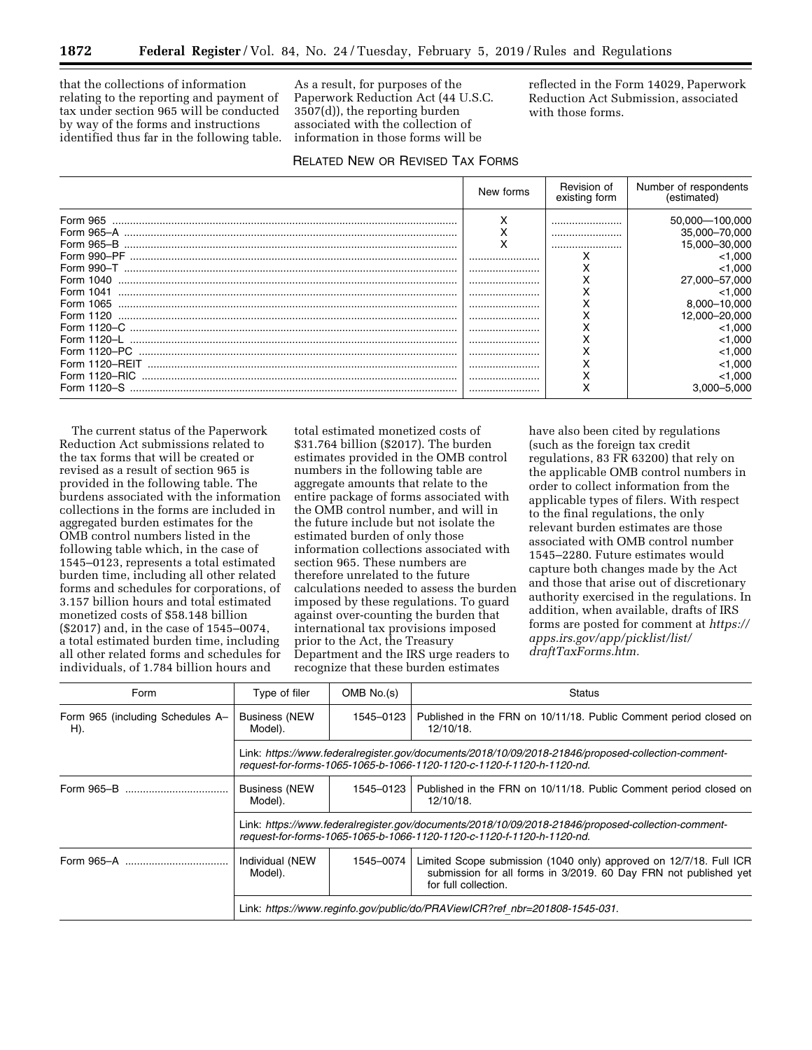that the collections of information relating to the reporting and payment of tax under section 965 will be conducted by way of the forms and instructions identified thus far in the following table. As a result, for purposes of the Paperwork Reduction Act (44 U.S.C. 3507(d)), the reporting burden associated with the collection of information in those forms will be reflected in the Form 14029, Paperwork Reduction Act Submission, associated with those forms.

RELATED NEW OR REVISED TAX FORMS

| | New forms | Revision of existing form | Number of respondents (estimated) |
|---|---|---|---|
| Form 965 | X | | 50,000—100,000 |
| Form 965–A | X | | 35,000–70,000 |
| Form 965–B | X | | 15,000–30,000 |
| Form 990–PF | | X | <1,000 |
| Form 990–T | | X | <1,000 |
| Form 1040 | | X | 27,000–57,000 |
| Form 1041 | | X | <1,000 |
| Form 1065 | | X | 8,000–10,000 |
| Form 1120 | | X | 12,000–20,000 |
| Form 1120–C | | X | <1,000 |
| Form 1120–L | | X | <1,000 |
| Form 1120–PC | | X | <1,000 |
| Form 1120–REIT | | X | <1,000 |
| Form 1120–RIC | | X | <1,000 |
| Form 1120–S | | X | 3,000–5,000 |

The current status of the Paperwork Reduction Act submissions related to the tax forms that will be created or revised as a result of section 965 is provided in the following table. The burdens associated with the information collections in the forms are included in aggregated burden estimates for the OMB control numbers listed in the following table which, in the case of 1545–0123, represents a total estimated burden time, including all other related forms and schedules for corporations, of 3.157 billion hours and total estimated monetized costs of $58.148 billion ($2017) and, in the case of 1545–0074, a total estimated burden time, including all other related forms and schedules for individuals, of 1.784 billion hours and total estimated monetized costs of $31.764 billion ($2017). The burden estimates provided in the OMB control numbers in the following table are aggregate amounts that relate to the entire package of forms associated with the OMB control number, and will in the future include but not isolate the estimated burden of only those information collections associated with section 965. These numbers are therefore unrelated to the future calculations needed to assess the burden imposed by these regulations. To guard against over-counting the burden that international tax provisions imposed prior to the Act, the Treasury Department and the IRS urge readers to recognize that these burden estimates have also been cited by regulations (such as the foreign tax credit regulations, 83 FR 63200) that rely on the applicable OMB control numbers in order to collect information from the applicable types of filers. With respect to the final regulations, the only relevant burden estimates are those associated with OMB control number 1545–2280. Future estimates would capture both changes made by the Act and those that arise out of discretionary authority exercised in the regulations. In addition, when available, drafts of IRS forms are posted for comment at *https://apps.irs.gov/app/picklist/list/draftTaxForms.htm.*

| Form | Type of filer | OMB No.(s) | Status |
|---|---|---|---|
| Form 965 (including Schedules A–H). | Business (NEW Model). | 1545–0123 | Published in the FRN on 10/11/18. Public Comment period closed on 12/10/18. |
| | Link: *https://www.federalregister.gov/documents/2018/10/09/2018-21846/proposed-collection-comment-request-for-forms-1065-1065-b-1066-1120-1120-c-1120-f-1120-h-1120-nd.* | | |
| Form 965–B | Business (NEW Model). | 1545–0123 | Published in the FRN on 10/11/18. Public Comment period closed on 12/10/18. |
| | Link: *https://www.federalregister.gov/documents/2018/10/09/2018-21846/proposed-collection-comment-request-for-forms-1065-1065-b-1066-1120-1120-c-1120-f-1120-h-1120-nd.* | | |
| Form 965–A | Individual (NEW Model). | 1545–0074 | Limited Scope submission (1040 only) approved on 12/7/18. Full ICR submission for all forms in 3/2019. 60 Day FRN not published yet for full collection. |
| | Link: *https://www.reginfo.gov/public/do/PRAViewICR?ref_nbr=201808-1545-031.* | | |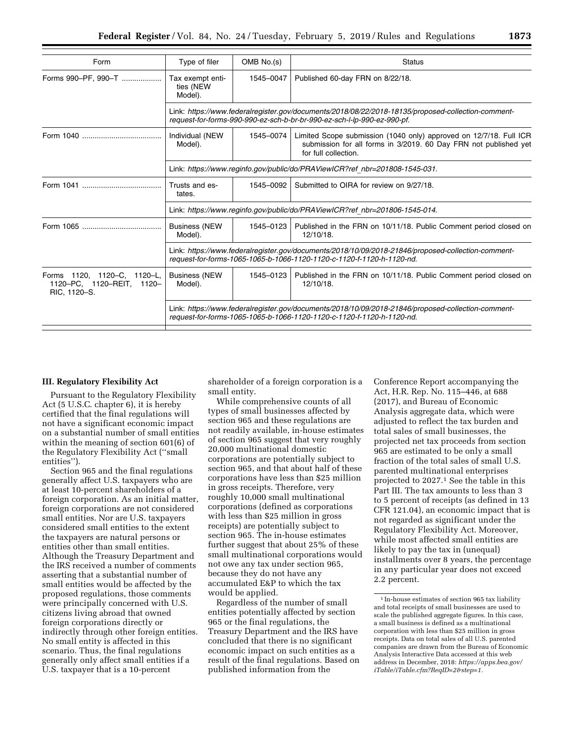| Form | Type of filer | OMB No.(s) | Status |
|---|---|---|---|
| Forms 990–PF, 990–T | Tax exempt entities (NEW Model). | 1545–0047 | Published 60-day FRN on 8/22/18. |
| | Link: *https://www.federalregister.gov/documents/2018/08/22/2018-18135/proposed-collection-comment-request-for-forms-990-990-ez-sch-b-br-br-990-ez-sch-l-lp-990-ez-990-pf.* | | |
| Form 1040 | Individual (NEW Model). | 1545–0074 | Limited Scope submission (1040 only) approved on 12/7/18. Full ICR submission for all forms in 3/2019. 60 Day FRN not published yet for full collection. |
| | Link: *https://www.reginfo.gov/public/do/PRAViewICR?ref_nbr=201808-1545-031.* | | |
| Form 1041 | Trusts and estates. | 1545–0092 | Submitted to OIRA for review on 9/27/18. |
| | Link: *https://www.reginfo.gov/public/do/PRAViewICR?ref_nbr=201806-1545-014.* | | |
| Form 1065 | Business (NEW Model). | 1545–0123 | Published in the FRN on 10/11/18. Public Comment period closed on 12/10/18. |
| | Link: *https://www.federalregister.gov/documents/2018/10/09/2018-21846/proposed-collection-comment-request-for-forms-1065-1065-b-1066-1120-1120-c-1120-f-1120-h-1120-nd.* | | |
| Forms 1120, 1120–C, 1120–L, 1120–PC, 1120–REIT, 1120–RIC, 1120–S. | Business (NEW Model). | 1545–0123 | Published in the FRN on 10/11/18. Public Comment period closed on 12/10/18. |
| | Link: *https://www.federalregister.gov/documents/2018/10/09/2018-21846/proposed-collection-comment-request-for-forms-1065-1065-b-1066-1120-1120-c-1120-f-1120-h-1120-nd.* | | |

### III. Regulatory Flexibility Act

Pursuant to the Regulatory Flexibility Act (5 U.S.C. chapter 6), it is hereby certified that the final regulations will not have a significant economic impact on a substantial number of small entities within the meaning of section 601(6) of the Regulatory Flexibility Act (''small entities'').

Section 965 and the final regulations generally affect U.S. taxpayers who are at least 10-percent shareholders of a foreign corporation. As an initial matter, foreign corporations are not considered small entities. Nor are U.S. taxpayers considered small entities to the extent the taxpayers are natural persons or entities other than small entities. Although the Treasury Department and the IRS received a number of comments asserting that a substantial number of small entities would be affected by the proposed regulations, those comments were principally concerned with U.S. citizens living abroad that owned foreign corporations directly or indirectly through other foreign entities. No small entity is affected in this scenario. Thus, the final regulations generally only affect small entities if a U.S. taxpayer that is a 10-percent shareholder of a foreign corporation is a small entity.

While comprehensive counts of all types of small businesses affected by section 965 and these regulations are not readily available, in-house estimates of section 965 suggest that very roughly 20,000 multinational domestic corporations are potentially subject to section 965, and that about half of these corporations have less than $25 million in gross receipts. Therefore, very roughly 10,000 small multinational corporations (defined as corporations with less than $25 million in gross receipts) are potentially subject to section 965. The in-house estimates further suggest that about 25% of these small multinational corporations would not owe any tax under section 965, because they do not have any accumulated E&P to which the tax would be applied.

Regardless of the number of small entities potentially affected by section 965 or the final regulations, the Treasury Department and the IRS have concluded that there is no significant economic impact on such entities as a result of the final regulations. Based on published information from the Conference Report accompanying the Act, H.R. Rep. No. 115–446, at 688 (2017), and Bureau of Economic Analysis aggregate data, which were adjusted to reflect the tax burden and total sales of small businesses, the projected net tax proceeds from section 965 are estimated to be only a small fraction of the total sales of small U.S. parented multinational enterprises projected to 2027.[1] See the table in this Part III. The tax amounts to less than 3 to 5 percent of receipts (as defined in 13 CFR 121.04), an economic impact that is not regarded as significant under the Regulatory Flexibility Act. Moreover, while most affected small entities are likely to pay the tax in (unequal) installments over 8 years, the percentage in any particular year does not exceed 2.2 percent.

[1] In-house estimates of section 965 tax liability and total receipts of small businesses are used to scale the published aggregate figures. In this case, a small business is defined as a multinational corporation with less than $25 million in gross receipts. Data on total sales of all U.S. parented companies are drawn from the Bureau of Economic Analysis Interactive Data accessed at this web address in December, 2018: *https://apps.bea.gov/iTable/iTable.cfm?ReqID=2&step=1.*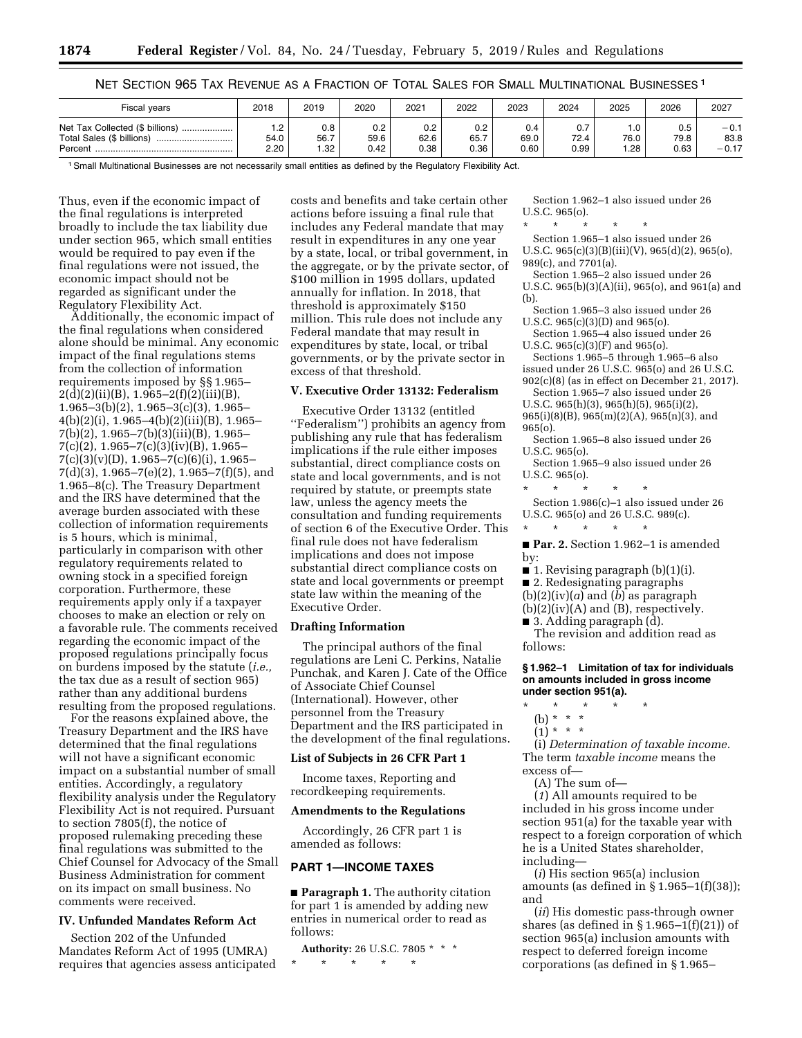NET SECTION 965 TAX REVENUE AS A FRACTION OF TOTAL SALES FOR SMALL MULTINATIONAL BUSINESSES [1]

| Fiscal years | 2018 | 2019 | 2020 | 2021 | 2022 | 2023 | 2024 | 2025 | 2026 | 2027 |
|---|---|---|---|---|---|---|---|---|---|---|
| Net Tax Collected ($ billions) | 1.2 | 0.8 | 0.2 | 0.2 | 0.2 | 0.4 | 0.7 | 1.0 | 0.5 | −0.1 |
| Total Sales ($ billions) | 54.0 | 56.7 | 59.6 | 62.6 | 65.7 | 69.0 | 72.4 | 76.0 | 79.8 | 83.8 |
| Percent | 2.20 | 1.32 | 0.42 | 0.38 | 0.36 | 0.60 | 0.99 | 1.28 | 0.63 | −0.17 |

[1] Small Multinational Businesses are not necessarily small entities as defined by the Regulatory Flexibility Act.

Thus, even if the economic impact of the final regulations is interpreted broadly to include the tax liability due under section 965, which small entities would be required to pay even if the final regulations were not issued, the economic impact should not be regarded as significant under the Regulatory Flexibility Act.

Additionally, the economic impact of the final regulations when considered alone should be minimal. Any economic impact of the final regulations stems from the collection of information requirements imposed by §§ 1.965–2(d)(2)(ii)(B), 1.965–2(f)(2)(iii)(B), 1.965–3(b)(2), 1.965–3(c)(3), 1.965–4(b)(2)(i), 1.965–4(b)(2)(iii)(B), 1.965–7(b)(2), 1.965–7(b)(3)(iii)(B), 1.965–7(c)(2), 1.965–7(c)(3)(iv)(B), 1.965–7(c)(3)(v)(D), 1.965–7(c)(6)(i), 1.965–7(d)(3), 1.965–7(e)(2), 1.965–7(f)(5), and 1.965–8(c). The Treasury Department and the IRS have determined that the average burden associated with these collection of information requirements is 5 hours, which is minimal, particularly in comparison with other regulatory requirements related to owning stock in a specified foreign corporation. Furthermore, these requirements apply only if a taxpayer chooses to make an election or rely on a favorable rule. The comments received regarding the economic impact of the proposed regulations principally focus on burdens imposed by the statute (*i.e.,* the tax due as a result of section 965) rather than any additional burdens resulting from the proposed regulations.

For the reasons explained above, the Treasury Department and the IRS have determined that the final regulations will not have a significant economic impact on a substantial number of small entities. Accordingly, a regulatory flexibility analysis under the Regulatory Flexibility Act is not required. Pursuant to section 7805(f), the notice of proposed rulemaking preceding these final regulations was submitted to the Chief Counsel for Advocacy of the Small Business Administration for comment on its impact on small business. No comments were received.

## IV. Unfunded Mandates Reform Act

Section 202 of the Unfunded Mandates Reform Act of 1995 (UMRA) requires that agencies assess anticipated costs and benefits and take certain other actions before issuing a final rule that includes any Federal mandate that may result in expenditures in any one year by a state, local, or tribal government, in the aggregate, or by the private sector, of $100 million in 1995 dollars, updated annually for inflation. In 2018, that threshold is approximately $150 million. This rule does not include any Federal mandate that may result in expenditures by state, local, or tribal governments, or by the private sector in excess of that threshold.

## V. Executive Order 13132: Federalism

Executive Order 13132 (entitled ''Federalism'') prohibits an agency from publishing any rule that has federalism implications if the rule either imposes substantial, direct compliance costs on state and local governments, and is not required by statute, or preempts state law, unless the agency meets the consultation and funding requirements of section 6 of the Executive Order. This final rule does not have federalism implications and does not impose substantial direct compliance costs on state and local governments or preempt state law within the meaning of the Executive Order.

## Drafting Information

The principal authors of the final regulations are Leni C. Perkins, Natalie Punchak, and Karen J. Cate of the Office of Associate Chief Counsel (International). However, other personnel from the Treasury Department and the IRS participated in the development of the final regulations.

## List of Subjects in 26 CFR Part 1

Income taxes, Reporting and recordkeeping requirements.

## Amendments to the Regulations

Accordingly, 26 CFR part 1 is amended as follows:

## PART 1—INCOME TAXES

■ **Paragraph 1.** The authority citation for part 1 is amended by adding new entries in numerical order to read as follows:

**Authority:** 26 U.S.C. 7805 * * *

\* \* \* \* \*

Section 1.962–1 also issued under 26 U.S.C. 965(o).

\* \* \* \* \*

Section 1.965–1 also issued under 26 U.S.C. 965(c)(3)(B)(iii)(V), 965(d)(2), 965(o), 989(c), and 7701(a).

Section 1.965–2 also issued under 26 U.S.C. 965(b)(3)(A)(ii), 965(o), and 961(a) and (b).

Section 1.965–3 also issued under 26 U.S.C. 965(c)(3)(D) and 965(o).

Section 1.965–4 also issued under 26 U.S.C. 965(c)(3)(F) and 965(o).

Sections 1.965–5 through 1.965–6 also issued under 26 U.S.C. 965(o) and 26 U.S.C. 902(c)(8) (as in effect on December 21, 2017).

Section 1.965–7 also issued under 26 U.S.C. 965(h)(3), 965(h)(5), 965(i)(2), 965(i)(8)(B), 965(m)(2)(A), 965(n)(3), and 965(o).

Section 1.965–8 also issued under 26 U.S.C. 965(o).

Section 1.965–9 also issued under 26 U.S.C. 965(o).

\* \* \* \* \*

Section 1.986(c)–1 also issued under 26 U.S.C. 965(o) and 26 U.S.C. 989(c).

\* \* \* \* \*

■ **Par. 2.** Section 1.962–1 is amended by:

■ 1. Revising paragraph (b)(1)(i).

■ 2. Redesignating paragraphs (b)(2)(iv)(*a*) and (*b*) as paragraph (b)(2)(iv)(A) and (B), respectively.

■ 3. Adding paragraph (d).

The revision and addition read as follows:

### § 1.962–1 Limitation of tax for individuals on amounts included in gross income under section 951(a).

\* \* \* \* \*

(b) * * *

(1) * * *

(i) *Determination of taxable income.* The term *taxable income* means the excess of—

(A) The sum of—

(*1*) All amounts required to be included in his gross income under section 951(a) for the taxable year with respect to a foreign corporation of which he is a United States shareholder, including—

(*i*) His section 965(a) inclusion amounts (as defined in § 1.965–1(f)(38)); and

(*ii*) His domestic pass-through owner shares (as defined in § 1.965–1(f)(21)) of section 965(a) inclusion amounts with respect to deferred foreign income corporations (as defined in § 1.965–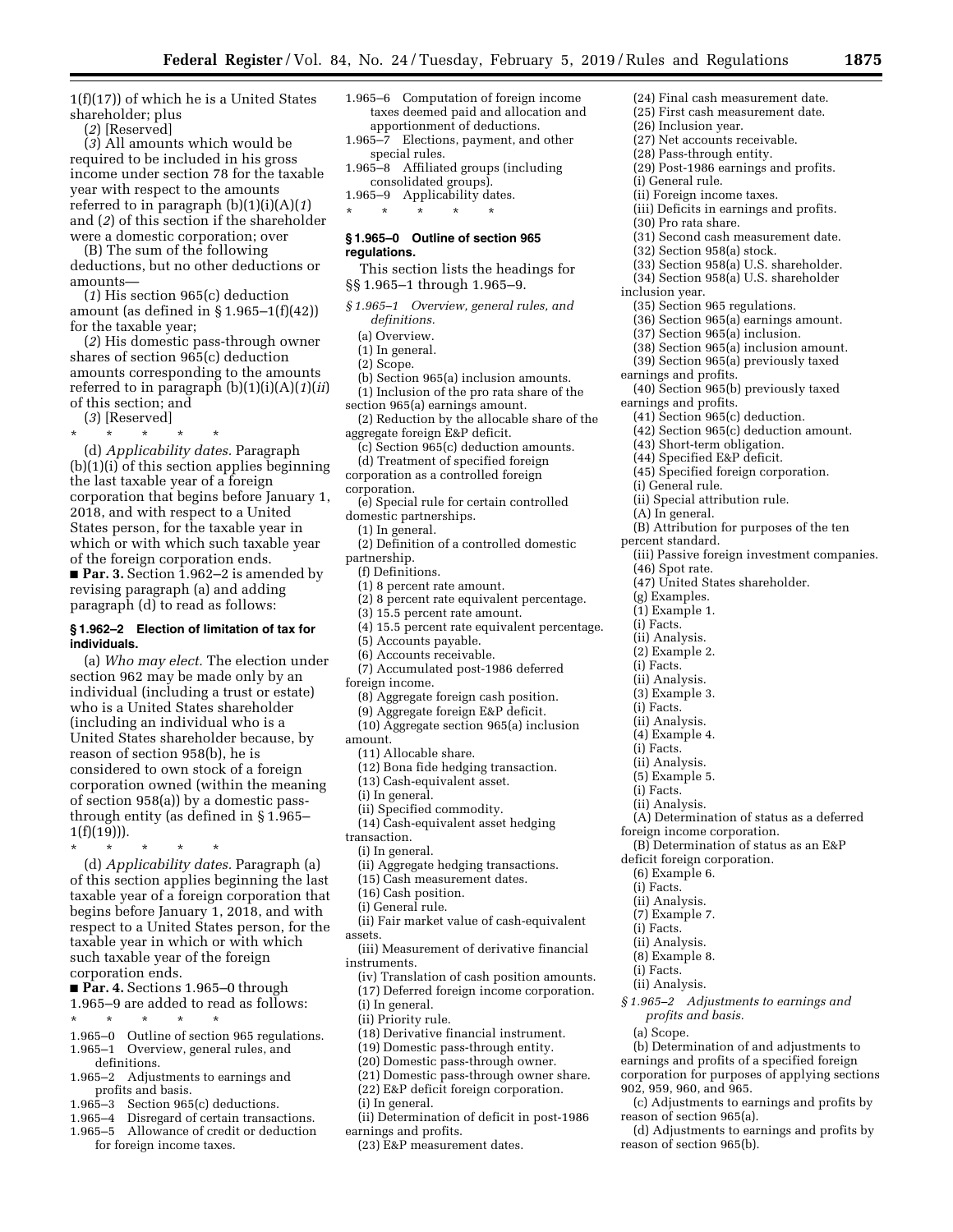1(f)(17)) of which he is a United States shareholder; plus

(*2*) [Reserved]

(*3*) All amounts which would be required to be included in his gross income under section 78 for the taxable year with respect to the amounts referred to in paragraph (b)(1)(i)(A)(*1*) and (*2*) of this section if the shareholder were a domestic corporation; over

(B) The sum of the following deductions, but no other deductions or amounts—

(*1*) His section 965(c) deduction amount (as defined in § 1.965–1(f)(42)) for the taxable year;

(*2*) His domestic pass-through owner shares of section 965(c) deduction amounts corresponding to the amounts referred to in paragraph (b)(1)(i)(A)(*1*)(*ii*) of this section; and

(*3*) [Reserved]

\* \* \* \* \*

(d) *Applicability dates.* Paragraph (b)(1)(i) of this section applies beginning the last taxable year of a foreign corporation that begins before January 1, 2018, and with respect to a United States person, for the taxable year in which or with which such taxable year of the foreign corporation ends.

■ **Par. 3.** Section 1.962–2 is amended by revising paragraph (a) and adding paragraph (d) to read as follows:

### § 1.962–2 Election of limitation of tax for individuals.

(a) *Who may elect.* The election under section 962 may be made only by an individual (including a trust or estate) who is a United States shareholder (including an individual who is a United States shareholder because, by reason of section 958(b), he is considered to own stock of a foreign corporation owned (within the meaning of section 958(a)) by a domestic pass-through entity (as defined in § 1.965–1(f)(19))).

\* \* \* \* \*

(d) *Applicability dates.* Paragraph (a) of this section applies beginning the last taxable year of a foreign corporation that begins before January 1, 2018, and with respect to a United States person, for the taxable year in which or with which such taxable year of the foreign corporation ends.

■ **Par. 4.** Sections 1.965–0 through 1.965–9 are added to read as follows:

\* \* \* \* \*

1.965–0 Outline of section 965 regulations.
1.965–1 Overview, general rules, and definitions.
1.965–2 Adjustments to earnings and profits and basis.
1.965–3 Section 965(c) deductions.
1.965–4 Disregard of certain transactions.
1.965–5 Allowance of credit or deduction for foreign income taxes.
1.965–6 Computation of foreign income taxes deemed paid and allocation and apportionment of deductions.
1.965–7 Elections, payment, and other special rules.
1.965–8 Affiliated groups (including consolidated groups).
1.965–9 Applicability dates.

\* \* \* \* \*

### § 1.965–0 Outline of section 965 regulations.

This section lists the headings for §§ 1.965–1 through 1.965–9.

*§ 1.965–1 Overview, general rules, and definitions.*

(a) Overview.
(1) In general.
(2) Scope.
(b) Section 965(a) inclusion amounts.
(1) Inclusion of the pro rata share of the section 965(a) earnings amount.
(2) Reduction by the allocable share of the aggregate foreign E&P deficit.
(c) Section 965(c) deduction amounts.
(d) Treatment of specified foreign corporation as a controlled foreign corporation.
(e) Special rule for certain controlled domestic partnerships.
(1) In general.
(2) Definition of a controlled domestic partnership.
(f) Definitions.
(1) 8 percent rate amount.
(2) 8 percent rate equivalent percentage.
(3) 15.5 percent rate amount.
(4) 15.5 percent rate equivalent percentage.
(5) Accounts payable.
(6) Accounts receivable.
(7) Accumulated post-1986 deferred foreign income.
(8) Aggregate foreign cash position.
(9) Aggregate foreign E&P deficit.
(10) Aggregate section 965(a) inclusion amount.
(11) Allocable share.
(12) Bona fide hedging transaction.
(13) Cash-equivalent asset.
(i) In general.
(ii) Specified commodity.
(14) Cash-equivalent asset hedging transaction.
(i) In general.
(ii) Aggregate hedging transactions.
(15) Cash measurement dates.
(16) Cash position.
(i) General rule.
(ii) Fair market value of cash-equivalent assets.
(iii) Measurement of derivative financial instruments.
(iv) Translation of cash position amounts.
(17) Deferred foreign income corporation.
(i) In general.
(ii) Priority rule.
(18) Derivative financial instrument.
(19) Domestic pass-through entity.
(20) Domestic pass-through owner.
(21) Domestic pass-through owner share.
(22) E&P deficit foreign corporation.
(i) In general.
(ii) Determination of deficit in post-1986 earnings and profits.
(23) E&P measurement dates.
(24) Final cash measurement date.
(25) First cash measurement date.
(26) Inclusion year.
(27) Net accounts receivable.
(28) Pass-through entity.
(29) Post-1986 earnings and profits.
(i) General rule.
(ii) Foreign income taxes.
(iii) Deficits in earnings and profits.
(30) Pro rata share.
(31) Second cash measurement date.
(32) Section 958(a) stock.
(33) Section 958(a) U.S. shareholder.
(34) Section 958(a) U.S. shareholder inclusion year.
(35) Section 965 regulations.
(36) Section 965(a) earnings amount.
(37) Section 965(a) inclusion.
(38) Section 965(a) inclusion amount.
(39) Section 965(a) previously taxed earnings and profits.
(40) Section 965(b) previously taxed earnings and profits.
(41) Section 965(c) deduction.
(42) Section 965(c) deduction amount.
(43) Short-term obligation.
(44) Specified E&P deficit.
(45) Specified foreign corporation.
(i) General rule.
(ii) Special attribution rule.
(A) In general.
(B) Attribution for purposes of the ten percent standard.
(iii) Passive foreign investment companies.
(46) Spot rate.
(47) United States shareholder.
(g) Examples.
(1) Example 1.
(i) Facts.
(ii) Analysis.
(2) Example 2.
(i) Facts.
(ii) Analysis.
(3) Example 3.
(i) Facts.
(ii) Analysis.
(4) Example 4.
(i) Facts.
(ii) Analysis.
(5) Example 5.
(i) Facts.
(ii) Analysis.
(A) Determination of status as a deferred foreign income corporation.
(B) Determination of status as an E&P deficit foreign corporation.
(6) Example 6.
(i) Facts.
(ii) Analysis.
(7) Example 7.
(i) Facts.
(ii) Analysis.
(8) Example 8.
(i) Facts.
(ii) Analysis.

*§ 1.965–2 Adjustments to earnings and profits and basis.*

(a) Scope.
(b) Determination of and adjustments to earnings and profits of a specified foreign corporation for purposes of applying sections 902, 959, 960, and 965.
(c) Adjustments to earnings and profits by reason of section 965(a).
(d) Adjustments to earnings and profits by reason of section 965(b).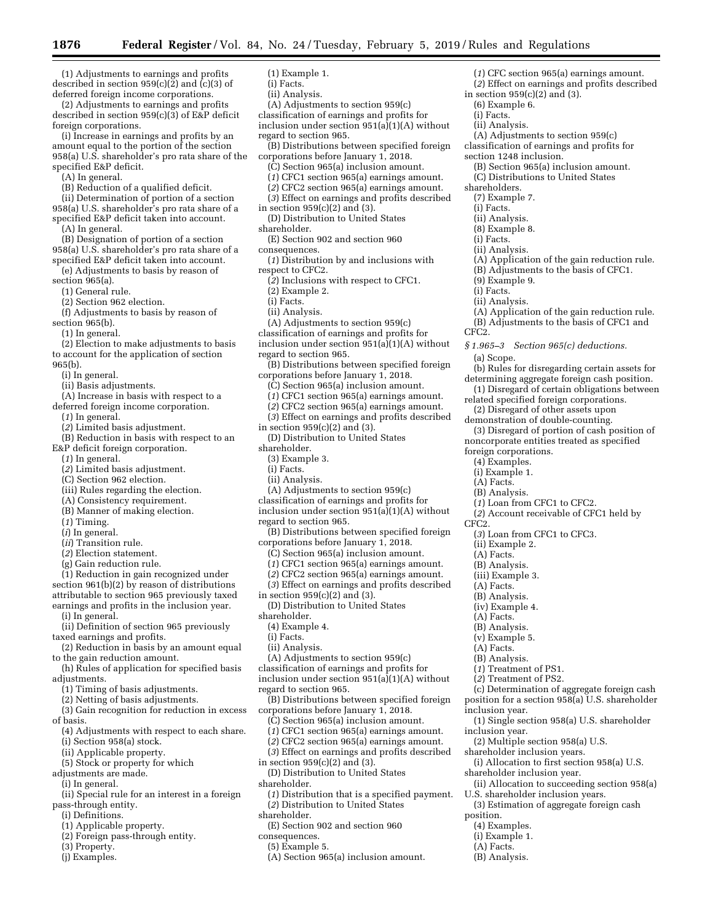(1) Adjustments to earnings and profits described in section 959(c)(2) and (c)(3) of deferred foreign income corporations.

(2) Adjustments to earnings and profits described in section 959(c)(3) of E&P deficit foreign corporations.

(i) Increase in earnings and profits by an amount equal to the portion of the section 958(a) U.S. shareholder's pro rata share of the specified E&P deficit.

(A) In general.

(B) Reduction of a qualified deficit.

(ii) Determination of portion of a section 958(a) U.S. shareholder's pro rata share of a specified E&P deficit taken into account.

(A) In general.

(B) Designation of portion of a section 958(a) U.S. shareholder's pro rata share of a specified E&P deficit taken into account.

(e) Adjustments to basis by reason of section 965(a).

(1) General rule.

(2) Section 962 election.

(f) Adjustments to basis by reason of section 965(b).

(1) In general.

(2) Election to make adjustments to basis to account for the application of section 965(b).

(i) In general.

(ii) Basis adjustments.

(A) Increase in basis with respect to a deferred foreign income corporation.

(*1*) In general.

(*2*) Limited basis adjustment.

(B) Reduction in basis with respect to an E&P deficit foreign corporation.

(*1*) In general.

(*2*) Limited basis adjustment.

(C) Section 962 election.

(iii) Rules regarding the election.

(A) Consistency requirement.

(B) Manner of making election.

(*1*) Timing.

(*i*) In general.

(*ii*) Transition rule.

(*2*) Election statement.

(g) Gain reduction rule.

(1) Reduction in gain recognized under section 961(b)(2) by reason of distributions attributable to section 965 previously taxed earnings and profits in the inclusion year.

(i) In general.

(ii) Definition of section 965 previously taxed earnings and profits.

(2) Reduction in basis by an amount equal to the gain reduction amount.

(h) Rules of application for specified basis adjustments.

(1) Timing of basis adjustments.

(2) Netting of basis adjustments.

(3) Gain recognition for reduction in excess of basis.

(4) Adjustments with respect to each share.

(i) Section 958(a) stock.

(ii) Applicable property.

(5) Stock or property for which adjustments are made.

(i) In general.

(ii) Special rule for an interest in a foreign pass-through entity.

(i) Definitions.

(1) Applicable property.

(2) Foreign pass-through entity.

(3) Property.

(j) Examples.

(1) Example 1.

(i) Facts.

(ii) Analysis.

(A) Adjustments to section 959(c) classification of earnings and profits for inclusion under section 951(a)(1)(A) without regard to section 965.

(B) Distributions between specified foreign corporations before January 1, 2018.

(C) Section 965(a) inclusion amount.

(*1*) CFC1 section 965(a) earnings amount.

(*2*) CFC2 section 965(a) earnings amount.

(*3*) Effect on earnings and profits described in section 959(c)(2) and (3).

(D) Distribution to United States shareholder.

(E) Section 902 and section 960 consequences.

(*1*) Distribution by and inclusions with respect to CFC2.

(*2*) Inclusions with respect to CFC1.

(2) Example 2.

(i) Facts.

(ii) Analysis.

(A) Adjustments to section 959(c) classification of earnings and profits for inclusion under section 951(a)(1)(A) without regard to section 965.

(B) Distributions between specified foreign corporations before January 1, 2018.

(C) Section 965(a) inclusion amount.

(*1*) CFC1 section 965(a) earnings amount.

(*2*) CFC2 section 965(a) earnings amount.

(*3*) Effect on earnings and profits described in section 959(c)(2) and (3).

(D) Distribution to United States shareholder.

(3) Example 3.

(i) Facts.

(ii) Analysis.

(A) Adjustments to section 959(c) classification of earnings and profits for inclusion under section 951(a)(1)(A) without regard to section 965.

(B) Distributions between specified foreign corporations before January 1, 2018.

(C) Section 965(a) inclusion amount.

(*1*) CFC1 section 965(a) earnings amount.

(*2*) CFC2 section 965(a) earnings amount.

(*3*) Effect on earnings and profits described in section 959(c)(2) and (3).

(D) Distribution to United States shareholder.

(4) Example 4.

(i) Facts.

(ii) Analysis.

(A) Adjustments to section 959(c) classification of earnings and profits for inclusion under section 951(a)(1)(A) without regard to section 965.

(B) Distributions between specified foreign corporations before January 1, 2018.

(C) Section 965(a) inclusion amount.

(*1*) CFC1 section 965(a) earnings amount.

(*2*) CFC2 section 965(a) earnings amount.

(*3*) Effect on earnings and profits described in section 959(c)(2) and (3).

(D) Distribution to United States shareholder.

(*1*) Distribution that is a specified payment.

(*2*) Distribution to United States shareholder.

(E) Section 902 and section 960 consequences.

(5) Example 5.

(A) Section 965(a) inclusion amount.

(*1*) CFC section 965(a) earnings amount.

(*2*) Effect on earnings and profits described in section 959(c)(2) and (3).

(6) Example 6.

(i) Facts.

(ii) Analysis.

(A) Adjustments to section 959(c) classification of earnings and profits for section 1248 inclusion.

(B) Section 965(a) inclusion amount.

(C) Distributions to United States shareholders.

(7) Example 7.

(i) Facts.

(ii) Analysis.

(8) Example 8.

(i) Facts.

(ii) Analysis.

(A) Application of the gain reduction rule.

(B) Adjustments to the basis of CFC1.

(9) Example 9.

(i) Facts.

(ii) Analysis.

(A) Application of the gain reduction rule.

(B) Adjustments to the basis of CFC1 and CFC2.

*§ 1.965–3 Section 965(c) deductions.*

(a) Scope.

(b) Rules for disregarding certain assets for determining aggregate foreign cash position.

(1) Disregard of certain obligations between related specified foreign corporations.

(2) Disregard of other assets upon demonstration of double-counting.

(3) Disregard of portion of cash position of noncorporate entities treated as specified foreign corporations.

(4) Examples.

(i) Example 1.

(A) Facts.

(B) Analysis.

(*1*) Loan from CFC1 to CFC2.

(*2*) Account receivable of CFC1 held by CFC2.

(*3*) Loan from CFC1 to CFC3.

(ii) Example 2.

(A) Facts.

(B) Analysis.

(iii) Example 3.

(A) Facts.

(B) Analysis.

(iv) Example 4.

(A) Facts.

(B) Analysis.

(v) Example 5.

(A) Facts.

(B) Analysis.

(*1*) Treatment of PS1.

(*2*) Treatment of PS2.

(c) Determination of aggregate foreign cash position for a section 958(a) U.S. shareholder inclusion year.

(1) Single section 958(a) U.S. shareholder inclusion year.

(2) Multiple section 958(a) U.S. shareholder inclusion years.

(i) Allocation to first section 958(a) U.S. shareholder inclusion year.

(ii) Allocation to succeeding section 958(a) U.S. shareholder inclusion years.

(3) Estimation of aggregate foreign cash position.

(4) Examples.

(i) Example 1.

(A) Facts.

(B) Analysis.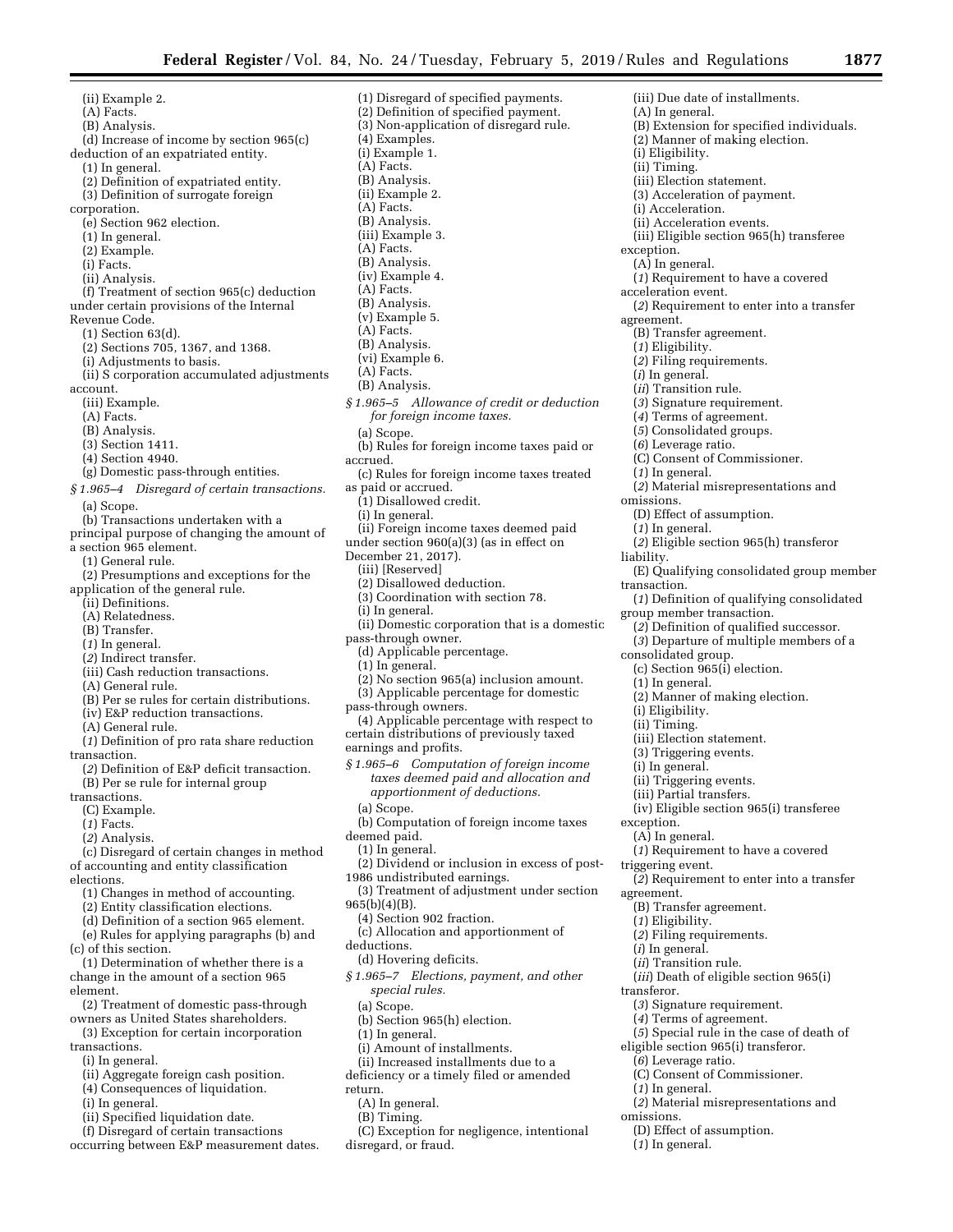(ii) Example 2.
(A) Facts.
(B) Analysis.
(d) Increase of income by section 965(c) deduction of an expatriated entity.
(1) In general.
(2) Definition of expatriated entity.
(3) Definition of surrogate foreign corporation.
(e) Section 962 election.
(1) In general.
(2) Example.
(i) Facts.
(ii) Analysis.
(f) Treatment of section 965(c) deduction under certain provisions of the Internal Revenue Code.
(1) Section 63(d).
(2) Sections 705, 1367, and 1368.
(i) Adjustments to basis.
(ii) S corporation accumulated adjustments account.
(iii) Example.
(A) Facts.
(B) Analysis.
(3) Section 1411.
(4) Section 4940.
(g) Domestic pass-through entities.

*§ 1.965–4 Disregard of certain transactions.*

(a) Scope.
(b) Transactions undertaken with a principal purpose of changing the amount of a section 965 element.
(1) General rule.
(2) Presumptions and exceptions for the application of the general rule.
(ii) Definitions.
(A) Relatedness.
(B) Transfer.
(*1*) In general.
(*2*) Indirect transfer.
(iii) Cash reduction transactions.
(A) General rule.
(B) Per se rules for certain distributions.
(iv) E&P reduction transactions.
(A) General rule.
(*1*) Definition of pro rata share reduction transaction.
(*2*) Definition of E&P deficit transaction.
(B) Per se rule for internal group transactions.
(C) Example.
(*1*) Facts.
(*2*) Analysis.
(c) Disregard of certain changes in method of accounting and entity classification elections.
(1) Changes in method of accounting.
(2) Entity classification elections.
(d) Definition of a section 965 element.
(e) Rules for applying paragraphs (b) and (c) of this section.
(1) Determination of whether there is a change in the amount of a section 965 element.
(2) Treatment of domestic pass-through owners as United States shareholders.
(3) Exception for certain incorporation transactions.
(i) In general.
(ii) Aggregate foreign cash position.
(4) Consequences of liquidation.
(i) In general.
(ii) Specified liquidation date.
(f) Disregard of certain transactions occurring between E&P measurement dates.
(1) Disregard of specified payments.
(2) Definition of specified payment.
(3) Non-application of disregard rule.
(4) Examples.
(i) Example 1.
(A) Facts.
(B) Analysis.
(ii) Example 2.
(A) Facts.
(B) Analysis.
(iii) Example 3.
(A) Facts.
(B) Analysis.
(iv) Example 4.
(A) Facts.
(B) Analysis.
(v) Example 5.
(A) Facts.
(B) Analysis.
(vi) Example 6.
(A) Facts.
(B) Analysis.

*§ 1.965–5 Allowance of credit or deduction for foreign income taxes.*

(a) Scope.
(b) Rules for foreign income taxes paid or accrued.
(c) Rules for foreign income taxes treated as paid or accrued.
(1) Disallowed credit.
(i) In general.
(ii) Foreign income taxes deemed paid under section 960(a)(3) (as in effect on December 21, 2017).
(iii) [Reserved]
(2) Disallowed deduction.
(3) Coordination with section 78.
(i) In general.
(ii) Domestic corporation that is a domestic pass-through owner.
(d) Applicable percentage.
(1) In general.
(2) No section 965(a) inclusion amount.
(3) Applicable percentage for domestic pass-through owners.
(4) Applicable percentage with respect to certain distributions of previously taxed earnings and profits.

*§ 1.965–6 Computation of foreign income taxes deemed paid and allocation and apportionment of deductions.*

(a) Scope.
(b) Computation of foreign income taxes deemed paid.
(1) In general.
(2) Dividend or inclusion in excess of post-1986 undistributed earnings.
(3) Treatment of adjustment under section 965(b)(4)(B).
(4) Section 902 fraction.
(c) Allocation and apportionment of deductions.
(d) Hovering deficits.

*§ 1.965–7 Elections, payment, and other special rules.*

(a) Scope.
(b) Section 965(h) election.
(1) In general.
(i) Amount of installments.
(ii) Increased installments due to a deficiency or a timely filed or amended return.
(A) In general.
(B) Timing.
(C) Exception for negligence, intentional disregard, or fraud.
(iii) Due date of installments.
(A) In general.
(B) Extension for specified individuals.
(2) Manner of making election.
(i) Eligibility.
(ii) Timing.
(iii) Election statement.
(3) Acceleration of payment.
(i) Acceleration.
(ii) Acceleration events.
(iii) Eligible section 965(h) transferee exception.
(A) In general.
(*1*) Requirement to have a covered acceleration event.
(*2*) Requirement to enter into a transfer agreement.
(B) Transfer agreement.
(*1*) Eligibility.
(*2*) Filing requirements.
(*i*) In general.
(*ii*) Transition rule.
(*3*) Signature requirement.
(*4*) Terms of agreement.
(*5*) Consolidated groups.
(*6*) Leverage ratio.
(C) Consent of Commissioner.
(*1*) In general.
(*2*) Material misrepresentations and omissions.
(D) Effect of assumption.
(*1*) In general.
(*2*) Eligible section 965(h) transferor liability.
(E) Qualifying consolidated group member transaction.
(*1*) Definition of qualifying consolidated group member transaction.
(*2*) Definition of qualified successor.
(*3*) Departure of multiple members of a consolidated group.
(c) Section 965(i) election.
(1) In general.
(2) Manner of making election.
(i) Eligibility.
(ii) Timing.
(iii) Election statement.
(3) Triggering events.
(i) In general.
(ii) Triggering events.
(iii) Partial transfers.
(iv) Eligible section 965(i) transferee exception.
(A) In general.
(*1*) Requirement to have a covered triggering event.
(*2*) Requirement to enter into a transfer agreement.
(B) Transfer agreement.
(*1*) Eligibility.
(*2*) Filing requirements.
(*i*) In general.
(*ii*) Transition rule.
(*iii*) Death of eligible section 965(i) transferor.
(*3*) Signature requirement.
(*4*) Terms of agreement.
(*5*) Special rule in the case of death of eligible section 965(i) transferor.
(*6*) Leverage ratio.
(C) Consent of Commissioner.
(*1*) In general.
(*2*) Material misrepresentations and omissions.
(D) Effect of assumption.
(*1*) In general.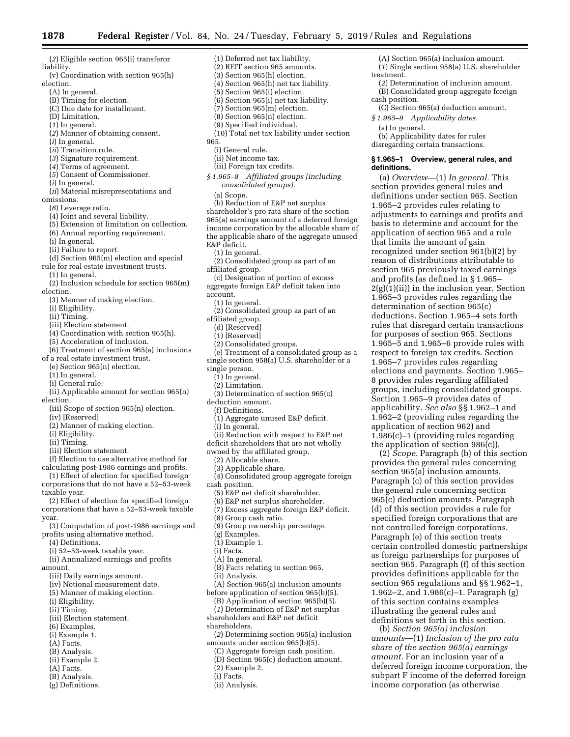(*2*) Eligible section 965(i) transferor liability.

(v) Coordination with section 965(h) election.

(A) In general.

(B) Timing for election.

(C) Due date for installment.

(D) Limitation.

(*1*) In general.

(*2*) Manner of obtaining consent.

(*i*) In general.

(*ii*) Transition rule.

(*3*) Signature requirement.

(*4*) Terms of agreement.

(*5*) Consent of Commissioner.

(*i*) In general.

(*ii*) Material misrepresentations and omissions.

(*6*) Leverage ratio.

(4) Joint and several liability.

(5) Extension of limitation on collection.

(6) Annual reporting requirement.

(i) In general.

(ii) Failure to report.

(d) Section 965(m) election and special rule for real estate investment trusts.

(1) In general.

(2) Inclusion schedule for section 965(m) election.

(3) Manner of making election.

(i) Eligibility.

(ii) Timing.

(iii) Election statement.

(4) Coordination with section 965(h).

(5) Acceleration of inclusion.

(6) Treatment of section 965(a) inclusions of a real estate investment trust.

(e) Section 965(n) election.

(1) In general.

(i) General rule.

(ii) Applicable amount for section 965(n) election.

(iii) Scope of section 965(n) election.

(iv) [Reserved]

(2) Manner of making election.

(i) Eligibility.

(ii) Timing.

(iii) Election statement.

(f) Election to use alternative method for calculating post-1986 earnings and profits.

(1) Effect of election for specified foreign corporations that do not have a 52–53-week taxable year.

(2) Effect of election for specified foreign corporations that have a 52–53-week taxable year.

(3) Computation of post-1986 earnings and profits using alternative method.

(4) Definitions.

(i) 52–53-week taxable year.

(ii) Annualized earnings and profits amount.

(iii) Daily earnings amount.

(iv) Notional measurement date.

(5) Manner of making election.

(i) Eligibility.

(ii) Timing.

(iii) Election statement.

(6) Examples.

(i) Example 1.

(A) Facts.

(B) Analysis.

(ii) Example 2.

(A) Facts.

(B) Analysis.

(g) Definitions.

(1) Deferred net tax liability.

(2) REIT section 965 amounts.

(3) Section 965(h) election.

(4) Section 965(h) net tax liability.

(5) Section 965(i) election.

(6) Section 965(i) net tax liability.

(7) Section 965(m) election.

(8) Section 965(n) election.

(9) Specified individual.

(10) Total net tax liability under section 965.

(i) General rule.

(ii) Net income tax.

(iii) Foreign tax credits.

*§ 1.965–8 Affiliated groups (including consolidated groups).*

(a) Scope.

(b) Reduction of E&P net surplus shareholder's pro rata share of the section 965(a) earnings amount of a deferred foreign income corporation by the allocable share of the applicable share of the aggregate unused E&P deficit.

(1) In general.

(2) Consolidated group as part of an affiliated group.

(c) Designation of portion of excess aggregate foreign E&P deficit taken into account.

(1) In general.

(2) Consolidated group as part of an affiliated group.

(d) [Reserved]

(1) [Reserved]

(2) Consolidated groups.

(e) Treatment of a consolidated group as a single section 958(a) U.S. shareholder or a single person.

(1) In general.

(2) Limitation.

(3) Determination of section 965(c) deduction amount.

(f) Definitions.

(1) Aggregate unused E&P deficit.

(i) In general.

(ii) Reduction with respect to E&P net deficit shareholders that are not wholly owned by the affiliated group.

(2) Allocable share.

(3) Applicable share.

(4) Consolidated group aggregate foreign cash position.

(5) E&P net deficit shareholder.

(6) E&P net surplus shareholder.

(7) Excess aggregate foreign E&P deficit.

(8) Group cash ratio.

(9) Group ownership percentage.

(g) Examples.

(1) Example 1.

(i) Facts.

(A) In general.

(B) Facts relating to section 965.

(ii) Analysis.

(A) Section 965(a) inclusion amounts before application of section 965(b)(5).

(B) Application of section 965(b)(5).

(*1*) Determination of E&P net surplus shareholders and E&P net deficit shareholders.

(*2*) Determining section 965(a) inclusion amounts under section 965(b)(5).

(C) Aggregate foreign cash position.

(D) Section 965(c) deduction amount.

(2) Example 2.

(i) Facts.

(ii) Analysis.

(A) Section 965(a) inclusion amount.

(*1*) Single section 958(a) U.S. shareholder treatment.

(*2*) Determination of inclusion amount.

(B) Consolidated group aggregate foreign cash position.

(C) Section 965(a) deduction amount.

*§ 1.965–9 Applicability dates.*

(a) In general.

(b) Applicability dates for rules disregarding certain transactions.

### § 1.965–1 Overview, general rules, and definitions.

(a) *Overview*—(1) *In general.* This section provides general rules and definitions under section 965. Section 1.965–2 provides rules relating to adjustments to earnings and profits and basis to determine and account for the application of section 965 and a rule that limits the amount of gain recognized under section 961(b)(2) by reason of distributions attributable to section 965 previously taxed earnings and profits (as defined in § 1.965–2(g)(1)(ii)) in the inclusion year. Section 1.965–3 provides rules regarding the determination of section 965(c) deductions. Section 1.965–4 sets forth rules that disregard certain transactions for purposes of section 965. Sections 1.965–5 and 1.965–6 provide rules with respect to foreign tax credits. Section 1.965–7 provides rules regarding elections and payments. Section 1.965–8 provides rules regarding affiliated groups, including consolidated groups. Section 1.965–9 provides dates of applicability. *See also* §§ 1.962–1 and 1.962–2 (providing rules regarding the application of section 962) and 1.986(c)–1 (providing rules regarding the application of section 986(c)).

(2) *Scope.* Paragraph (b) of this section provides the general rules concerning section 965(a) inclusion amounts. Paragraph (c) of this section provides the general rule concerning section 965(c) deduction amounts. Paragraph (d) of this section provides a rule for specified foreign corporations that are not controlled foreign corporations. Paragraph (e) of this section treats certain controlled domestic partnerships as foreign partnerships for purposes of section 965. Paragraph (f) of this section provides definitions applicable for the section 965 regulations and §§ 1.962–1, 1.962–2, and 1.986(c)–1. Paragraph (g) of this section contains examples illustrating the general rules and definitions set forth in this section.

(b) *Section 965(a) inclusion amounts*—(1) *Inclusion of the pro rata share of the section 965(a) earnings amount.* For an inclusion year of a deferred foreign income corporation, the subpart F income of the deferred foreign income corporation (as otherwise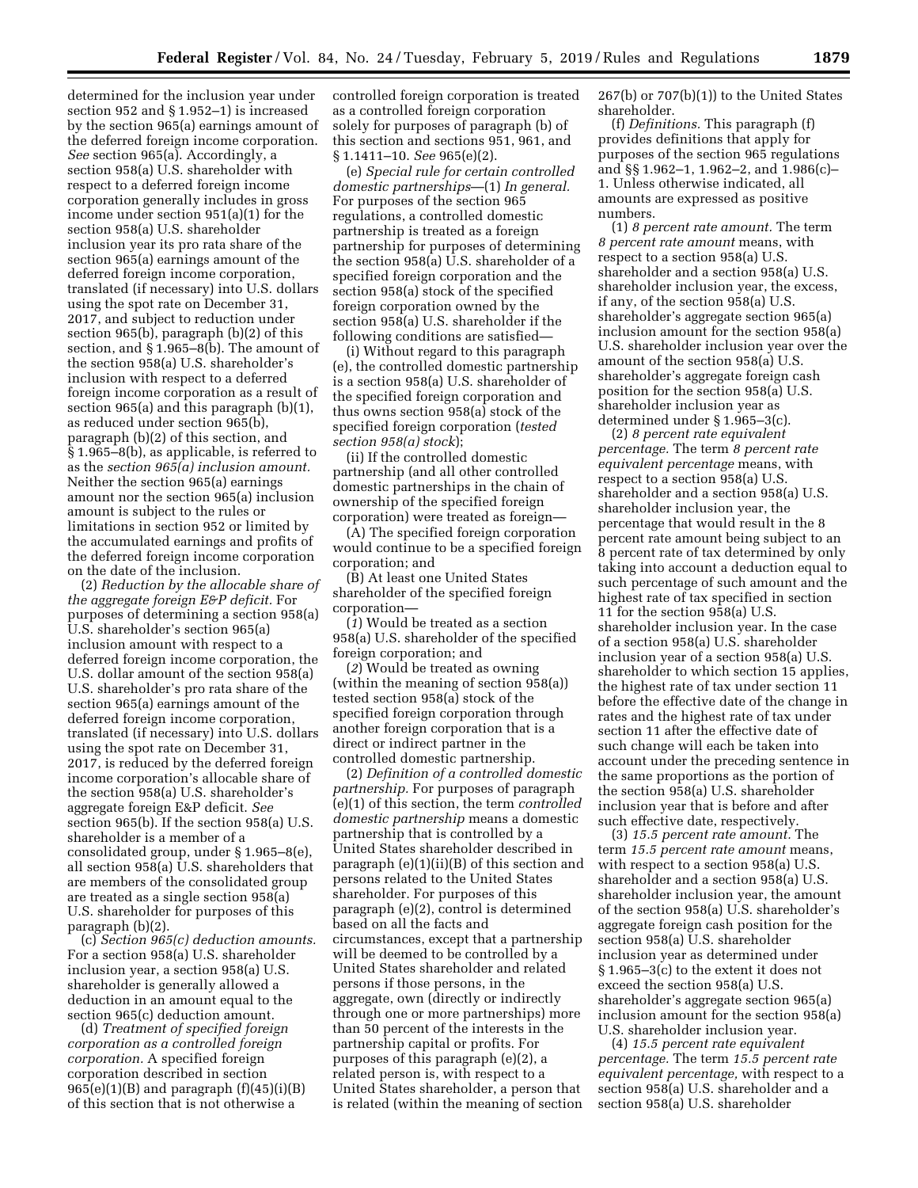determined for the inclusion year under section 952 and § 1.952–1) is increased by the section 965(a) earnings amount of the deferred foreign income corporation. *See* section 965(a). Accordingly, a section 958(a) U.S. shareholder with respect to a deferred foreign income corporation generally includes in gross income under section 951(a)(1) for the section 958(a) U.S. shareholder inclusion year its pro rata share of the section 965(a) earnings amount of the deferred foreign income corporation, translated (if necessary) into U.S. dollars using the spot rate on December 31, 2017, and subject to reduction under section 965(b), paragraph (b)(2) of this section, and § 1.965–8(b). The amount of the section 958(a) U.S. shareholder's inclusion with respect to a deferred foreign income corporation as a result of section 965(a) and this paragraph (b)(1), as reduced under section 965(b), paragraph (b)(2) of this section, and § 1.965–8(b), as applicable, is referred to as the *section 965(a) inclusion amount.* Neither the section 965(a) earnings amount nor the section 965(a) inclusion amount is subject to the rules or limitations in section 952 or limited by the accumulated earnings and profits of the deferred foreign income corporation on the date of the inclusion.

(2) *Reduction by the allocable share of the aggregate foreign E&P deficit.* For purposes of determining a section 958(a) U.S. shareholder's section 965(a) inclusion amount with respect to a deferred foreign income corporation, the U.S. dollar amount of the section 958(a) U.S. shareholder's pro rata share of the section 965(a) earnings amount of the deferred foreign income corporation, translated (if necessary) into U.S. dollars using the spot rate on December 31, 2017, is reduced by the deferred foreign income corporation's allocable share of the section 958(a) U.S. shareholder's aggregate foreign E&P deficit. *See* section 965(b). If the section 958(a) U.S. shareholder is a member of a consolidated group, under § 1.965–8(e), all section 958(a) U.S. shareholders that are members of the consolidated group are treated as a single section 958(a) U.S. shareholder for purposes of this paragraph (b)(2).

(c) *Section 965(c) deduction amounts.* For a section 958(a) U.S. shareholder inclusion year, a section 958(a) U.S. shareholder is generally allowed a deduction in an amount equal to the section 965(c) deduction amount.

(d) *Treatment of specified foreign corporation as a controlled foreign corporation.* A specified foreign corporation described in section 965(e)(1)(B) and paragraph (f)(45)(i)(B) of this section that is not otherwise a controlled foreign corporation is treated as a controlled foreign corporation solely for purposes of paragraph (b) of this section and sections 951, 961, and § 1.1411–10. *See* 965(e)(2).

(e) *Special rule for certain controlled domestic partnerships*—(1) *In general.* For purposes of the section 965 regulations, a controlled domestic partnership is treated as a foreign partnership for purposes of determining the section 958(a) U.S. shareholder of a specified foreign corporation and the section 958(a) stock of the specified foreign corporation owned by the section 958(a) U.S. shareholder if the following conditions are satisfied—

(i) Without regard to this paragraph (e), the controlled domestic partnership is a section 958(a) U.S. shareholder of the specified foreign corporation and thus owns section 958(a) stock of the specified foreign corporation (*tested section 958(a) stock*);

(ii) If the controlled domestic partnership (and all other controlled domestic partnerships in the chain of ownership of the specified foreign corporation) were treated as foreign—

(A) The specified foreign corporation would continue to be a specified foreign corporation; and

(B) At least one United States shareholder of the specified foreign corporation—

(*1*) Would be treated as a section 958(a) U.S. shareholder of the specified foreign corporation; and

(*2*) Would be treated as owning (within the meaning of section 958(a)) tested section 958(a) stock of the specified foreign corporation through another foreign corporation that is a direct or indirect partner in the controlled domestic partnership.

(2) *Definition of a controlled domestic partnership.* For purposes of paragraph (e)(1) of this section, the term *controlled domestic partnership* means a domestic partnership that is controlled by a United States shareholder described in paragraph (e)(1)(ii)(B) of this section and persons related to the United States shareholder. For purposes of this paragraph (e)(2), control is determined based on all the facts and circumstances, except that a partnership will be deemed to be controlled by a United States shareholder and related persons if those persons, in the aggregate, own (directly or indirectly through one or more partnerships) more than 50 percent of the interests in the partnership capital or profits. For purposes of this paragraph (e)(2), a related person is, with respect to a United States shareholder, a person that is related (within the meaning of section 267(b) or 707(b)(1)) to the United States shareholder.

(f) *Definitions.* This paragraph (f) provides definitions that apply for purposes of the section 965 regulations and §§ 1.962–1, 1.962–2, and 1.986(c)–1. Unless otherwise indicated, all amounts are expressed as positive numbers.

(1) *8 percent rate amount.* The term *8 percent rate amount* means, with respect to a section 958(a) U.S. shareholder and a section 958(a) U.S. shareholder inclusion year, the excess, if any, of the section 958(a) U.S. shareholder's aggregate section 965(a) inclusion amount for the section 958(a) U.S. shareholder inclusion year over the amount of the section 958(a) U.S. shareholder's aggregate foreign cash position for the section 958(a) U.S. shareholder inclusion year as determined under § 1.965–3(c).

(2) *8 percent rate equivalent percentage.* The term *8 percent rate equivalent percentage* means, with respect to a section 958(a) U.S. shareholder and a section 958(a) U.S. shareholder inclusion year, the percentage that would result in the 8 percent rate amount being subject to an 8 percent rate of tax determined by only taking into account a deduction equal to such percentage of such amount and the highest rate of tax specified in section 11 for the section 958(a) U.S. shareholder inclusion year. In the case of a section 958(a) U.S. shareholder inclusion year of a section 958(a) U.S. shareholder to which section 15 applies, the highest rate of tax under section 11 before the effective date of the change in rates and the highest rate of tax under section 11 after the effective date of such change will each be taken into account under the preceding sentence in the same proportions as the portion of the section 958(a) U.S. shareholder inclusion year that is before and after such effective date, respectively.

(3) *15.5 percent rate amount.* The term *15.5 percent rate amount* means, with respect to a section 958(a) U.S. shareholder and a section 958(a) U.S. shareholder inclusion year, the amount of the section 958(a) U.S. shareholder's aggregate foreign cash position for the section 958(a) U.S. shareholder inclusion year as determined under § 1.965–3(c) to the extent it does not exceed the section 958(a) U.S. shareholder's aggregate section 965(a) inclusion amount for the section 958(a) U.S. shareholder inclusion year.

(4) *15.5 percent rate equivalent percentage.* The term *15.5 percent rate equivalent percentage,* with respect to a section 958(a) U.S. shareholder and a section 958(a) U.S. shareholder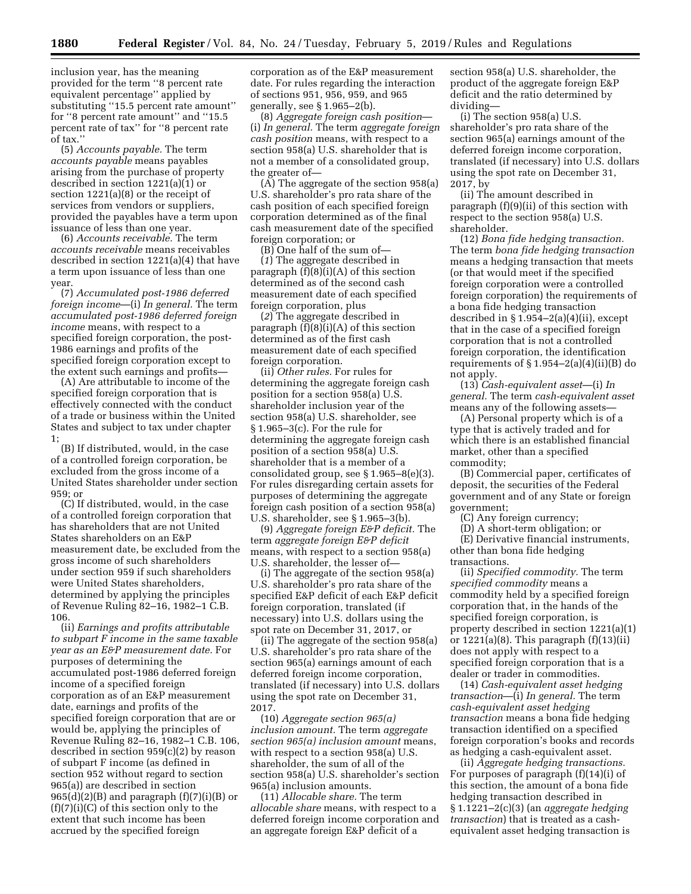inclusion year, has the meaning provided for the term "8 percent rate equivalent percentage" applied by substituting "15.5 percent rate amount" for "8 percent rate amount" and "15.5 percent rate of tax" for "8 percent rate of tax."

(5) *Accounts payable.* The term *accounts payable* means payables arising from the purchase of property described in section 1221(a)(1) or section 1221(a)(8) or the receipt of services from vendors or suppliers, provided the payables have a term upon issuance of less than one year.

(6) *Accounts receivable.* The term *accounts receivable* means receivables described in section 1221(a)(4) that have a term upon issuance of less than one year.

(7) *Accumulated post-1986 deferred foreign income*—(i) *In general.* The term *accumulated post-1986 deferred foreign income* means, with respect to a specified foreign corporation, the post-1986 earnings and profits of the specified foreign corporation except to the extent such earnings and profits—

(A) Are attributable to income of the specified foreign corporation that is effectively connected with the conduct of a trade or business within the United States and subject to tax under chapter 1;

(B) If distributed, would, in the case of a controlled foreign corporation, be excluded from the gross income of a United States shareholder under section 959; or

(C) If distributed, would, in the case of a controlled foreign corporation that has shareholders that are not United States shareholders on an E&P measurement date, be excluded from the gross income of such shareholders under section 959 if such shareholders were United States shareholders, determined by applying the principles of Revenue Ruling 82–16, 1982–1 C.B. 106.

(ii) *Earnings and profits attributable to subpart F income in the same taxable year as an E&P measurement date.* For purposes of determining the accumulated post-1986 deferred foreign income of a specified foreign corporation as of an E&P measurement date, earnings and profits of the specified foreign corporation that are or would be, applying the principles of Revenue Ruling 82–16, 1982–1 C.B. 106, described in section 959(c)(2) by reason of subpart F income (as defined in section 952 without regard to section 965(a)) are described in section 965(d)(2)(B) and paragraph (f)(7)(i)(B) or (f)(7)(i)(C) of this section only to the extent that such income has been accrued by the specified foreign corporation as of the E&P measurement date. For rules regarding the interaction of sections 951, 956, 959, and 965 generally, see § 1.965–2(b).

(8) *Aggregate foreign cash position*—(i) *In general.* The term *aggregate foreign cash position* means, with respect to a section 958(a) U.S. shareholder that is not a member of a consolidated group, the greater of—

(A) The aggregate of the section 958(a) U.S. shareholder's pro rata share of the cash position of each specified foreign corporation determined as of the final cash measurement date of the specified foreign corporation; or

(B) One half of the sum of—

(*1*) The aggregate described in paragraph (f)(8)(i)(A) of this section determined as of the second cash measurement date of each specified foreign corporation, plus

(*2*) The aggregate described in paragraph (f)(8)(i)(A) of this section determined as of the first cash measurement date of each specified foreign corporation.

(ii) *Other rules.* For rules for determining the aggregate foreign cash position for a section 958(a) U.S. shareholder inclusion year of the section 958(a) U.S. shareholder, see § 1.965–3(c). For the rule for determining the aggregate foreign cash position of a section 958(a) U.S. shareholder that is a member of a consolidated group, see § 1.965–8(e)(3). For rules disregarding certain assets for purposes of determining the aggregate foreign cash position of a section 958(a) U.S. shareholder, see § 1.965–3(b).

(9) *Aggregate foreign E&P deficit.* The term *aggregate foreign E&P deficit* means, with respect to a section 958(a) U.S. shareholder, the lesser of—

(i) The aggregate of the section 958(a) U.S. shareholder's pro rata share of the specified E&P deficit of each E&P deficit foreign corporation, translated (if necessary) into U.S. dollars using the spot rate on December 31, 2017, or

(ii) The aggregate of the section 958(a) U.S. shareholder's pro rata share of the section 965(a) earnings amount of each deferred foreign income corporation, translated (if necessary) into U.S. dollars using the spot rate on December 31, 2017.

(10) *Aggregate section 965(a) inclusion amount.* The term *aggregate section 965(a) inclusion amount* means, with respect to a section 958(a) U.S. shareholder, the sum of all of the section 958(a) U.S. shareholder's section 965(a) inclusion amounts.

(11) *Allocable share.* The term *allocable share* means, with respect to a deferred foreign income corporation and an aggregate foreign E&P deficit of a section 958(a) U.S. shareholder, the product of the aggregate foreign E&P deficit and the ratio determined by dividing—

(i) The section 958(a) U.S. shareholder's pro rata share of the section 965(a) earnings amount of the deferred foreign income corporation, translated (if necessary) into U.S. dollars using the spot rate on December 31, 2017, by

(ii) The amount described in paragraph (f)(9)(ii) of this section with respect to the section 958(a) U.S. shareholder.

(12) *Bona fide hedging transaction.* The term *bona fide hedging transaction* means a hedging transaction that meets (or that would meet if the specified foreign corporation were a controlled foreign corporation) the requirements of a bona fide hedging transaction described in § 1.954–2(a)(4)(ii), except that in the case of a specified foreign corporation that is not a controlled foreign corporation, the identification requirements of § 1.954–2(a)(4)(ii)(B) do not apply.

(13) *Cash-equivalent asset*—(i) *In general.* The term *cash-equivalent asset* means any of the following assets—

(A) Personal property which is of a type that is actively traded and for which there is an established financial market, other than a specified commodity;

(B) Commercial paper, certificates of deposit, the securities of the Federal government and of any State or foreign government;

(C) Any foreign currency;

(D) A short-term obligation; or

(E) Derivative financial instruments, other than bona fide hedging transactions.

(ii) *Specified commodity.* The term *specified commodity* means a commodity held by a specified foreign corporation that, in the hands of the specified foreign corporation, is property described in section 1221(a)(1) or 1221(a)(8). This paragraph (f)(13)(ii) does not apply with respect to a specified foreign corporation that is a dealer or trader in commodities.

(14) *Cash-equivalent asset hedging transaction*—(i) *In general.* The term *cash-equivalent asset hedging transaction* means a bona fide hedging transaction identified on a specified foreign corporation's books and records as hedging a cash-equivalent asset.

(ii) *Aggregate hedging transactions.* For purposes of paragraph (f)(14)(i) of this section, the amount of a bona fide hedging transaction described in § 1.1221–2(c)(3) (an *aggregate hedging transaction*) that is treated as a cash-equivalent asset hedging transaction is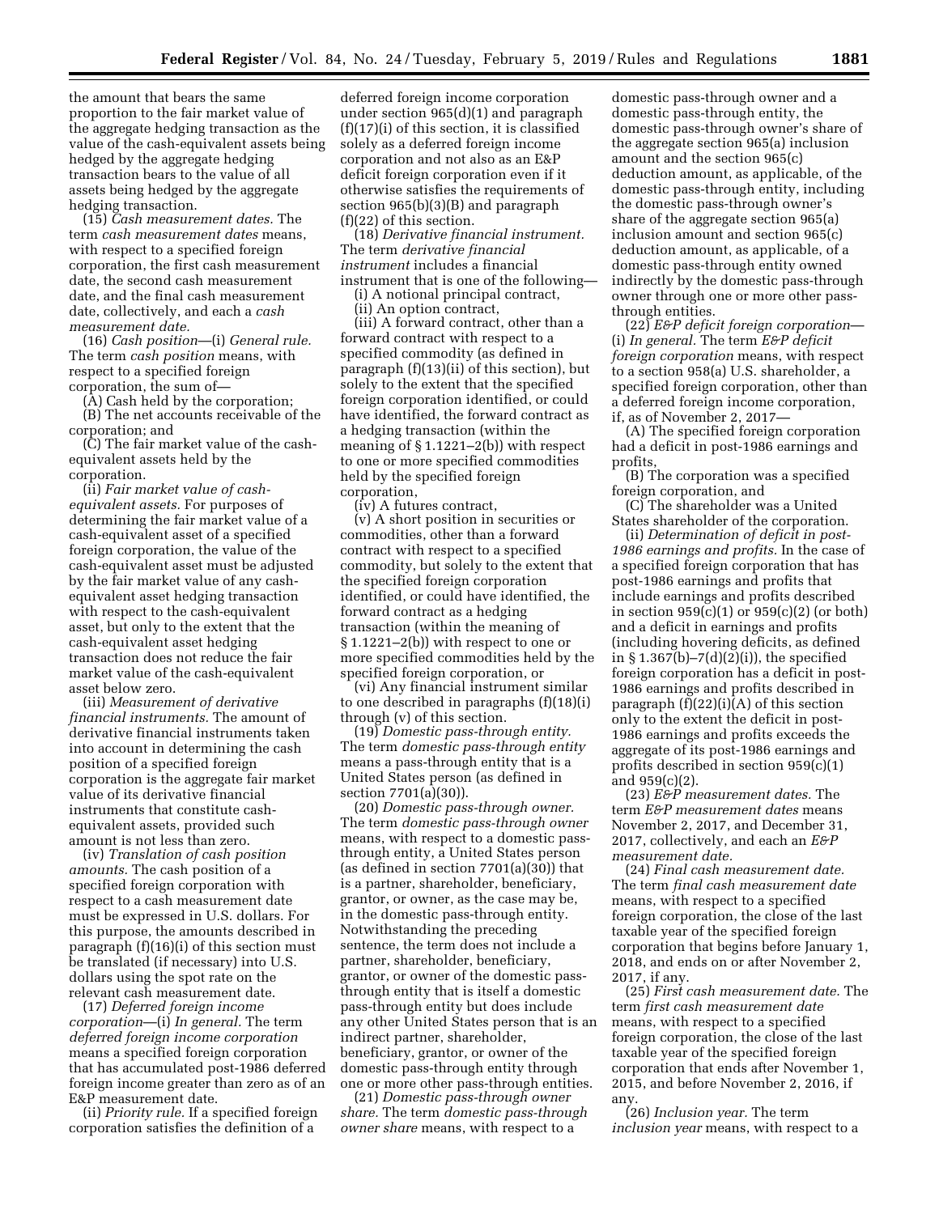the amount that bears the same proportion to the fair market value of the aggregate hedging transaction as the value of the cash-equivalent assets being hedged by the aggregate hedging transaction bears to the value of all assets being hedged by the aggregate hedging transaction.

(15) *Cash measurement dates.* The term *cash measurement dates* means, with respect to a specified foreign corporation, the first cash measurement date, the second cash measurement date, and the final cash measurement date, collectively, and each a *cash measurement date.*

(16) *Cash position*—(i) *General rule.* The term *cash position* means, with respect to a specified foreign corporation, the sum of—

(A) Cash held by the corporation;

(B) The net accounts receivable of the corporation; and

(C) The fair market value of the cash-equivalent assets held by the corporation.

(ii) *Fair market value of cash-equivalent assets.* For purposes of determining the fair market value of a cash-equivalent asset of a specified foreign corporation, the value of the cash-equivalent asset must be adjusted by the fair market value of any cash-equivalent asset hedging transaction with respect to the cash-equivalent asset, but only to the extent that the cash-equivalent asset hedging transaction does not reduce the fair market value of the cash-equivalent asset below zero.

(iii) *Measurement of derivative financial instruments.* The amount of derivative financial instruments taken into account in determining the cash position of a specified foreign corporation is the aggregate fair market value of its derivative financial instruments that constitute cash-equivalent assets, provided such amount is not less than zero.

(iv) *Translation of cash position amounts.* The cash position of a specified foreign corporation with respect to a cash measurement date must be expressed in U.S. dollars. For this purpose, the amounts described in paragraph (f)(16)(i) of this section must be translated (if necessary) into U.S. dollars using the spot rate on the relevant cash measurement date.

(17) *Deferred foreign income corporation*—(i) *In general.* The term *deferred foreign income corporation* means a specified foreign corporation that has accumulated post-1986 deferred foreign income greater than zero as of an E&P measurement date.

(ii) *Priority rule.* If a specified foreign corporation satisfies the definition of a deferred foreign income corporation under section 965(d)(1) and paragraph (f)(17)(i) of this section, it is classified solely as a deferred foreign income corporation and not also as an E&P deficit foreign corporation even if it otherwise satisfies the requirements of section 965(b)(3)(B) and paragraph (f)(22) of this section.

(18) *Derivative financial instrument.* The term *derivative financial instrument* includes a financial instrument that is one of the following—

(i) A notional principal contract,

(ii) An option contract,

(iii) A forward contract, other than a forward contract with respect to a specified commodity (as defined in paragraph (f)(13)(ii) of this section), but solely to the extent that the specified foreign corporation identified, or could have identified, the forward contract as a hedging transaction (within the meaning of § 1.1221–2(b)) with respect to one or more specified commodities held by the specified foreign corporation,

(iv) A futures contract,

(v) A short position in securities or commodities, other than a forward contract with respect to a specified commodity, but solely to the extent that the specified foreign corporation identified, or could have identified, the forward contract as a hedging transaction (within the meaning of § 1.1221–2(b)) with respect to one or more specified commodities held by the specified foreign corporation, or

(vi) Any financial instrument similar to one described in paragraphs (f)(18)(i) through (v) of this section.

(19) *Domestic pass-through entity.* The term *domestic pass-through entity* means a pass-through entity that is a United States person (as defined in section 7701(a)(30)).

(20) *Domestic pass-through owner.* The term *domestic pass-through owner* means, with respect to a domestic pass-through entity, a United States person (as defined in section 7701(a)(30)) that is a partner, shareholder, beneficiary, grantor, or owner, as the case may be, in the domestic pass-through entity. Notwithstanding the preceding sentence, the term does not include a partner, shareholder, beneficiary, grantor, or owner of the domestic pass-through entity that is itself a domestic pass-through entity but does include any other United States person that is an indirect partner, shareholder, beneficiary, grantor, or owner of the domestic pass-through entity through one or more other pass-through entities.

(21) *Domestic pass-through owner share.* The term *domestic pass-through owner share* means, with respect to a domestic pass-through owner and a domestic pass-through entity, the domestic pass-through owner's share of the aggregate section 965(a) inclusion amount and the section 965(c) deduction amount, as applicable, of the domestic pass-through entity, including the domestic pass-through owner's share of the aggregate section 965(a) inclusion amount and section 965(c) deduction amount, as applicable, of a domestic pass-through entity owned indirectly by the domestic pass-through owner through one or more other pass-through entities.

(22) *E&P deficit foreign corporation*—(i) *In general.* The term *E&P deficit foreign corporation* means, with respect to a section 958(a) U.S. shareholder, a specified foreign corporation, other than a deferred foreign income corporation, if, as of November 2, 2017—

(A) The specified foreign corporation had a deficit in post-1986 earnings and profits,

(B) The corporation was a specified foreign corporation, and

(C) The shareholder was a United States shareholder of the corporation.

(ii) *Determination of deficit in post-1986 earnings and profits.* In the case of a specified foreign corporation that has post-1986 earnings and profits that include earnings and profits described in section 959(c)(1) or 959(c)(2) (or both) and a deficit in earnings and profits (including hovering deficits, as defined in § 1.367(b)–7(d)(2)(i)), the specified foreign corporation has a deficit in post-1986 earnings and profits described in paragraph (f)(22)(i)(A) of this section only to the extent the deficit in post-1986 earnings and profits exceeds the aggregate of its post-1986 earnings and profits described in section 959(c)(1) and 959(c)(2).

(23) *E&P measurement dates.* The term *E&P measurement dates* means November 2, 2017, and December 31, 2017, collectively, and each an *E&P measurement date.*

(24) *Final cash measurement date.* The term *final cash measurement date* means, with respect to a specified foreign corporation, the close of the last taxable year of the specified foreign corporation that begins before January 1, 2018, and ends on or after November 2, 2017, if any.

(25) *First cash measurement date.* The term *first cash measurement date* means, with respect to a specified foreign corporation, the close of the last taxable year of the specified foreign corporation that ends after November 1, 2015, and before November 2, 2016, if any.

(26) *Inclusion year.* The term *inclusion year* means, with respect to a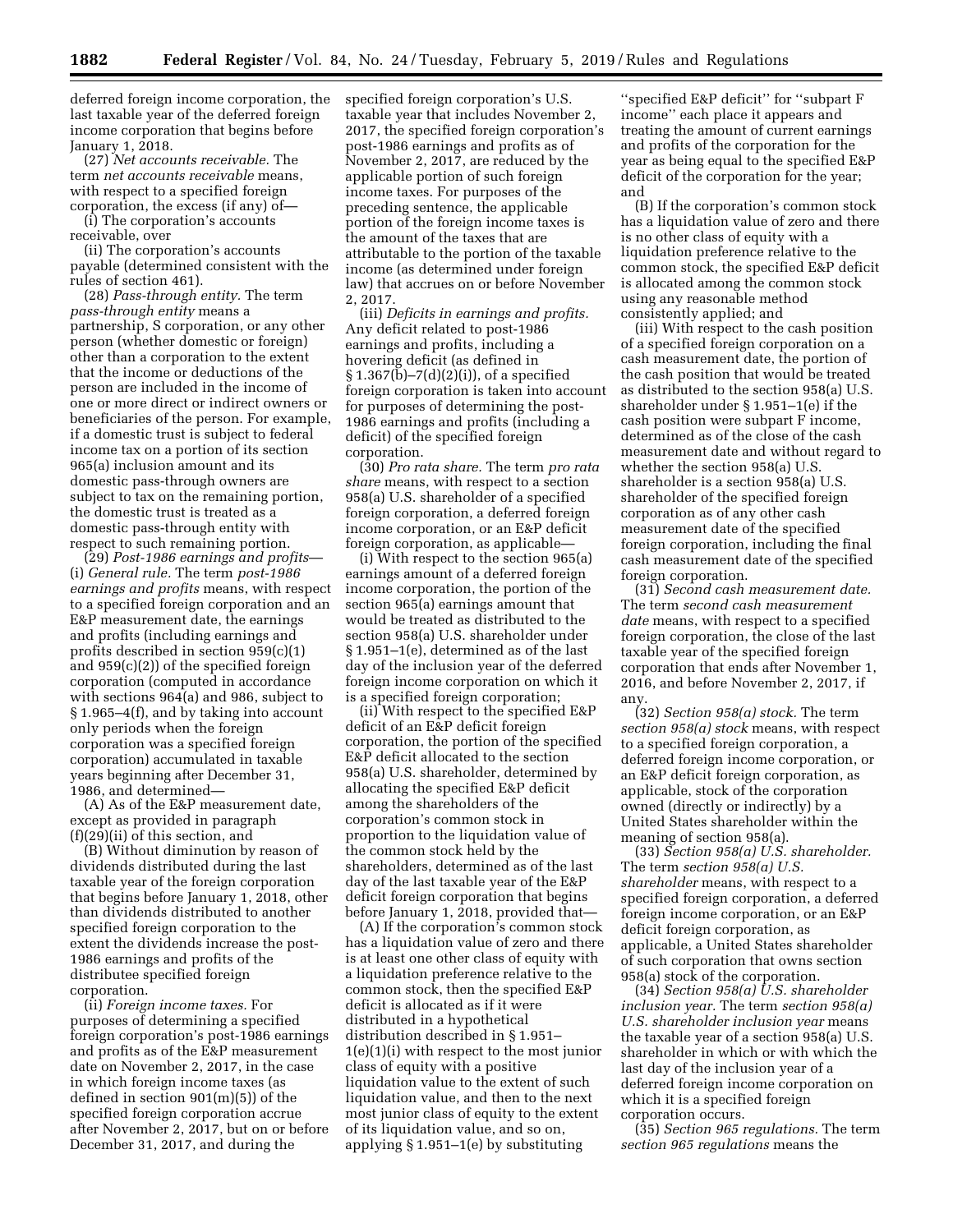deferred foreign income corporation, the last taxable year of the deferred foreign income corporation that begins before January 1, 2018.

(27) *Net accounts receivable.* The term *net accounts receivable* means, with respect to a specified foreign corporation, the excess (if any) of—

(i) The corporation's accounts receivable, over

(ii) The corporation's accounts payable (determined consistent with the rules of section 461).

(28) *Pass-through entity.* The term *pass-through entity* means a partnership, S corporation, or any other person (whether domestic or foreign) other than a corporation to the extent that the income or deductions of the person are included in the income of one or more direct or indirect owners or beneficiaries of the person. For example, if a domestic trust is subject to federal income tax on a portion of its section 965(a) inclusion amount and its domestic pass-through owners are subject to tax on the remaining portion, the domestic trust is treated as a domestic pass-through entity with respect to such remaining portion.

(29) *Post-1986 earnings and profits*—(i) *General rule.* The term *post-1986 earnings and profits* means, with respect to a specified foreign corporation and an E&P measurement date, the earnings and profits (including earnings and profits described in section 959(c)(1) and 959(c)(2)) of the specified foreign corporation (computed in accordance with sections 964(a) and 986, subject to § 1.965–4(f), and by taking into account only periods when the foreign corporation was a specified foreign corporation) accumulated in taxable years beginning after December 31, 1986, and determined—

(A) As of the E&P measurement date, except as provided in paragraph (f)(29)(ii) of this section, and

(B) Without diminution by reason of dividends distributed during the last taxable year of the foreign corporation that begins before January 1, 2018, other than dividends distributed to another specified foreign corporation to the extent the dividends increase the post-1986 earnings and profits of the distributee specified foreign corporation.

(ii) *Foreign income taxes.* For purposes of determining a specified foreign corporation's post-1986 earnings and profits as of the E&P measurement date on November 2, 2017, in the case in which foreign income taxes (as defined in section 901(m)(5)) of the specified foreign corporation accrue after November 2, 2017, but on or before December 31, 2017, and during the specified foreign corporation's U.S. taxable year that includes November 2, 2017, the specified foreign corporation's post-1986 earnings and profits as of November 2, 2017, are reduced by the applicable portion of such foreign income taxes. For purposes of the preceding sentence, the applicable portion of the foreign income taxes is the amount of the taxes that are attributable to the portion of the taxable income (as determined under foreign law) that accrues on or before November 2, 2017.

(iii) *Deficits in earnings and profits.* Any deficit related to post-1986 earnings and profits, including a hovering deficit (as defined in § 1.367(b)–7(d)(2)(i)), of a specified foreign corporation is taken into account for purposes of determining the post-1986 earnings and profits (including a deficit) of the specified foreign corporation.

(30) *Pro rata share.* The term *pro rata share* means, with respect to a section 958(a) U.S. shareholder of a specified foreign corporation, a deferred foreign income corporation, or an E&P deficit foreign corporation, as applicable—

(i) With respect to the section 965(a) earnings amount of a deferred foreign income corporation, the portion of the section 965(a) earnings amount that would be treated as distributed to the section 958(a) U.S. shareholder under § 1.951–1(e), determined as of the last day of the inclusion year of the deferred foreign income corporation on which it is a specified foreign corporation;

(ii) With respect to the specified E&P deficit of an E&P deficit foreign corporation, the portion of the specified E&P deficit allocated to the section 958(a) U.S. shareholder, determined by allocating the specified E&P deficit among the shareholders of the corporation's common stock in proportion to the liquidation value of the common stock held by the shareholders, determined as of the last day of the last taxable year of the E&P deficit foreign corporation that begins before January 1, 2018, provided that—

(A) If the corporation's common stock has a liquidation value of zero and there is at least one other class of equity with a liquidation preference relative to the common stock, then the specified E&P deficit is allocated as if it were distributed in a hypothetical distribution described in § 1.951–1(e)(1)(i) with respect to the most junior class of equity with a positive liquidation value to the extent of such liquidation value, and then to the next most junior class of equity to the extent of its liquidation value, and so on, applying § 1.951–1(e) by substituting "specified E&P deficit" for "subpart F income" each place it appears and treating the amount of current earnings and profits of the corporation for the year as being equal to the specified E&P deficit of the corporation for the year; and

(B) If the corporation's common stock has a liquidation value of zero and there is no other class of equity with a liquidation preference relative to the common stock, the specified E&P deficit is allocated among the common stock using any reasonable method consistently applied; and

(iii) With respect to the cash position of a specified foreign corporation on a cash measurement date, the portion of the cash position that would be treated as distributed to the section 958(a) U.S. shareholder under § 1.951–1(e) if the cash position were subpart F income, determined as of the close of the cash measurement date and without regard to whether the section 958(a) U.S. shareholder is a section 958(a) U.S. shareholder of the specified foreign corporation as of any other cash measurement date of the specified foreign corporation, including the final cash measurement date of the specified foreign corporation.

(31) *Second cash measurement date.* The term *second cash measurement date* means, with respect to a specified foreign corporation, the close of the last taxable year of the specified foreign corporation that ends after November 1, 2016, and before November 2, 2017, if any.

(32) *Section 958(a) stock.* The term *section 958(a) stock* means, with respect to a specified foreign corporation, a deferred foreign income corporation, or an E&P deficit foreign corporation, as applicable, stock of the corporation owned (directly or indirectly) by a United States shareholder within the meaning of section 958(a).

(33) *Section 958(a) U.S. shareholder.* The term *section 958(a) U.S. shareholder* means, with respect to a specified foreign corporation, a deferred foreign income corporation, or an E&P deficit foreign corporation, as applicable, a United States shareholder of such corporation that owns section 958(a) stock of the corporation.

(34) *Section 958(a) U.S. shareholder inclusion year.* The term *section 958(a) U.S. shareholder inclusion year* means the taxable year of a section 958(a) U.S. shareholder in which or with which the last day of the inclusion year of a deferred foreign income corporation on which it is a specified foreign corporation occurs.

(35) *Section 965 regulations.* The term *section 965 regulations* means the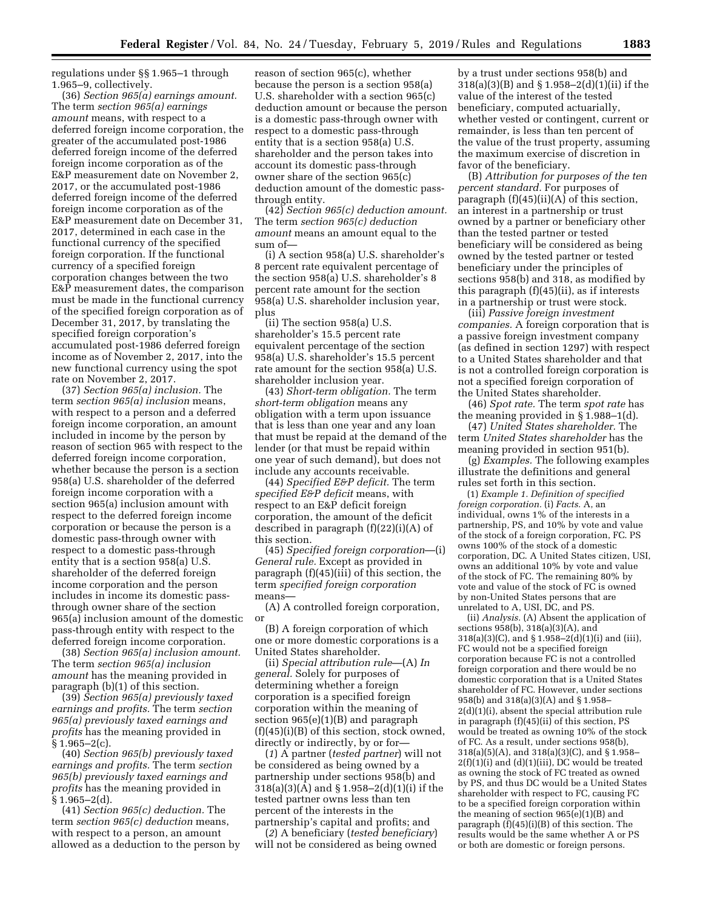regulations under §§ 1.965–1 through 1.965–9, collectively.

(36) *Section 965(a) earnings amount.* The term *section 965(a) earnings amount* means, with respect to a deferred foreign income corporation, the greater of the accumulated post-1986 deferred foreign income of the deferred foreign income corporation as of the E&P measurement date on November 2, 2017, or the accumulated post-1986 deferred foreign income of the deferred foreign income corporation as of the E&P measurement date on December 31, 2017, determined in each case in the functional currency of the specified foreign corporation. If the functional currency of a specified foreign corporation changes between the two E&P measurement dates, the comparison must be made in the functional currency of the specified foreign corporation as of December 31, 2017, by translating the specified foreign corporation's accumulated post-1986 deferred foreign income as of November 2, 2017, into the new functional currency using the spot rate on November 2, 2017.

(37) *Section 965(a) inclusion.* The term *section 965(a) inclusion* means, with respect to a person and a deferred foreign income corporation, an amount included in income by the person by reason of section 965 with respect to the deferred foreign income corporation, whether because the person is a section 958(a) U.S. shareholder of the deferred foreign income corporation with a section 965(a) inclusion amount with respect to the deferred foreign income corporation or because the person is a domestic pass-through owner with respect to a domestic pass-through entity that is a section 958(a) U.S. shareholder of the deferred foreign income corporation and the person includes in income its domestic pass-through owner share of the section 965(a) inclusion amount of the domestic pass-through entity with respect to the deferred foreign income corporation.

(38) *Section 965(a) inclusion amount.* The term *section 965(a) inclusion amount* has the meaning provided in paragraph (b)(1) of this section.

(39) *Section 965(a) previously taxed earnings and profits.* The term *section 965(a) previously taxed earnings and profits* has the meaning provided in § 1.965–2(c).

(40) *Section 965(b) previously taxed earnings and profits.* The term *section 965(b) previously taxed earnings and profits* has the meaning provided in § 1.965–2(d).

(41) *Section 965(c) deduction.* The term *section 965(c) deduction* means, with respect to a person, an amount allowed as a deduction to the person by reason of section 965(c), whether because the person is a section 958(a) U.S. shareholder with a section 965(c) deduction amount or because the person is a domestic pass-through owner with respect to a domestic pass-through entity that is a section 958(a) U.S. shareholder and the person takes into account its domestic pass-through owner share of the section 965(c) deduction amount of the domestic pass-through entity.

(42) *Section 965(c) deduction amount.* The term *section 965(c) deduction amount* means an amount equal to the sum of—

(i) A section 958(a) U.S. shareholder's 8 percent rate equivalent percentage of the section 958(a) U.S. shareholder's 8 percent rate amount for the section 958(a) U.S. shareholder inclusion year, plus

(ii) The section 958(a) U.S. shareholder's 15.5 percent rate equivalent percentage of the section 958(a) U.S. shareholder's 15.5 percent rate amount for the section 958(a) U.S. shareholder inclusion year.

(43) *Short-term obligation.* The term *short-term obligation* means any obligation with a term upon issuance that is less than one year and any loan that must be repaid at the demand of the lender (or that must be repaid within one year of such demand), but does not include any accounts receivable.

(44) *Specified E&P deficit.* The term *specified E&P deficit* means, with respect to an E&P deficit foreign corporation, the amount of the deficit described in paragraph (f)(22)(i)(A) of this section.

(45) *Specified foreign corporation*—(i) *General rule.* Except as provided in paragraph (f)(45)(iii) of this section, the term *specified foreign corporation* means—

(A) A controlled foreign corporation, or

(B) A foreign corporation of which one or more domestic corporations is a United States shareholder.

(ii) *Special attribution rule*—(A) *In general.* Solely for purposes of determining whether a foreign corporation is a specified foreign corporation within the meaning of section 965(e)(1)(B) and paragraph (f)(45)(i)(B) of this section, stock owned, directly or indirectly, by or for—

(*1*) A partner (*tested partner*) will not be considered as being owned by a partnership under sections 958(b) and 318(a)(3)(A) and § 1.958–2(d)(1)(i) if the tested partner owns less than ten percent of the interests in the partnership's capital and profits; and

(*2*) A beneficiary (*tested beneficiary*) will not be considered as being owned by a trust under sections 958(b) and 318(a)(3)(B) and § 1.958–2(d)(1)(ii) if the value of the interest of the tested beneficiary, computed actuarially, whether vested or contingent, current or remainder, is less than ten percent of the value of the trust property, assuming the maximum exercise of discretion in favor of the beneficiary.

(B) *Attribution for purposes of the ten percent standard.* For purposes of paragraph (f)(45)(ii)(A) of this section, an interest in a partnership or trust owned by a partner or beneficiary other than the tested partner or tested beneficiary will be considered as being owned by the tested partner or tested beneficiary under the principles of sections 958(b) and 318, as modified by this paragraph (f)(45)(ii), as if interests in a partnership or trust were stock.

(iii) *Passive foreign investment companies.* A foreign corporation that is a passive foreign investment company (as defined in section 1297) with respect to a United States shareholder and that is not a controlled foreign corporation is not a specified foreign corporation of the United States shareholder.

(46) *Spot rate.* The term *spot rate* has the meaning provided in § 1.988–1(d).

(47) *United States shareholder.* The term *United States shareholder* has the meaning provided in section 951(b).

(g) *Examples.* The following examples illustrate the definitions and general rules set forth in this section.

(1) *Example 1. Definition of specified foreign corporation.* (i) *Facts.* A, an individual, owns 1% of the interests in a partnership, PS, and 10% by vote and value of the stock of a foreign corporation, FC. PS owns 100% of the stock of a domestic corporation, DC. A United States citizen, USI, owns an additional 10% by vote and value of the stock of FC. The remaining 80% by vote and value of the stock of FC is owned by non-United States persons that are unrelated to A, USI, DC, and PS.

(ii) *Analysis.* (A) Absent the application of sections 958(b), 318(a)(3)(A), and 318(a)(3)(C), and § 1.958–2(d)(1)(i) and (iii), FC would not be a specified foreign corporation because FC is not a controlled foreign corporation and there would be no domestic corporation that is a United States shareholder of FC. However, under sections 958(b) and 318(a)(3)(A) and § 1.958–2(d)(1)(i), absent the special attribution rule in paragraph (f)(45)(ii) of this section, PS would be treated as owning 10% of the stock of FC. As a result, under sections 958(b), 318(a)(5)(A), and 318(a)(3)(C), and § 1.958–2(f)(1)(i) and (d)(1)(iii), DC would be treated as owning the stock of FC treated as owned by PS, and thus DC would be a United States shareholder with respect to FC, causing FC to be a specified foreign corporation within the meaning of section 965(e)(1)(B) and paragraph (f)(45)(i)(B) of this section. The results would be the same whether A or PS or both are domestic or foreign persons.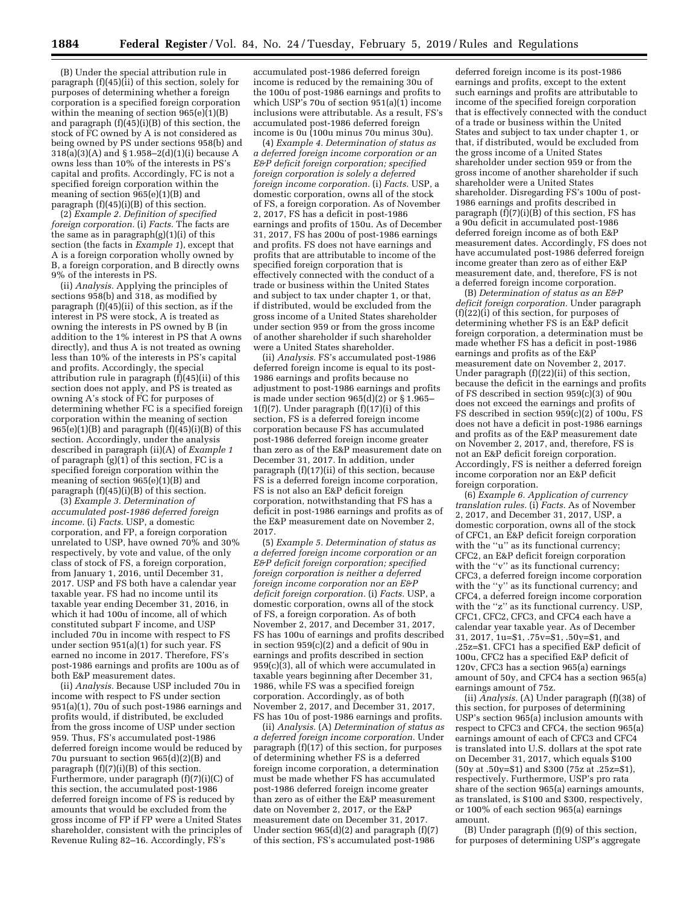(B) Under the special attribution rule in paragraph (f)(45)(ii) of this section, solely for purposes of determining whether a foreign corporation is a specified foreign corporation within the meaning of section 965(e)(1)(B) and paragraph (f)(45)(i)(B) of this section, the stock of FC owned by A is not considered as being owned by PS under sections 958(b) and 318(a)(3)(A) and § 1.958–2(d)(1)(i) because A owns less than 10% of the interests in PS's capital and profits. Accordingly, FC is not a specified foreign corporation within the meaning of section 965(e)(1)(B) and paragraph (f)(45)(i)(B) of this section.

(2) *Example 2. Definition of specified foreign corporation.* (i) *Facts.* The facts are the same as in paragraph(g)(1)(i) of this section (the facts in *Example 1*), except that A is a foreign corporation wholly owned by B, a foreign corporation, and B directly owns 9% of the interests in PS.

(ii) *Analysis.* Applying the principles of sections 958(b) and 318, as modified by paragraph (f)(45)(ii) of this section, as if the interest in PS were stock, A is treated as owning the interests in PS owned by B (in addition to the 1% interest in PS that A owns directly), and thus A is not treated as owning less than 10% of the interests in PS's capital and profits. Accordingly, the special attribution rule in paragraph (f)(45)(ii) of this section does not apply, and PS is treated as owning A's stock of FC for purposes of determining whether FC is a specified foreign corporation within the meaning of section 965(e)(1)(B) and paragraph (f)(45)(i)(B) of this section. Accordingly, under the analysis described in paragraph (ii)(A) of *Example 1* of paragraph (g)(1) of this section, FC is a specified foreign corporation within the meaning of section 965(e)(1)(B) and paragraph (f)(45)(i)(B) of this section.

(3) *Example 3. Determination of accumulated post-1986 deferred foreign income.* (i) *Facts.* USP, a domestic corporation, and FP, a foreign corporation unrelated to USP, have owned 70% and 30% respectively, by vote and value, of the only class of stock of FS, a foreign corporation, from January 1, 2016, until December 31, 2017. USP and FS both have a calendar year taxable year. FS had no income until its taxable year ending December 31, 2016, in which it had 100u of income, all of which constituted subpart F income, and USP included 70u in income with respect to FS under section 951(a)(1) for such year. FS earned no income in 2017. Therefore, FS's post-1986 earnings and profits are 100u as of both E&P measurement dates.

(ii) *Analysis.* Because USP included 70u in income with respect to FS under section 951(a)(1), 70u of such post-1986 earnings and profits would, if distributed, be excluded from the gross income of USP under section 959. Thus, FS's accumulated post-1986 deferred foreign income would be reduced by 70u pursuant to section 965(d)(2)(B) and paragraph (f)(7)(i)(B) of this section. Furthermore, under paragraph (f)(7)(i)(C) of this section, the accumulated post-1986 deferred foreign income of FS is reduced by amounts that would be excluded from the gross income of FP if FP were a United States shareholder, consistent with the principles of Revenue Ruling 82–16. Accordingly, FS's accumulated post-1986 deferred foreign income is reduced by the remaining 30u of the 100u of post-1986 earnings and profits to which USP's 70u of section 951(a)(1) income inclusions were attributable. As a result, FS's accumulated post-1986 deferred foreign income is 0u (100u minus 70u minus 30u).

(4) *Example 4. Determination of status as a deferred foreign income corporation or an E&P deficit foreign corporation; specified foreign corporation is solely a deferred foreign income corporation.* (i) *Facts.* USP, a domestic corporation, owns all of the stock of FS, a foreign corporation. As of November 2, 2017, FS has a deficit in post-1986 earnings and profits of 150u. As of December 31, 2017, FS has 200u of post-1986 earnings and profits. FS does not have earnings and profits that are attributable to income of the specified foreign corporation that is effectively connected with the conduct of a trade or business within the United States and subject to tax under chapter 1, or that, if distributed, would be excluded from the gross income of a United States shareholder under section 959 or from the gross income of another shareholder if such shareholder were a United States shareholder.

(ii) *Analysis.* FS's accumulated post-1986 deferred foreign income is equal to its post-1986 earnings and profits because no adjustment to post-1986 earnings and profits is made under section 965(d)(2) or § 1.965–1(f)(7). Under paragraph (f)(17)(i) of this section, FS is a deferred foreign income corporation because FS has accumulated post-1986 deferred foreign income greater than zero as of the E&P measurement date on December 31, 2017. In addition, under paragraph (f)(17)(ii) of this section, because FS is a deferred foreign income corporation, FS is not also an E&P deficit foreign corporation, notwithstanding that FS has a deficit in post-1986 earnings and profits as of the E&P measurement date on November 2, 2017.

(5) *Example 5. Determination of status as a deferred foreign income corporation or an E&P deficit foreign corporation; specified foreign corporation is neither a deferred foreign income corporation nor an E&P deficit foreign corporation.* (i) *Facts.* USP, a domestic corporation, owns all of the stock of FS, a foreign corporation. As of both November 2, 2017, and December 31, 2017, FS has 100u of earnings and profits described in section 959(c)(2) and a deficit of 90u in earnings and profits described in section 959(c)(3), all of which were accumulated in taxable years beginning after December 31, 1986, while FS was a specified foreign corporation. Accordingly, as of both November 2, 2017, and December 31, 2017, FS has 10u of post-1986 earnings and profits.

(ii) *Analysis.* (A) *Determination of status as a deferred foreign income corporation.* Under paragraph (f)(17) of this section, for purposes of determining whether FS is a deferred foreign income corporation, a determination must be made whether FS has accumulated post-1986 deferred foreign income greater than zero as of either the E&P measurement date on November 2, 2017, or the E&P measurement date on December 31, 2017. Under section 965(d)(2) and paragraph (f)(7) of this section, FS's accumulated post-1986 deferred foreign income is its post-1986 earnings and profits, except to the extent such earnings and profits are attributable to income of the specified foreign corporation that is effectively connected with the conduct of a trade or business within the United States and subject to tax under chapter 1, or that, if distributed, would be excluded from the gross income of a United States shareholder under section 959 or from the gross income of another shareholder if such shareholder were a United States shareholder. Disregarding FS's 100u of post-1986 earnings and profits described in paragraph (f)(7)(i)(B) of this section, FS has a 90u deficit in accumulated post-1986 deferred foreign income as of both E&P measurement dates. Accordingly, FS does not have accumulated post-1986 deferred foreign income greater than zero as of either E&P measurement date, and, therefore, FS is not a deferred foreign income corporation.

(B) *Determination of status as an E&P deficit foreign corporation.* Under paragraph (f)(22)(i) of this section, for purposes of determining whether FS is an E&P deficit foreign corporation, a determination must be made whether FS has a deficit in post-1986 earnings and profits as of the E&P measurement date on November 2, 2017. Under paragraph (f)(22)(ii) of this section, because the deficit in the earnings and profits of FS described in section 959(c)(3) of 90u does not exceed the earnings and profits of FS described in section 959(c)(2) of 100u, FS does not have a deficit in post-1986 earnings and profits as of the E&P measurement date on November 2, 2017, and, therefore, FS is not an E&P deficit foreign corporation. Accordingly, FS is neither a deferred foreign income corporation nor an E&P deficit foreign corporation.

(6) *Example 6. Application of currency translation rules.* (i) *Facts.* As of November 2, 2017, and December 31, 2017, USP, a domestic corporation, owns all of the stock of CFC1, an E&P deficit foreign corporation with the "u" as its functional currency; CFC2, an E&P deficit foreign corporation with the "v" as its functional currency; CFC3, a deferred foreign income corporation with the "y" as its functional currency; and CFC4, a deferred foreign income corporation with the "z" as its functional currency. USP, CFC1, CFC2, CFC3, and CFC4 each have a calendar year taxable year. As of December 31, 2017, 1u=$1, .75v=$1, .50y=$1, and .25z=$1. CFC1 has a specified E&P deficit of 100u, CFC2 has a specified E&P deficit of 120v, CFC3 has a section 965(a) earnings amount of 50y, and CFC4 has a section 965(a) earnings amount of 75z.

(ii) *Analysis.* (A) Under paragraph (f)(38) of this section, for purposes of determining USP's section 965(a) inclusion amounts with respect to CFC3 and CFC4, the section 965(a) earnings amount of each of CFC3 and CFC4 is translated into U.S. dollars at the spot rate on December 31, 2017, which equals $100 (50y at .50y=$1) and $300 (75z at .25z=$1), respectively. Furthermore, USP's pro rata share of the section 965(a) earnings amounts, as translated, is $100 and $300, respectively, or 100% of each section 965(a) earnings amount.

(B) Under paragraph (f)(9) of this section, for purposes of determining USP's aggregate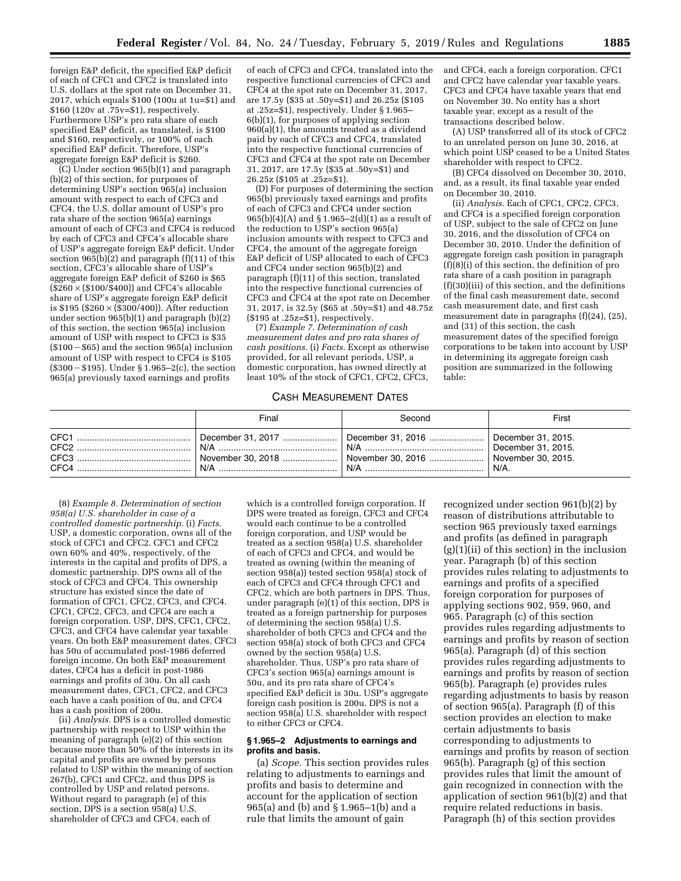foreign E&P deficit, the specified E&P deficit of each of CFC1 and CFC2 is translated into U.S. dollars at the spot rate on December 31, 2017, which equals $100 (100u at 1u=$1) and $160 (120v at .75v=$1), respectively. Furthermore USP's pro rata share of each specified E&P deficit, as translated, is $100 and $160, respectively, or 100% of each specified E&P deficit. Therefore, USP's aggregate foreign E&P deficit is $260.

(C) Under section 965(b)(1) and paragraph (b)(2) of this section, for purposes of determining USP's section 965(a) inclusion amount with respect to each of CFC3 and CFC4, the U.S. dollar amount of USP's pro rata share of the section 965(a) earnings amount of each of CFC3 and CFC4 is reduced by each of CFC3 and CFC4's allocable share of USP's aggregate foreign E&P deficit. Under section 965(b)(2) and paragraph (f)(11) of this section, CFC3's allocable share of USP's aggregate foreign E&P deficit of $260 is $65 ($260 × ($100/$400)) and CFC4's allocable share of USP's aggregate foreign E&P deficit is $195 ($260 × ($300/400)). After reduction under section 965(b)(1) and paragraph (b)(2) of this section, the section 965(a) inclusion amount of USP with respect to CFC3 is $35 ($100 − $65) and the section 965(a) inclusion amount of USP with respect to CFC4 is $105 ($300 − $195). Under § 1.965–2(c), the section 965(a) previously taxed earnings and profits of each of CFC3 and CFC4, translated into the respective functional currencies of CFC3 and CFC4 at the spot rate on December 31, 2017, are 17.5y ($35 at .50y=$1) and 26.25z ($105 at .25z=$1), respectively. Under § 1.965–6(b)(1), for purposes of applying section 960(a)(1), the amounts treated as a dividend paid by each of CFC3 and CFC4, translated into the respective functional currencies of CFC3 and CFC4 at the spot rate on December 31, 2017, are 17.5y ($35 at .50y=$1) and 26.25z ($105 at .25z=$1).

(D) For purposes of determining the section 965(b) previously taxed earnings and profits of each of CFC3 and CFC4 under section 965(b)(4)(A) and § 1.965–2(d)(1) as a result of the reduction to USP's section 965(a) inclusion amounts with respect to CFC3 and CFC4, the amount of the aggregate foreign E&P deficit of USP allocated to each of CFC3 and CFC4 under section 965(b)(2) and paragraph (f)(11) of this section, translated into the respective functional currencies of CFC3 and CFC4 at the spot rate on December 31, 2017, is 32.5y ($65 at .50y=$1) and 48.75z ($195 at .25z=$1), respectively.

(7) *Example 7. Determination of cash measurement dates and pro rata shares of cash positions.* (i) *Facts.* Except as otherwise provided, for all relevant periods, USP, a domestic corporation, has owned directly at least 10% of the stock of CFC1, CFC2, CFC3, and CFC4, each a foreign corporation. CFC1 and CFC2 have calendar year taxable years. CFC3 and CFC4 have taxable years that end on November 30. No entity has a short taxable year, except as a result of the transactions described below.

(A) USP transferred all of its stock of CFC2 to an unrelated person on June 30, 2016, at which point USP ceased to be a United States shareholder with respect to CFC2.

(B) CFC4 dissolved on December 30, 2010, and, as a result, its final taxable year ended on December 30, 2010.

(ii) *Analysis.* Each of CFC1, CFC2, CFC3, and CFC4 is a specified foreign corporation of USP, subject to the sale of CFC2 on June 30, 2016, and the dissolution of CFC4 on December 30, 2010. Under the definition of aggregate foreign cash position in paragraph (f)(8)(i) of this section, the definition of pro rata share of a cash position in paragraph (f)(30)(iii) of this section, and the definitions of the final cash measurement date, second cash measurement date, and first cash measurement date in paragraphs (f)(24), (25), and (31) of this section, the cash measurement dates of the specified foreign corporations to be taken into account by USP in determining its aggregate foreign cash position are summarized in the following table:

CASH MEASUREMENT DATES

| | Final | Second | First |
|---|---|---|---|
| CFC1 | December 31, 2017 | December 31, 2016 | December 31, 2015. |
| CFC2 | N/A | N/A | December 31, 2015. |
| CFC3 | November 30, 2018 | November 30, 2016 | November 30, 2015. |
| CFC4 | N/A | N/A | N/A. |

(8) *Example 8. Determination of section 958(a) U.S. shareholder in case of a controlled domestic partnership.* (i) *Facts.* USP, a domestic corporation, owns all of the stock of CFC1 and CFC2. CFC1 and CFC2 own 60% and 40%, respectively, of the interests in the capital and profits of DPS, a domestic partnership. DPS owns all of the stock of CFC3 and CFC4. This ownership structure has existed since the date of formation of CFC1, CFC2, CFC3, and CFC4. CFC1, CFC2, CFC3, and CFC4 are each a foreign corporation. USP, DPS, CFC1, CFC2, CFC3, and CFC4 have calendar year taxable years. On both E&P measurement dates, CFC3 has 50u of accumulated post-1986 deferred foreign income. On both E&P measurement dates, CFC4 has a deficit in post-1986 earnings and profits of 30u. On all cash measurement dates, CFC1, CFC2, and CFC3 each have a cash position of 0u, and CFC4 has a cash position of 200u.

(ii) *Analysis.* DPS is a controlled domestic partnership with respect to USP within the meaning of paragraph (e)(2) of this section because more than 50% of the interests in its capital and profits are owned by persons related to USP within the meaning of section 267(b), CFC1 and CFC2, and thus DPS is controlled by USP and related persons. Without regard to paragraph (e) of this section, DPS is a section 958(a) U.S. shareholder of CFC3 and CFC4, each of which is a controlled foreign corporation. If DPS were treated as foreign, CFC3 and CFC4 would each continue to be a controlled foreign corporation, and USP would be treated as a section 958(a) U.S. shareholder of each of CFC3 and CFC4, and would be treated as owning (within the meaning of section 958(a)) tested section 958(a) stock of each of CFC3 and CFC4 through CFC1 and CFC2, which are both partners in DPS. Thus, under paragraph (e)(1) of this section, DPS is treated as a foreign partnership for purposes of determining the section 958(a) U.S. shareholder of both CFC3 and CFC4 and the section 958(a) stock of both CFC3 and CFC4 owned by the section 958(a) U.S. shareholder. Thus, USP's pro rata share of CFC3's section 965(a) earnings amount is 50u, and its pro rata share of CFC4's specified E&P deficit is 30u. USP's aggregate foreign cash position is 200u. DPS is not a section 958(a) U.S. shareholder with respect to either CFC3 or CFC4.

### § 1.965–2 Adjustments to earnings and profits and basis.

(a) *Scope.* This section provides rules relating to adjustments to earnings and profits and basis to determine and account for the application of section 965(a) and (b) and § 1.965–1(b) and a rule that limits the amount of gain recognized under section 961(b)(2) by reason of distributions attributable to section 965 previously taxed earnings and profits (as defined in paragraph (g)(1)(ii) of this section) in the inclusion year. Paragraph (b) of this section provides rules relating to adjustments to earnings and profits of a specified foreign corporation for purposes of applying sections 902, 959, 960, and 965. Paragraph (c) of this section provides rules regarding adjustments to earnings and profits by reason of section 965(a). Paragraph (d) of this section provides rules regarding adjustments to earnings and profits by reason of section 965(b). Paragraph (e) provides rules regarding adjustments to basis by reason of section 965(a). Paragraph (f) of this section provides an election to make certain adjustments to basis corresponding to adjustments to earnings and profits by reason of section 965(b). Paragraph (g) of this section provides rules that limit the amount of gain recognized in connection with the application of section 961(b)(2) and that require related reductions in basis. Paragraph (h) of this section provides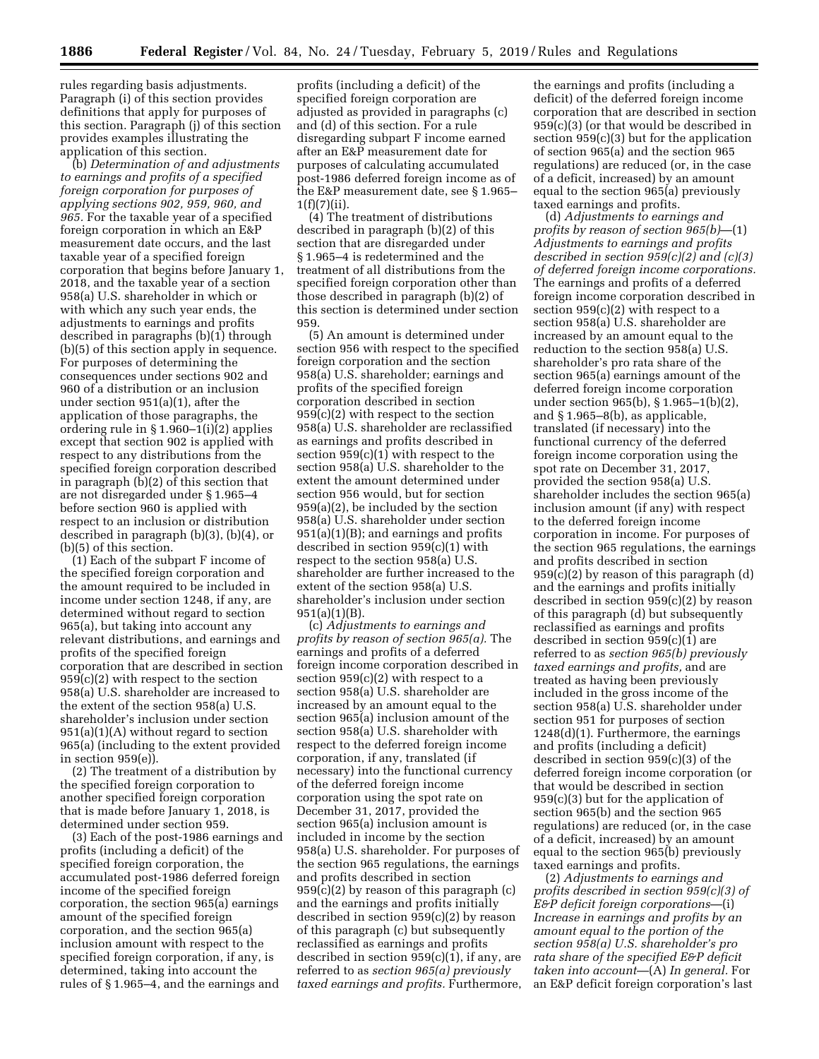rules regarding basis adjustments. Paragraph (i) of this section provides definitions that apply for purposes of this section. Paragraph (j) of this section provides examples illustrating the application of this section.

(b) *Determination of and adjustments to earnings and profits of a specified foreign corporation for purposes of applying sections 902, 959, 960, and 965.* For the taxable year of a specified foreign corporation in which an E&P measurement date occurs, and the last taxable year of a specified foreign corporation that begins before January 1, 2018, and the taxable year of a section 958(a) U.S. shareholder in which or with which any such year ends, the adjustments to earnings and profits described in paragraphs (b)(1) through (b)(5) of this section apply in sequence. For purposes of determining the consequences under sections 902 and 960 of a distribution or an inclusion under section 951(a)(1), after the application of those paragraphs, the ordering rule in § 1.960–1(i)(2) applies except that section 902 is applied with respect to any distributions from the specified foreign corporation described in paragraph (b)(2) of this section that are not disregarded under § 1.965–4 before section 960 is applied with respect to an inclusion or distribution described in paragraph (b)(3), (b)(4), or (b)(5) of this section.

(1) Each of the subpart F income of the specified foreign corporation and the amount required to be included in income under section 1248, if any, are determined without regard to section 965(a), but taking into account any relevant distributions, and earnings and profits of the specified foreign corporation that are described in section 959(c)(2) with respect to the section 958(a) U.S. shareholder are increased to the extent of the section 958(a) U.S. shareholder's inclusion under section 951(a)(1)(A) without regard to section 965(a) (including to the extent provided in section 959(e)).

(2) The treatment of a distribution by the specified foreign corporation to another specified foreign corporation that is made before January 1, 2018, is determined under section 959.

(3) Each of the post-1986 earnings and profits (including a deficit) of the specified foreign corporation, the accumulated post-1986 deferred foreign income of the specified foreign corporation, the section 965(a) earnings amount of the specified foreign corporation, and the section 965(a) inclusion amount with respect to the specified foreign corporation, if any, is determined, taking into account the rules of § 1.965–4, and the earnings and profits (including a deficit) of the specified foreign corporation are adjusted as provided in paragraphs (c) and (d) of this section. For a rule disregarding subpart F income earned after an E&P measurement date for purposes of calculating accumulated post-1986 deferred foreign income as of the E&P measurement date, see § 1.965–1(f)(7)(ii).

(4) The treatment of distributions described in paragraph (b)(2) of this section that are disregarded under § 1.965–4 is redetermined and the treatment of all distributions from the specified foreign corporation other than those described in paragraph (b)(2) of this section is determined under section 959.

(5) An amount is determined under section 956 with respect to the specified foreign corporation and the section 958(a) U.S. shareholder; earnings and profits of the specified foreign corporation described in section 959(c)(2) with respect to the section 958(a) U.S. shareholder are reclassified as earnings and profits described in section 959(c)(1) with respect to the section 958(a) U.S. shareholder to the extent the amount determined under section 956 would, but for section 959(a)(2), be included by the section 958(a) U.S. shareholder under section 951(a)(1)(B); and earnings and profits described in section 959(c)(1) with respect to the section 958(a) U.S. shareholder are further increased to the extent of the section 958(a) U.S. shareholder's inclusion under section 951(a)(1)(B).

(c) *Adjustments to earnings and profits by reason of section 965(a).* The earnings and profits of a deferred foreign income corporation described in section 959(c)(2) with respect to a section 958(a) U.S. shareholder are increased by an amount equal to the section 965(a) inclusion amount of the section 958(a) U.S. shareholder with respect to the deferred foreign income corporation, if any, translated (if necessary) into the functional currency of the deferred foreign income corporation using the spot rate on December 31, 2017, provided the section 965(a) inclusion amount is included in income by the section 958(a) U.S. shareholder. For purposes of the section 965 regulations, the earnings and profits described in section 959(c)(2) by reason of this paragraph (c) and the earnings and profits initially described in section 959(c)(2) by reason of this paragraph (c) but subsequently reclassified as earnings and profits described in section 959(c)(1), if any, are referred to as *section 965(a) previously taxed earnings and profits.* Furthermore, the earnings and profits (including a deficit) of the deferred foreign income corporation that are described in section 959(c)(3) (or that would be described in section 959(c)(3) but for the application of section 965(a) and the section 965 regulations) are reduced (or, in the case of a deficit, increased) by an amount equal to the section 965(a) previously taxed earnings and profits.

(d) *Adjustments to earnings and profits by reason of section 965(b)*—(1) *Adjustments to earnings and profits described in section 959(c)(2) and (c)(3) of deferred foreign income corporations.* The earnings and profits of a deferred foreign income corporation described in section 959(c)(2) with respect to a section 958(a) U.S. shareholder are increased by an amount equal to the reduction to the section 958(a) U.S. shareholder's pro rata share of the section 965(a) earnings amount of the deferred foreign income corporation under section 965(b), § 1.965–1(b)(2), and § 1.965–8(b), as applicable, translated (if necessary) into the functional currency of the deferred foreign income corporation using the spot rate on December 31, 2017, provided the section 958(a) U.S. shareholder includes the section 965(a) inclusion amount (if any) with respect to the deferred foreign income corporation in income. For purposes of the section 965 regulations, the earnings and profits described in section 959(c)(2) by reason of this paragraph (d) and the earnings and profits initially described in section 959(c)(2) by reason of this paragraph (d) but subsequently reclassified as earnings and profits described in section 959(c)(1) are referred to as *section 965(b) previously taxed earnings and profits,* and are treated as having been previously included in the gross income of the section 958(a) U.S. shareholder under section 951 for purposes of section 1248(d)(1). Furthermore, the earnings and profits (including a deficit) described in section 959(c)(3) of the deferred foreign income corporation (or that would be described in section 959(c)(3) but for the application of section 965(b) and the section 965 regulations) are reduced (or, in the case of a deficit, increased) by an amount equal to the section 965(b) previously taxed earnings and profits.

(2) *Adjustments to earnings and profits described in section 959(c)(3) of E&P deficit foreign corporations*—(i) *Increase in earnings and profits by an amount equal to the portion of the section 958(a) U.S. shareholder's pro rata share of the specified E&P deficit taken into account*—(A) *In general.* For an E&P deficit foreign corporation's last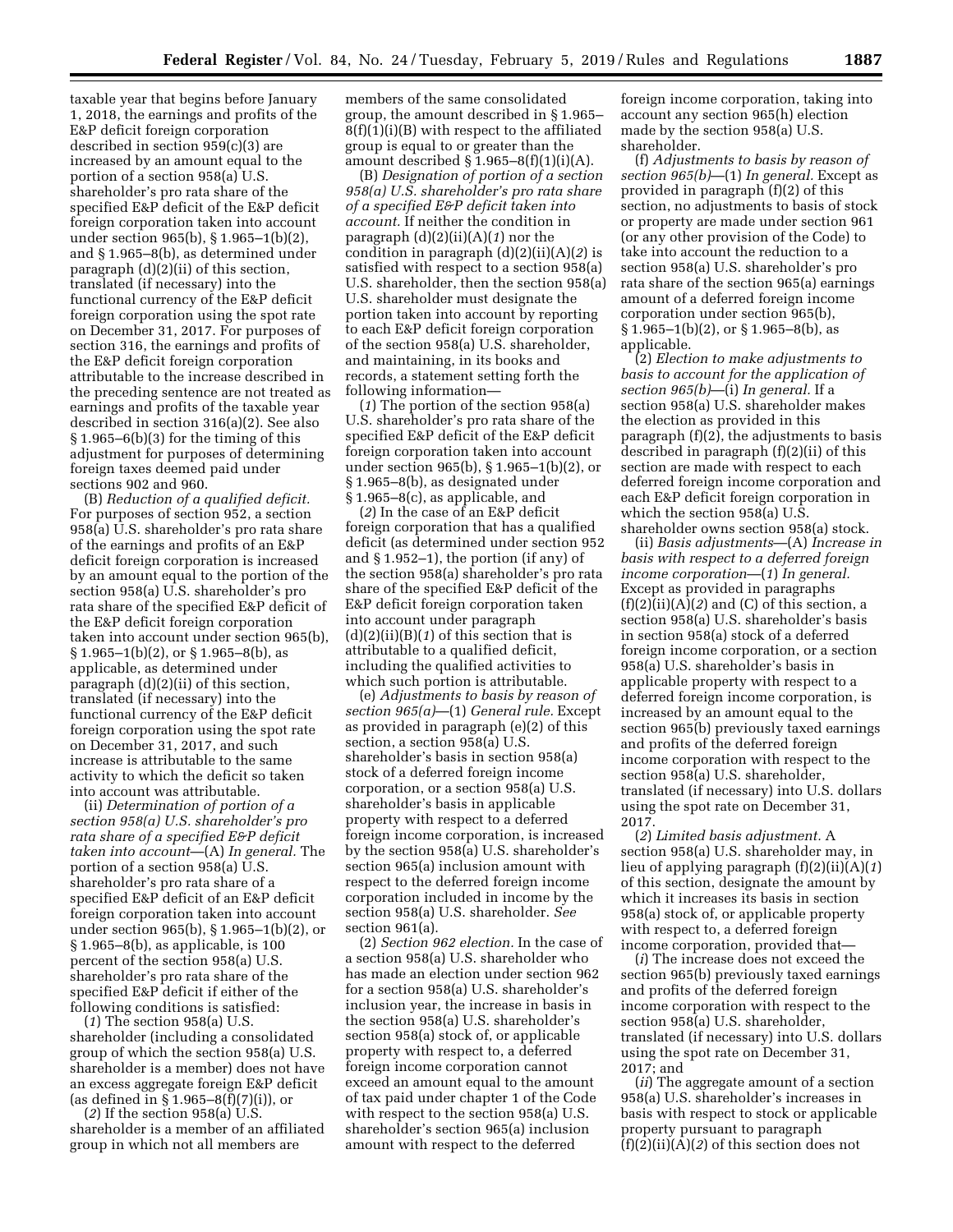taxable year that begins before January 1, 2018, the earnings and profits of the E&P deficit foreign corporation described in section 959(c)(3) are increased by an amount equal to the portion of a section 958(a) U.S. shareholder's pro rata share of the specified E&P deficit of the E&P deficit foreign corporation taken into account under section 965(b), § 1.965–1(b)(2), and § 1.965–8(b), as determined under paragraph (d)(2)(ii) of this section, translated (if necessary) into the functional currency of the E&P deficit foreign corporation using the spot rate on December 31, 2017. For purposes of section 316, the earnings and profits of the E&P deficit foreign corporation attributable to the increase described in the preceding sentence are not treated as earnings and profits of the taxable year described in section 316(a)(2). See also § 1.965–6(b)(3) for the timing of this adjustment for purposes of determining foreign taxes deemed paid under sections 902 and 960.

(B) *Reduction of a qualified deficit.* For purposes of section 952, a section 958(a) U.S. shareholder's pro rata share of the earnings and profits of an E&P deficit foreign corporation is increased by an amount equal to the portion of the section 958(a) U.S. shareholder's pro rata share of the specified E&P deficit of the E&P deficit foreign corporation taken into account under section 965(b), § 1.965–1(b)(2), or § 1.965–8(b), as applicable, as determined under paragraph (d)(2)(ii) of this section, translated (if necessary) into the functional currency of the E&P deficit foreign corporation using the spot rate on December 31, 2017, and such increase is attributable to the same activity to which the deficit so taken into account was attributable.

(ii) *Determination of portion of a section 958(a) U.S. shareholder's pro rata share of a specified E&P deficit taken into account*—(A) *In general.* The portion of a section 958(a) U.S. shareholder's pro rata share of a specified E&P deficit of an E&P deficit foreign corporation taken into account under section 965(b), § 1.965–1(b)(2), or § 1.965–8(b), as applicable, is 100 percent of the section 958(a) U.S. shareholder's pro rata share of the specified E&P deficit if either of the following conditions is satisfied:

(*1*) The section 958(a) U.S. shareholder (including a consolidated group of which the section 958(a) U.S. shareholder is a member) does not have an excess aggregate foreign E&P deficit (as defined in § 1.965–8(f)(7)(i)), or

(*2*) If the section 958(a) U.S. shareholder is a member of an affiliated group in which not all members are members of the same consolidated group, the amount described in § 1.965–8(f)(1)(i)(B) with respect to the affiliated group is equal to or greater than the amount described § 1.965–8(f)(1)(i)(A).

(B) *Designation of portion of a section 958(a) U.S. shareholder's pro rata share of a specified E&P deficit taken into account.* If neither the condition in paragraph (d)(2)(ii)(A)(*1*) nor the condition in paragraph (d)(2)(ii)(A)(*2*) is satisfied with respect to a section 958(a) U.S. shareholder, then the section 958(a) U.S. shareholder must designate the portion taken into account by reporting to each E&P deficit foreign corporation of the section 958(a) U.S. shareholder, and maintaining, in its books and records, a statement setting forth the following information—

(*1*) The portion of the section 958(a) U.S. shareholder's pro rata share of the specified E&P deficit of the E&P deficit foreign corporation taken into account under section 965(b), § 1.965–1(b)(2), or § 1.965–8(b), as designated under § 1.965–8(c), as applicable, and

(*2*) In the case of an E&P deficit foreign corporation that has a qualified deficit (as determined under section 952 and § 1.952–1), the portion (if any) of the section 958(a) shareholder's pro rata share of the specified E&P deficit of the E&P deficit foreign corporation taken into account under paragraph (d)(2)(ii)(B)(*1*) of this section that is attributable to a qualified deficit, including the qualified activities to which such portion is attributable.

(e) *Adjustments to basis by reason of section 965(a)*—(1) *General rule.* Except as provided in paragraph (e)(2) of this section, a section 958(a) U.S. shareholder's basis in section 958(a) stock of a deferred foreign income corporation, or a section 958(a) U.S. shareholder's basis in applicable property with respect to a deferred foreign income corporation, is increased by the section 958(a) U.S. shareholder's section 965(a) inclusion amount with respect to the deferred foreign income corporation included in income by the section 958(a) U.S. shareholder. *See* section 961(a).

(2) *Section 962 election.* In the case of a section 958(a) U.S. shareholder who has made an election under section 962 for a section 958(a) U.S. shareholder's inclusion year, the increase in basis in the section 958(a) U.S. shareholder's section 958(a) stock of, or applicable property with respect to, a deferred foreign income corporation cannot exceed an amount equal to the amount of tax paid under chapter 1 of the Code with respect to the section 958(a) U.S. shareholder's section 965(a) inclusion amount with respect to the deferred foreign income corporation, taking into account any section 965(h) election made by the section 958(a) U.S. shareholder.

(f) *Adjustments to basis by reason of section 965(b)*—(1) *In general.* Except as provided in paragraph (f)(2) of this section, no adjustments to basis of stock or property are made under section 961 (or any other provision of the Code) to take into account the reduction to a section 958(a) U.S. shareholder's pro rata share of the section 965(a) earnings amount of a deferred foreign income corporation under section 965(b), § 1.965–1(b)(2), or § 1.965–8(b), as applicable.

(2) *Election to make adjustments to basis to account for the application of section 965(b)*—(i) *In general.* If a section 958(a) U.S. shareholder makes the election as provided in this paragraph (f)(2), the adjustments to basis described in paragraph (f)(2)(ii) of this section are made with respect to each deferred foreign income corporation and each E&P deficit foreign corporation in which the section 958(a) U.S. shareholder owns section 958(a) stock.

(ii) *Basis adjustments*—(A) *Increase in basis with respect to a deferred foreign income corporation*—(*1*) *In general.* Except as provided in paragraphs (f)(2)(ii)(A)(*2*) and (C) of this section, a section 958(a) U.S. shareholder's basis in section 958(a) stock of a deferred foreign income corporation, or a section 958(a) U.S. shareholder's basis in applicable property with respect to a deferred foreign income corporation, is increased by an amount equal to the section 965(b) previously taxed earnings and profits of the deferred foreign income corporation with respect to the section 958(a) U.S. shareholder, translated (if necessary) into U.S. dollars using the spot rate on December 31, 2017.

(*2*) *Limited basis adjustment.* A section 958(a) U.S. shareholder may, in lieu of applying paragraph (f)(2)(ii)(A)(*1*) of this section, designate the amount by which it increases its basis in section 958(a) stock of, or applicable property with respect to, a deferred foreign income corporation, provided that—

(*i*) The increase does not exceed the section 965(b) previously taxed earnings and profits of the deferred foreign income corporation with respect to the section 958(a) U.S. shareholder, translated (if necessary) into U.S. dollars using the spot rate on December 31, 2017; and

(*ii*) The aggregate amount of a section 958(a) U.S. shareholder's increases in basis with respect to stock or applicable property pursuant to paragraph (f)(2)(ii)(A)(*2*) of this section does not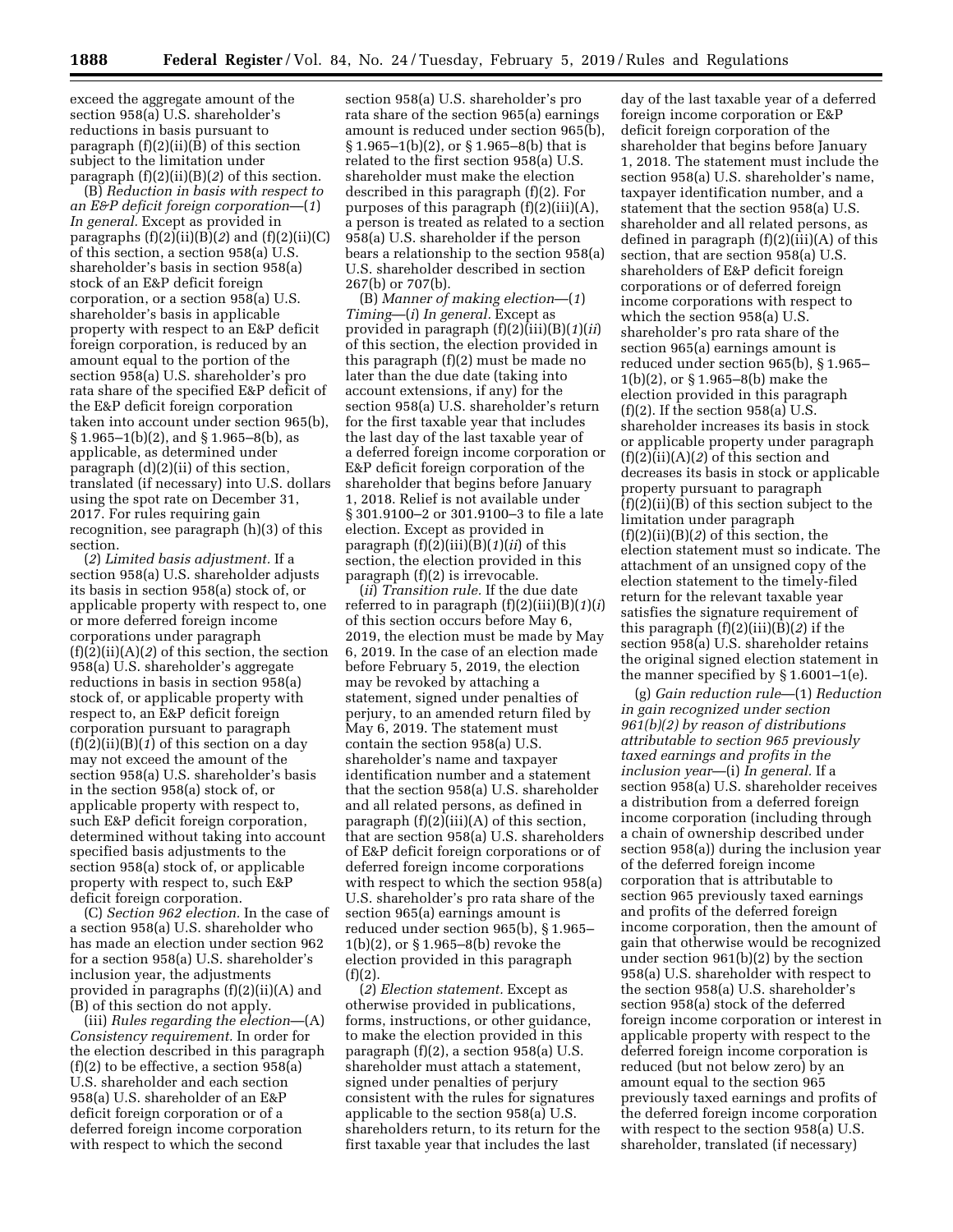exceed the aggregate amount of the section 958(a) U.S. shareholder's reductions in basis pursuant to paragraph (f)(2)(ii)(B) of this section subject to the limitation under paragraph (f)(2)(ii)(B)(*2*) of this section.

(B) *Reduction in basis with respect to an E&P deficit foreign corporation*—(*1*) *In general.* Except as provided in paragraphs (f)(2)(ii)(B)(*2*) and (f)(2)(ii)(C) of this section, a section 958(a) U.S. shareholder's basis in section 958(a) stock of an E&P deficit foreign corporation, or a section 958(a) U.S. shareholder's basis in applicable property with respect to an E&P deficit foreign corporation, is reduced by an amount equal to the portion of the section 958(a) U.S. shareholder's pro rata share of the specified E&P deficit of the E&P deficit foreign corporation taken into account under section 965(b), § 1.965–1(b)(2), and § 1.965–8(b), as applicable, as determined under paragraph (d)(2)(ii) of this section, translated (if necessary) into U.S. dollars using the spot rate on December 31, 2017. For rules requiring gain recognition, see paragraph (h)(3) of this section.

(*2*) *Limited basis adjustment.* If a section 958(a) U.S. shareholder adjusts its basis in section 958(a) stock of, or applicable property with respect to, one or more deferred foreign income corporations under paragraph (f)(2)(ii)(A)(*2*) of this section, the section 958(a) U.S. shareholder's aggregate reductions in basis in section 958(a) stock of, or applicable property with respect to, an E&P deficit foreign corporation pursuant to paragraph (f)(2)(ii)(B)(*1*) of this section on a day may not exceed the amount of the section 958(a) U.S. shareholder's basis in the section 958(a) stock of, or applicable property with respect to, such E&P deficit foreign corporation, determined without taking into account specified basis adjustments to the section 958(a) stock of, or applicable property with respect to, such E&P deficit foreign corporation.

(C) *Section 962 election.* In the case of a section 958(a) U.S. shareholder who has made an election under section 962 for a section 958(a) U.S. shareholder's inclusion year, the adjustments provided in paragraphs (f)(2)(ii)(A) and (B) of this section do not apply.

(iii) *Rules regarding the election*—(A) *Consistency requirement.* In order for the election described in this paragraph (f)(2) to be effective, a section 958(a) U.S. shareholder and each section 958(a) U.S. shareholder of an E&P deficit foreign corporation or of a deferred foreign income corporation with respect to which the second section 958(a) U.S. shareholder's pro rata share of the section 965(a) earnings amount is reduced under section 965(b), § 1.965–1(b)(2), or § 1.965–8(b) that is related to the first section 958(a) U.S. shareholder must make the election described in this paragraph (f)(2). For purposes of this paragraph (f)(2)(iii)(A), a person is treated as related to a section 958(a) U.S. shareholder if the person bears a relationship to the section 958(a) U.S. shareholder described in section 267(b) or 707(b).

(B) *Manner of making election*—(*1*) *Timing*—(*i*) *In general.* Except as provided in paragraph (f)(2)(iii)(B)(*1*)(*ii*) of this section, the election provided in this paragraph (f)(2) must be made no later than the due date (taking into account extensions, if any) for the section 958(a) U.S. shareholder's return for the first taxable year that includes the last day of the last taxable year of a deferred foreign income corporation or E&P deficit foreign corporation of the shareholder that begins before January 1, 2018. Relief is not available under § 301.9100–2 or 301.9100–3 to file a late election. Except as provided in paragraph (f)(2)(iii)(B)(*1*)(*ii*) of this section, the election provided in this paragraph (f)(2) is irrevocable.

(*ii*) *Transition rule.* If the due date referred to in paragraph (f)(2)(iii)(B)(*1*)(*i*) of this section occurs before May 6, 2019, the election must be made by May 6, 2019. In the case of an election made before February 5, 2019, the election may be revoked by attaching a statement, signed under penalties of perjury, to an amended return filed by May 6, 2019. The statement must contain the section 958(a) U.S. shareholder's name and taxpayer identification number and a statement that the section 958(a) U.S. shareholder and all related persons, as defined in paragraph (f)(2)(iii)(A) of this section, that are section 958(a) U.S. shareholders of E&P deficit foreign corporations or of deferred foreign income corporations with respect to which the section 958(a) U.S. shareholder's pro rata share of the section 965(a) earnings amount is reduced under section 965(b), § 1.965–1(b)(2), or § 1.965–8(b) revoke the election provided in this paragraph (f)(2).

(*2*) *Election statement.* Except as otherwise provided in publications, forms, instructions, or other guidance, to make the election provided in this paragraph (f)(2), a section 958(a) U.S. shareholder must attach a statement, signed under penalties of perjury consistent with the rules for signatures applicable to the section 958(a) U.S. shareholders return, to its return for the first taxable year that includes the last day of the last taxable year of a deferred foreign income corporation or E&P deficit foreign corporation of the shareholder that begins before January 1, 2018. The statement must include the section 958(a) U.S. shareholder's name, taxpayer identification number, and a statement that the section 958(a) U.S. shareholder and all related persons, as defined in paragraph (f)(2)(iii)(A) of this section, that are section 958(a) U.S. shareholders of E&P deficit foreign corporations or of deferred foreign income corporations with respect to which the section 958(a) U.S. shareholder's pro rata share of the section 965(a) earnings amount is reduced under section 965(b), § 1.965–1(b)(2), or § 1.965–8(b) make the election provided in this paragraph (f)(2). If the section 958(a) U.S. shareholder increases its basis in stock or applicable property under paragraph (f)(2)(ii)(A)(*2*) of this section and decreases its basis in stock or applicable property pursuant to paragraph (f)(2)(ii)(B) of this section subject to the limitation under paragraph (f)(2)(ii)(B)(*2*) of this section, the election statement must so indicate. The attachment of an unsigned copy of the election statement to the timely-filed return for the relevant taxable year satisfies the signature requirement of this paragraph (f)(2)(iii)(B)(*2*) if the section 958(a) U.S. shareholder retains the original signed election statement in the manner specified by § 1.6001–1(e).

(g) *Gain reduction rule*—(1) *Reduction in gain recognized under section 961(b)(2) by reason of distributions attributable to section 965 previously taxed earnings and profits in the inclusion year*—(i) *In general.* If a section 958(a) U.S. shareholder receives a distribution from a deferred foreign income corporation (including through a chain of ownership described under section 958(a)) during the inclusion year of the deferred foreign income corporation that is attributable to section 965 previously taxed earnings and profits of the deferred foreign income corporation, then the amount of gain that otherwise would be recognized under section 961(b)(2) by the section 958(a) U.S. shareholder with respect to the section 958(a) U.S. shareholder's section 958(a) stock of the deferred foreign income corporation or interest in applicable property with respect to the deferred foreign income corporation is reduced (but not below zero) by an amount equal to the section 965 previously taxed earnings and profits of the deferred foreign income corporation with respect to the section 958(a) U.S. shareholder, translated (if necessary)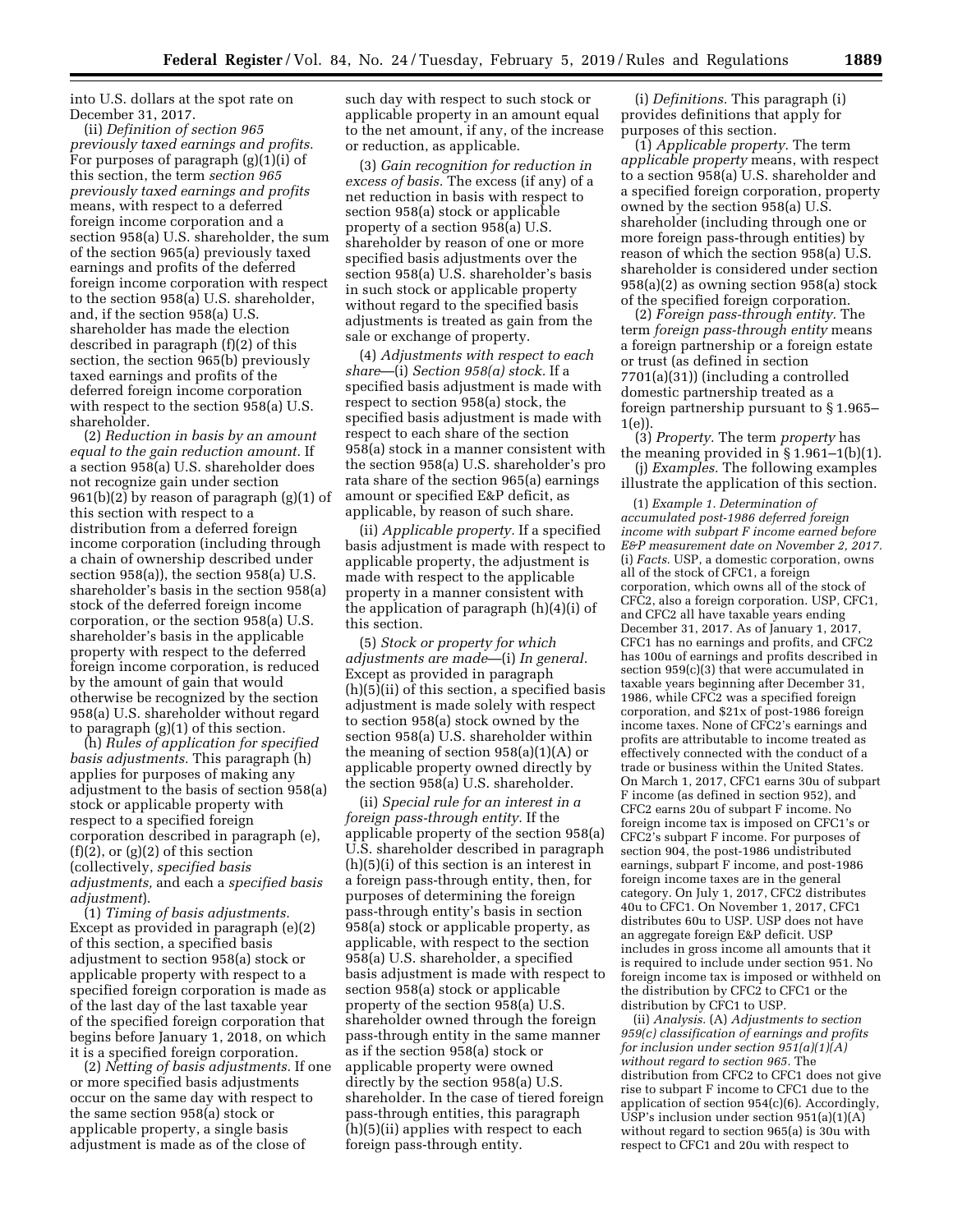into U.S. dollars at the spot rate on December 31, 2017.

(ii) *Definition of section 965 previously taxed earnings and profits.* For purposes of paragraph (g)(1)(i) of this section, the term *section 965 previously taxed earnings and profits* means, with respect to a deferred foreign income corporation and a section 958(a) U.S. shareholder, the sum of the section 965(a) previously taxed earnings and profits of the deferred foreign income corporation with respect to the section 958(a) U.S. shareholder, and, if the section 958(a) U.S. shareholder has made the election described in paragraph (f)(2) of this section, the section 965(b) previously taxed earnings and profits of the deferred foreign income corporation with respect to the section 958(a) U.S. shareholder.

(2) *Reduction in basis by an amount equal to the gain reduction amount.* If a section 958(a) U.S. shareholder does not recognize gain under section 961(b)(2) by reason of paragraph (g)(1) of this section with respect to a distribution from a deferred foreign income corporation (including through a chain of ownership described under section 958(a)), the section 958(a) U.S. shareholder's basis in the section 958(a) stock of the deferred foreign income corporation, or the section 958(a) U.S. shareholder's basis in the applicable property with respect to the deferred foreign income corporation, is reduced by the amount of gain that would otherwise be recognized by the section 958(a) U.S. shareholder without regard to paragraph (g)(1) of this section.

(h) *Rules of application for specified basis adjustments.* This paragraph (h) applies for purposes of making any adjustment to the basis of section 958(a) stock or applicable property with respect to a specified foreign corporation described in paragraph (e), (f)(2), or (g)(2) of this section (collectively, *specified basis adjustments,* and each a *specified basis adjustment*).

(1) *Timing of basis adjustments.* Except as provided in paragraph (e)(2) of this section, a specified basis adjustment to section 958(a) stock or applicable property with respect to a specified foreign corporation is made as of the last day of the last taxable year of the specified foreign corporation that begins before January 1, 2018, on which it is a specified foreign corporation.

(2) *Netting of basis adjustments.* If one or more specified basis adjustments occur on the same day with respect to the same section 958(a) stock or applicable property, a single basis adjustment is made as of the close of such day with respect to such stock or applicable property in an amount equal to the net amount, if any, of the increase or reduction, as applicable.

(3) *Gain recognition for reduction in excess of basis.* The excess (if any) of a net reduction in basis with respect to section 958(a) stock or applicable property of a section 958(a) U.S. shareholder by reason of one or more specified basis adjustments over the section 958(a) U.S. shareholder's basis in such stock or applicable property without regard to the specified basis adjustments is treated as gain from the sale or exchange of property.

(4) *Adjustments with respect to each share*—(i) *Section 958(a) stock.* If a specified basis adjustment is made with respect to section 958(a) stock, the specified basis adjustment is made with respect to each share of the section 958(a) stock in a manner consistent with the section 958(a) U.S. shareholder's pro rata share of the section 965(a) earnings amount or specified E&P deficit, as applicable, by reason of such share.

(ii) *Applicable property.* If a specified basis adjustment is made with respect to applicable property, the adjustment is made with respect to the applicable property in a manner consistent with the application of paragraph (h)(4)(i) of this section.

(5) *Stock or property for which adjustments are made*—(i) *In general.* Except as provided in paragraph (h)(5)(ii) of this section, a specified basis adjustment is made solely with respect to section 958(a) stock owned by the section 958(a) U.S. shareholder within the meaning of section 958(a)(1)(A) or applicable property owned directly by the section 958(a) U.S. shareholder.

(ii) *Special rule for an interest in a foreign pass-through entity.* If the applicable property of the section 958(a) U.S. shareholder described in paragraph (h)(5)(i) of this section is an interest in a foreign pass-through entity, then, for purposes of determining the foreign pass-through entity's basis in section 958(a) stock or applicable property, as applicable, with respect to the section 958(a) U.S. shareholder, a specified basis adjustment is made with respect to section 958(a) stock or applicable property of the section 958(a) U.S. shareholder owned through the foreign pass-through entity in the same manner as if the section 958(a) stock or applicable property were owned directly by the section 958(a) U.S. shareholder. In the case of tiered foreign pass-through entities, this paragraph (h)(5)(ii) applies with respect to each foreign pass-through entity.

(i) *Definitions.* This paragraph (i) provides definitions that apply for purposes of this section.

(1) *Applicable property.* The term *applicable property* means, with respect to a section 958(a) U.S. shareholder and a specified foreign corporation, property owned by the section 958(a) U.S. shareholder (including through one or more foreign pass-through entities) by reason of which the section 958(a) U.S. shareholder is considered under section 958(a)(2) as owning section 958(a) stock of the specified foreign corporation.

(2) *Foreign pass-through entity.* The term *foreign pass-through entity* means a foreign partnership or a foreign estate or trust (as defined in section 7701(a)(31)) (including a controlled domestic partnership treated as a foreign partnership pursuant to § 1.965–1(e)).

(3) *Property.* The term *property* has the meaning provided in § 1.961–1(b)(1).

(j) *Examples.* The following examples illustrate the application of this section.

(1) *Example 1. Determination of accumulated post-1986 deferred foreign income with subpart F income earned before E&P measurement date on November 2, 2017.* (i) *Facts.* USP, a domestic corporation, owns all of the stock of CFC1, a foreign corporation, which owns all of the stock of CFC2, also a foreign corporation. USP, CFC1, and CFC2 all have taxable years ending December 31, 2017. As of January 1, 2017, CFC1 has no earnings and profits, and CFC2 has 100u of earnings and profits described in section 959(c)(3) that were accumulated in taxable years beginning after December 31, 1986, while CFC2 was a specified foreign corporation, and $21x of post-1986 foreign income taxes. None of CFC2's earnings and profits are attributable to income treated as effectively connected with the conduct of a trade or business within the United States. On March 1, 2017, CFC1 earns 30u of subpart F income (as defined in section 952), and CFC2 earns 20u of subpart F income. No foreign income tax is imposed on CFC1's or CFC2's subpart F income. For purposes of section 904, the post-1986 undistributed earnings, subpart F income, and post-1986 foreign income taxes are in the general category. On July 1, 2017, CFC2 distributes 40u to CFC1. On November 1, 2017, CFC1 distributes 60u to USP. USP does not have an aggregate foreign E&P deficit. USP includes in gross income all amounts that it is required to include under section 951. No foreign income tax is imposed or withheld on the distribution by CFC2 to CFC1 or the distribution by CFC1 to USP.

(ii) *Analysis.* (A) *Adjustments to section 959(c) classification of earnings and profits for inclusion under section 951(a)(1)(A) without regard to section 965.* The distribution from CFC2 to CFC1 does not give rise to subpart F income to CFC1 due to the application of section 954(c)(6). Accordingly, USP's inclusion under section 951(a)(1)(A) without regard to section 965(a) is 30u with respect to CFC1 and 20u with respect to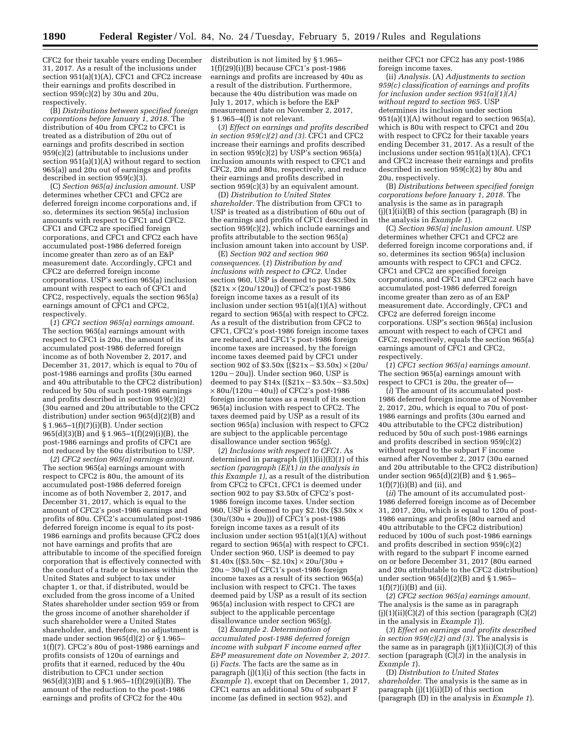CFC2 for their taxable years ending December 31, 2017. As a result of the inclusions under section 951(a)(1)(A), CFC1 and CFC2 increase their earnings and profits described in section 959(c)(2) by 30u and 20u, respectively.

(B) *Distributions between specified foreign corporations before January 1, 2018.* The distribution of 40u from CFC2 to CFC1 is treated as a distribution of 20u out of earnings and profits described in section 959(c)(2) (attributable to inclusions under section 951(a)(1)(A) without regard to section 965(a)) and 20u out of earnings and profits described in section 959(c)(3).

(C) *Section 965(a) inclusion amount.* USP determines whether CFC1 and CFC2 are deferred foreign income corporations and, if so, determines its section 965(a) inclusion amounts with respect to CFC1 and CFC2. CFC1 and CFC2 are specified foreign corporations, and CFC1 and CFC2 each have accumulated post-1986 deferred foreign income greater than zero as of an E&P measurement date. Accordingly, CFC1 and CFC2 are deferred foreign income corporations. USP's section 965(a) inclusion amount with respect to each of CFC1 and CFC2, respectively, equals the section 965(a) earnings amount of CFC1 and CFC2, respectively.

(*1*) *CFC1 section 965(a) earnings amount.* The section 965(a) earnings amount with respect to CFC1 is 20u, the amount of its accumulated post-1986 deferred foreign income as of both November 2, 2017, and December 31, 2017, which is equal to 70u of post-1986 earnings and profits (30u earned and 40u attributable to the CFC2 distribution) reduced by 50u of such post-1986 earnings and profits described in section 959(c)(2) (30u earned and 20u attributable to the CFC2 distribution) under section 965(d)(2)(B) and § 1.965–1(f)(7)(i)(B). Under section 965(d)(3)(B) and § 1.965–1(f)(29)(i)(B), the post-1986 earnings and profits of CFC1 are not reduced by the 60u distribution to USP.

(*2*) *CFC2 section 965(a) earnings amount.* The section 965(a) earnings amount with respect to CFC2 is 80u, the amount of its accumulated post-1986 deferred foreign income as of both November 2, 2017, and December 31, 2017, which is equal to the amount of CFC2's post-1986 earnings and profits of 80u. CFC2's accumulated post-1986 deferred foreign income is equal to its post-1986 earnings and profits because CFC2 does not have earnings and profits that are attributable to income of the specified foreign corporation that is effectively connected with the conduct of a trade or business within the United States and subject to tax under chapter 1, or that, if distributed, would be excluded from the gross income of a United States shareholder under section 959 or from the gross income of another shareholder if such shareholder were a United States shareholder, and, therefore, no adjustment is made under section 965(d)(2) or § 1.965–1(f)(7). CFC2's 80u of post-1986 earnings and profits consists of 120u of earnings and profits that it earned, reduced by the 40u distribution to CFC1 under section 965(d)(3)(B) and § 1.965–1(f)(29)(i)(B). The amount of the reduction to the post-1986 earnings and profits of CFC2 for the 40u distribution is not limited by § 1.965–1(f)(29)(i)(B) because CFC1's post-1986 earnings and profits are increased by 40u as a result of the distribution. Furthermore, because the 40u distribution was made on July 1, 2017, which is before the E&P measurement date on November 2, 2017, § 1.965–4(f) is not relevant.

(*3*) *Effect on earnings and profits described in section 959(c)(2) and (3).* CFC1 and CFC2 increase their earnings and profits described in section 959(c)(2) by USP's section 965(a) inclusion amounts with respect to CFC1 and CFC2, 20u and 80u, respectively, and reduce their earnings and profits described in section 959(c)(3) by an equivalent amount.

(D) *Distribution to United States shareholder.* The distribution from CFC1 to USP is treated as a distribution of 60u out of the earnings and profits of CFC1 described in section 959(c)(2), which include earnings and profits attributable to the section 965(a) inclusion amount taken into account by USP.

(E) *Section 902 and section 960 consequences.* (*1*) *Distribution by and inclusions with respect to CFC2.* Under section 960, USP is deemed to pay \$3.50x (\$21x × (20u/120u)) of CFC2's post-1986 foreign income taxes as a result of its inclusion under section 951(a)(1)(A) without regard to section 965(a) with respect to CFC2. As a result of the distribution from CFC2 to CFC1, CFC2's post-1986 foreign income taxes are reduced, and CFC1's post-1986 foreign income taxes are increased, by the foreign income taxes deemed paid by CFC1 under section 902 of \$3.50x ((\$21x − \$3.50x) × (20u/120u − 20u)). Under section 960, USP is deemed to pay \$14x ((\$21x − \$3.50x − \$3.50x) × 80u/(120u − 40u)) of CFC2's post-1986 foreign income taxes as a result of its section 965(a) inclusion with respect to CFC2. The taxes deemed paid by USP as a result of its section 965(a) inclusion with respect to CFC2 are subject to the applicable percentage disallowance under section 965(g).

(*2*) *Inclusions with respect to CFC1.* As determined in paragraph (j)(1)(ii)(E)(*1*) of this section (paragraph (E)(*1*) in the analysis in this *Example 1*), as a result of the distribution from CFC2 to CFC1, CFC1 is deemed under section 902 to pay \$3.50x of CFC2's post-1986 foreign income taxes. Under section 960, USP is deemed to pay \$2.10x (\$3.50x × (30u/(30u + 20u))) of CFC1's post-1986 foreign income taxes as a result of its inclusion under section 951(a)(1)(A) without regard to section 965(a) with respect to CFC1. Under section 960, USP is deemed to pay \$1.40x ((\$3.50x − \$2.10x) × 20u/(30u + 20u − 30u)) of CFC1's post-1986 foreign income taxes as a result of its section 965(a) inclusion with respect to CFC1. The taxes deemed paid by USP as a result of its section 965(a) inclusion with respect to CFC1 are subject to the applicable percentage disallowance under section 965(g).

(2) *Example 2. Determination of accumulated post-1986 deferred foreign income with subpart F income earned after E&P measurement date on November 2, 2017.* (i) *Facts.* The facts are the same as in paragraph (j)(1)(i) of this section (the facts in *Example 1*), except that on December 1, 2017, CFC1 earns an additional 50u of subpart F income (as defined in section 952), and neither CFC1 nor CFC2 has any post-1986 foreign income taxes.

(ii) *Analysis.* (A) *Adjustments to section 959(c) classification of earnings and profits for inclusion under section 951(a)(1)(A) without regard to section 965.* USP determines its inclusion under section 951(a)(1)(A) without regard to section 965(a), which is 80u with respect to CFC1 and 20u with respect to CFC2 for their taxable years ending December 31, 2017. As a result of the inclusions under section 951(a)(1)(A), CFC1 and CFC2 increase their earnings and profits described in section 959(c)(2) by 80u and 20u, respectively.

(B) *Distributions between specified foreign corporations before January 1, 2018.* The analysis is the same as in paragraph (j)(1)(ii)(B) of this section (paragraph (B) in the analysis in *Example 1*).

(C) *Section 965(a) inclusion amount.* USP determines whether CFC1 and CFC2 are deferred foreign income corporations and, if so, determines its section 965(a) inclusion amounts with respect to CFC1 and CFC2. CFC1 and CFC2 are specified foreign corporations, and CFC1 and CFC2 each have accumulated post-1986 deferred foreign income greater than zero as of an E&P measurement date. Accordingly, CFC1 and CFC2 are deferred foreign income corporations. USP's section 965(a) inclusion amount with respect to each of CFC1 and CFC2, respectively, equals the section 965(a) earnings amount of CFC1 and CFC2, respectively.

(*1*) *CFC1 section 965(a) earnings amount.* The section 965(a) earnings amount with respect to CFC1 is 20u, the greater of—

(*i*) The amount of its accumulated post-1986 deferred foreign income as of November 2, 2017, 20u, which is equal to 70u of post-1986 earnings and profits (30u earned and 40u attributable to the CFC2 distribution) reduced by 50u of such post-1986 earnings and profits described in section 959(c)(2) without regard to the subpart F income earned after November 2, 2017 (30u earned and 20u attributable to the CFC2 distribution) under section 965(d)(2)(B) and § 1.965–1(f)(7)(i)(B) and (ii), and

(*ii*) The amount of its accumulated post-1986 deferred foreign income as of December 31, 2017, 20u, which is equal to 120u of post-1986 earnings and profits (80u earned and 40u attributable to the CFC2 distribution) reduced by 100u of such post-1986 earnings and profits described in section 959(c)(2) with regard to the subpart F income earned on or before December 31, 2017 (80u earned and 20u attributable to the CFC2 distribution) under section 965(d)(2)(B) and § 1.965–1(f)(7)(i)(B) and (ii).

(*2*) *CFC2 section 965(a) earnings amount.* The analysis is the same as in paragraph (j)(1)(ii)(C)(*2*) of this section (paragraph (C)(*2*) in the analysis in *Example 1*)).

(*3*) *Effect on earnings and profits described in section 959(c)(2) and (3).* The analysis is the same as in paragraph (j)(1)(ii)(C)(*3*) of this section (paragraph (C)(*3*) in the analysis in *Example 1*).

(D) *Distribution to United States shareholder.* The analysis is the same as in paragraph (j)(1)(ii)(D) of this section (paragraph (D) in the analysis in *Example 1*).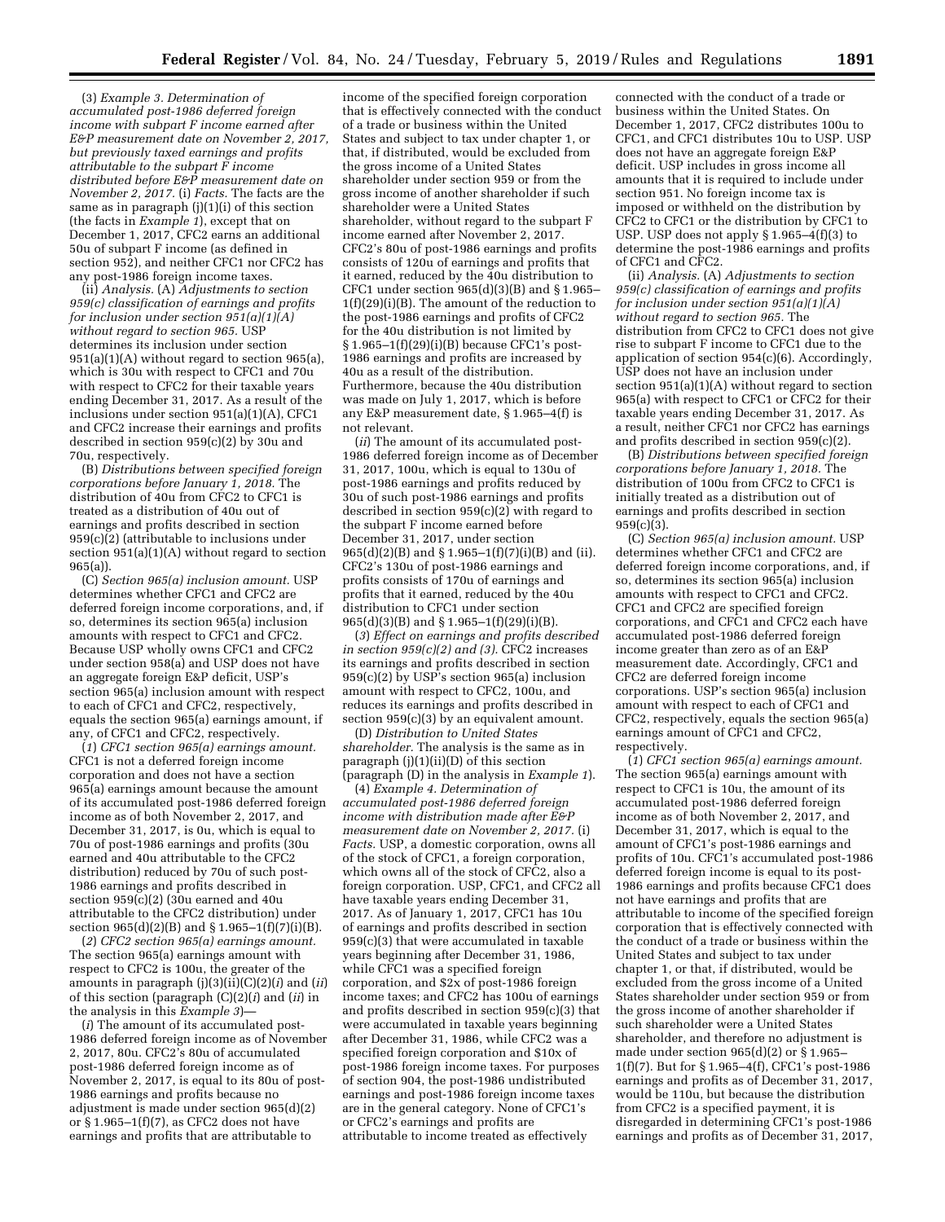(3) *Example 3. Determination of accumulated post-1986 deferred foreign income with subpart F income earned after E&P measurement date on November 2, 2017, but previously taxed earnings and profits attributable to the subpart F income distributed before E&P measurement date on November 2, 2017.* (i) *Facts.* The facts are the same as in paragraph (j)(1)(i) of this section (the facts in *Example 1*), except that on December 1, 2017, CFC2 earns an additional 50u of subpart F income (as defined in section 952), and neither CFC1 nor CFC2 has any post-1986 foreign income taxes.

(ii) *Analysis.* (A) *Adjustments to section 959(c) classification of earnings and profits for inclusion under section 951(a)(1)(A) without regard to section 965.* USP determines its inclusion under section 951(a)(1)(A) without regard to section 965(a), which is 30u with respect to CFC1 and 70u with respect to CFC2 for their taxable years ending December 31, 2017. As a result of the inclusions under section 951(a)(1)(A), CFC1 and CFC2 increase their earnings and profits described in section 959(c)(2) by 30u and 70u, respectively.

(B) *Distributions between specified foreign corporations before January 1, 2018.* The distribution of 40u from CFC2 to CFC1 is treated as a distribution of 40u out of earnings and profits described in section 959(c)(2) (attributable to inclusions under section 951(a)(1)(A) without regard to section 965(a)).

(C) *Section 965(a) inclusion amount.* USP determines whether CFC1 and CFC2 are deferred foreign income corporations, and, if so, determines its section 965(a) inclusion amounts with respect to CFC1 and CFC2. Because USP wholly owns CFC1 and CFC2 under section 958(a) and USP does not have an aggregate foreign E&P deficit, USP's section 965(a) inclusion amount with respect to each of CFC1 and CFC2, respectively, equals the section 965(a) earnings amount, if any, of CFC1 and CFC2, respectively.

(*1*) *CFC1 section 965(a) earnings amount.* CFC1 is not a deferred foreign income corporation and does not have a section 965(a) earnings amount because the amount of its accumulated post-1986 deferred foreign income as of both November 2, 2017, and December 31, 2017, is 0u, which is equal to 70u of post-1986 earnings and profits (30u earned and 40u attributable to the CFC2 distribution) reduced by 70u of such post-1986 earnings and profits described in section 959(c)(2) (30u earned and 40u attributable to the CFC2 distribution) under section 965(d)(2)(B) and § 1.965–1(f)(7)(i)(B).

(*2*) *CFC2 section 965(a) earnings amount.* The section 965(a) earnings amount with respect to CFC2 is 100u, the greater of the amounts in paragraph (j)(3)(ii)(C)(2)(*i*) and (*ii*) of this section (paragraph (C)(2)(*i*) and (*ii*) in the analysis in this *Example 3*)—

(*i*) The amount of its accumulated post-1986 deferred foreign income as of November 2, 2017, 80u. CFC2's 80u of accumulated post-1986 deferred foreign income as of November 2, 2017, is equal to its 80u of post-1986 earnings and profits because no adjustment is made under section 965(d)(2) or § 1.965–1(f)(7), as CFC2 does not have earnings and profits that are attributable to income of the specified foreign corporation that is effectively connected with the conduct of a trade or business within the United States and subject to tax under chapter 1, or that, if distributed, would be excluded from the gross income of a United States shareholder under section 959 or from the gross income of another shareholder if such shareholder were a United States shareholder, without regard to the subpart F income earned after November 2, 2017. CFC2's 80u of post-1986 earnings and profits consists of 120u of earnings and profits that it earned, reduced by the 40u distribution to CFC1 under section 965(d)(3)(B) and § 1.965–1(f)(29)(i)(B). The amount of the reduction to the post-1986 earnings and profits of CFC2 for the 40u distribution is not limited by § 1.965–1(f)(29)(i)(B) because CFC1's post-1986 earnings and profits are increased by 40u as a result of the distribution. Furthermore, because the 40u distribution was made on July 1, 2017, which is before any E&P measurement date, § 1.965–4(f) is not relevant.

(*ii*) The amount of its accumulated post-1986 deferred foreign income as of December 31, 2017, 100u, which is equal to 130u of post-1986 earnings and profits reduced by 30u of such post-1986 earnings and profits described in section 959(c)(2) with regard to the subpart F income earned before December 31, 2017, under section 965(d)(2)(B) and § 1.965–1(f)(7)(i)(B) and (ii). CFC2's 130u of post-1986 earnings and profits consists of 170u of earnings and profits that it earned, reduced by the 40u distribution to CFC1 under section 965(d)(3)(B) and § 1.965–1(f)(29)(i)(B).

(*3*) *Effect on earnings and profits described in section 959(c)(2) and (3).* CFC2 increases its earnings and profits described in section 959(c)(2) by USP's section 965(a) inclusion amount with respect to CFC2, 100u, and reduces its earnings and profits described in section 959(c)(3) by an equivalent amount.

(D) *Distribution to United States shareholder.* The analysis is the same as in paragraph (j)(1)(ii)(D) of this section (paragraph (D) in the analysis in *Example 1*).

(4) *Example 4. Determination of accumulated post-1986 deferred foreign income with distribution made after E&P measurement date on November 2, 2017.* (i) *Facts.* USP, a domestic corporation, owns all of the stock of CFC1, a foreign corporation, which owns all of the stock of CFC2, also a foreign corporation. USP, CFC1, and CFC2 all have taxable years ending December 31, 2017. As of January 1, 2017, CFC1 has 10u of earnings and profits described in section 959(c)(3) that were accumulated in taxable years beginning after December 31, 1986, while CFC1 was a specified foreign corporation, and $2x of post-1986 foreign income taxes; and CFC2 has 100u of earnings and profits described in section 959(c)(3) that were accumulated in taxable years beginning after December 31, 1986, while CFC2 was a specified foreign corporation and $10x of post-1986 foreign income taxes. For purposes of section 904, the post-1986 undistributed earnings and post-1986 foreign income taxes are in the general category. None of CFC1's or CFC2's earnings and profits are attributable to income treated as effectively connected with the conduct of a trade or business within the United States. On December 1, 2017, CFC2 distributes 100u to CFC1, and CFC1 distributes 10u to USP. USP does not have an aggregate foreign E&P deficit. USP includes in gross income all amounts that it is required to include under section 951. No foreign income tax is imposed or withheld on the distribution by CFC2 to CFC1 or the distribution by CFC1 to USP. USP does not apply § 1.965–4(f)(3) to determine the post-1986 earnings and profits of CFC1 and CFC2.

(ii) *Analysis.* (A) *Adjustments to section 959(c) classification of earnings and profits for inclusion under section 951(a)(1)(A) without regard to section 965.* The distribution from CFC2 to CFC1 does not give rise to subpart F income to CFC1 due to the application of section 954(c)(6). Accordingly, USP does not have an inclusion under section 951(a)(1)(A) without regard to section 965(a) with respect to CFC1 or CFC2 for their taxable years ending December 31, 2017. As a result, neither CFC1 nor CFC2 has earnings and profits described in section 959(c)(2).

(B) *Distributions between specified foreign corporations before January 1, 2018.* The distribution of 100u from CFC2 to CFC1 is initially treated as a distribution out of earnings and profits described in section 959(c)(3).

(C) *Section 965(a) inclusion amount.* USP determines whether CFC1 and CFC2 are deferred foreign income corporations, and, if so, determines its section 965(a) inclusion amounts with respect to CFC1 and CFC2. CFC1 and CFC2 are specified foreign corporations, and CFC1 and CFC2 each have accumulated post-1986 deferred foreign income greater than zero as of an E&P measurement date. Accordingly, CFC1 and CFC2 are deferred foreign income corporations. USP's section 965(a) inclusion amount with respect to each of CFC1 and CFC2, respectively, equals the section 965(a) earnings amount of CFC1 and CFC2, respectively.

(*1*) *CFC1 section 965(a) earnings amount.* The section 965(a) earnings amount with respect to CFC1 is 10u, the amount of its accumulated post-1986 deferred foreign income as of both November 2, 2017, and December 31, 2017, which is equal to the amount of CFC1's post-1986 earnings and profits of 10u. CFC1's accumulated post-1986 deferred foreign income is equal to its post-1986 earnings and profits because CFC1 does not have earnings and profits that are attributable to income of the specified foreign corporation that is effectively connected with the conduct of a trade or business within the United States and subject to tax under chapter 1, or that, if distributed, would be excluded from the gross income of a United States shareholder under section 959 or from the gross income of another shareholder if such shareholder were a United States shareholder, and therefore no adjustment is made under section 965(d)(2) or § 1.965–1(f)(7). But for § 1.965–4(f), CFC1's post-1986 earnings and profits as of December 31, 2017, would be 110u, but because the distribution from CFC2 is a specified payment, it is disregarded in determining CFC1's post-1986 earnings and profits as of December 31, 2017,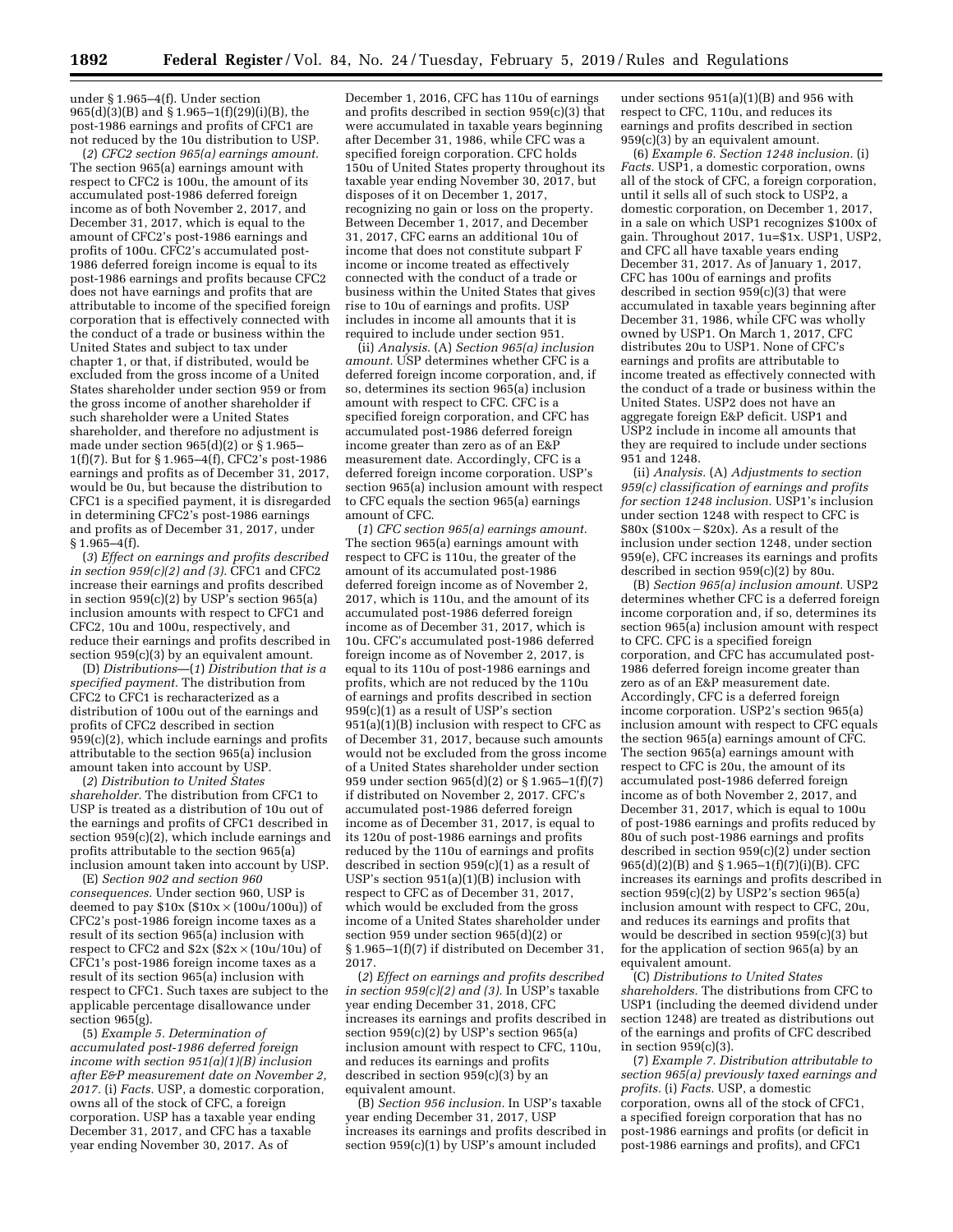under § 1.965–4(f). Under section 965(d)(3)(B) and § 1.965–1(f)(29)(i)(B), the post-1986 earnings and profits of CFC1 are not reduced by the 10u distribution to USP.

(*2*) *CFC2 section 965(a) earnings amount.* The section 965(a) earnings amount with respect to CFC2 is 100u, the amount of its accumulated post-1986 deferred foreign income as of both November 2, 2017, and December 31, 2017, which is equal to the amount of CFC2's post-1986 earnings and profits of 100u. CFC2's accumulated post-1986 deferred foreign income is equal to its post-1986 earnings and profits because CFC2 does not have earnings and profits that are attributable to income of the specified foreign corporation that is effectively connected with the conduct of a trade or business within the United States and subject to tax under chapter 1, or that, if distributed, would be excluded from the gross income of a United States shareholder under section 959 or from the gross income of another shareholder if such shareholder were a United States shareholder, and therefore no adjustment is made under section 965(d)(2) or § 1.965–1(f)(7). But for § 1.965–4(f), CFC2's post-1986 earnings and profits as of December 31, 2017, would be 0u, but because the distribution to CFC1 is a specified payment, it is disregarded in determining CFC2's post-1986 earnings and profits as of December 31, 2017, under § 1.965–4(f).

(*3*) *Effect on earnings and profits described in section 959(c)(2) and (3).* CFC1 and CFC2 increase their earnings and profits described in section 959(c)(2) by USP's section 965(a) inclusion amounts with respect to CFC1 and CFC2, 10u and 100u, respectively, and reduce their earnings and profits described in section 959(c)(3) by an equivalent amount.

(D) *Distributions*—(*1*) *Distribution that is a specified payment.* The distribution from CFC2 to CFC1 is recharacterized as a distribution of 100u out of the earnings and profits of CFC2 described in section 959(c)(2), which include earnings and profits attributable to the section 965(a) inclusion amount taken into account by USP.

(*2*) *Distribution to United States shareholder.* The distribution from CFC1 to USP is treated as a distribution of 10u out of the earnings and profits of CFC1 described in section 959(c)(2), which include earnings and profits attributable to the section 965(a) inclusion amount taken into account by USP.

(E) *Section 902 and section 960 consequences.* Under section 960, USP is deemed to pay \$10x (\$10x × (100u/100u)) of CFC2's post-1986 foreign income taxes as a result of its section 965(a) inclusion with respect to CFC2 and \$2x (\$2x × (10u/10u) of CFC1's post-1986 foreign income taxes as a result of its section 965(a) inclusion with respect to CFC1. Such taxes are subject to the applicable percentage disallowance under section 965(g).

(5) *Example 5. Determination of accumulated post-1986 deferred foreign income with section 951(a)(1)(B) inclusion after E&P measurement date on November 2, 2017.* (i) *Facts.* USP, a domestic corporation, owns all of the stock of CFC, a foreign corporation. USP has a taxable year ending December 31, 2017, and CFC has a taxable year ending November 30, 2017. As of December 1, 2016, CFC has 110u of earnings and profits described in section 959(c)(3) that were accumulated in taxable years beginning after December 31, 1986, while CFC was a specified foreign corporation. CFC holds 150u of United States property throughout its taxable year ending November 30, 2017, but disposes of it on December 1, 2017, recognizing no gain or loss on the property. Between December 1, 2017, and December 31, 2017, CFC earns an additional 10u of income that does not constitute subpart F income or income treated as effectively connected with the conduct of a trade or business within the United States that gives rise to 10u of earnings and profits. USP includes in income all amounts that it is required to include under section 951.

(ii) *Analysis.* (A) *Section 965(a) inclusion amount.* USP determines whether CFC is a deferred foreign income corporation, and, if so, determines its section 965(a) inclusion amount with respect to CFC. CFC is a specified foreign corporation, and CFC has accumulated post-1986 deferred foreign income greater than zero as of an E&P measurement date. Accordingly, CFC is a deferred foreign income corporation. USP's section 965(a) inclusion amount with respect to CFC equals the section 965(a) earnings amount of CFC.

(*1*) *CFC section 965(a) earnings amount.* The section 965(a) earnings amount with respect to CFC is 110u, the greater of the amount of its accumulated post-1986 deferred foreign income as of November 2, 2017, which is 110u, and the amount of its accumulated post-1986 deferred foreign income as of December 31, 2017, which is 10u. CFC's accumulated post-1986 deferred foreign income as of November 2, 2017, is equal to its 110u of post-1986 earnings and profits, which are not reduced by the 110u of earnings and profits described in section 959(c)(1) as a result of USP's section 951(a)(1)(B) inclusion with respect to CFC as of December 31, 2017, because such amounts would not be excluded from the gross income of a United States shareholder under section 959 under section 965(d)(2) or § 1.965–1(f)(7) if distributed on November 2, 2017. CFC's accumulated post-1986 deferred foreign income as of December 31, 2017, is equal to its 120u of post-1986 earnings and profits reduced by the 110u of earnings and profits described in section 959(c)(1) as a result of USP's section 951(a)(1)(B) inclusion with respect to CFC as of December 31, 2017, which would be excluded from the gross income of a United States shareholder under section 959 under section 965(d)(2) or § 1.965–1(f)(7) if distributed on December 31, 2017.

(*2*) *Effect on earnings and profits described in section 959(c)(2) and (3).* In USP's taxable year ending December 31, 2018, CFC increases its earnings and profits described in section 959(c)(2) by USP's section 965(a) inclusion amount with respect to CFC, 110u, and reduces its earnings and profits described in section 959(c)(3) by an equivalent amount.

(B) *Section 956 inclusion.* In USP's taxable year ending December 31, 2017, USP increases its earnings and profits described in section 959(c)(1) by USP's amount included under sections 951(a)(1)(B) and 956 with respect to CFC, 110u, and reduces its earnings and profits described in section 959(c)(3) by an equivalent amount.

(6) *Example 6. Section 1248 inclusion.* (i) *Facts.* USP1, a domestic corporation, owns all of the stock of CFC, a foreign corporation, until it sells all of such stock to USP2, a domestic corporation, on December 1, 2017, in a sale on which USP1 recognizes \$100x of gain. Throughout 2017, 1u=\$1x. USP1, USP2, and CFC all have taxable years ending December 31, 2017. As of January 1, 2017, CFC has 100u of earnings and profits described in section 959(c)(3) that were accumulated in taxable years beginning after December 31, 1986, while CFC was wholly owned by USP1. On March 1, 2017, CFC distributes 20u to USP1. None of CFC's earnings and profits are attributable to income treated as effectively connected with the conduct of a trade or business within the United States. USP2 does not have an aggregate foreign E&P deficit. USP1 and USP2 include in income all amounts that they are required to include under sections 951 and 1248.

(ii) *Analysis.* (A) *Adjustments to section 959(c) classification of earnings and profits for section 1248 inclusion.* USP1's inclusion under section 1248 with respect to CFC is \$80x (\$100x − \$20x). As a result of the inclusion under section 1248, under section 959(e), CFC increases its earnings and profits described in section 959(c)(2) by 80u.

(B) *Section 965(a) inclusion amount.* USP2 determines whether CFC is a deferred foreign income corporation and, if so, determines its section 965(a) inclusion amount with respect to CFC. CFC is a specified foreign corporation, and CFC has accumulated post-1986 deferred foreign income greater than zero as of an E&P measurement date. Accordingly, CFC is a deferred foreign income corporation. USP2's section 965(a) inclusion amount with respect to CFC equals the section 965(a) earnings amount of CFC. The section 965(a) earnings amount with respect to CFC is 20u, the amount of its accumulated post-1986 deferred foreign income as of both November 2, 2017, and December 31, 2017, which is equal to 100u of post-1986 earnings and profits reduced by 80u of such post-1986 earnings and profits described in section 959(c)(2) under section 965(d)(2)(B) and § 1.965–1(f)(7)(i)(B). CFC increases its earnings and profits described in section 959(c)(2) by USP2's section 965(a) inclusion amount with respect to CFC, 20u, and reduces its earnings and profits that would be described in section 959(c)(3) but for the application of section 965(a) by an equivalent amount.

(C) *Distributions to United States shareholders.* The distributions from CFC to USP1 (including the deemed dividend under section 1248) are treated as distributions out of the earnings and profits of CFC described in section 959(c)(3).

(7) *Example 7. Distribution attributable to section 965(a) previously taxed earnings and profits.* (i) *Facts.* USP, a domestic corporation, owns all of the stock of CFC1, a specified foreign corporation that has no post-1986 earnings and profits (or deficit in post-1986 earnings and profits), and CFC1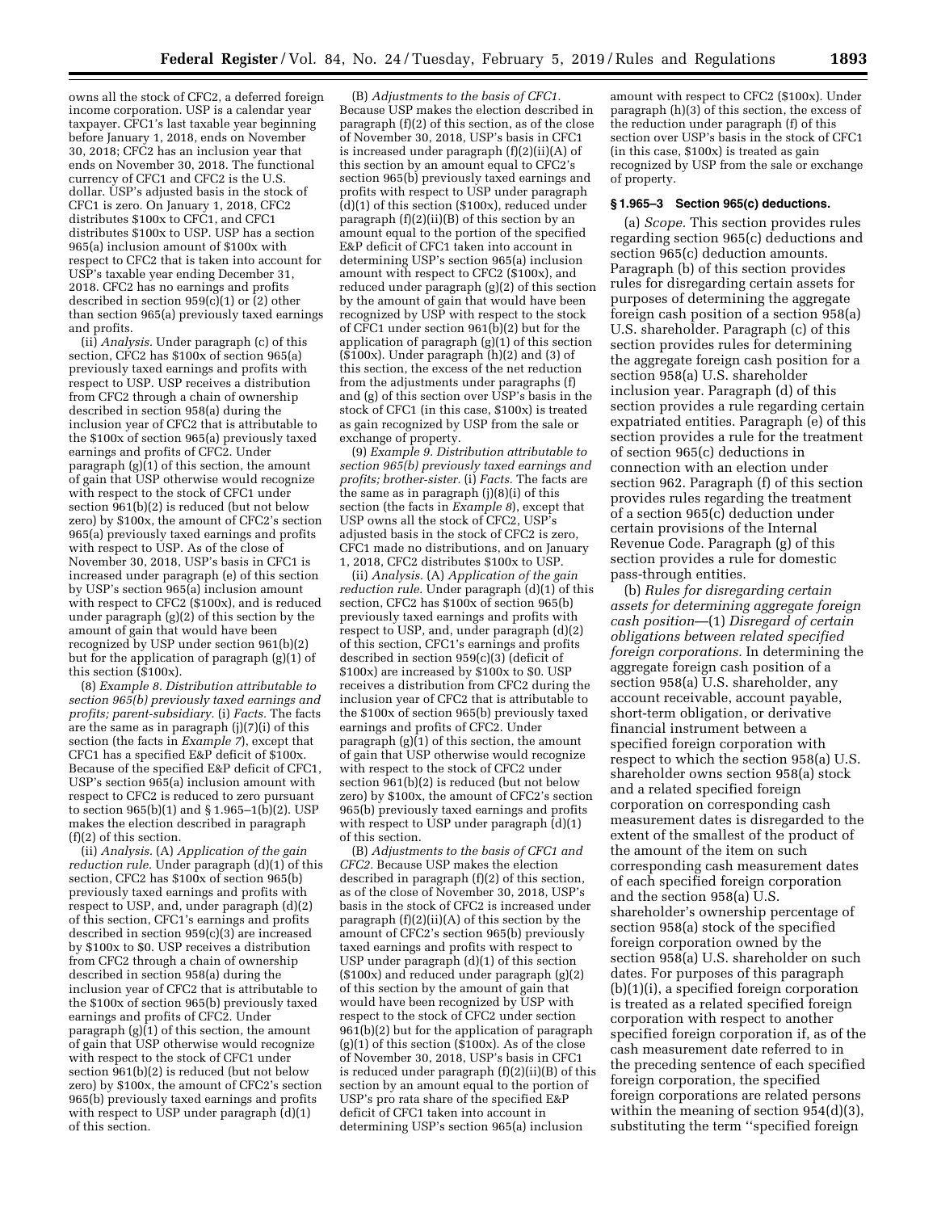owns all the stock of CFC2, a deferred foreign income corporation. USP is a calendar year taxpayer. CFC1's last taxable year beginning before January 1, 2018, ends on November 30, 2018; CFC2 has an inclusion year that ends on November 30, 2018. The functional currency of CFC1 and CFC2 is the U.S. dollar. USP's adjusted basis in the stock of CFC1 is zero. On January 1, 2018, CFC2 distributes $100x to CFC1, and CFC1 distributes $100x to USP. USP has a section 965(a) inclusion amount of $100x with respect to CFC2 that is taken into account for USP's taxable year ending December 31, 2018. CFC2 has no earnings and profits described in section 959(c)(1) or (2) other than section 965(a) previously taxed earnings and profits.

(ii) *Analysis*. Under paragraph (c) of this section, CFC2 has $100x of section 965(a) previously taxed earnings and profits with respect to USP. USP receives a distribution from CFC2 through a chain of ownership described in section 958(a) during the inclusion year of CFC2 that is attributable to the $100x of section 965(a) previously taxed earnings and profits of CFC2. Under paragraph (g)(1) of this section, the amount of gain that USP otherwise would recognize with respect to the stock of CFC1 under section 961(b)(2) is reduced (but not below zero) by $100x, the amount of CFC2's section 965(a) previously taxed earnings and profits with respect to USP. As of the close of November 30, 2018, USP's basis in CFC1 is increased under paragraph (e) of this section by USP's section 965(a) inclusion amount with respect to CFC2 ($100x), and is reduced under paragraph (g)(2) of this section by the amount of gain that would have been recognized by USP under section 961(b)(2) but for the application of paragraph (g)(1) of this section ($100x).

(8) *Example 8. Distribution attributable to section 965(b) previously taxed earnings and profits; parent-subsidiary.* (i) *Facts.* The facts are the same as in paragraph (j)(7)(i) of this section (the facts in *Example 7*), except that CFC1 has a specified E&P deficit of $100x. Because of the specified E&P deficit of CFC1, USP's section 965(a) inclusion amount with respect to CFC2 is reduced to zero pursuant to section 965(b)(1) and § 1.965–1(b)(2). USP makes the election described in paragraph (f)(2) of this section.

(ii) *Analysis.* (A) *Application of the gain reduction rule*. Under paragraph (d)(1) of this section, CFC2 has $100x of section 965(b) previously taxed earnings and profits with respect to USP, and, under paragraph (d)(2) of this section, CFC1's earnings and profits described in section 959(c)(3) are increased by $100x to $0. USP receives a distribution from CFC2 through a chain of ownership described in section 958(a) during the inclusion year of CFC2 that is attributable to the $100x of section 965(b) previously taxed earnings and profits of CFC2. Under paragraph (g)(1) of this section, the amount of gain that USP otherwise would recognize with respect to the stock of CFC1 under section 961(b)(2) is reduced (but not below zero) by $100x, the amount of CFC2's section 965(b) previously taxed earnings and profits with respect to USP under paragraph (d)(1) of this section.

(B) *Adjustments to the basis of CFC1.* Because USP makes the election described in paragraph (f)(2) of this section, as of the close of November 30, 2018, USP's basis in CFC1 is increased under paragraph (f)(2)(ii)(A) of this section by an amount equal to CFC2's section 965(b) previously taxed earnings and profits with respect to USP under paragraph (d)(1) of this section ($100x), reduced under paragraph (f)(2)(ii)(B) of this section by an amount equal to the portion of the specified E&P deficit of CFC1 taken into account in determining USP's section 965(a) inclusion amount with respect to CFC2 ($100x), and reduced under paragraph (g)(2) of this section by the amount of gain that would have been recognized by USP with respect to the stock of CFC1 under section 961(b)(2) but for the application of paragraph (g)(1) of this section ($100x). Under paragraph (h)(2) and (3) of this section, the excess of the net reduction from the adjustments under paragraphs (f) and (g) of this section over USP's basis in the stock of CFC1 (in this case, $100x) is treated as gain recognized by USP from the sale or exchange of property.

(9) *Example 9. Distribution attributable to section 965(b) previously taxed earnings and profits; brother-sister.* (i) *Facts.* The facts are the same as in paragraph (j)(8)(i) of this section (the facts in *Example 8*), except that USP owns all the stock of CFC2, USP's adjusted basis in the stock of CFC2 is zero, CFC1 made no distributions, and on January 1, 2018, CFC2 distributes $100x to USP.

(ii) *Analysis.* (A) *Application of the gain reduction rule.* Under paragraph (d)(1) of this section, CFC2 has $100x of section 965(b) previously taxed earnings and profits with respect to USP, and, under paragraph (d)(2) of this section, CFC1's earnings and profits described in section 959(c)(3) (deficit of $100x) are increased by $100x to $0. USP receives a distribution from CFC2 during the inclusion year of CFC2 that is attributable to the $100x of section 965(b) previously taxed earnings and profits of CFC2. Under paragraph (g)(1) of this section, the amount of gain that USP otherwise would recognize with respect to the stock of CFC2 under section 961(b)(2) is reduced (but not below zero) by $100x, the amount of CFC2's section 965(b) previously taxed earnings and profits with respect to USP under paragraph (d)(1) of this section.

(B) *Adjustments to the basis of CFC1 and CFC2.* Because USP makes the election described in paragraph (f)(2) of this section, as of the close of November 30, 2018, USP's basis in the stock of CFC2 is increased under paragraph (f)(2)(ii)(A) of this section by the amount of CFC2's section 965(b) previously taxed earnings and profits with respect to USP under paragraph (d)(1) of this section ($100x) and reduced under paragraph (g)(2) of this section by the amount of gain that would have been recognized by USP with respect to the stock of CFC2 under section 961(b)(2) but for the application of paragraph (g)(1) of this section ($100x). As of the close of November 30, 2018, USP's basis in CFC1 is reduced under paragraph (f)(2)(ii)(B) of this section by an amount equal to the portion of USP's pro rata share of the specified E&P deficit of CFC1 taken into account in determining USP's section 965(a) inclusion amount with respect to CFC2 ($100x). Under paragraph (h)(3) of this section, the excess of the reduction under paragraph (f) of this section over USP's basis in the stock of CFC1 (in this case, $100x) is treated as gain recognized by USP from the sale or exchange of property.

## § 1.965–3 Section 965(c) deductions.

(a) *Scope.* This section provides rules regarding section 965(c) deductions and section 965(c) deduction amounts. Paragraph (b) of this section provides rules for disregarding certain assets for purposes of determining the aggregate foreign cash position of a section 958(a) U.S. shareholder. Paragraph (c) of this section provides rules for determining the aggregate foreign cash position for a section 958(a) U.S. shareholder inclusion year. Paragraph (d) of this section provides a rule regarding certain expatriated entities. Paragraph (e) of this section provides a rule for the treatment of section 965(c) deductions in connection with an election under section 962. Paragraph (f) of this section provides rules regarding the treatment of a section 965(c) deduction under certain provisions of the Internal Revenue Code. Paragraph (g) of this section provides a rule for domestic pass-through entities.

(b) *Rules for disregarding certain assets for determining aggregate foreign cash position*—(1) *Disregard of certain obligations between related specified foreign corporations.* In determining the aggregate foreign cash position of a section 958(a) U.S. shareholder, any account receivable, account payable, short-term obligation, or derivative financial instrument between a specified foreign corporation with respect to which the section 958(a) U.S. shareholder owns section 958(a) stock and a related specified foreign corporation on corresponding cash measurement dates is disregarded to the extent of the smallest of the product of the amount of the item on such corresponding cash measurement dates of each specified foreign corporation and the section 958(a) U.S. shareholder's ownership percentage of section 958(a) stock of the specified foreign corporation owned by the section 958(a) U.S. shareholder on such dates. For purposes of this paragraph (b)(1)(i), a specified foreign corporation is treated as a related specified foreign corporation with respect to another specified foreign corporation if, as of the cash measurement date referred to in the preceding sentence of each specified foreign corporation, the specified foreign corporations are related persons within the meaning of section 954(d)(3), substituting the term "specified foreign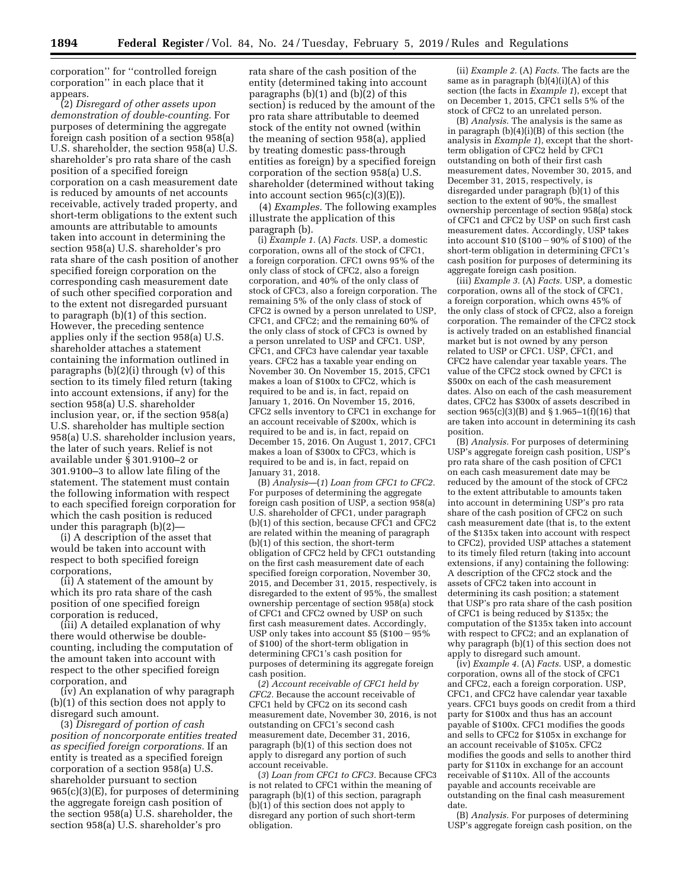corporation'' for ''controlled foreign corporation'' in each place that it appears.

(2) *Disregard of other assets upon demonstration of double-counting.* For purposes of determining the aggregate foreign cash position of a section 958(a) U.S. shareholder, the section 958(a) U.S. shareholder's pro rata share of the cash position of a specified foreign corporation on a cash measurement date is reduced by amounts of net accounts receivable, actively traded property, and short-term obligations to the extent such amounts are attributable to amounts taken into account in determining the section 958(a) U.S. shareholder's pro rata share of the cash position of another specified foreign corporation on the corresponding cash measurement date of such other specified corporation and to the extent not disregarded pursuant to paragraph (b)(1) of this section. However, the preceding sentence applies only if the section 958(a) U.S. shareholder attaches a statement containing the information outlined in paragraphs (b)(2)(i) through (v) of this section to its timely filed return (taking into account extensions, if any) for the section 958(a) U.S. shareholder inclusion year, or, if the section 958(a) U.S. shareholder has multiple section 958(a) U.S. shareholder inclusion years, the later of such years. Relief is not available under § 301.9100–2 or 301.9100–3 to allow late filing of the statement. The statement must contain the following information with respect to each specified foreign corporation for which the cash position is reduced under this paragraph (b)(2)—

(i) A description of the asset that would be taken into account with respect to both specified foreign corporations,

(ii) A statement of the amount by which its pro rata share of the cash position of one specified foreign corporation is reduced,

(iii) A detailed explanation of why there would otherwise be double-counting, including the computation of the amount taken into account with respect to the other specified foreign corporation, and

(iv) An explanation of why paragraph (b)(1) of this section does not apply to disregard such amount.

(3) *Disregard of portion of cash position of noncorporate entities treated as specified foreign corporations.* If an entity is treated as a specified foreign corporation of a section 958(a) U.S. shareholder pursuant to section 965(c)(3)(E), for purposes of determining the aggregate foreign cash position of the section 958(a) U.S. shareholder, the section 958(a) U.S. shareholder's pro rata share of the cash position of the entity (determined taking into account paragraphs (b)(1) and (b)(2) of this section) is reduced by the amount of the pro rata share attributable to deemed stock of the entity not owned (within the meaning of section 958(a), applied by treating domestic pass-through entities as foreign) by a specified foreign corporation of the section 958(a) U.S. shareholder (determined without taking into account section 965(c)(3)(E)).

(4) *Examples.* The following examples illustrate the application of this paragraph (b).

(i) *Example 1.* (A) *Facts.* USP, a domestic corporation, owns all of the stock of CFC1, a foreign corporation. CFC1 owns 95% of the only class of stock of CFC2, also a foreign corporation, and 40% of the only class of stock of CFC3, also a foreign corporation. The remaining 5% of the only class of stock of CFC2 is owned by a person unrelated to USP, CFC1, and CFC2; and the remaining 60% of the only class of stock of CFC3 is owned by a person unrelated to USP and CFC1. USP, CFC1, and CFC3 have calendar year taxable years. CFC2 has a taxable year ending on November 30. On November 15, 2015, CFC1 makes a loan of $100x to CFC2, which is required to be and is, in fact, repaid on January 1, 2016. On November 15, 2016, CFC2 sells inventory to CFC1 in exchange for an account receivable of $200x, which is required to be and is, in fact, repaid on December 15, 2016. On August 1, 2017, CFC1 makes a loan of $300x to CFC3, which is required to be and is, in fact, repaid on January 31, 2018.

(B) *Analysis*—(*1*) *Loan from CFC1 to CFC2.* For purposes of determining the aggregate foreign cash position of USP, a section 958(a) U.S. shareholder of CFC1, under paragraph (b)(1) of this section, because CFC1 and CFC2 are related within the meaning of paragraph (b)(1) of this section, the short-term obligation of CFC2 held by CFC1 outstanding on the first cash measurement date of each specified foreign corporation, November 30, 2015, and December 31, 2015, respectively, is disregarded to the extent of 95%, the smallest ownership percentage of section 958(a) stock of CFC1 and CFC2 owned by USP on such first cash measurement dates. Accordingly, USP only takes into account $5 ($100 − 95% of $100) of the short-term obligation in determining CFC1's cash position for purposes of determining its aggregate foreign cash position.

(*2*) *Account receivable of CFC1 held by CFC2.* Because the account receivable of CFC1 held by CFC2 on its second cash measurement date, November 30, 2016, is not outstanding on CFC1's second cash measurement date, December 31, 2016, paragraph (b)(1) of this section does not apply to disregard any portion of such account receivable.

(*3*) *Loan from CFC1 to CFC3.* Because CFC3 is not related to CFC1 within the meaning of paragraph (b)(1) of this section, paragraph (b)(1) of this section does not apply to disregard any portion of such short-term obligation.

(ii) *Example 2.* (A) *Facts.* The facts are the same as in paragraph (b)(4)(i)(A) of this section (the facts in *Example 1*), except that on December 1, 2015, CFC1 sells 5% of the stock of CFC2 to an unrelated person.

(B) *Analysis.* The analysis is the same as in paragraph (b)(4)(i)(B) of this section (the analysis in *Example 1*), except that the short-term obligation of CFC2 held by CFC1 outstanding on both of their first cash measurement dates, November 30, 2015, and December 31, 2015, respectively, is disregarded under paragraph (b)(1) of this section to the extent of 90%, the smallest ownership percentage of section 958(a) stock of CFC1 and CFC2 by USP on such first cash measurement dates. Accordingly, USP takes into account $10 ($100 − 90% of $100) of the short-term obligation in determining CFC1's cash position for purposes of determining its aggregate foreign cash position.

(iii) *Example 3.* (A) *Facts.* USP, a domestic corporation, owns all of the stock of CFC1, a foreign corporation, which owns 45% of the only class of stock of CFC2, also a foreign corporation. The remainder of the CFC2 stock is actively traded on an established financial market but is not owned by any person related to USP or CFC1. USP, CFC1, and CFC2 have calendar year taxable years. The value of the CFC2 stock owned by CFC1 is $500x on each of the cash measurement dates. Also on each of the cash measurement dates, CFC2 has $300x of assets described in section 965(c)(3)(B) and § 1.965–1(f)(16) that are taken into account in determining its cash position.

(B) *Analysis.* For purposes of determining USP's aggregate foreign cash position, USP's pro rata share of the cash position of CFC1 on each cash measurement date may be reduced by the amount of the stock of CFC2 to the extent attributable to amounts taken into account in determining USP's pro rata share of the cash position of CFC2 on such cash measurement date (that is, to the extent of the $135x taken into account with respect to CFC2), provided USP attaches a statement to its timely filed return (taking into account extensions, if any) containing the following: A description of the CFC2 stock and the assets of CFC2 taken into account in determining its cash position; a statement that USP's pro rata share of the cash position of CFC1 is being reduced by $135x; the computation of the $135x taken into account with respect to CFC2; and an explanation of why paragraph (b)(1) of this section does not apply to disregard such amount.

(iv) *Example 4.* (A) *Facts.* USP, a domestic corporation, owns all of the stock of CFC1 and CFC2, each a foreign corporation. USP, CFC1, and CFC2 have calendar year taxable years. CFC1 buys goods on credit from a third party for $100x and thus has an account payable of $100x. CFC1 modifies the goods and sells to CFC2 for $105x in exchange for an account receivable of $105x. CFC2 modifies the goods and sells to another third party for $110x in exchange for an account receivable of $110x. All of the accounts payable and accounts receivable are outstanding on the final cash measurement date.

(B) *Analysis.* For purposes of determining USP's aggregate foreign cash position, on the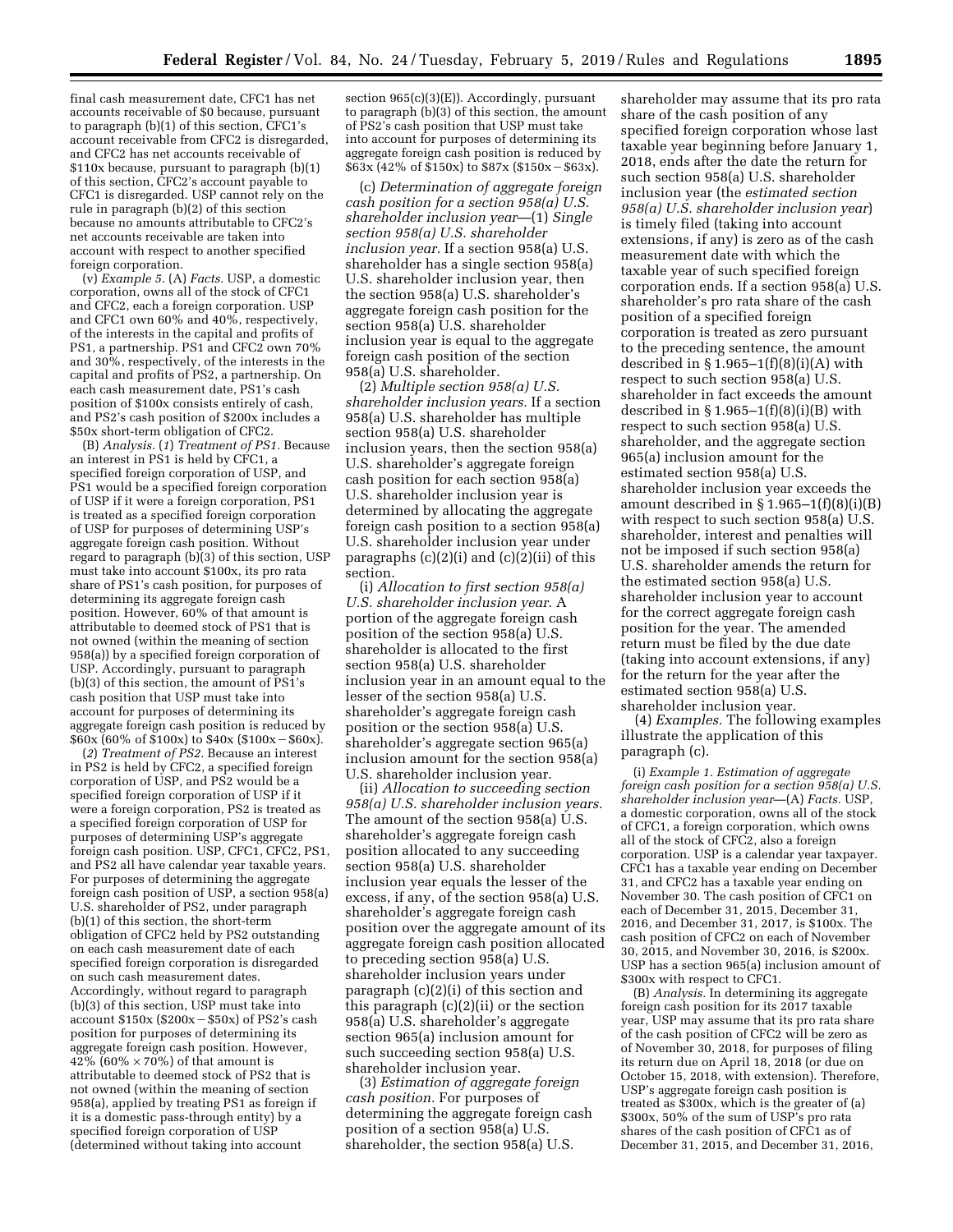final cash measurement date, CFC1 has net accounts receivable of $0 because, pursuant to paragraph (b)(1) of this section, CFC1's account receivable from CFC2 is disregarded, and CFC2 has net accounts receivable of $110x because, pursuant to paragraph (b)(1) of this section, CFC2's account payable to CFC1 is disregarded. USP cannot rely on the rule in paragraph (b)(2) of this section because no amounts attributable to CFC2's net accounts receivable are taken into account with respect to another specified foreign corporation.

(v) *Example 5.* (A) *Facts.* USP, a domestic corporation, owns all of the stock of CFC1 and CFC2, each a foreign corporation. USP and CFC1 own 60% and 40%, respectively, of the interests in the capital and profits of PS1, a partnership. PS1 and CFC2 own 70% and 30%, respectively, of the interests in the capital and profits of PS2, a partnership. On each cash measurement date, PS1's cash position of $100x consists entirely of cash, and PS2's cash position of $200x includes a $50x short-term obligation of CFC2.

(B) *Analysis.* (*1*) *Treatment of PS1.* Because an interest in PS1 is held by CFC1, a specified foreign corporation of USP, and PS1 would be a specified foreign corporation of USP if it were a foreign corporation, PS1 is treated as a specified foreign corporation of USP for purposes of determining USP's aggregate foreign cash position. Without regard to paragraph (b)(3) of this section, USP must take into account $100x, its pro rata share of PS1's cash position, for purposes of determining its aggregate foreign cash position. However, 60% of that amount is attributable to deemed stock of PS1 that is not owned (within the meaning of section 958(a)) by a specified foreign corporation of USP. Accordingly, pursuant to paragraph (b)(3) of this section, the amount of PS1's cash position that USP must take into account for purposes of determining its aggregate foreign cash position is reduced by $60x (60% of $100x) to $40x ($100x − $60x).

(*2*) *Treatment of PS2.* Because an interest in PS2 is held by CFC2, a specified foreign corporation of USP, and PS2 would be a specified foreign corporation of USP if it were a foreign corporation, PS2 is treated as a specified foreign corporation of USP for purposes of determining USP's aggregate foreign cash position. USP, CFC1, CFC2, PS1, and PS2 all have calendar year taxable years. For purposes of determining the aggregate foreign cash position of USP, a section 958(a) U.S. shareholder of PS2, under paragraph (b)(1) of this section, the short-term obligation of CFC2 held by PS2 outstanding on each cash measurement date of each specified foreign corporation is disregarded on such cash measurement dates. Accordingly, without regard to paragraph (b)(3) of this section, USP must take into account $150x ($200x − $50x) of PS2's cash position for purposes of determining its aggregate foreign cash position. However, 42% (60% × 70%) of that amount is attributable to deemed stock of PS2 that is not owned (within the meaning of section 958(a), applied by treating PS1 as foreign if it is a domestic pass-through entity) by a specified foreign corporation of USP (determined without taking into account section 965(c)(3)(E)). Accordingly, pursuant to paragraph (b)(3) of this section, the amount of PS2's cash position that USP must take into account for purposes of determining its aggregate foreign cash position is reduced by $63x (42% of $150x) to $87x ($150x − $63x).

(c) *Determination of aggregate foreign cash position for a section 958(a) U.S. shareholder inclusion year*—(1) *Single section 958(a) U.S. shareholder inclusion year.* If a section 958(a) U.S. shareholder has a single section 958(a) U.S. shareholder inclusion year, then the section 958(a) U.S. shareholder's aggregate foreign cash position for the section 958(a) U.S. shareholder inclusion year is equal to the aggregate foreign cash position of the section 958(a) U.S. shareholder.

(2) *Multiple section 958(a) U.S. shareholder inclusion years.* If a section 958(a) U.S. shareholder has multiple section 958(a) U.S. shareholder inclusion years, then the section 958(a) U.S. shareholder's aggregate foreign cash position for each section 958(a) U.S. shareholder inclusion year is determined by allocating the aggregate foreign cash position to a section 958(a) U.S. shareholder inclusion year under paragraphs (c)(2)(i) and (c)(2)(ii) of this section.

(i) *Allocation to first section 958(a) U.S. shareholder inclusion year.* A portion of the aggregate foreign cash position of the section 958(a) U.S. shareholder is allocated to the first section 958(a) U.S. shareholder inclusion year in an amount equal to the lesser of the section 958(a) U.S. shareholder's aggregate foreign cash position or the section 958(a) U.S. shareholder's aggregate section 965(a) inclusion amount for the section 958(a) U.S. shareholder inclusion year.

(ii) *Allocation to succeeding section 958(a) U.S. shareholder inclusion years.* The amount of the section 958(a) U.S. shareholder's aggregate foreign cash position allocated to any succeeding section 958(a) U.S. shareholder inclusion year equals the lesser of the excess, if any, of the section 958(a) U.S. shareholder's aggregate foreign cash position over the aggregate amount of its aggregate foreign cash position allocated to preceding section 958(a) U.S. shareholder inclusion years under paragraph (c)(2)(i) of this section and this paragraph (c)(2)(ii) or the section 958(a) U.S. shareholder's aggregate section 965(a) inclusion amount for such succeeding section 958(a) U.S. shareholder inclusion year.

(3) *Estimation of aggregate foreign cash position.* For purposes of determining the aggregate foreign cash position of a section 958(a) U.S. shareholder, the section 958(a) U.S. shareholder may assume that its pro rata share of the cash position of any specified foreign corporation whose last taxable year beginning before January 1, 2018, ends after the date the return for such section 958(a) U.S. shareholder inclusion year (the *estimated section 958(a) U.S. shareholder inclusion year*) is timely filed (taking into account extensions, if any) is zero as of the cash measurement date with which the taxable year of such specified foreign corporation ends. If a section 958(a) U.S. shareholder's pro rata share of the cash position of a specified foreign corporation is treated as zero pursuant to the preceding sentence, the amount described in § 1.965–1(f)(8)(i)(A) with respect to such section 958(a) U.S. shareholder in fact exceeds the amount described in § 1.965–1(f)(8)(i)(B) with respect to such section 958(a) U.S. shareholder, and the aggregate section 965(a) inclusion amount for the estimated section 958(a) U.S. shareholder inclusion year exceeds the amount described in § 1.965–1(f)(8)(i)(B) with respect to such section 958(a) U.S. shareholder, interest and penalties will not be imposed if such section 958(a) U.S. shareholder amends the return for the estimated section 958(a) U.S. shareholder inclusion year to account for the correct aggregate foreign cash position for the year. The amended return must be filed by the due date (taking into account extensions, if any) for the return for the year after the estimated section 958(a) U.S. shareholder inclusion year.

(4) *Examples.* The following examples illustrate the application of this paragraph (c).

(i) *Example 1. Estimation of aggregate foreign cash position for a section 958(a) U.S. shareholder inclusion year*—(A) *Facts.* USP, a domestic corporation, owns all of the stock of CFC1, a foreign corporation, which owns all of the stock of CFC2, also a foreign corporation. USP is a calendar year taxpayer. CFC1 has a taxable year ending on December 31, and CFC2 has a taxable year ending on November 30. The cash position of CFC1 on each of December 31, 2015, December 31, 2016, and December 31, 2017, is $100x. The cash position of CFC2 on each of November 30, 2015, and November 30, 2016, is $200x. USP has a section 965(a) inclusion amount of $300x with respect to CFC1.

(B) *Analysis.* In determining its aggregate foreign cash position for its 2017 taxable year, USP may assume that its pro rata share of the cash position of CFC2 will be zero as of November 30, 2018, for purposes of filing its return due on April 18, 2018 (or due on October 15, 2018, with extension). Therefore, USP's aggregate foreign cash position is treated as $300x, which is the greater of (a) $300x, 50% of the sum of USP's pro rata shares of the cash position of CFC1 as of December 31, 2015, and December 31, 2016,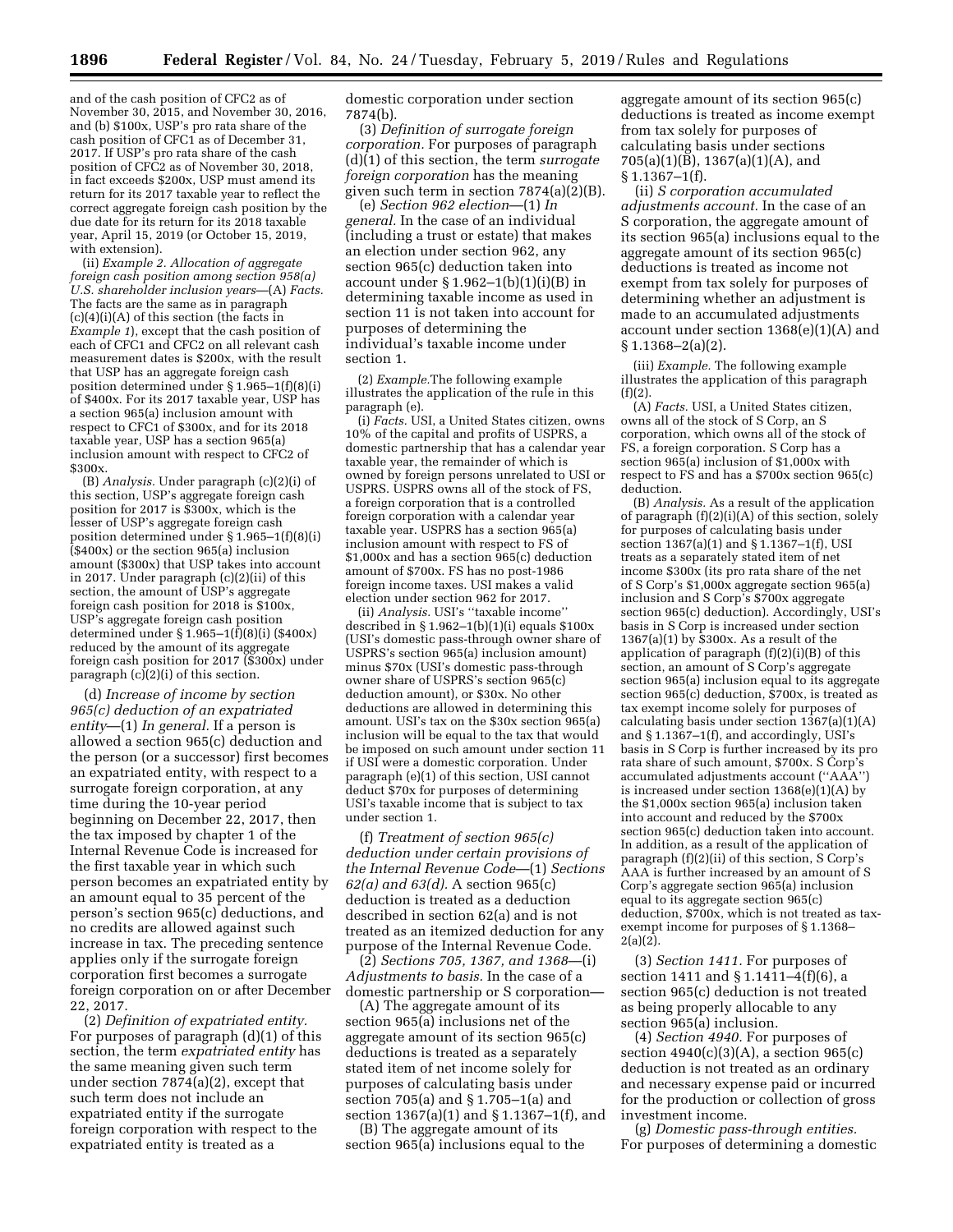and of the cash position of CFC2 as of November 30, 2015, and November 30, 2016, and (b) $100x, USP's pro rata share of the cash position of CFC1 as of December 31, 2017. If USP's pro rata share of the cash position of CFC2 as of November 30, 2018, in fact exceeds $200x, USP must amend its return for its 2017 taxable year to reflect the correct aggregate foreign cash position by the due date for its return for its 2018 taxable year, April 15, 2019 (or October 15, 2019, with extension).

(ii) *Example 2. Allocation of aggregate foreign cash position among section 958(a) U.S. shareholder inclusion years*—(A) *Facts.* The facts are the same as in paragraph (c)(4)(i)(A) of this section (the facts in *Example 1*), except that the cash position of each of CFC1 and CFC2 on all relevant cash measurement dates is $200x, with the result that USP has an aggregate foreign cash position determined under § 1.965–1(f)(8)(i) of $400x. For its 2017 taxable year, USP has a section 965(a) inclusion amount with respect to CFC1 of $300x, and for its 2018 taxable year, USP has a section 965(a) inclusion amount with respect to CFC2 of $300x.

(B) *Analysis.* Under paragraph (c)(2)(i) of this section, USP's aggregate foreign cash position for 2017 is $300x, which is the lesser of USP's aggregate foreign cash position determined under § 1.965–1(f)(8)(i) ($400x) or the section 965(a) inclusion amount ($300x) that USP takes into account in 2017. Under paragraph (c)(2)(ii) of this section, the amount of USP's aggregate foreign cash position for 2018 is $100x, USP's aggregate foreign cash position determined under § 1.965–1(f)(8)(i) ($400x) reduced by the amount of its aggregate foreign cash position for 2017 ($300x) under paragraph (c)(2)(i) of this section.

(d) *Increase of income by section 965(c) deduction of an expatriated entity*—(1) *In general.* If a person is allowed a section 965(c) deduction and the person (or a successor) first becomes an expatriated entity, with respect to a surrogate foreign corporation, at any time during the 10-year period beginning on December 22, 2017, then the tax imposed by chapter 1 of the Internal Revenue Code is increased for the first taxable year in which such person becomes an expatriated entity by an amount equal to 35 percent of the person's section 965(c) deductions, and no credits are allowed against such increase in tax. The preceding sentence applies only if the surrogate foreign corporation first becomes a surrogate foreign corporation on or after December 22, 2017.

(2) *Definition of expatriated entity.* For purposes of paragraph (d)(1) of this section, the term *expatriated entity* has the same meaning given such term under section 7874(a)(2), except that such term does not include an expatriated entity if the surrogate foreign corporation with respect to the expatriated entity is treated as a domestic corporation under section 7874(b).

(3) *Definition of surrogate foreign corporation.* For purposes of paragraph (d)(1) of this section, the term *surrogate foreign corporation* has the meaning given such term in section 7874(a)(2)(B).

(e) *Section 962 election*—(1) *In general.* In the case of an individual (including a trust or estate) that makes an election under section 962, any section 965(c) deduction taken into account under § 1.962–1(b)(1)(i)(B) in determining taxable income as used in section 11 is not taken into account for purposes of determining the individual's taxable income under section 1.

(2) *Example.*The following example illustrates the application of the rule in this paragraph (e).

(i) *Facts.* USI, a United States citizen, owns 10% of the capital and profits of USPRS, a domestic partnership that has a calendar year taxable year, the remainder of which is owned by foreign persons unrelated to USI or USPRS. USPRS owns all of the stock of FS, a foreign corporation that is a controlled foreign corporation with a calendar year taxable year. USPRS has a section 965(a) inclusion amount with respect to FS of $1,000x and has a section 965(c) deduction amount of $700x. FS has no post-1986 foreign income taxes. USI makes a valid election under section 962 for 2017.

(ii) *Analysis.* USI's "taxable income" described in § 1.962–1(b)(1)(i) equals $100x (USI's domestic pass-through owner share of USPRS's section 965(a) inclusion amount) minus $70x (USI's domestic pass-through owner share of USPRS's section 965(c) deduction amount), or $30x. No other deductions are allowed in determining this amount. USI's tax on the $30x section 965(a) inclusion will be equal to the tax that would be imposed on such amount under section 11 if USI were a domestic corporation. Under paragraph (e)(1) of this section, USI cannot deduct $70x for purposes of determining USI's taxable income that is subject to tax under section 1.

(f) *Treatment of section 965(c) deduction under certain provisions of the Internal Revenue Code*—(1) *Sections 62(a) and 63(d).* A section 965(c) deduction is treated as a deduction described in section 62(a) and is not treated as an itemized deduction for any purpose of the Internal Revenue Code.

(2) *Sections 705, 1367, and 1368*—(i) *Adjustments to basis.* In the case of a domestic partnership or S corporation—

(A) The aggregate amount of its section 965(a) inclusions net of the aggregate amount of its section 965(c) deductions is treated as a separately stated item of net income solely for purposes of calculating basis under section 705(a) and § 1.705–1(a) and section 1367(a)(1) and § 1.1367–1(f), and

(B) The aggregate amount of its section 965(a) inclusions equal to the aggregate amount of its section 965(c) deductions is treated as income exempt from tax solely for purposes of calculating basis under sections 705(a)(1)(B), 1367(a)(1)(A), and § 1.1367–1(f).

(ii) *S corporation accumulated adjustments account.* In the case of an S corporation, the aggregate amount of its section 965(a) inclusions equal to the aggregate amount of its section 965(c) deductions is treated as income not exempt from tax solely for purposes of determining whether an adjustment is made to an accumulated adjustments account under section 1368(e)(1)(A) and § 1.1368–2(a)(2).

(iii) *Example.* The following example illustrates the application of this paragraph (f)(2).

(A) *Facts.* USI, a United States citizen, owns all of the stock of S Corp, an S corporation, which owns all of the stock of FS, a foreign corporation. S Corp has a section 965(a) inclusion of $1,000x with respect to FS and has a $700x section 965(c) deduction.

(B) *Analysis.* As a result of the application of paragraph (f)(2)(i)(A) of this section, solely for purposes of calculating basis under section 1367(a)(1) and § 1.1367–1(f), USI treats as a separately stated item of net income $300x (its pro rata share of the net of S Corp's $1,000x aggregate section 965(a) inclusion and S Corp's $700x aggregate section 965(c) deduction). Accordingly, USI's basis in S Corp is increased under section 1367(a)(1) by $300x. As a result of the application of paragraph (f)(2)(i)(B) of this section, an amount of S Corp's aggregate section 965(a) inclusion equal to its aggregate section 965(c) deduction, $700x, is treated as tax exempt income solely for purposes of calculating basis under section 1367(a)(1)(A) and § 1.1367–1(f), and accordingly, USI's basis in S Corp is further increased by its pro rata share of such amount, $700x. S Corp's accumulated adjustments account ("AAA") is increased under section 1368(e)(1)(A) by the $1,000x section 965(a) inclusion taken into account and reduced by the $700x section 965(c) deduction taken into account. In addition, as a result of the application of paragraph (f)(2)(ii) of this section, S Corp's AAA is further increased by an amount of S Corp's aggregate section 965(a) inclusion equal to its aggregate section 965(c) deduction, $700x, which is not treated as tax-exempt income for purposes of § 1.1368–2(a)(2).

(3) *Section 1411.* For purposes of section 1411 and § 1.1411–4(f)(6), a section 965(c) deduction is not treated as being properly allocable to any section 965(a) inclusion.

(4) *Section 4940.* For purposes of section 4940(c)(3)(A), a section 965(c) deduction is not treated as an ordinary and necessary expense paid or incurred for the production or collection of gross investment income.

(g) *Domestic pass-through entities.* For purposes of determining a domestic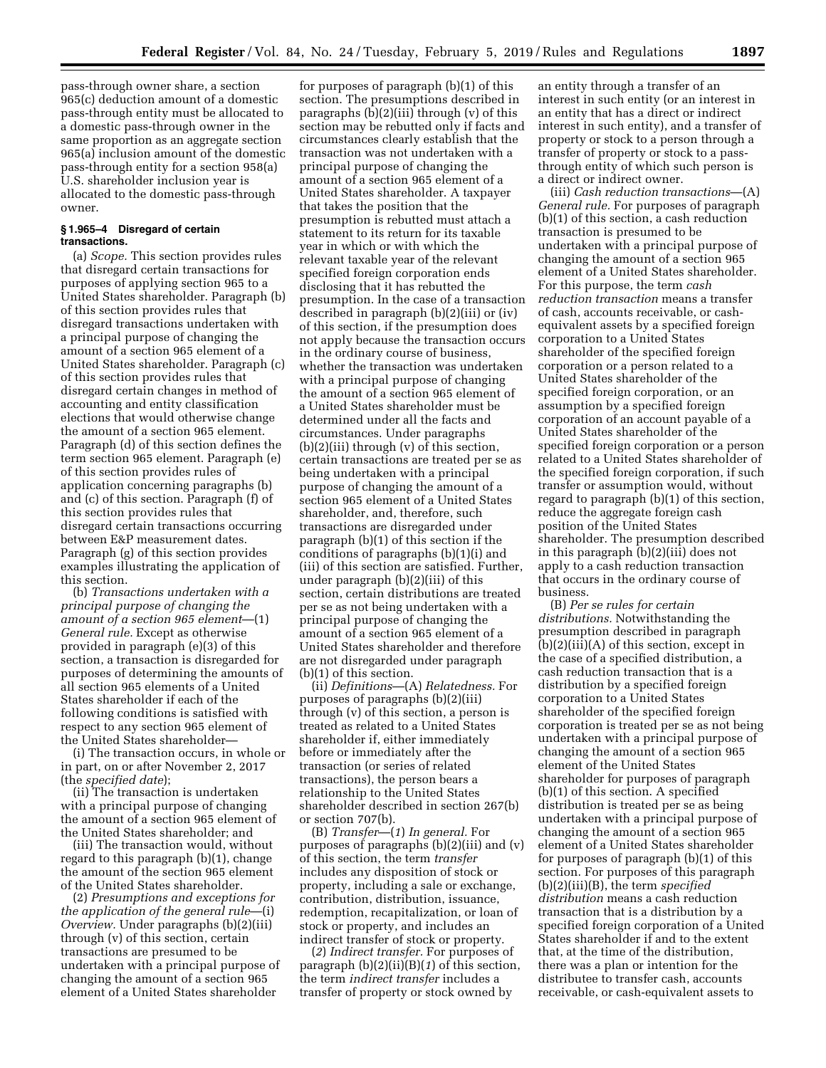pass-through owner share, a section 965(c) deduction amount of a domestic pass-through entity must be allocated to a domestic pass-through owner in the same proportion as an aggregate section 965(a) inclusion amount of the domestic pass-through entity for a section 958(a) U.S. shareholder inclusion year is allocated to the domestic pass-through owner.

**§ 1.965–4 Disregard of certain transactions.**

(a) *Scope.* This section provides rules that disregard certain transactions for purposes of applying section 965 to a United States shareholder. Paragraph (b) of this section provides rules that disregard transactions undertaken with a principal purpose of changing the amount of a section 965 element of a United States shareholder. Paragraph (c) of this section provides rules that disregard certain changes in method of accounting and entity classification elections that would otherwise change the amount of a section 965 element. Paragraph (d) of this section defines the term section 965 element. Paragraph (e) of this section provides rules of application concerning paragraphs (b) and (c) of this section. Paragraph (f) of this section provides rules that disregard certain transactions occurring between E&P measurement dates. Paragraph (g) of this section provides examples illustrating the application of this section.

(b) *Transactions undertaken with a principal purpose of changing the amount of a section 965 element*—(1) *General rule.* Except as otherwise provided in paragraph (e)(3) of this section, a transaction is disregarded for purposes of determining the amounts of all section 965 elements of a United States shareholder if each of the following conditions is satisfied with respect to any section 965 element of the United States shareholder—

(i) The transaction occurs, in whole or in part, on or after November 2, 2017 (the *specified date*);

(ii) The transaction is undertaken with a principal purpose of changing the amount of the section 965 element of the United States shareholder; and

(iii) The transaction would, without regard to this paragraph (b)(1), change the amount of the section 965 element of the United States shareholder.

(2) *Presumptions and exceptions for the application of the general rule*—(i) *Overview.* Under paragraphs (b)(2)(iii) through (v) of this section, certain transactions are presumed to be undertaken with a principal purpose of changing the amount of a section 965 element of a United States shareholder for purposes of paragraph (b)(1) of this section. The presumptions described in paragraphs (b)(2)(iii) through (v) of this section may be rebutted only if facts and circumstances clearly establish that the transaction was not undertaken with a principal purpose of changing the amount of a section 965 element of a United States shareholder. A taxpayer that takes the position that the presumption is rebutted must attach a statement to its return for its taxable year in which or with which the relevant taxable year of the relevant specified foreign corporation ends disclosing that it has rebutted the presumption. In the case of a transaction described in paragraph (b)(2)(iii) or (iv) of this section, if the presumption does not apply because the transaction occurs in the ordinary course of business, whether the transaction was undertaken with a principal purpose of changing the amount of a section 965 element of a United States shareholder must be determined under all the facts and circumstances. Under paragraphs (b)(2)(iii) through (v) of this section, certain transactions are treated per se as being undertaken with a principal purpose of changing the amount of a section 965 element of a United States shareholder, and, therefore, such transactions are disregarded under paragraph (b)(1) of this section if the conditions of paragraphs (b)(1)(i) and (iii) of this section are satisfied. Further, under paragraph (b)(2)(iii) of this section, certain distributions are treated per se as not being undertaken with a principal purpose of changing the amount of a section 965 element of a United States shareholder and therefore are not disregarded under paragraph (b)(1) of this section.

(ii) *Definitions*—(A) *Relatedness.* For purposes of paragraphs (b)(2)(iii) through (v) of this section, a person is treated as related to a United States shareholder if, either immediately before or immediately after the transaction (or series of related transactions), the person bears a relationship to the United States shareholder described in section 267(b) or section 707(b).

(B) *Transfer*—(*1*) *In general.* For purposes of paragraphs (b)(2)(iii) and (v) of this section, the term *transfer* includes any disposition of stock or property, including a sale or exchange, contribution, distribution, issuance, redemption, recapitalization, or loan of stock or property, and includes an indirect transfer of stock or property.

(*2*) *Indirect transfer.* For purposes of paragraph (b)(2)(ii)(B)(*1*) of this section, the term *indirect transfer* includes a transfer of property or stock owned by an entity through a transfer of an interest in such entity (or an interest in an entity that has a direct or indirect interest in such entity), and a transfer of property or stock to a person through a transfer of property or stock to a pass-through entity of which such person is a direct or indirect owner.

(iii) *Cash reduction transactions*—(A) *General rule.* For purposes of paragraph (b)(1) of this section, a cash reduction transaction is presumed to be undertaken with a principal purpose of changing the amount of a section 965 element of a United States shareholder. For this purpose, the term *cash reduction transaction* means a transfer of cash, accounts receivable, or cash-equivalent assets by a specified foreign corporation to a United States shareholder of the specified foreign corporation or a person related to a United States shareholder of the specified foreign corporation, or an assumption by a specified foreign corporation of an account payable of a United States shareholder of the specified foreign corporation or a person related to a United States shareholder of the specified foreign corporation, if such transfer or assumption would, without regard to paragraph (b)(1) of this section, reduce the aggregate foreign cash position of the United States shareholder. The presumption described in this paragraph (b)(2)(iii) does not apply to a cash reduction transaction that occurs in the ordinary course of business.

(B) *Per se rules for certain distributions.* Notwithstanding the presumption described in paragraph (b)(2)(iii)(A) of this section, except in the case of a specified distribution, a cash reduction transaction that is a distribution by a specified foreign corporation to a United States shareholder of the specified foreign corporation is treated per se as not being undertaken with a principal purpose of changing the amount of a section 965 element of the United States shareholder for purposes of paragraph (b)(1) of this section. A specified distribution is treated per se as being undertaken with a principal purpose of changing the amount of a section 965 element of a United States shareholder for purposes of paragraph (b)(1) of this section. For purposes of this paragraph (b)(2)(iii)(B), the term *specified distribution* means a cash reduction transaction that is a distribution by a specified foreign corporation of a United States shareholder if and to the extent that, at the time of the distribution, there was a plan or intention for the distributee to transfer cash, accounts receivable, or cash-equivalent assets to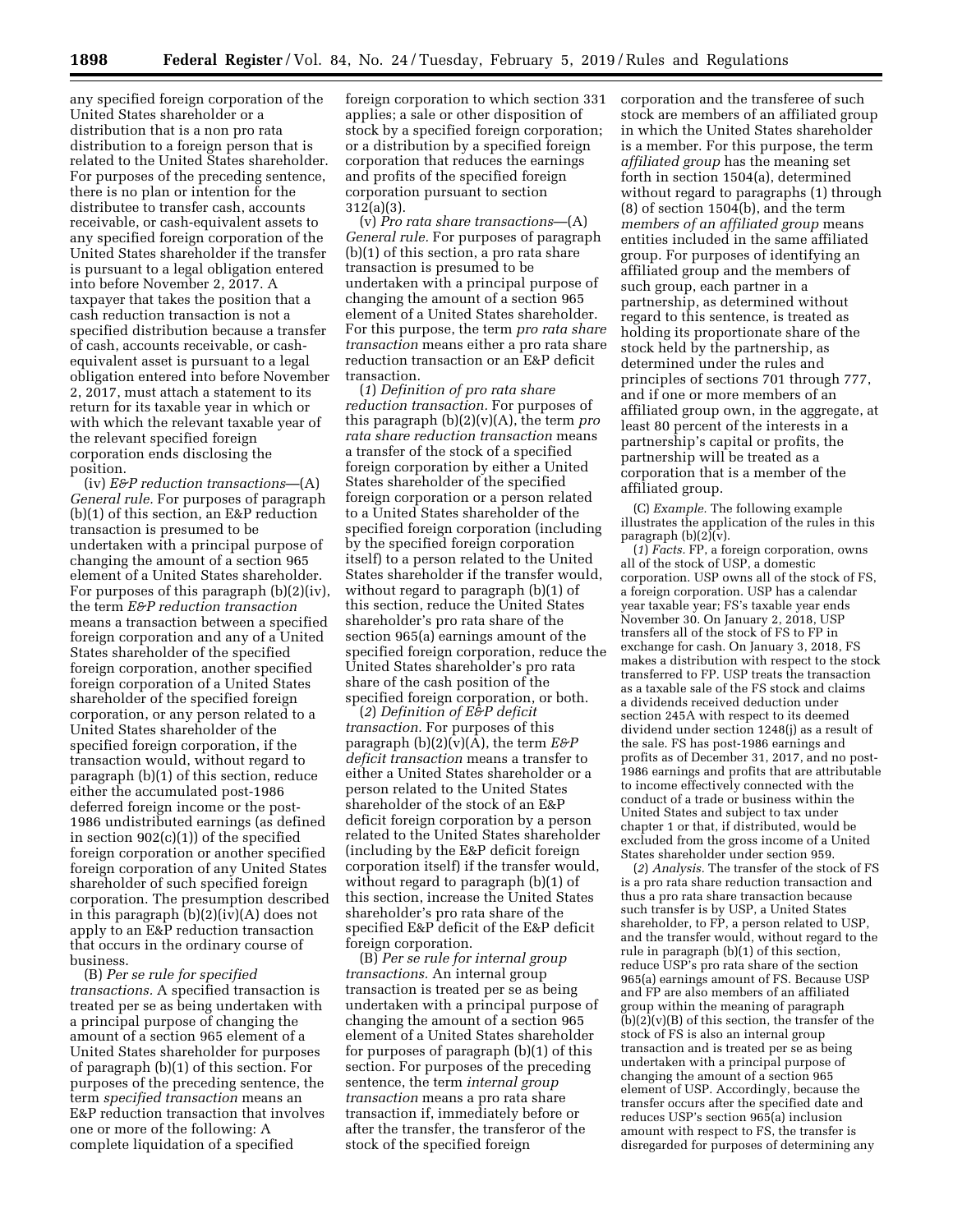any specified foreign corporation of the United States shareholder or a distribution that is a non pro rata distribution to a foreign person that is related to the United States shareholder. For purposes of the preceding sentence, there is no plan or intention for the distributee to transfer cash, accounts receivable, or cash-equivalent assets to any specified foreign corporation of the United States shareholder if the transfer is pursuant to a legal obligation entered into before November 2, 2017. A taxpayer that takes the position that a cash reduction transaction is not a specified distribution because a transfer of cash, accounts receivable, or cash-equivalent asset is pursuant to a legal obligation entered into before November 2, 2017, must attach a statement to its return for its taxable year in which or with which the relevant taxable year of the relevant specified foreign corporation ends disclosing the position.

(iv) *E&P reduction transactions*—(A) *General rule.* For purposes of paragraph (b)(1) of this section, an E&P reduction transaction is presumed to be undertaken with a principal purpose of changing the amount of a section 965 element of a United States shareholder. For purposes of this paragraph (b)(2)(iv), the term *E&P reduction transaction* means a transaction between a specified foreign corporation and any of a United States shareholder of the specified foreign corporation, another specified foreign corporation of a United States shareholder of the specified foreign corporation, or any person related to a United States shareholder of the specified foreign corporation, if the transaction would, without regard to paragraph (b)(1) of this section, reduce either the accumulated post-1986 deferred foreign income or the post-1986 undistributed earnings (as defined in section 902(c)(1)) of the specified foreign corporation or another specified foreign corporation of any United States shareholder of such specified foreign corporation. The presumption described in this paragraph (b)(2)(iv)(A) does not apply to an E&P reduction transaction that occurs in the ordinary course of business.

(B) *Per se rule for specified transactions.* A specified transaction is treated per se as being undertaken with a principal purpose of changing the amount of a section 965 element of a United States shareholder for purposes of paragraph (b)(1) of this section. For purposes of the preceding sentence, the term *specified transaction* means an E&P reduction transaction that involves one or more of the following: A complete liquidation of a specified foreign corporation to which section 331 applies; a sale or other disposition of stock by a specified foreign corporation; or a distribution by a specified foreign corporation that reduces the earnings and profits of the specified foreign corporation pursuant to section 312(a)(3).

(v) *Pro rata share transactions*—(A) *General rule.* For purposes of paragraph (b)(1) of this section, a pro rata share transaction is presumed to be undertaken with a principal purpose of changing the amount of a section 965 element of a United States shareholder. For this purpose, the term *pro rata share transaction* means either a pro rata share reduction transaction or an E&P deficit transaction.

(*1*) *Definition of pro rata share reduction transaction.* For purposes of this paragraph (b)(2)(v)(A), the term *pro rata share reduction transaction* means a transfer of the stock of a specified foreign corporation by either a United States shareholder of the specified foreign corporation or a person related to a United States shareholder of the specified foreign corporation (including by the specified foreign corporation itself) to a person related to the United States shareholder if the transfer would, without regard to paragraph (b)(1) of this section, reduce the United States shareholder's pro rata share of the section 965(a) earnings amount of the specified foreign corporation, reduce the United States shareholder's pro rata share of the cash position of the specified foreign corporation, or both.

(*2*) *Definition of E&P deficit transaction.* For purposes of this paragraph (b)(2)(v)(A), the term *E&P deficit transaction* means a transfer to either a United States shareholder or a person related to the United States shareholder of the stock of an E&P deficit foreign corporation by a person related to the United States shareholder (including by the E&P deficit foreign corporation itself) if the transfer would, without regard to paragraph (b)(1) of this section, increase the United States shareholder's pro rata share of the specified E&P deficit of the E&P deficit foreign corporation.

(B) *Per se rule for internal group transactions.* An internal group transaction is treated per se as being undertaken with a principal purpose of changing the amount of a section 965 element of a United States shareholder for purposes of paragraph (b)(1) of this section. For purposes of the preceding sentence, the term *internal group transaction* means a pro rata share transaction if, immediately before or after the transfer, the transferor of the stock of the specified foreign corporation and the transferee of such stock are members of an affiliated group in which the United States shareholder is a member. For this purpose, the term *affiliated group* has the meaning set forth in section 1504(a), determined without regard to paragraphs (1) through (8) of section 1504(b), and the term *members of an affiliated group* means entities included in the same affiliated group. For purposes of identifying an affiliated group and the members of such group, each partner in a partnership, as determined without regard to this sentence, is treated as holding its proportionate share of the stock held by the partnership, as determined under the rules and principles of sections 701 through 777, and if one or more members of an affiliated group own, in the aggregate, at least 80 percent of the interests in a partnership's capital or profits, the partnership will be treated as a corporation that is a member of the affiliated group.

(C) *Example.* The following example illustrates the application of the rules in this paragraph (b)(2)(v).

(*1*) *Facts.* FP, a foreign corporation, owns all of the stock of USP, a domestic corporation. USP owns all of the stock of FS, a foreign corporation. USP has a calendar year taxable year; FS's taxable year ends November 30. On January 2, 2018, USP transfers all of the stock of FS to FP in exchange for cash. On January 3, 2018, FS makes a distribution with respect to the stock transferred to FP. USP treats the transaction as a taxable sale of the FS stock and claims a dividends received deduction under section 245A with respect to its deemed dividend under section 1248(j) as a result of the sale. FS has post-1986 earnings and profits as of December 31, 2017, and no post-1986 earnings and profits that are attributable to income effectively connected with the conduct of a trade or business within the United States and subject to tax under chapter 1 or that, if distributed, would be excluded from the gross income of a United States shareholder under section 959.

(*2*) *Analysis.* The transfer of the stock of FS is a pro rata share reduction transaction and thus a pro rata share transaction because such transfer is by USP, a United States shareholder, to FP, a person related to USP, and the transfer would, without regard to the rule in paragraph (b)(1) of this section, reduce USP's pro rata share of the section 965(a) earnings amount of FS. Because USP and FP are also members of an affiliated group within the meaning of paragraph (b)(2)(v)(B) of this section, the transfer of the stock of FS is also an internal group transaction and is treated per se as being undertaken with a principal purpose of changing the amount of a section 965 element of USP. Accordingly, because the transfer occurs after the specified date and reduces USP's section 965(a) inclusion amount with respect to FS, the transfer is disregarded for purposes of determining any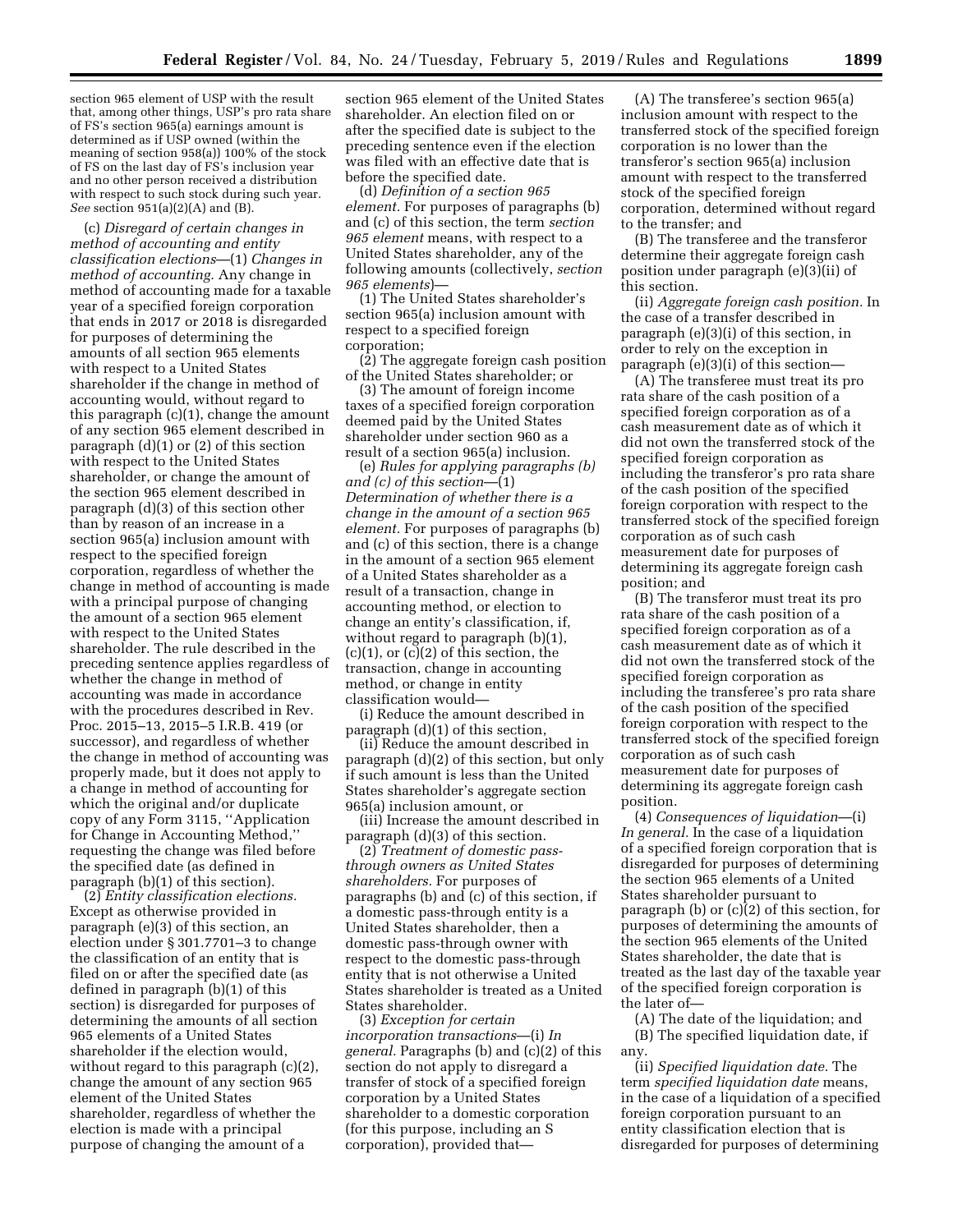section 965 element of USP with the result that, among other things, USP's pro rata share of FS's section 965(a) earnings amount is determined as if USP owned (within the meaning of section 958(a)) 100% of the stock of FS on the last day of FS's inclusion year and no other person received a distribution with respect to such stock during such year. *See* section 951(a)(2)(A) and (B).

(c) *Disregard of certain changes in method of accounting and entity classification elections*—(1) *Changes in method of accounting.* Any change in method of accounting made for a taxable year of a specified foreign corporation that ends in 2017 or 2018 is disregarded for purposes of determining the amounts of all section 965 elements with respect to a United States shareholder if the change in method of accounting would, without regard to this paragraph (c)(1), change the amount of any section 965 element described in paragraph (d)(1) or (2) of this section with respect to the United States shareholder, or change the amount of the section 965 element described in paragraph (d)(3) of this section other than by reason of an increase in a section 965(a) inclusion amount with respect to the specified foreign corporation, regardless of whether the change in method of accounting is made with a principal purpose of changing the amount of a section 965 element with respect to the United States shareholder. The rule described in the preceding sentence applies regardless of whether the change in method of accounting was made in accordance with the procedures described in Rev. Proc. 2015–13, 2015–5 I.R.B. 419 (or successor), and regardless of whether the change in method of accounting was properly made, but it does not apply to a change in method of accounting for which the original and/or duplicate copy of any Form 3115, ''Application for Change in Accounting Method,'' requesting the change was filed before the specified date (as defined in paragraph (b)(1) of this section).

(2) *Entity classification elections.* Except as otherwise provided in paragraph (e)(3) of this section, an election under § 301.7701–3 to change the classification of an entity that is filed on or after the specified date (as defined in paragraph (b)(1) of this section) is disregarded for purposes of determining the amounts of all section 965 elements of a United States shareholder if the election would, without regard to this paragraph (c)(2), change the amount of any section 965 element of the United States shareholder, regardless of whether the election is made with a principal purpose of changing the amount of a section 965 element of the United States shareholder. An election filed on or after the specified date is subject to the preceding sentence even if the election was filed with an effective date that is before the specified date.

(d) *Definition of a section 965 element.* For purposes of paragraphs (b) and (c) of this section, the term *section 965 element* means, with respect to a United States shareholder, any of the following amounts (collectively, *section 965 elements*)—

(1) The United States shareholder's section 965(a) inclusion amount with respect to a specified foreign corporation;

(2) The aggregate foreign cash position of the United States shareholder; or

(3) The amount of foreign income taxes of a specified foreign corporation deemed paid by the United States shareholder under section 960 as a result of a section 965(a) inclusion.

(e) *Rules for applying paragraphs (b) and (c) of this section*—(1) *Determination of whether there is a change in the amount of a section 965 element.* For purposes of paragraphs (b) and (c) of this section, there is a change in the amount of a section 965 element of a United States shareholder as a result of a transaction, change in accounting method, or election to change an entity's classification, if, without regard to paragraph (b)(1), (c)(1), or (c)(2) of this section, the transaction, change in accounting method, or change in entity classification would—

(i) Reduce the amount described in paragraph (d)(1) of this section,

(ii) Reduce the amount described in paragraph (d)(2) of this section, but only if such amount is less than the United States shareholder's aggregate section 965(a) inclusion amount, or

(iii) Increase the amount described in paragraph (d)(3) of this section.

(2) *Treatment of domestic pass-through owners as United States shareholders.* For purposes of paragraphs (b) and (c) of this section, if a domestic pass-through entity is a United States shareholder, then a domestic pass-through owner with respect to the domestic pass-through entity that is not otherwise a United States shareholder is treated as a United States shareholder.

(3) *Exception for certain incorporation transactions*—(i) *In general.* Paragraphs (b) and (c)(2) of this section do not apply to disregard a transfer of stock of a specified foreign corporation by a United States shareholder to a domestic corporation (for this purpose, including an S corporation), provided that—

(A) The transferee's section 965(a) inclusion amount with respect to the transferred stock of the specified foreign corporation is no lower than the transferor's section 965(a) inclusion amount with respect to the transferred stock of the specified foreign corporation, determined without regard to the transfer; and

(B) The transferee and the transferor determine their aggregate foreign cash position under paragraph (e)(3)(ii) of this section.

(ii) *Aggregate foreign cash position.* In the case of a transfer described in paragraph (e)(3)(i) of this section, in order to rely on the exception in paragraph (e)(3)(i) of this section—

(A) The transferee must treat its pro rata share of the cash position of a specified foreign corporation as of a cash measurement date as of which it did not own the transferred stock of the specified foreign corporation as including the transferor's pro rata share of the cash position of the specified foreign corporation with respect to the transferred stock of the specified foreign corporation as of such cash measurement date for purposes of determining its aggregate foreign cash position; and

(B) The transferor must treat its pro rata share of the cash position of a specified foreign corporation as of a cash measurement date as of which it did not own the transferred stock of the specified foreign corporation as including the transferee's pro rata share of the cash position of the specified foreign corporation with respect to the transferred stock of the specified foreign corporation as of such cash measurement date for purposes of determining its aggregate foreign cash position.

(4) *Consequences of liquidation*—(i) *In general.* In the case of a liquidation of a specified foreign corporation that is disregarded for purposes of determining the section 965 elements of a United States shareholder pursuant to paragraph (b) or (c)(2) of this section, for purposes of determining the amounts of the section 965 elements of the United States shareholder, the date that is treated as the last day of the taxable year of the specified foreign corporation is the later of—

(A) The date of the liquidation; and

(B) The specified liquidation date, if any.

(ii) *Specified liquidation date.* The term *specified liquidation date* means, in the case of a liquidation of a specified foreign corporation pursuant to an entity classification election that is disregarded for purposes of determining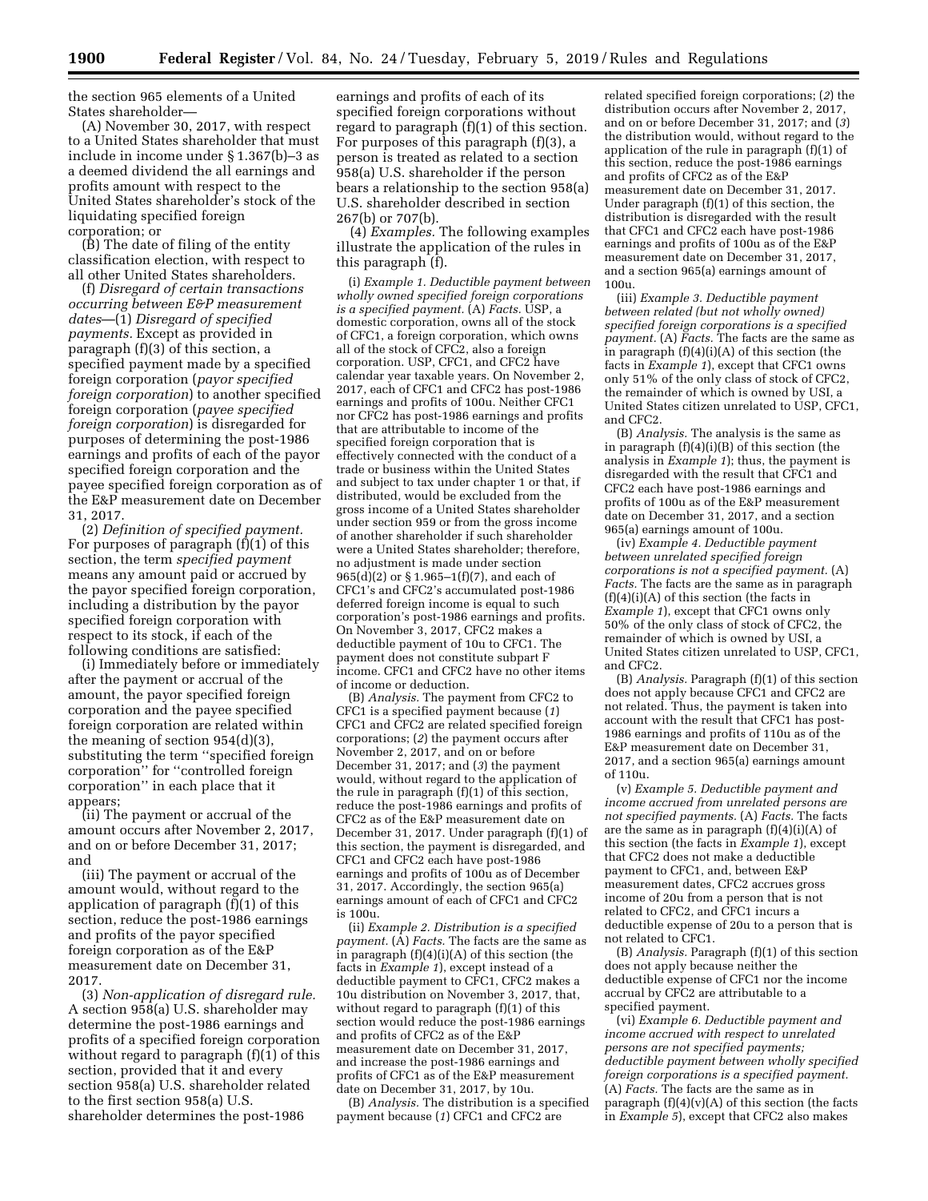the section 965 elements of a United States shareholder—

(A) November 30, 2017, with respect to a United States shareholder that must include in income under § 1.367(b)–3 as a deemed dividend the all earnings and profits amount with respect to the United States shareholder's stock of the liquidating specified foreign corporation; or

(B) The date of filing of the entity classification election, with respect to all other United States shareholders.

(f) *Disregard of certain transactions occurring between E&P measurement dates*—(1) *Disregard of specified payments.* Except as provided in paragraph (f)(3) of this section, a specified payment made by a specified foreign corporation (*payor specified foreign corporation*) to another specified foreign corporation (*payee specified foreign corporation*) is disregarded for purposes of determining the post-1986 earnings and profits of each of the payor specified foreign corporation and the payee specified foreign corporation as of the E&P measurement date on December 31, 2017.

(2) *Definition of specified payment.* For purposes of paragraph (f)(1) of this section, the term *specified payment* means any amount paid or accrued by the payor specified foreign corporation, including a distribution by the payor specified foreign corporation with respect to its stock, if each of the following conditions are satisfied:

(i) Immediately before or immediately after the payment or accrual of the amount, the payor specified foreign corporation and the payee specified foreign corporation are related within the meaning of section 954(d)(3), substituting the term "specified foreign corporation" for "controlled foreign corporation" in each place that it appears;

(ii) The payment or accrual of the amount occurs after November 2, 2017, and on or before December 31, 2017; and

(iii) The payment or accrual of the amount would, without regard to the application of paragraph (f)(1) of this section, reduce the post-1986 earnings and profits of the payor specified foreign corporation as of the E&P measurement date on December 31, 2017.

(3) *Non-application of disregard rule.* A section 958(a) U.S. shareholder may determine the post-1986 earnings and profits of a specified foreign corporation without regard to paragraph (f)(1) of this section, provided that it and every section 958(a) U.S. shareholder related to the first section 958(a) U.S. shareholder determines the post-1986 earnings and profits of each of its specified foreign corporations without regard to paragraph (f)(1) of this section. For purposes of this paragraph (f)(3), a person is treated as related to a section 958(a) U.S. shareholder if the person bears a relationship to the section 958(a) U.S. shareholder described in section 267(b) or 707(b).

(4) *Examples.* The following examples illustrate the application of the rules in this paragraph (f).

(i) *Example 1. Deductible payment between wholly owned specified foreign corporations is a specified payment.* (A) *Facts.* USP, a domestic corporation, owns all of the stock of CFC1, a foreign corporation, which owns all of the stock of CFC2, also a foreign corporation. USP, CFC1, and CFC2 have calendar year taxable years. On November 2, 2017, each of CFC1 and CFC2 has post-1986 earnings and profits of 100u. Neither CFC1 nor CFC2 has post-1986 earnings and profits that are attributable to income of the specified foreign corporation that is effectively connected with the conduct of a trade or business within the United States and subject to tax under chapter 1 or that, if distributed, would be excluded from the gross income of a United States shareholder under section 959 or from the gross income of another shareholder if such shareholder were a United States shareholder; therefore, no adjustment is made under section 965(d)(2) or § 1.965–1(f)(7), and each of CFC1's and CFC2's accumulated post-1986 deferred foreign income is equal to such corporation's post-1986 earnings and profits. On November 3, 2017, CFC2 makes a deductible payment of 10u to CFC1. The payment does not constitute subpart F income. CFC1 and CFC2 have no other items of income or deduction.

(B) *Analysis.* The payment from CFC2 to CFC1 is a specified payment because (*1*) CFC1 and CFC2 are related specified foreign corporations; (*2*) the payment occurs after November 2, 2017, and on or before December 31, 2017; and (*3*) the payment would, without regard to the application of the rule in paragraph (f)(1) of this section, reduce the post-1986 earnings and profits of CFC2 as of the E&P measurement date on December 31, 2017. Under paragraph (f)(1) of this section, the payment is disregarded, and CFC1 and CFC2 each have post-1986 earnings and profits of 100u as of December 31, 2017. Accordingly, the section 965(a) earnings amount of each of CFC1 and CFC2 is 100u.

(ii) *Example 2. Distribution is a specified payment.* (A) *Facts.* The facts are the same as in paragraph (f)(4)(i)(A) of this section (the facts in *Example 1*), except instead of a deductible payment to CFC1, CFC2 makes a 10u distribution on November 3, 2017, that, without regard to paragraph (f)(1) of this section would reduce the post-1986 earnings and profits of CFC2 as of the E&P measurement date on December 31, 2017, and increase the post-1986 earnings and profits of CFC1 as of the E&P measurement date on December 31, 2017, by 10u.

(B) *Analysis.* The distribution is a specified payment because (*1*) CFC1 and CFC2 are related specified foreign corporations; (*2*) the distribution occurs after November 2, 2017, and on or before December 31, 2017; and (*3*) the distribution would, without regard to the application of the rule in paragraph (f)(1) of this section, reduce the post-1986 earnings and profits of CFC2 as of the E&P measurement date on December 31, 2017. Under paragraph (f)(1) of this section, the distribution is disregarded with the result that CFC1 and CFC2 each have post-1986 earnings and profits of 100u as of the E&P measurement date on December 31, 2017, and a section 965(a) earnings amount of 100u.

(iii) *Example 3. Deductible payment between related (but not wholly owned) specified foreign corporations is a specified payment.* (A) *Facts.* The facts are the same as in paragraph (f)(4)(i)(A) of this section (the facts in *Example 1*), except that CFC1 owns only 51% of the only class of stock of CFC2, the remainder of which is owned by USI, a United States citizen unrelated to USP, CFC1, and CFC2.

(B) *Analysis.* The analysis is the same as in paragraph (f)(4)(i)(B) of this section (the analysis in *Example 1*); thus, the payment is disregarded with the result that CFC1 and CFC2 each have post-1986 earnings and profits of 100u as of the E&P measurement date on December 31, 2017, and a section 965(a) earnings amount of 100u.

(iv) *Example 4. Deductible payment between unrelated specified foreign corporations is not a specified payment.* (A) *Facts.* The facts are the same as in paragraph (f)(4)(i)(A) of this section (the facts in *Example 1*), except that CFC1 owns only 50% of the only class of stock of CFC2, the remainder of which is owned by USI, a United States citizen unrelated to USP, CFC1, and CFC2.

(B) *Analysis.* Paragraph (f)(1) of this section does not apply because CFC1 and CFC2 are not related. Thus, the payment is taken into account with the result that CFC1 has post-1986 earnings and profits of 110u as of the E&P measurement date on December 31, 2017, and a section 965(a) earnings amount of 110u.

(v) *Example 5. Deductible payment and income accrued from unrelated persons are not specified payments.* (A) *Facts.* The facts are the same as in paragraph (f)(4)(i)(A) of this section (the facts in *Example 1*), except that CFC2 does not make a deductible payment to CFC1, and, between E&P measurement dates, CFC2 accrues gross income of 20u from a person that is not related to CFC2, and CFC1 incurs a deductible expense of 20u to a person that is not related to CFC1.

(B) *Analysis.* Paragraph (f)(1) of this section does not apply because neither the deductible expense of CFC1 nor the income accrual by CFC2 are attributable to a specified payment.

(vi) *Example 6. Deductible payment and income accrued with respect to unrelated persons are not specified payments; deductible payment between wholly specified foreign corporations is a specified payment.* (A) *Facts.* The facts are the same as in paragraph (f)(4)(v)(A) of this section (the facts in *Example 5*), except that CFC2 also makes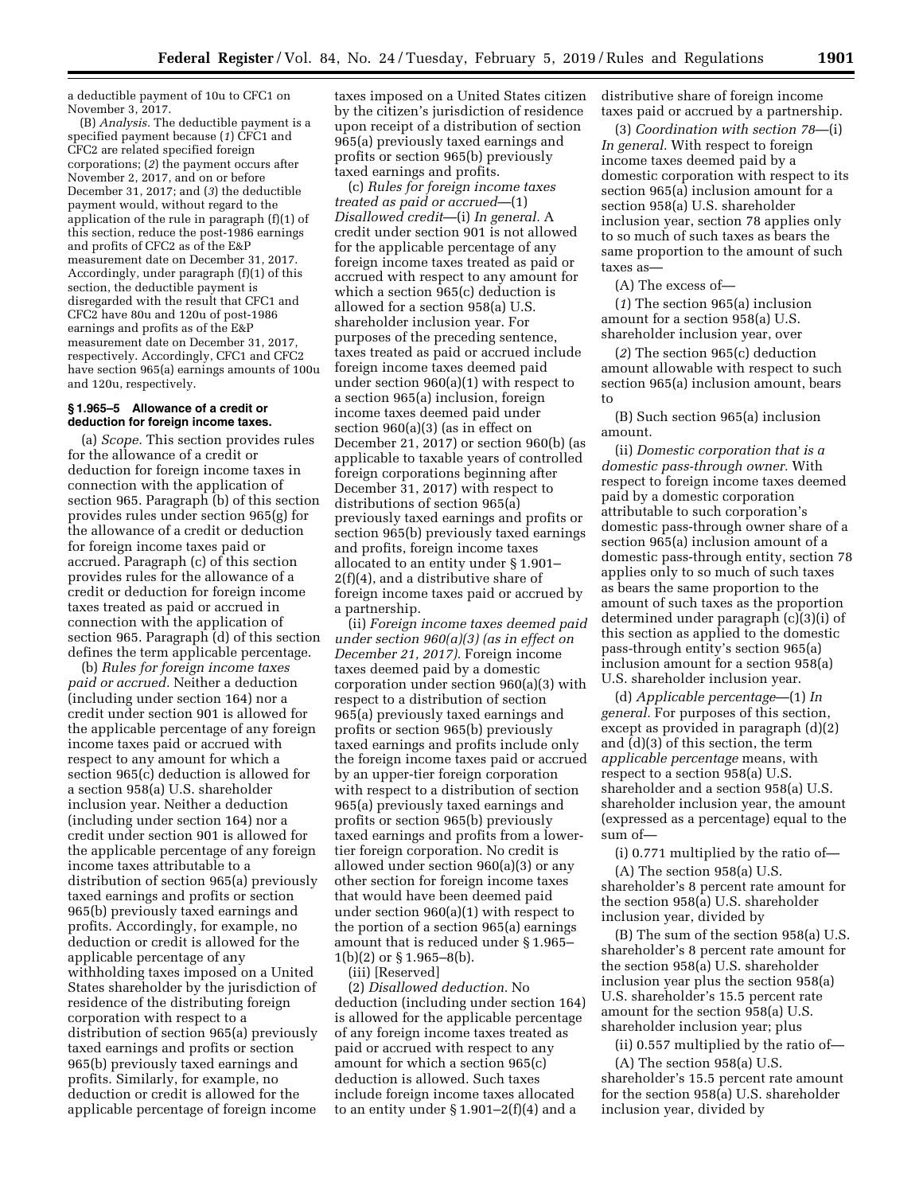a deductible payment of 10u to CFC1 on November 3, 2017.

(B) *Analysis.* The deductible payment is a specified payment because (*1*) CFC1 and CFC2 are related specified foreign corporations; (*2*) the payment occurs after November 2, 2017, and on or before December 31, 2017; and (*3*) the deductible payment would, without regard to the application of the rule in paragraph (f)(1) of this section, reduce the post-1986 earnings and profits of CFC2 as of the E&P measurement date on December 31, 2017. Accordingly, under paragraph (f)(1) of this section, the deductible payment is disregarded with the result that CFC1 and CFC2 have 80u and 120u of post-1986 earnings and profits as of the E&P measurement date on December 31, 2017, respectively. Accordingly, CFC1 and CFC2 have section 965(a) earnings amounts of 100u and 120u, respectively.

### § 1.965–5 Allowance of a credit or deduction for foreign income taxes.

(a) *Scope.* This section provides rules for the allowance of a credit or deduction for foreign income taxes in connection with the application of section 965. Paragraph (b) of this section provides rules under section 965(g) for the allowance of a credit or deduction for foreign income taxes paid or accrued. Paragraph (c) of this section provides rules for the allowance of a credit or deduction for foreign income taxes treated as paid or accrued in connection with the application of section 965. Paragraph (d) of this section defines the term applicable percentage.

(b) *Rules for foreign income taxes paid or accrued.* Neither a deduction (including under section 164) nor a credit under section 901 is allowed for the applicable percentage of any foreign income taxes paid or accrued with respect to any amount for which a section 965(c) deduction is allowed for a section 958(a) U.S. shareholder inclusion year. Neither a deduction (including under section 164) nor a credit under section 901 is allowed for the applicable percentage of any foreign income taxes attributable to a distribution of section 965(a) previously taxed earnings and profits or section 965(b) previously taxed earnings and profits. Accordingly, for example, no deduction or credit is allowed for the applicable percentage of any withholding taxes imposed on a United States shareholder by the jurisdiction of residence of the distributing foreign corporation with respect to a distribution of section 965(a) previously taxed earnings and profits or section 965(b) previously taxed earnings and profits. Similarly, for example, no deduction or credit is allowed for the applicable percentage of foreign income taxes imposed on a United States citizen by the citizen's jurisdiction of residence upon receipt of a distribution of section 965(a) previously taxed earnings and profits or section 965(b) previously taxed earnings and profits.

(c) *Rules for foreign income taxes treated as paid or accrued*—(1) *Disallowed credit*—(i) *In general.* A credit under section 901 is not allowed for the applicable percentage of any foreign income taxes treated as paid or accrued with respect to any amount for which a section 965(c) deduction is allowed for a section 958(a) U.S. shareholder inclusion year. For purposes of the preceding sentence, taxes treated as paid or accrued include foreign income taxes deemed paid under section 960(a)(1) with respect to a section 965(a) inclusion, foreign income taxes deemed paid under section 960(a)(3) (as in effect on December 21, 2017) or section 960(b) (as applicable to taxable years of controlled foreign corporations beginning after December 31, 2017) with respect to distributions of section 965(a) previously taxed earnings and profits or section 965(b) previously taxed earnings and profits, foreign income taxes allocated to an entity under § 1.901–2(f)(4), and a distributive share of foreign income taxes paid or accrued by a partnership.

(ii) *Foreign income taxes deemed paid under section 960(a)(3) (as in effect on December 21, 2017).* Foreign income taxes deemed paid by a domestic corporation under section 960(a)(3) with respect to a distribution of section 965(a) previously taxed earnings and profits or section 965(b) previously taxed earnings and profits include only the foreign income taxes paid or accrued by an upper-tier foreign corporation with respect to a distribution of section 965(a) previously taxed earnings and profits or section 965(b) previously taxed earnings and profits from a lower-tier foreign corporation. No credit is allowed under section 960(a)(3) or any other section for foreign income taxes that would have been deemed paid under section 960(a)(1) with respect to the portion of a section 965(a) earnings amount that is reduced under § 1.965–1(b)(2) or § 1.965–8(b).

(iii) [Reserved]

(2) *Disallowed deduction.* No deduction (including under section 164) is allowed for the applicable percentage of any foreign income taxes treated as paid or accrued with respect to any amount for which a section 965(c) deduction is allowed. Such taxes include foreign income taxes allocated to an entity under § 1.901–2(f)(4) and a distributive share of foreign income taxes paid or accrued by a partnership.

(3) *Coordination with section 78*—(i) *In general.* With respect to foreign income taxes deemed paid by a domestic corporation with respect to its section 965(a) inclusion amount for a section 958(a) U.S. shareholder inclusion year, section 78 applies only to so much of such taxes as bears the same proportion to the amount of such taxes as—

(A) The excess of—

(*1*) The section 965(a) inclusion amount for a section 958(a) U.S. shareholder inclusion year, over

(*2*) The section 965(c) deduction amount allowable with respect to such section 965(a) inclusion amount, bears to

(B) Such section 965(a) inclusion amount.

(ii) *Domestic corporation that is a domestic pass-through owner.* With respect to foreign income taxes deemed paid by a domestic corporation attributable to such corporation's domestic pass-through owner share of a section 965(a) inclusion amount of a domestic pass-through entity, section 78 applies only to so much of such taxes as bears the same proportion to the amount of such taxes as the proportion determined under paragraph (c)(3)(i) of this section as applied to the domestic pass-through entity's section 965(a) inclusion amount for a section 958(a) U.S. shareholder inclusion year.

(d) *Applicable percentage*—(1) *In general.* For purposes of this section, except as provided in paragraph (d)(2) and (d)(3) of this section, the term *applicable percentage* means, with respect to a section 958(a) U.S. shareholder and a section 958(a) U.S. shareholder inclusion year, the amount (expressed as a percentage) equal to the sum of—

(i) 0.771 multiplied by the ratio of—

(A) The section 958(a) U.S. shareholder's 8 percent rate amount for the section 958(a) U.S. shareholder inclusion year, divided by

(B) The sum of the section 958(a) U.S. shareholder's 8 percent rate amount for the section 958(a) U.S. shareholder inclusion year plus the section 958(a) U.S. shareholder's 15.5 percent rate amount for the section 958(a) U.S. shareholder inclusion year; plus

(ii) 0.557 multiplied by the ratio of—

(A) The section 958(a) U.S. shareholder's 15.5 percent rate amount for the section 958(a) U.S. shareholder inclusion year, divided by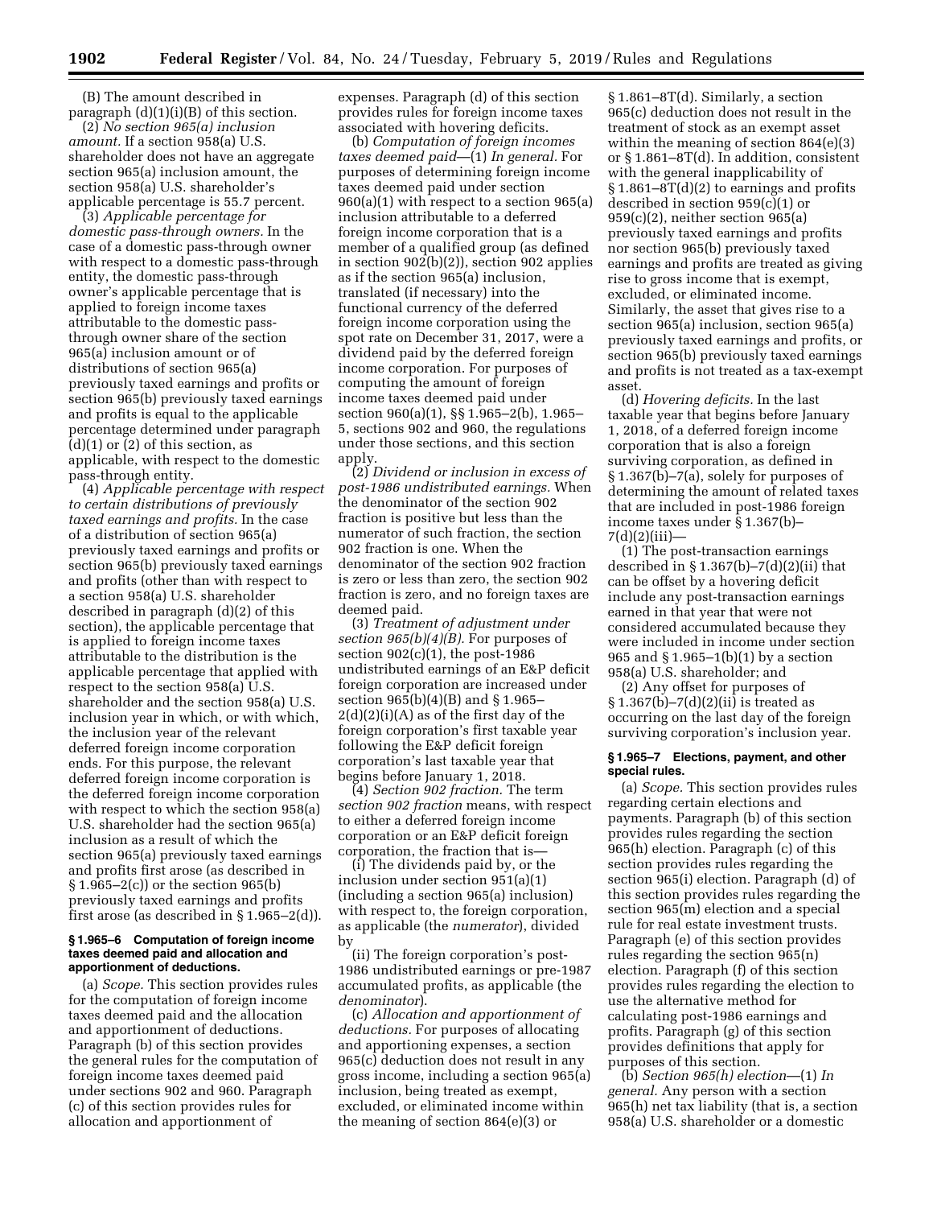(B) The amount described in paragraph (d)(1)(i)(B) of this section.

(2) *No section 965(a) inclusion amount.* If a section 958(a) U.S. shareholder does not have an aggregate section 965(a) inclusion amount, the section 958(a) U.S. shareholder's applicable percentage is 55.7 percent.

(3) *Applicable percentage for domestic pass-through owners.* In the case of a domestic pass-through owner with respect to a domestic pass-through entity, the domestic pass-through owner's applicable percentage that is applied to foreign income taxes attributable to the domestic pass-through owner share of the section 965(a) inclusion amount or of distributions of section 965(a) previously taxed earnings and profits or section 965(b) previously taxed earnings and profits is equal to the applicable percentage determined under paragraph (d)(1) or (2) of this section, as applicable, with respect to the domestic pass-through entity.

(4) *Applicable percentage with respect to certain distributions of previously taxed earnings and profits.* In the case of a distribution of section 965(a) previously taxed earnings and profits or section 965(b) previously taxed earnings and profits (other than with respect to a section 958(a) U.S. shareholder described in paragraph (d)(2) of this section), the applicable percentage that is applied to foreign income taxes attributable to the distribution is the applicable percentage that applied with respect to the section 958(a) U.S. shareholder and the section 958(a) U.S. inclusion year in which, or with which, the inclusion year of the relevant deferred foreign income corporation ends. For this purpose, the relevant deferred foreign income corporation is the deferred foreign income corporation with respect to which the section 958(a) U.S. shareholder had the section 965(a) inclusion as a result of which the section 965(a) previously taxed earnings and profits first arose (as described in § 1.965–2(c)) or the section 965(b) previously taxed earnings and profits first arose (as described in § 1.965–2(d)).

### § 1.965–6 Computation of foreign income taxes deemed paid and allocation and apportionment of deductions.

(a) *Scope.* This section provides rules for the computation of foreign income taxes deemed paid and the allocation and apportionment of deductions. Paragraph (b) of this section provides the general rules for the computation of foreign income taxes deemed paid under sections 902 and 960. Paragraph (c) of this section provides rules for allocation and apportionment of expenses. Paragraph (d) of this section provides rules for foreign income taxes associated with hovering deficits.

(b) *Computation of foreign incomes taxes deemed paid*—(1) *In general.* For purposes of determining foreign income taxes deemed paid under section 960(a)(1) with respect to a section 965(a) inclusion attributable to a deferred foreign income corporation that is a member of a qualified group (as defined in section 902(b)(2)), section 902 applies as if the section 965(a) inclusion, translated (if necessary) into the functional currency of the deferred foreign income corporation using the spot rate on December 31, 2017, were a dividend paid by the deferred foreign income corporation. For purposes of computing the amount of foreign income taxes deemed paid under section 960(a)(1), §§ 1.965–2(b), 1.965–5, sections 902 and 960, the regulations under those sections, and this section apply.

(2) *Dividend or inclusion in excess of post-1986 undistributed earnings.* When the denominator of the section 902 fraction is positive but less than the numerator of such fraction, the section 902 fraction is one. When the denominator of the section 902 fraction is zero or less than zero, the section 902 fraction is zero, and no foreign taxes are deemed paid.

(3) *Treatment of adjustment under section 965(b)(4)(B).* For purposes of section 902(c)(1), the post-1986 undistributed earnings of an E&P deficit foreign corporation are increased under section 965(b)(4)(B) and § 1.965–2(d)(2)(i)(A) as of the first day of the foreign corporation's first taxable year following the E&P deficit foreign corporation's last taxable year that begins before January 1, 2018.

(4) *Section 902 fraction.* The term *section 902 fraction* means, with respect to either a deferred foreign income corporation or an E&P deficit foreign corporation, the fraction that is—

(i) The dividends paid by, or the inclusion under section 951(a)(1) (including a section 965(a) inclusion) with respect to, the foreign corporation, as applicable (the *numerator*), divided by

(ii) The foreign corporation's post-1986 undistributed earnings or pre-1987 accumulated profits, as applicable (the *denominator*).

(c) *Allocation and apportionment of deductions.* For purposes of allocating and apportioning expenses, a section 965(c) deduction does not result in any gross income, including a section 965(a) inclusion, being treated as exempt, excluded, or eliminated income within the meaning of section 864(e)(3) or § 1.861–8T(d). Similarly, a section 965(c) deduction does not result in the treatment of stock as an exempt asset within the meaning of section 864(e)(3) or § 1.861–8T(d). In addition, consistent with the general inapplicability of § 1.861–8T(d)(2) to earnings and profits described in section 959(c)(1) or 959(c)(2), neither section 965(a) previously taxed earnings and profits nor section 965(b) previously taxed earnings and profits are treated as giving rise to gross income that is exempt, excluded, or eliminated income. Similarly, the asset that gives rise to a section 965(a) inclusion, section 965(a) previously taxed earnings and profits, or section 965(b) previously taxed earnings and profits is not treated as a tax-exempt asset.

(d) *Hovering deficits.* In the last taxable year that begins before January 1, 2018, of a deferred foreign income corporation that is also a foreign surviving corporation, as defined in § 1.367(b)–7(a), solely for purposes of determining the amount of related taxes that are included in post-1986 foreign income taxes under § 1.367(b)–7(d)(2)(iii)—

(1) The post-transaction earnings described in § 1.367(b)–7(d)(2)(ii) that can be offset by a hovering deficit include any post-transaction earnings earned in that year that were not considered accumulated because they were included in income under section 965 and § 1.965–1(b)(1) by a section 958(a) U.S. shareholder; and

(2) Any offset for purposes of § 1.367(b)–7(d)(2)(ii) is treated as occurring on the last day of the foreign surviving corporation's inclusion year.

### § 1.965–7 Elections, payment, and other special rules.

(a) *Scope.* This section provides rules regarding certain elections and payments. Paragraph (b) of this section provides rules regarding the section 965(h) election. Paragraph (c) of this section provides rules regarding the section 965(i) election. Paragraph (d) of this section provides rules regarding the section 965(m) election and a special rule for real estate investment trusts. Paragraph (e) of this section provides rules regarding the section 965(n) election. Paragraph (f) of this section provides rules regarding the election to use the alternative method for calculating post-1986 earnings and profits. Paragraph (g) of this section provides definitions that apply for purposes of this section.

(b) *Section 965(h) election*—(1) *In general.* Any person with a section 965(h) net tax liability (that is, a section 958(a) U.S. shareholder or a domestic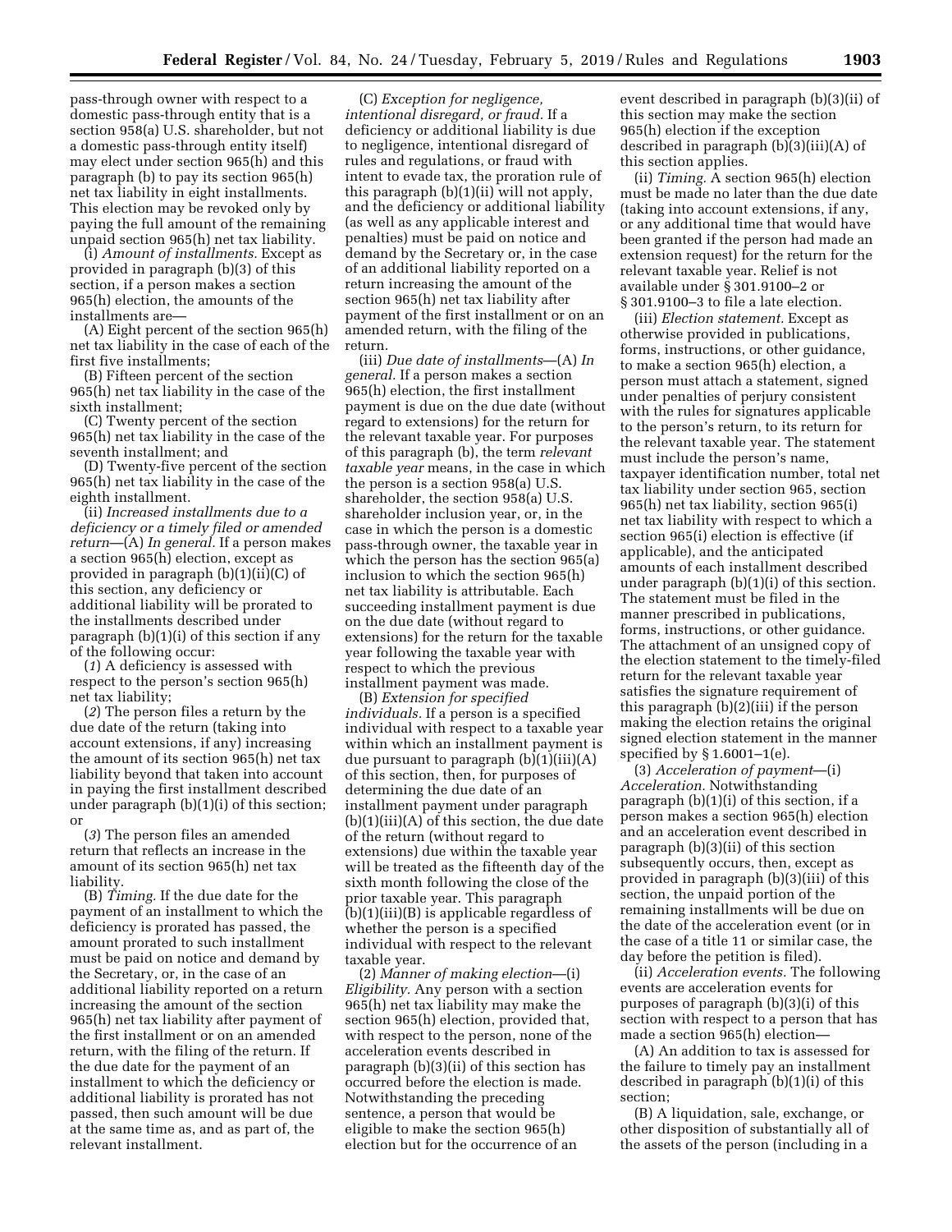pass-through owner with respect to a domestic pass-through entity that is a section 958(a) U.S. shareholder, but not a domestic pass-through entity itself) may elect under section 965(h) and this paragraph (b) to pay its section 965(h) net tax liability in eight installments. This election may be revoked only by paying the full amount of the remaining unpaid section 965(h) net tax liability.

(i) *Amount of installments.* Except as provided in paragraph (b)(3) of this section, if a person makes a section 965(h) election, the amounts of the installments are—

(A) Eight percent of the section 965(h) net tax liability in the case of each of the first five installments;

(B) Fifteen percent of the section 965(h) net tax liability in the case of the sixth installment;

(C) Twenty percent of the section 965(h) net tax liability in the case of the seventh installment; and

(D) Twenty-five percent of the section 965(h) net tax liability in the case of the eighth installment.

(ii) *Increased installments due to a deficiency or a timely filed or amended return*—(A) *In general.* If a person makes a section 965(h) election, except as provided in paragraph (b)(1)(ii)(C) of this section, any deficiency or additional liability will be prorated to the installments described under paragraph (b)(1)(i) of this section if any of the following occur:

(*1*) A deficiency is assessed with respect to the person's section 965(h) net tax liability;

(*2*) The person files a return by the due date of the return (taking into account extensions, if any) increasing the amount of its section 965(h) net tax liability beyond that taken into account in paying the first installment described under paragraph (b)(1)(i) of this section; or

(*3*) The person files an amended return that reflects an increase in the amount of its section 965(h) net tax liability.

(B) *Timing.* If the due date for the payment of an installment to which the deficiency is prorated has passed, the amount prorated to such installment must be paid on notice and demand by the Secretary, or, in the case of an additional liability reported on a return increasing the amount of the section 965(h) net tax liability after payment of the first installment or on an amended return, with the filing of the return. If the due date for the payment of an installment to which the deficiency or additional liability is prorated has not passed, then such amount will be due at the same time as, and as part of, the relevant installment.

(C) *Exception for negligence, intentional disregard, or fraud.* If a deficiency or additional liability is due to negligence, intentional disregard of rules and regulations, or fraud with intent to evade tax, the proration rule of this paragraph (b)(1)(ii) will not apply, and the deficiency or additional liability (as well as any applicable interest and penalties) must be paid on notice and demand by the Secretary or, in the case of an additional liability reported on a return increasing the amount of the section 965(h) net tax liability after payment of the first installment or on an amended return, with the filing of the return.

(iii) *Due date of installments*—(A) *In general.* If a person makes a section 965(h) election, the first installment payment is due on the due date (without regard to extensions) for the return for the relevant taxable year. For purposes of this paragraph (b), the term *relevant taxable year* means, in the case in which the person is a section 958(a) U.S. shareholder, the section 958(a) U.S. shareholder inclusion year, or, in the case in which the person is a domestic pass-through owner, the taxable year in which the person has the section 965(a) inclusion to which the section 965(h) net tax liability is attributable. Each succeeding installment payment is due on the due date (without regard to extensions) for the return for the taxable year following the taxable year with respect to which the previous installment payment was made.

(B) *Extension for specified individuals.* If a person is a specified individual with respect to a taxable year within which an installment payment is due pursuant to paragraph (b)(1)(iii)(A) of this section, then, for purposes of determining the due date of an installment payment under paragraph (b)(1)(iii)(A) of this section, the due date of the return (without regard to extensions) due within the taxable year will be treated as the fifteenth day of the sixth month following the close of the prior taxable year. This paragraph (b)(1)(iii)(B) is applicable regardless of whether the person is a specified individual with respect to the relevant taxable year.

(2) *Manner of making election*—(i) *Eligibility.* Any person with a section 965(h) net tax liability may make the section 965(h) election, provided that, with respect to the person, none of the acceleration events described in paragraph (b)(3)(ii) of this section has occurred before the election is made. Notwithstanding the preceding sentence, a person that would be eligible to make the section 965(h) election but for the occurrence of an event described in paragraph (b)(3)(ii) of this section may make the section 965(h) election if the exception described in paragraph (b)(3)(iii)(A) of this section applies.

(ii) *Timing.* A section 965(h) election must be made no later than the due date (taking into account extensions, if any, or any additional time that would have been granted if the person had made an extension request) for the return for the relevant taxable year. Relief is not available under § 301.9100–2 or § 301.9100–3 to file a late election.

(iii) *Election statement.* Except as otherwise provided in publications, forms, instructions, or other guidance, to make a section 965(h) election, a person must attach a statement, signed under penalties of perjury consistent with the rules for signatures applicable to the person's return, to its return for the relevant taxable year. The statement must include the person's name, taxpayer identification number, total net tax liability under section 965, section 965(h) net tax liability, section 965(i) net tax liability with respect to which a section 965(i) election is effective (if applicable), and the anticipated amounts of each installment described under paragraph (b)(1)(i) of this section. The statement must be filed in the manner prescribed in publications, forms, instructions, or other guidance. The attachment of an unsigned copy of the election statement to the timely-filed return for the relevant taxable year satisfies the signature requirement of this paragraph (b)(2)(iii) if the person making the election retains the original signed election statement in the manner specified by § 1.6001–1(e).

(3) *Acceleration of payment*—(i) *Acceleration.* Notwithstanding paragraph (b)(1)(i) of this section, if a person makes a section 965(h) election and an acceleration event described in paragraph (b)(3)(ii) of this section subsequently occurs, then, except as provided in paragraph (b)(3)(iii) of this section, the unpaid portion of the remaining installments will be due on the date of the acceleration event (or in the case of a title 11 or similar case, the day before the petition is filed).

(ii) *Acceleration events.* The following events are acceleration events for purposes of paragraph (b)(3)(i) of this section with respect to a person that has made a section 965(h) election—

(A) An addition to tax is assessed for the failure to timely pay an installment described in paragraph (b)(1)(i) of this section;

(B) A liquidation, sale, exchange, or other disposition of substantially all of the assets of the person (including in a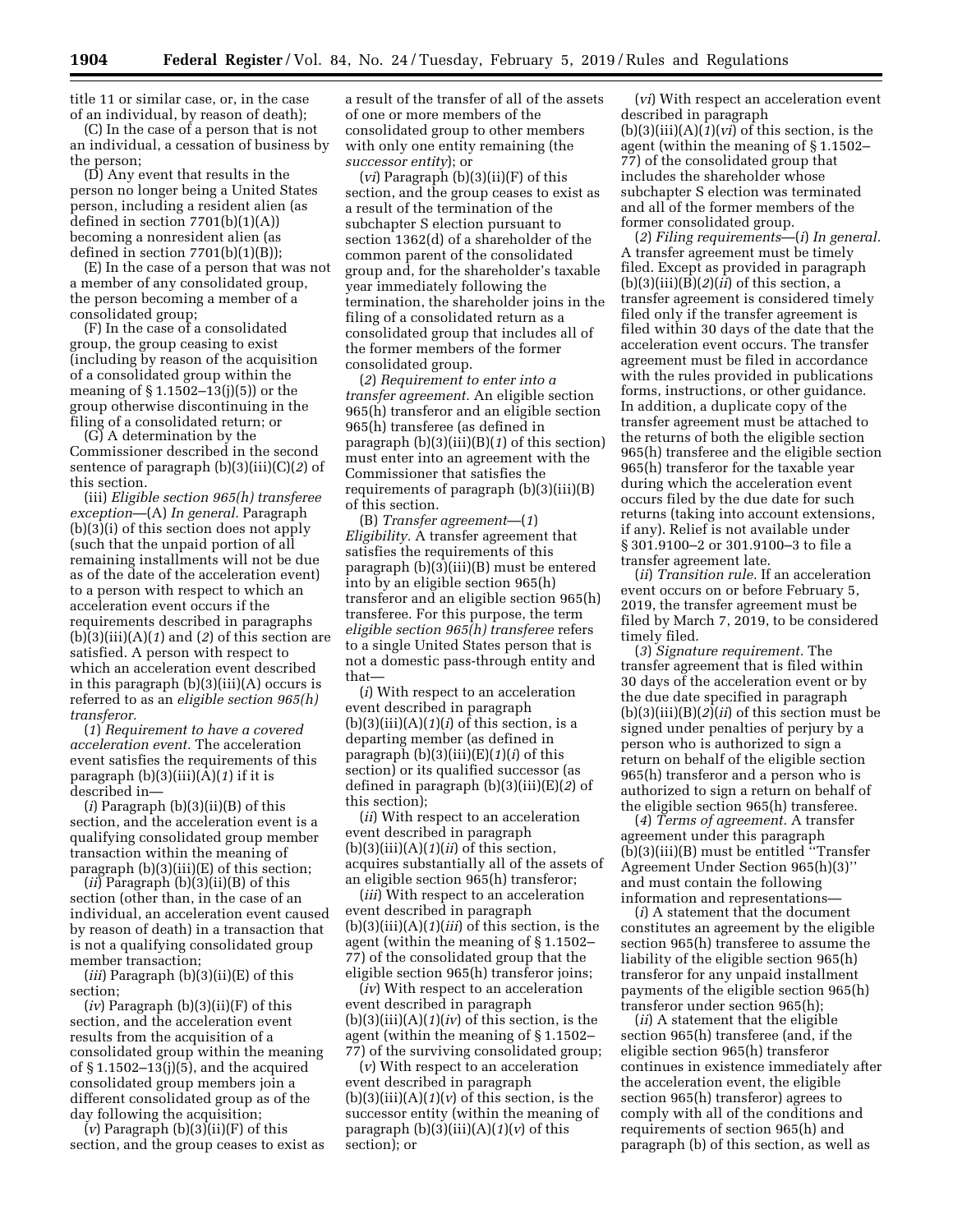title 11 or similar case, or, in the case of an individual, by reason of death);

(C) In the case of a person that is not an individual, a cessation of business by the person;

(D) Any event that results in the person no longer being a United States person, including a resident alien (as defined in section 7701(b)(1)(A)) becoming a nonresident alien (as defined in section 7701(b)(1)(B));

(E) In the case of a person that was not a member of any consolidated group, the person becoming a member of a consolidated group;

(F) In the case of a consolidated group, the group ceasing to exist (including by reason of the acquisition of a consolidated group within the meaning of § 1.1502–13(j)(5)) or the group otherwise discontinuing in the filing of a consolidated return; or

(G) A determination by the Commissioner described in the second sentence of paragraph (b)(3)(iii)(C)(*2*) of this section.

(iii) *Eligible section 965(h) transferee exception*—(A) *In general.* Paragraph (b)(3)(i) of this section does not apply (such that the unpaid portion of all remaining installments will not be due as of the date of the acceleration event) to a person with respect to which an acceleration event occurs if the requirements described in paragraphs (b)(3)(iii)(A)(*1*) and (*2*) of this section are satisfied. A person with respect to which an acceleration event described in this paragraph (b)(3)(iii)(A) occurs is referred to as an *eligible section 965(h) transferor.*

(*1*) *Requirement to have a covered acceleration event.* The acceleration event satisfies the requirements of this paragraph (b)(3)(iii)(A)(*1*) if it is described in—

(*i*) Paragraph (b)(3)(ii)(B) of this section, and the acceleration event is a qualifying consolidated group member transaction within the meaning of paragraph (b)(3)(iii)(E) of this section;

(*ii*) Paragraph (b)(3)(ii)(B) of this section (other than, in the case of an individual, an acceleration event caused by reason of death) in a transaction that is not a qualifying consolidated group member transaction;

(*iii*) Paragraph (b)(3)(ii)(E) of this section;

(*iv*) Paragraph (b)(3)(ii)(F) of this section, and the acceleration event results from the acquisition of a consolidated group within the meaning of § 1.1502–13(j)(5), and the acquired consolidated group members join a different consolidated group as of the day following the acquisition;

(*v*) Paragraph (b)(3)(ii)(F) of this section, and the group ceases to exist as a result of the transfer of all of the assets of one or more members of the consolidated group to other members with only one entity remaining (the *successor entity*); or

(*vi*) Paragraph (b)(3)(ii)(F) of this section, and the group ceases to exist as a result of the termination of the subchapter S election pursuant to section 1362(d) of a shareholder of the common parent of the consolidated group and, for the shareholder's taxable year immediately following the termination, the shareholder joins in the filing of a consolidated return as a consolidated group that includes all of the former members of the former consolidated group.

(*2*) *Requirement to enter into a transfer agreement.* An eligible section 965(h) transferor and an eligible section 965(h) transferee (as defined in paragraph (b)(3)(iii)(B)(*1*) of this section) must enter into an agreement with the Commissioner that satisfies the requirements of paragraph (b)(3)(iii)(B) of this section.

(B) *Transfer agreement*—(*1*) *Eligibility.* A transfer agreement that satisfies the requirements of this paragraph (b)(3)(iii)(B) must be entered into by an eligible section 965(h) transferor and an eligible section 965(h) transferee. For this purpose, the term *eligible section 965(h) transferee* refers to a single United States person that is not a domestic pass-through entity and that—

(*i*) With respect to an acceleration event described in paragraph (b)(3)(iii)(A)(*1*)(*i*) of this section, is a departing member (as defined in paragraph (b)(3)(iii)(E)(*1*)(*i*) of this section) or its qualified successor (as defined in paragraph (b)(3)(iii)(E)(*2*) of this section);

(*ii*) With respect to an acceleration event described in paragraph (b)(3)(iii)(A)(*1*)(*ii*) of this section, acquires substantially all of the assets of an eligible section 965(h) transferor;

(*iii*) With respect to an acceleration event described in paragraph (b)(3)(iii)(A)(*1*)(*iii*) of this section, is the agent (within the meaning of § 1.1502–77) of the consolidated group that the eligible section 965(h) transferor joins;

(*iv*) With respect to an acceleration event described in paragraph (b)(3)(iii)(A)(*1*)(*iv*) of this section, is the agent (within the meaning of § 1.1502–77) of the surviving consolidated group;

(*v*) With respect to an acceleration event described in paragraph (b)(3)(iii)(A)(*1*)(*v*) of this section, is the successor entity (within the meaning of paragraph (b)(3)(iii)(A)(*1*)(*v*) of this section); or

(*vi*) With respect an acceleration event described in paragraph (b)(3)(iii)(A)(*1*)(*vi*) of this section, is the agent (within the meaning of § 1.1502–77) of the consolidated group that includes the shareholder whose subchapter S election was terminated and all of the former members of the former consolidated group.

(*2*) *Filing requirements*—(*i*) *In general.* A transfer agreement must be timely filed. Except as provided in paragraph (b)(3)(iii)(B)(*2*)(*ii*) of this section, a transfer agreement is considered timely filed only if the transfer agreement is filed within 30 days of the date that the acceleration event occurs. The transfer agreement must be filed in accordance with the rules provided in publications forms, instructions, or other guidance. In addition, a duplicate copy of the transfer agreement must be attached to the returns of both the eligible section 965(h) transferee and the eligible section 965(h) transferor for the taxable year during which the acceleration event occurs filed by the due date for such returns (taking into account extensions, if any). Relief is not available under § 301.9100–2 or 301.9100–3 to file a transfer agreement late.

(*ii*) *Transition rule.* If an acceleration event occurs on or before February 5, 2019, the transfer agreement must be filed by March 7, 2019, to be considered timely filed.

(*3*) *Signature requirement.* The transfer agreement that is filed within 30 days of the acceleration event or by the due date specified in paragraph (b)(3)(iii)(B)(*2*)(*ii*) of this section must be signed under penalties of perjury by a person who is authorized to sign a return on behalf of the eligible section 965(h) transferor and a person who is authorized to sign a return on behalf of the eligible section 965(h) transferee.

(*4*) *Terms of agreement.* A transfer agreement under this paragraph (b)(3)(iii)(B) must be entitled ''Transfer Agreement Under Section 965(h)(3)'' and must contain the following information and representations—

(*i*) A statement that the document constitutes an agreement by the eligible section 965(h) transferee to assume the liability of the eligible section 965(h) transferor for any unpaid installment payments of the eligible section 965(h) transferor under section 965(h);

(*ii*) A statement that the eligible section 965(h) transferee (and, if the eligible section 965(h) transferor continues in existence immediately after the acceleration event, the eligible section 965(h) transferor) agrees to comply with all of the conditions and requirements of section 965(h) and paragraph (b) of this section, as well as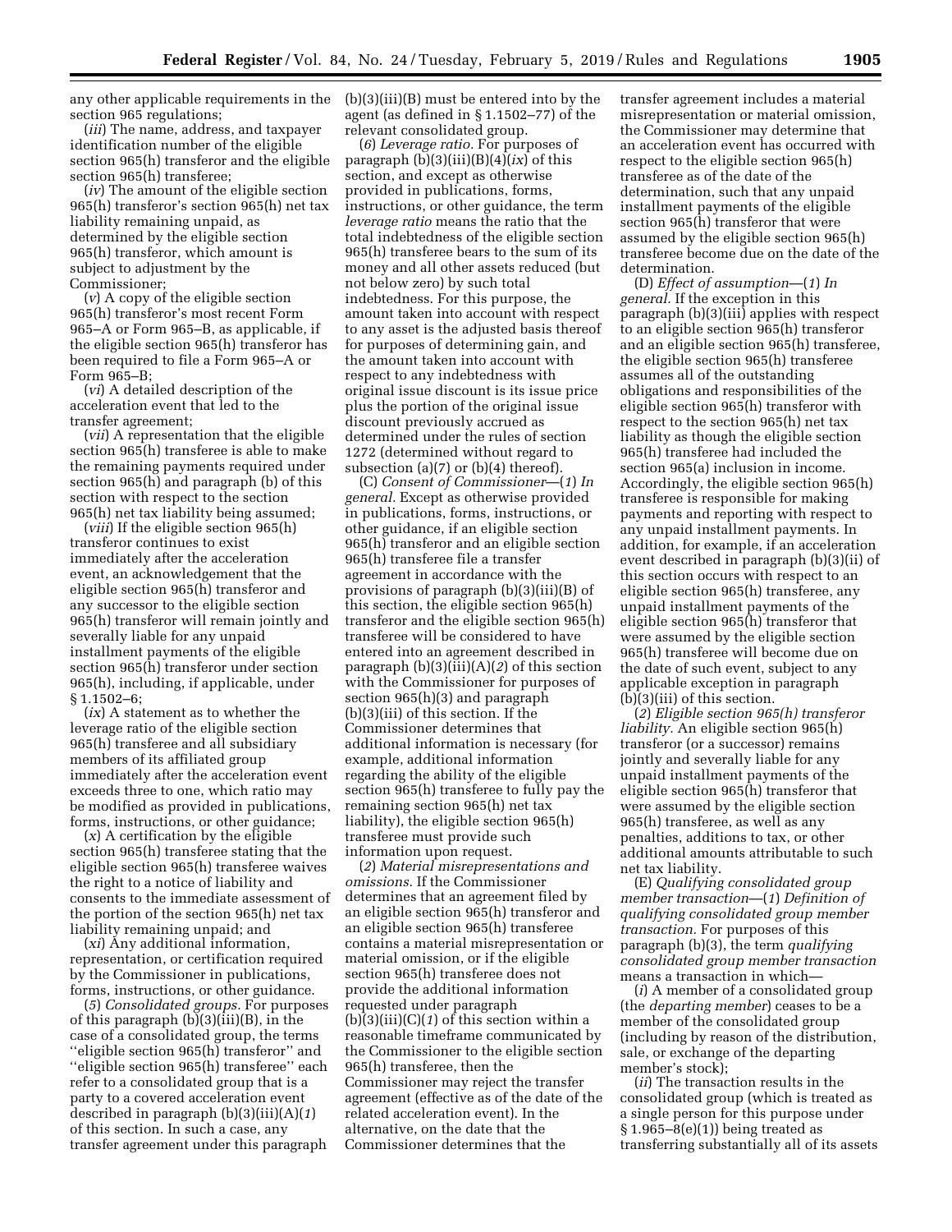any other applicable requirements in the section 965 regulations;

(*iii*) The name, address, and taxpayer identification number of the eligible section 965(h) transferor and the eligible section 965(h) transferee;

(*iv*) The amount of the eligible section 965(h) transferor's section 965(h) net tax liability remaining unpaid, as determined by the eligible section 965(h) transferor, which amount is subject to adjustment by the Commissioner;

(*v*) A copy of the eligible section 965(h) transferor's most recent Form 965–A or Form 965–B, as applicable, if the eligible section 965(h) transferor has been required to file a Form 965–A or Form 965–B;

(*vi*) A detailed description of the acceleration event that led to the transfer agreement;

(*vii*) A representation that the eligible section 965(h) transferee is able to make the remaining payments required under section 965(h) and paragraph (b) of this section with respect to the section 965(h) net tax liability being assumed;

(*viii*) If the eligible section 965(h) transferor continues to exist immediately after the acceleration event, an acknowledgement that the eligible section 965(h) transferor and any successor to the eligible section 965(h) transferor will remain jointly and severally liable for any unpaid installment payments of the eligible section 965(h) transferor under section 965(h), including, if applicable, under § 1.1502–6;

(*ix*) A statement as to whether the leverage ratio of the eligible section 965(h) transferee and all subsidiary members of its affiliated group immediately after the acceleration event exceeds three to one, which ratio may be modified as provided in publications, forms, instructions, or other guidance;

(*x*) A certification by the eligible section 965(h) transferee stating that the eligible section 965(h) transferee waives the right to a notice of liability and consents to the immediate assessment of the portion of the section 965(h) net tax liability remaining unpaid; and

(*xi*) Any additional information, representation, or certification required by the Commissioner in publications, forms, instructions, or other guidance.

(*5*) *Consolidated groups.* For purposes of this paragraph (b)(3)(iii)(B), in the case of a consolidated group, the terms ''eligible section 965(h) transferor'' and ''eligible section 965(h) transferee'' each refer to a consolidated group that is a party to a covered acceleration event described in paragraph (b)(3)(iii)(A)(*1*) of this section. In such a case, any transfer agreement under this paragraph (b)(3)(iii)(B) must be entered into by the agent (as defined in § 1.1502–77) of the relevant consolidated group.

(*6*) *Leverage ratio.* For purposes of paragraph (b)(3)(iii)(B)(*4*)(*ix*) of this section, and except as otherwise provided in publications, forms, instructions, or other guidance, the term *leverage ratio* means the ratio that the total indebtedness of the eligible section 965(h) transferee bears to the sum of its money and all other assets reduced (but not below zero) by such total indebtedness. For this purpose, the amount taken into account with respect to any asset is the adjusted basis thereof for purposes of determining gain, and the amount taken into account with respect to any indebtedness with original issue discount is its issue price plus the portion of the original issue discount previously accrued as determined under the rules of section 1272 (determined without regard to subsection (a)(7) or (b)(4) thereof).

(C) *Consent of Commissioner*—(*1*) *In general.* Except as otherwise provided in publications, forms, instructions, or other guidance, if an eligible section 965(h) transferor and an eligible section 965(h) transferee file a transfer agreement in accordance with the provisions of paragraph (b)(3)(iii)(B) of this section, the eligible section 965(h) transferor and the eligible section 965(h) transferee will be considered to have entered into an agreement described in paragraph (b)(3)(iii)(A)(*2*) of this section with the Commissioner for purposes of section 965(h)(3) and paragraph (b)(3)(iii) of this section. If the Commissioner determines that additional information is necessary (for example, additional information regarding the ability of the eligible section 965(h) transferee to fully pay the remaining section 965(h) net tax liability), the eligible section 965(h) transferee must provide such information upon request.

(*2*) *Material misrepresentations and omissions.* If the Commissioner determines that an agreement filed by an eligible section 965(h) transferor and an eligible section 965(h) transferee contains a material misrepresentation or material omission, or if the eligible section 965(h) transferee does not provide the additional information requested under paragraph (b)(3)(iii)(C)(*1*) of this section within a reasonable timeframe communicated by the Commissioner to the eligible section 965(h) transferee, then the Commissioner may reject the transfer agreement (effective as of the date of the related acceleration event). In the alternative, on the date that the Commissioner determines that the transfer agreement includes a material misrepresentation or material omission, the Commissioner may determine that an acceleration event has occurred with respect to the eligible section 965(h) transferee as of the date of the determination, such that any unpaid installment payments of the eligible section 965(h) transferor that were assumed by the eligible section 965(h) transferee become due on the date of the determination.

(D) *Effect of assumption*—(*1*) *In general.* If the exception in this paragraph (b)(3)(iii) applies with respect to an eligible section 965(h) transferor and an eligible section 965(h) transferee, the eligible section 965(h) transferee assumes all of the outstanding obligations and responsibilities of the eligible section 965(h) transferor with respect to the section 965(h) net tax liability as though the eligible section 965(h) transferee had included the section 965(a) inclusion in income. Accordingly, the eligible section 965(h) transferee is responsible for making payments and reporting with respect to any unpaid installment payments. In addition, for example, if an acceleration event described in paragraph (b)(3)(ii) of this section occurs with respect to an eligible section 965(h) transferee, any unpaid installment payments of the eligible section 965(h) transferor that were assumed by the eligible section 965(h) transferee will become due on the date of such event, subject to any applicable exception in paragraph (b)(3)(iii) of this section.

(*2*) *Eligible section 965(h) transferor liability.* An eligible section 965(h) transferor (or a successor) remains jointly and severally liable for any unpaid installment payments of the eligible section 965(h) transferor that were assumed by the eligible section 965(h) transferee, as well as any penalties, additions to tax, or other additional amounts attributable to such net tax liability.

(E) *Qualifying consolidated group member transaction*—(*1*) *Definition of qualifying consolidated group member transaction.* For purposes of this paragraph (b)(3), the term *qualifying consolidated group member transaction* means a transaction in which—

(*i*) A member of a consolidated group (the *departing member*) ceases to be a member of the consolidated group (including by reason of the distribution, sale, or exchange of the departing member's stock);

(*ii*) The transaction results in the consolidated group (which is treated as a single person for this purpose under § 1.965–8(e)(1)) being treated as transferring substantially all of its assets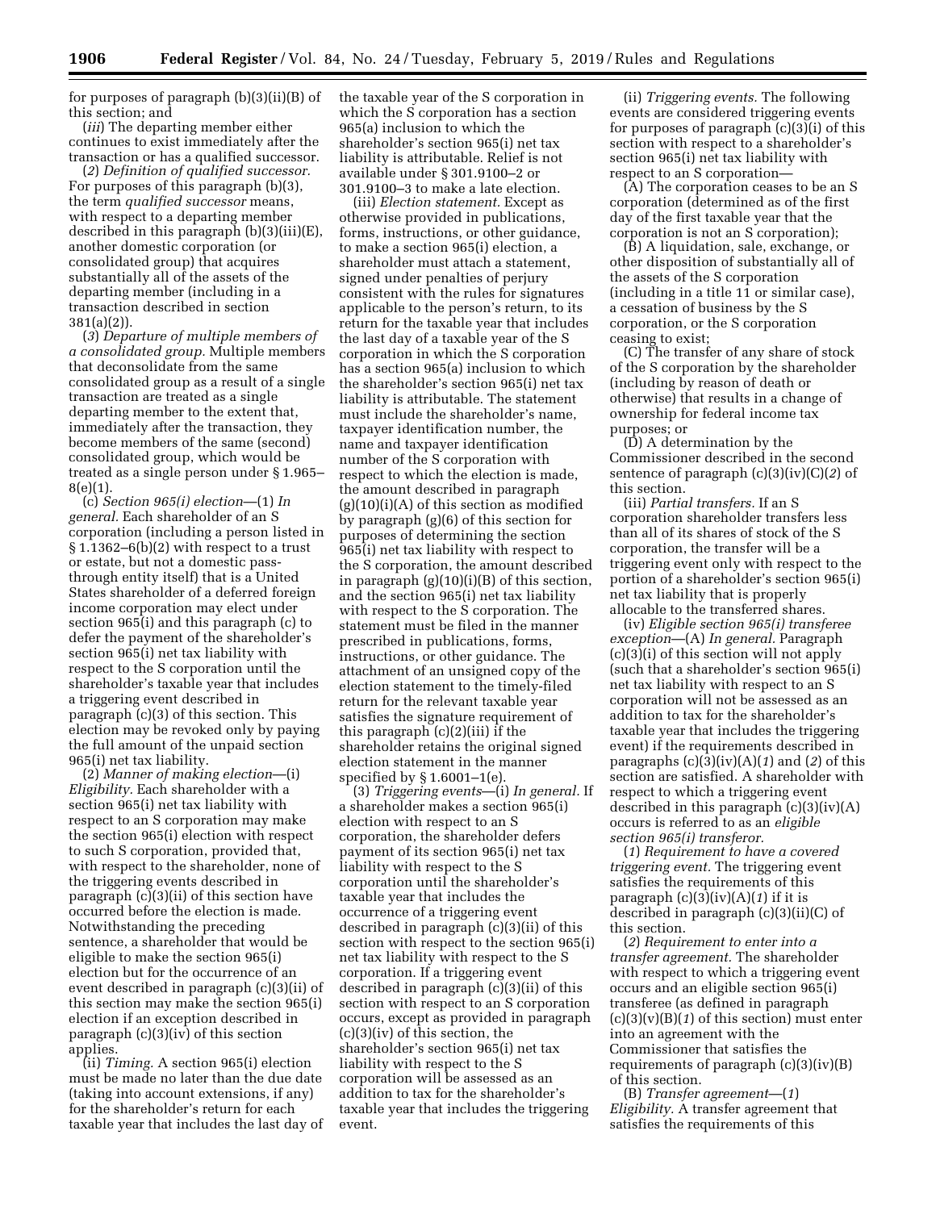for purposes of paragraph (b)(3)(ii)(B) of this section; and

(*iii*) The departing member either continues to exist immediately after the transaction or has a qualified successor.

(*2*) *Definition of qualified successor.* For purposes of this paragraph (b)(3), the term *qualified successor* means, with respect to a departing member described in this paragraph (b)(3)(iii)(E), another domestic corporation (or consolidated group) that acquires substantially all of the assets of the departing member (including in a transaction described in section 381(a)(2)).

(*3*) *Departure of multiple members of a consolidated group.* Multiple members that deconsolidate from the same consolidated group as a result of a single transaction are treated as a single departing member to the extent that, immediately after the transaction, they become members of the same (second) consolidated group, which would be treated as a single person under § 1.965–8(e)(1).

(c) *Section 965(i) election*—(1) *In general.* Each shareholder of an S corporation (including a person listed in § 1.1362–6(b)(2) with respect to a trust or estate, but not a domestic pass-through entity itself) that is a United States shareholder of a deferred foreign income corporation may elect under section 965(i) and this paragraph (c) to defer the payment of the shareholder's section 965(i) net tax liability with respect to the S corporation until the shareholder's taxable year that includes a triggering event described in paragraph (c)(3) of this section. This election may be revoked only by paying the full amount of the unpaid section 965(i) net tax liability.

(2) *Manner of making election*—(i) *Eligibility.* Each shareholder with a section 965(i) net tax liability with respect to an S corporation may make the section 965(i) election with respect to such S corporation, provided that, with respect to the shareholder, none of the triggering events described in paragraph (c)(3)(ii) of this section have occurred before the election is made. Notwithstanding the preceding sentence, a shareholder that would be eligible to make the section 965(i) election but for the occurrence of an event described in paragraph (c)(3)(ii) of this section may make the section 965(i) election if an exception described in paragraph (c)(3)(iv) of this section applies.

(ii) *Timing.* A section 965(i) election must be made no later than the due date (taking into account extensions, if any) for the shareholder's return for each taxable year that includes the last day of the taxable year of the S corporation in which the S corporation has a section 965(a) inclusion to which the shareholder's section 965(i) net tax liability is attributable. Relief is not available under § 301.9100–2 or 301.9100–3 to make a late election.

(iii) *Election statement.* Except as otherwise provided in publications, forms, instructions, or other guidance, to make a section 965(i) election, a shareholder must attach a statement, signed under penalties of perjury consistent with the rules for signatures applicable to the person's return, to its return for the taxable year that includes the last day of a taxable year of the S corporation in which the S corporation has a section 965(a) inclusion to which the shareholder's section 965(i) net tax liability is attributable. The statement must include the shareholder's name, taxpayer identification number, the name and taxpayer identification number of the S corporation with respect to which the election is made, the amount described in paragraph (g)(10)(i)(A) of this section as modified by paragraph (g)(6) of this section for purposes of determining the section 965(i) net tax liability with respect to the S corporation, the amount described in paragraph (g)(10)(i)(B) of this section, and the section 965(i) net tax liability with respect to the S corporation. The statement must be filed in the manner prescribed in publications, forms, instructions, or other guidance. The attachment of an unsigned copy of the election statement to the timely-filed return for the relevant taxable year satisfies the signature requirement of this paragraph (c)(2)(iii) if the shareholder retains the original signed election statement in the manner specified by § 1.6001–1(e).

(3) *Triggering events*—(i) *In general.* If a shareholder makes a section 965(i) election with respect to an S corporation, the shareholder defers payment of its section 965(i) net tax liability with respect to the S corporation until the shareholder's taxable year that includes the occurrence of a triggering event described in paragraph (c)(3)(ii) of this section with respect to the section 965(i) net tax liability with respect to the S corporation. If a triggering event described in paragraph (c)(3)(ii) of this section with respect to an S corporation occurs, except as provided in paragraph (c)(3)(iv) of this section, the shareholder's section 965(i) net tax liability with respect to the S corporation will be assessed as an addition to tax for the shareholder's taxable year that includes the triggering event.

(ii) *Triggering events.* The following events are considered triggering events for purposes of paragraph (c)(3)(i) of this section with respect to a shareholder's section 965(i) net tax liability with respect to an S corporation—

(A) The corporation ceases to be an S corporation (determined as of the first day of the first taxable year that the corporation is not an S corporation);

(B) A liquidation, sale, exchange, or other disposition of substantially all of the assets of the S corporation (including in a title 11 or similar case), a cessation of business by the S corporation, or the S corporation ceasing to exist;

(C) The transfer of any share of stock of the S corporation by the shareholder (including by reason of death or otherwise) that results in a change of ownership for federal income tax purposes; or

(D) A determination by the Commissioner described in the second sentence of paragraph (c)(3)(iv)(C)(*2*) of this section.

(iii) *Partial transfers.* If an S corporation shareholder transfers less than all of its shares of stock of the S corporation, the transfer will be a triggering event only with respect to the portion of a shareholder's section 965(i) net tax liability that is properly allocable to the transferred shares.

(iv) *Eligible section 965(i) transferee exception*—(A) *In general.* Paragraph (c)(3)(i) of this section will not apply (such that a shareholder's section 965(i) net tax liability with respect to an S corporation will not be assessed as an addition to tax for the shareholder's taxable year that includes the triggering event) if the requirements described in paragraphs (c)(3)(iv)(A)(*1*) and (*2*) of this section are satisfied. A shareholder with respect to which a triggering event described in this paragraph (c)(3)(iv)(A) occurs is referred to as an *eligible section 965(i) transferor.*

(*1*) *Requirement to have a covered triggering event.* The triggering event satisfies the requirements of this paragraph (c)(3)(iv)(A)(*1*) if it is described in paragraph (c)(3)(ii)(C) of this section.

(*2*) *Requirement to enter into a transfer agreement.* The shareholder with respect to which a triggering event occurs and an eligible section 965(i) transferee (as defined in paragraph (c)(3)(v)(B)(*1*) of this section) must enter into an agreement with the Commissioner that satisfies the requirements of paragraph (c)(3)(iv)(B) of this section.

(B) *Transfer agreement*—(*1*) *Eligibility.* A transfer agreement that satisfies the requirements of this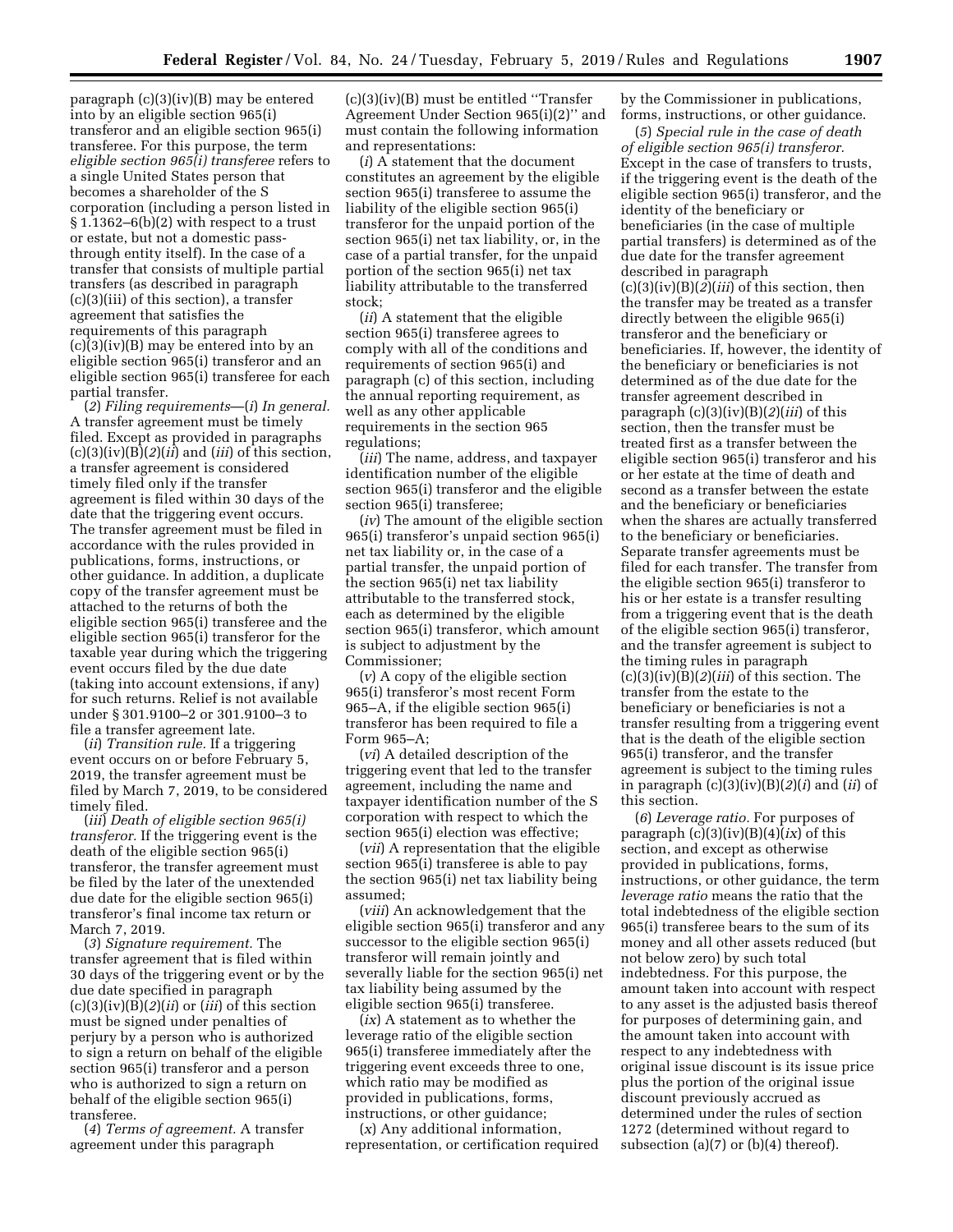paragraph (c)(3)(iv)(B) may be entered into by an eligible section 965(i) transferor and an eligible section 965(i) transferee. For this purpose, the term *eligible section 965(i) transferee* refers to a single United States person that becomes a shareholder of the S corporation (including a person listed in § 1.1362–6(b)(2) with respect to a trust or estate, but not a domestic pass-through entity itself). In the case of a transfer that consists of multiple partial transfers (as described in paragraph (c)(3)(iii) of this section), a transfer agreement that satisfies the requirements of this paragraph (c)(3)(iv)(B) may be entered into by an eligible section 965(i) transferor and an eligible section 965(i) transferee for each partial transfer.

(*2*) *Filing requirements*—(*i*) *In general.* A transfer agreement must be timely filed. Except as provided in paragraphs (c)(3)(iv)(B)(*2*)(*ii*) and (*iii*) of this section, a transfer agreement is considered timely filed only if the transfer agreement is filed within 30 days of the date that the triggering event occurs. The transfer agreement must be filed in accordance with the rules provided in publications, forms, instructions, or other guidance. In addition, a duplicate copy of the transfer agreement must be attached to the returns of both the eligible section 965(i) transferee and the eligible section 965(i) transferor for the taxable year during which the triggering event occurs filed by the due date (taking into account extensions, if any) for such returns. Relief is not available under § 301.9100–2 or 301.9100–3 to file a transfer agreement late.

(*ii*) *Transition rule.* If a triggering event occurs on or before February 5, 2019, the transfer agreement must be filed by March 7, 2019, to be considered timely filed.

(*iii*) *Death of eligible section 965(i) transferor.* If the triggering event is the death of the eligible section 965(i) transferor, the transfer agreement must be filed by the later of the unextended due date for the eligible section 965(i) transferor's final income tax return or March 7, 2019.

(*3*) *Signature requirement.* The transfer agreement that is filed within 30 days of the triggering event or by the due date specified in paragraph (c)(3)(iv)(B)(*2*)(*ii*) or (*iii*) of this section must be signed under penalties of perjury by a person who is authorized to sign a return on behalf of the eligible section 965(i) transferor and a person who is authorized to sign a return on behalf of the eligible section 965(i) transferee.

(*4*) *Terms of agreement.* A transfer agreement under this paragraph (c)(3)(iv)(B) must be entitled "Transfer Agreement Under Section 965(i)(2)" and must contain the following information and representations:

(*i*) A statement that the document constitutes an agreement by the eligible section 965(i) transferee to assume the liability of the eligible section 965(i) transferor for the unpaid portion of the section 965(i) net tax liability, or, in the case of a partial transfer, for the unpaid portion of the section 965(i) net tax liability attributable to the transferred stock;

(*ii*) A statement that the eligible section 965(i) transferee agrees to comply with all of the conditions and requirements of section 965(i) and paragraph (c) of this section, including the annual reporting requirement, as well as any other applicable requirements in the section 965 regulations;

(*iii*) The name, address, and taxpayer identification number of the eligible section 965(i) transferor and the eligible section 965(i) transferee;

(*iv*) The amount of the eligible section 965(i) transferor's unpaid section 965(i) net tax liability or, in the case of a partial transfer, the unpaid portion of the section 965(i) net tax liability attributable to the transferred stock, each as determined by the eligible section 965(i) transferor, which amount is subject to adjustment by the Commissioner;

(*v*) A copy of the eligible section 965(i) transferor's most recent Form 965–A, if the eligible section 965(i) transferor has been required to file a Form 965–A;

(*vi*) A detailed description of the triggering event that led to the transfer agreement, including the name and taxpayer identification number of the S corporation with respect to which the section 965(i) election was effective;

(*vii*) A representation that the eligible section 965(i) transferee is able to pay the section 965(i) net tax liability being assumed;

(*viii*) An acknowledgement that the eligible section 965(i) transferor and any successor to the eligible section 965(i) transferor will remain jointly and severally liable for the section 965(i) net tax liability being assumed by the eligible section 965(i) transferee.

(*ix*) A statement as to whether the leverage ratio of the eligible section 965(i) transferee immediately after the triggering event exceeds three to one, which ratio may be modified as provided in publications, forms, instructions, or other guidance;

(*x*) Any additional information, representation, or certification required by the Commissioner in publications, forms, instructions, or other guidance.

(*5*) *Special rule in the case of death of eligible section 965(i) transferor.* Except in the case of transfers to trusts, if the triggering event is the death of the eligible section 965(i) transferor, and the identity of the beneficiary or beneficiaries (in the case of multiple partial transfers) is determined as of the due date for the transfer agreement described in paragraph (c)(3)(iv)(B)(*2*)(*iii*) of this section, then the transfer may be treated as a transfer directly between the eligible 965(i) transferor and the beneficiary or beneficiaries. If, however, the identity of the beneficiary or beneficiaries is not determined as of the due date for the transfer agreement described in paragraph (c)(3)(iv)(B)(*2*)(*iii*) of this section, then the transfer must be treated first as a transfer between the eligible section 965(i) transferor and his or her estate at the time of death and second as a transfer between the estate and the beneficiary or beneficiaries when the shares are actually transferred to the beneficiary or beneficiaries. Separate transfer agreements must be filed for each transfer. The transfer from the eligible section 965(i) transferor to his or her estate is a transfer resulting from a triggering event that is the death of the eligible section 965(i) transferor, and the transfer agreement is subject to the timing rules in paragraph (c)(3)(iv)(B)(*2*)(*iii*) of this section. The transfer from the estate to the beneficiary or beneficiaries is not a transfer resulting from a triggering event that is the death of the eligible section 965(i) transferor, and the transfer agreement is subject to the timing rules in paragraph (c)(3)(iv)(B)(*2*)(*i*) and (*ii*) of this section.

(*6*) *Leverage ratio.* For purposes of paragraph (c)(3)(iv)(B)(*4*)(*ix*) of this section, and except as otherwise provided in publications, forms, instructions, or other guidance, the term *leverage ratio* means the ratio that the total indebtedness of the eligible section 965(i) transferee bears to the sum of its money and all other assets reduced (but not below zero) by such total indebtedness. For this purpose, the amount taken into account with respect to any asset is the adjusted basis thereof for purposes of determining gain, and the amount taken into account with respect to any indebtedness with original issue discount is its issue price plus the portion of the original issue discount previously accrued as determined under the rules of section 1272 (determined without regard to subsection (a)(7) or (b)(4) thereof).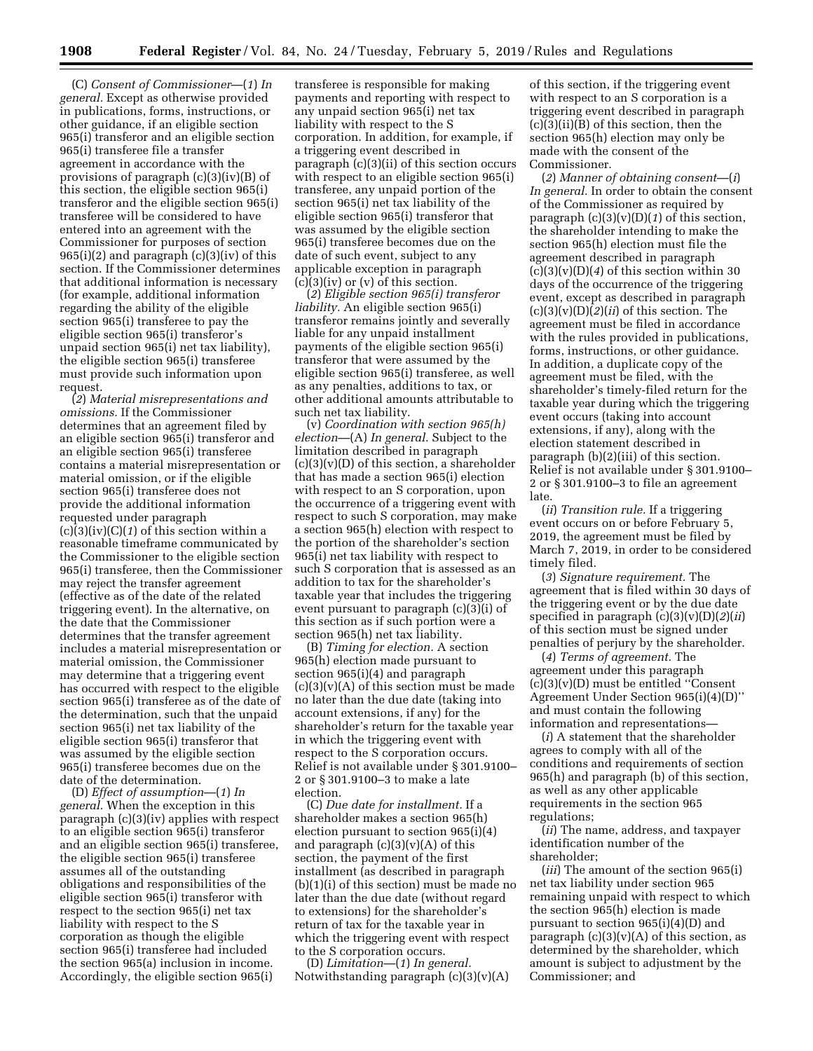(C) *Consent of Commissioner*—(*1*) *In general.* Except as otherwise provided in publications, forms, instructions, or other guidance, if an eligible section 965(i) transferor and an eligible section 965(i) transferee file a transfer agreement in accordance with the provisions of paragraph (c)(3)(iv)(B) of this section, the eligible section 965(i) transferor and the eligible section 965(i) transferee will be considered to have entered into an agreement with the Commissioner for purposes of section 965(i)(2) and paragraph (c)(3)(iv) of this section. If the Commissioner determines that additional information is necessary (for example, additional information regarding the ability of the eligible section 965(i) transferee to pay the eligible section 965(i) transferor's unpaid section 965(i) net tax liability), the eligible section 965(i) transferee must provide such information upon request.

(*2*) *Material misrepresentations and omissions.* If the Commissioner determines that an agreement filed by an eligible section 965(i) transferor and an eligible section 965(i) transferee contains a material misrepresentation or material omission, or if the eligible section 965(i) transferee does not provide the additional information requested under paragraph (c)(3)(iv)(C)(*1*) of this section within a reasonable timeframe communicated by the Commissioner to the eligible section 965(i) transferee, then the Commissioner may reject the transfer agreement (effective as of the date of the related triggering event). In the alternative, on the date that the Commissioner determines that the transfer agreement includes a material misrepresentation or material omission, the Commissioner may determine that a triggering event has occurred with respect to the eligible section 965(i) transferee as of the date of the determination, such that the unpaid section 965(i) net tax liability of the eligible section 965(i) transferor that was assumed by the eligible section 965(i) transferee becomes due on the date of the determination.

(D) *Effect of assumption*—(*1*) *In general.* When the exception in this paragraph (c)(3)(iv) applies with respect to an eligible section 965(i) transferor and an eligible section 965(i) transferee, the eligible section 965(i) transferee assumes all of the outstanding obligations and responsibilities of the eligible section 965(i) transferor with respect to the section 965(i) net tax liability with respect to the S corporation as though the eligible section 965(i) transferee had included the section 965(a) inclusion in income. Accordingly, the eligible section 965(i) transferee is responsible for making payments and reporting with respect to any unpaid section 965(i) net tax liability with respect to the S corporation. In addition, for example, if a triggering event described in paragraph (c)(3)(ii) of this section occurs with respect to an eligible section 965(i) transferee, any unpaid portion of the section 965(i) net tax liability of the eligible section 965(i) transferor that was assumed by the eligible section 965(i) transferee becomes due on the date of such event, subject to any applicable exception in paragraph (c)(3)(iv) or (v) of this section.

(*2*) *Eligible section 965(i) transferor liability.* An eligible section 965(i) transferor remains jointly and severally liable for any unpaid installment payments of the eligible section 965(i) transferor that were assumed by the eligible section 965(i) transferee, as well as any penalties, additions to tax, or other additional amounts attributable to such net tax liability.

(v) *Coordination with section 965(h) election*—(A) *In general.* Subject to the limitation described in paragraph (c)(3)(v)(D) of this section, a shareholder that has made a section 965(i) election with respect to an S corporation, upon the occurrence of a triggering event with respect to such S corporation, may make a section 965(h) election with respect to the portion of the shareholder's section 965(i) net tax liability with respect to such S corporation that is assessed as an addition to tax for the shareholder's taxable year that includes the triggering event pursuant to paragraph (c)(3)(i) of this section as if such portion were a section 965(h) net tax liability.

(B) *Timing for election.* A section 965(h) election made pursuant to section 965(i)(4) and paragraph (c)(3)(v)(A) of this section must be made no later than the due date (taking into account extensions, if any) for the shareholder's return for the taxable year in which the triggering event with respect to the S corporation occurs. Relief is not available under § 301.9100–2 or § 301.9100–3 to make a late election.

(C) *Due date for installment.* If a shareholder makes a section 965(h) election pursuant to section 965(i)(4) and paragraph (c)(3)(v)(A) of this section, the payment of the first installment (as described in paragraph (b)(1)(i) of this section) must be made no later than the due date (without regard to extensions) for the shareholder's return of tax for the taxable year in which the triggering event with respect to the S corporation occurs.

(D) *Limitation*—(*1*) *In general.* Notwithstanding paragraph (c)(3)(v)(A) of this section, if the triggering event with respect to an S corporation is a triggering event described in paragraph (c)(3)(ii)(B) of this section, then the section 965(h) election may only be made with the consent of the Commissioner.

(*2*) *Manner of obtaining consent*—(*i*) *In general.* In order to obtain the consent of the Commissioner as required by paragraph (c)(3)(v)(D)(*1*) of this section, the shareholder intending to make the section 965(h) election must file the agreement described in paragraph (c)(3)(v)(D)(*4*) of this section within 30 days of the occurrence of the triggering event, except as described in paragraph (c)(3)(v)(D)(*2*)(*ii*) of this section. The agreement must be filed in accordance with the rules provided in publications, forms, instructions, or other guidance. In addition, a duplicate copy of the agreement must be filed, with the shareholder's timely-filed return for the taxable year during which the triggering event occurs (taking into account extensions, if any), along with the election statement described in paragraph (b)(2)(iii) of this section. Relief is not available under § 301.9100–2 or § 301.9100–3 to file an agreement late.

(*ii*) *Transition rule.* If a triggering event occurs on or before February 5, 2019, the agreement must be filed by March 7, 2019, in order to be considered timely filed.

(*3*) *Signature requirement.* The agreement that is filed within 30 days of the triggering event or by the due date specified in paragraph (c)(3)(v)(D)(*2*)(*ii*) of this section must be signed under penalties of perjury by the shareholder.

(*4*) *Terms of agreement.* The agreement under this paragraph (c)(3)(v)(D) must be entitled "Consent Agreement Under Section 965(i)(4)(D)" and must contain the following information and representations—

(*i*) A statement that the shareholder agrees to comply with all of the conditions and requirements of section 965(h) and paragraph (b) of this section, as well as any other applicable requirements in the section 965 regulations;

(*ii*) The name, address, and taxpayer identification number of the shareholder;

(*iii*) The amount of the section 965(i) net tax liability under section 965 remaining unpaid with respect to which the section 965(h) election is made pursuant to section 965(i)(4)(D) and paragraph (c)(3)(v)(A) of this section, as determined by the shareholder, which amount is subject to adjustment by the Commissioner; and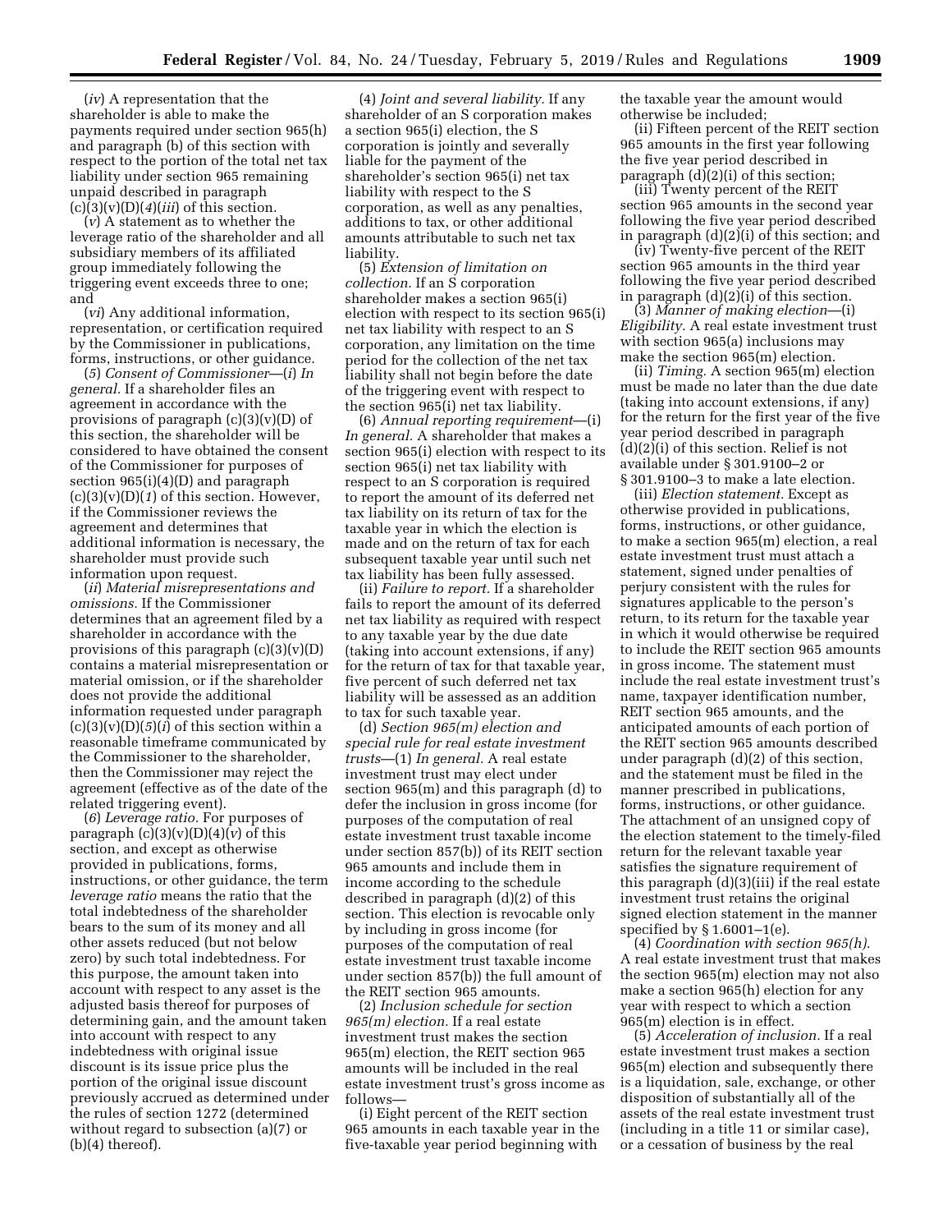(*iv*) A representation that the shareholder is able to make the payments required under section 965(h) and paragraph (b) of this section with respect to the portion of the total net tax liability under section 965 remaining unpaid described in paragraph (c)(3)(v)(D)(*4*)(*iii*) of this section.

(*v*) A statement as to whether the leverage ratio of the shareholder and all subsidiary members of its affiliated group immediately following the triggering event exceeds three to one; and

(*vi*) Any additional information, representation, or certification required by the Commissioner in publications, forms, instructions, or other guidance.

(*5*) *Consent of Commissioner*—(*i*) *In general.* If a shareholder files an agreement in accordance with the provisions of paragraph (c)(3)(v)(D) of this section, the shareholder will be considered to have obtained the consent of the Commissioner for purposes of section 965(i)(4)(D) and paragraph (c)(3)(v)(D)(*1*) of this section. However, if the Commissioner reviews the agreement and determines that additional information is necessary, the shareholder must provide such information upon request.

(*ii*) *Material misrepresentations and omissions.* If the Commissioner determines that an agreement filed by a shareholder in accordance with the provisions of this paragraph (c)(3)(v)(D) contains a material misrepresentation or material omission, or if the shareholder does not provide the additional information requested under paragraph (c)(3)(v)(D)(*5*)(*i*) of this section within a reasonable timeframe communicated by the Commissioner to the shareholder, then the Commissioner may reject the agreement (effective as of the date of the related triggering event).

(*6*) *Leverage ratio.* For purposes of paragraph (c)(3)(v)(D)(4)(*v*) of this section, and except as otherwise provided in publications, forms, instructions, or other guidance, the term *leverage ratio* means the ratio that the total indebtedness of the shareholder bears to the sum of its money and all other assets reduced (but not below zero) by such total indebtedness. For this purpose, the amount taken into account with respect to any asset is the adjusted basis thereof for purposes of determining gain, and the amount taken into account with respect to any indebtedness with original issue discount is its issue price plus the portion of the original issue discount previously accrued as determined under the rules of section 1272 (determined without regard to subsection (a)(7) or (b)(4) thereof).

(4) *Joint and several liability.* If any shareholder of an S corporation makes a section 965(i) election, the S corporation is jointly and severally liable for the payment of the shareholder's section 965(i) net tax liability with respect to the S corporation, as well as any penalties, additions to tax, or other additional amounts attributable to such net tax liability.

(5) *Extension of limitation on collection.* If an S corporation shareholder makes a section 965(i) election with respect to its section 965(i) net tax liability with respect to an S corporation, any limitation on the time period for the collection of the net tax liability shall not begin before the date of the triggering event with respect to the section 965(i) net tax liability.

(6) *Annual reporting requirement*—(i) *In general.* A shareholder that makes a section 965(i) election with respect to its section 965(i) net tax liability with respect to an S corporation is required to report the amount of its deferred net tax liability on its return of tax for the taxable year in which the election is made and on the return of tax for each subsequent taxable year until such net tax liability has been fully assessed.

(ii) *Failure to report.* If a shareholder fails to report the amount of its deferred net tax liability as required with respect to any taxable year by the due date (taking into account extensions, if any) for the return of tax for that taxable year, five percent of such deferred net tax liability will be assessed as an addition to tax for such taxable year.

(d) *Section 965(m) election and special rule for real estate investment trusts*—(1) *In general.* A real estate investment trust may elect under section 965(m) and this paragraph (d) to defer the inclusion in gross income (for purposes of the computation of real estate investment trust taxable income under section 857(b)) of its REIT section 965 amounts and include them in income according to the schedule described in paragraph (d)(2) of this section. This election is revocable only by including in gross income (for purposes of the computation of real estate investment trust taxable income under section 857(b)) the full amount of the REIT section 965 amounts.

(2) *Inclusion schedule for section 965(m) election.* If a real estate investment trust makes the section 965(m) election, the REIT section 965 amounts will be included in the real estate investment trust's gross income as follows—

(i) Eight percent of the REIT section 965 amounts in each taxable year in the five-taxable year period beginning with the taxable year the amount would otherwise be included;

(ii) Fifteen percent of the REIT section 965 amounts in the first year following the five year period described in paragraph (d)(2)(i) of this section;

(iii) Twenty percent of the REIT section 965 amounts in the second year following the five year period described in paragraph (d)(2)(i) of this section; and

(iv) Twenty-five percent of the REIT section 965 amounts in the third year following the five year period described in paragraph (d)(2)(i) of this section.

(3) *Manner of making election*—(i) *Eligibility.* A real estate investment trust with section 965(a) inclusions may make the section 965(m) election.

(ii) *Timing.* A section 965(m) election must be made no later than the due date (taking into account extensions, if any) for the return for the first year of the five year period described in paragraph (d)(2)(i) of this section. Relief is not available under § 301.9100–2 or § 301.9100–3 to make a late election.

(iii) *Election statement.* Except as otherwise provided in publications, forms, instructions, or other guidance, to make a section 965(m) election, a real estate investment trust must attach a statement, signed under penalties of perjury consistent with the rules for signatures applicable to the person's return, to its return for the taxable year in which it would otherwise be required to include the REIT section 965 amounts in gross income. The statement must include the real estate investment trust's name, taxpayer identification number, REIT section 965 amounts, and the anticipated amounts of each portion of the REIT section 965 amounts described under paragraph (d)(2) of this section, and the statement must be filed in the manner prescribed in publications, forms, instructions, or other guidance. The attachment of an unsigned copy of the election statement to the timely-filed return for the relevant taxable year satisfies the signature requirement of this paragraph (d)(3)(iii) if the real estate investment trust retains the original signed election statement in the manner specified by § 1.6001–1(e).

(4) *Coordination with section 965(h).* A real estate investment trust that makes the section 965(m) election may not also make a section 965(h) election for any year with respect to which a section 965(m) election is in effect.

(5) *Acceleration of inclusion.* If a real estate investment trust makes a section 965(m) election and subsequently there is a liquidation, sale, exchange, or other disposition of substantially all of the assets of the real estate investment trust (including in a title 11 or similar case), or a cessation of business by the real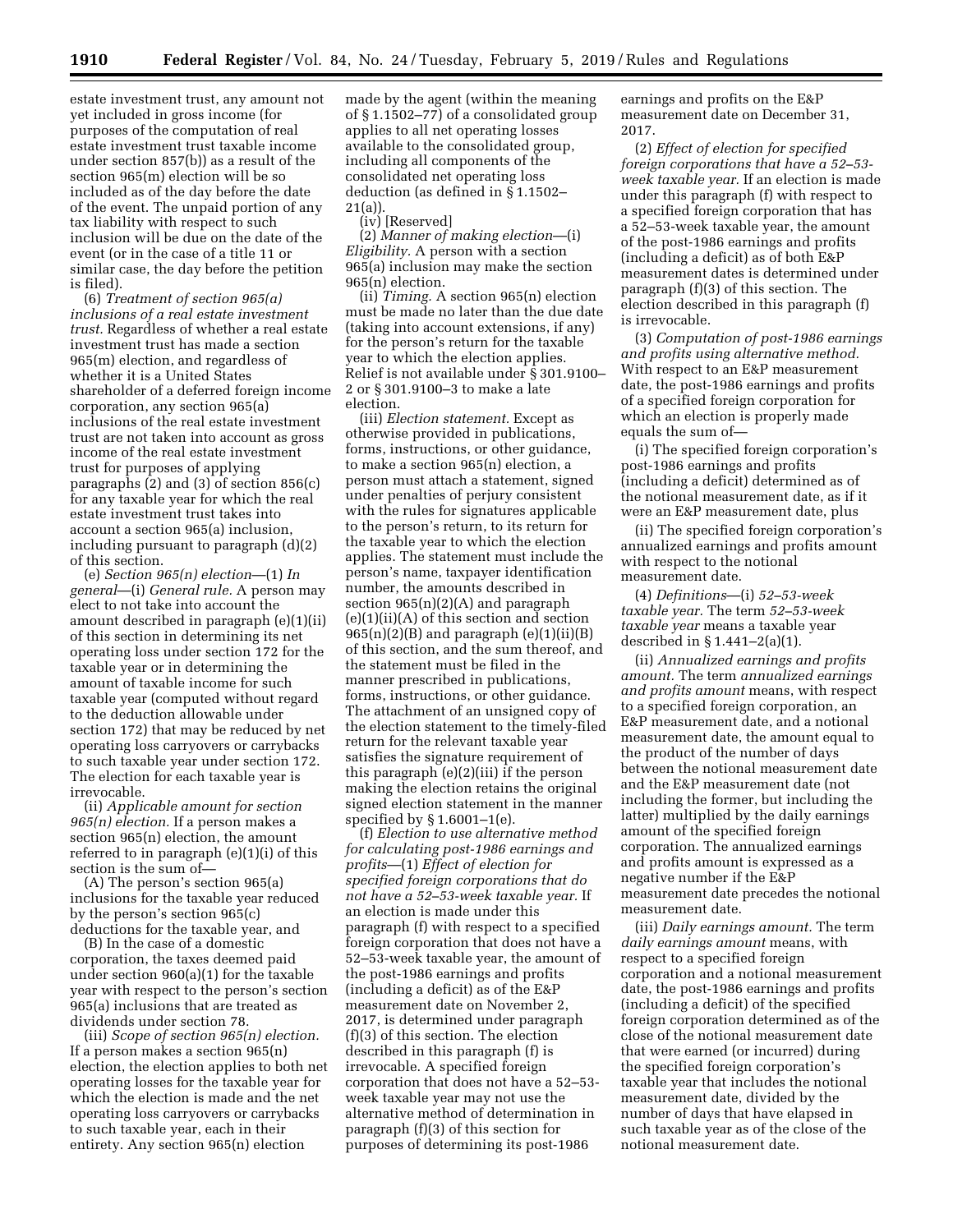estate investment trust, any amount not yet included in gross income (for purposes of the computation of real estate investment trust taxable income under section 857(b)) as a result of the section 965(m) election will be so included as of the day before the date of the event. The unpaid portion of any tax liability with respect to such inclusion will be due on the date of the event (or in the case of a title 11 or similar case, the day before the petition is filed).

(6) *Treatment of section 965(a) inclusions of a real estate investment trust.* Regardless of whether a real estate investment trust has made a section 965(m) election, and regardless of whether it is a United States shareholder of a deferred foreign income corporation, any section 965(a) inclusions of the real estate investment trust are not taken into account as gross income of the real estate investment trust for purposes of applying paragraphs (2) and (3) of section 856(c) for any taxable year for which the real estate investment trust takes into account a section 965(a) inclusion, including pursuant to paragraph (d)(2) of this section.

(e) *Section 965(n) election*—(1) *In general*—(i) *General rule.* A person may elect to not take into account the amount described in paragraph (e)(1)(ii) of this section in determining its net operating loss under section 172 for the taxable year or in determining the amount of taxable income for such taxable year (computed without regard to the deduction allowable under section 172) that may be reduced by net operating loss carryovers or carrybacks to such taxable year under section 172. The election for each taxable year is irrevocable.

(ii) *Applicable amount for section 965(n) election.* If a person makes a section 965(n) election, the amount referred to in paragraph (e)(1)(i) of this section is the sum of—

(A) The person's section 965(a) inclusions for the taxable year reduced by the person's section 965(c) deductions for the taxable year, and

(B) In the case of a domestic corporation, the taxes deemed paid under section 960(a)(1) for the taxable year with respect to the person's section 965(a) inclusions that are treated as dividends under section 78.

(iii) *Scope of section 965(n) election.* If a person makes a section 965(n) election, the election applies to both net operating losses for the taxable year for which the election is made and the net operating loss carryovers or carrybacks to such taxable year, each in their entirety. Any section 965(n) election made by the agent (within the meaning of § 1.1502–77) of a consolidated group applies to all net operating losses available to the consolidated group, including all components of the consolidated net operating loss deduction (as defined in § 1.1502–21(a)).

(iv) [Reserved]

(2) *Manner of making election*—(i) *Eligibility.* A person with a section 965(a) inclusion may make the section 965(n) election.

(ii) *Timing.* A section 965(n) election must be made no later than the due date (taking into account extensions, if any) for the person's return for the taxable year to which the election applies. Relief is not available under § 301.9100–2 or § 301.9100–3 to make a late election.

(iii) *Election statement.* Except as otherwise provided in publications, forms, instructions, or other guidance, to make a section 965(n) election, a person must attach a statement, signed under penalties of perjury consistent with the rules for signatures applicable to the person's return, to its return for the taxable year to which the election applies. The statement must include the person's name, taxpayer identification number, the amounts described in section 965(n)(2)(A) and paragraph (e)(1)(ii)(A) of this section and section 965(n)(2)(B) and paragraph (e)(1)(ii)(B) of this section, and the sum thereof, and the statement must be filed in the manner prescribed in publications, forms, instructions, or other guidance. The attachment of an unsigned copy of the election statement to the timely-filed return for the relevant taxable year satisfies the signature requirement of this paragraph (e)(2)(iii) if the person making the election retains the original signed election statement in the manner specified by § 1.6001–1(e).

(f) *Election to use alternative method for calculating post-1986 earnings and profits*—(1) *Effect of election for specified foreign corporations that do not have a 52–53-week taxable year.* If an election is made under this paragraph (f) with respect to a specified foreign corporation that does not have a 52–53-week taxable year, the amount of the post-1986 earnings and profits (including a deficit) as of the E&P measurement date on November 2, 2017, is determined under paragraph (f)(3) of this section. The election described in this paragraph (f) is irrevocable. A specified foreign corporation that does not have a 52–53-week taxable year may not use the alternative method of determination in paragraph (f)(3) of this section for purposes of determining its post-1986 earnings and profits on the E&P measurement date on December 31, 2017.

(2) *Effect of election for specified foreign corporations that have a 52–53-week taxable year.* If an election is made under this paragraph (f) with respect to a specified foreign corporation that has a 52–53-week taxable year, the amount of the post-1986 earnings and profits (including a deficit) as of both E&P measurement dates is determined under paragraph (f)(3) of this section. The election described in this paragraph (f) is irrevocable.

(3) *Computation of post-1986 earnings and profits using alternative method.* With respect to an E&P measurement date, the post-1986 earnings and profits of a specified foreign corporation for which an election is properly made equals the sum of—

(i) The specified foreign corporation's post-1986 earnings and profits (including a deficit) determined as of the notional measurement date, as if it were an E&P measurement date, plus

(ii) The specified foreign corporation's annualized earnings and profits amount with respect to the notional measurement date.

(4) *Definitions*—(i) *52–53-week taxable year.* The term *52–53-week taxable year* means a taxable year described in § 1.441–2(a)(1).

(ii) *Annualized earnings and profits amount.* The term *annualized earnings and profits amount* means, with respect to a specified foreign corporation, an E&P measurement date, and a notional measurement date, the amount equal to the product of the number of days between the notional measurement date and the E&P measurement date (not including the former, but including the latter) multiplied by the daily earnings amount of the specified foreign corporation. The annualized earnings and profits amount is expressed as a negative number if the E&P measurement date precedes the notional measurement date.

(iii) *Daily earnings amount.* The term *daily earnings amount* means, with respect to a specified foreign corporation and a notional measurement date, the post-1986 earnings and profits (including a deficit) of the specified foreign corporation determined as of the close of the notional measurement date that were earned (or incurred) during the specified foreign corporation's taxable year that includes the notional measurement date, divided by the number of days that have elapsed in such taxable year as of the close of the notional measurement date.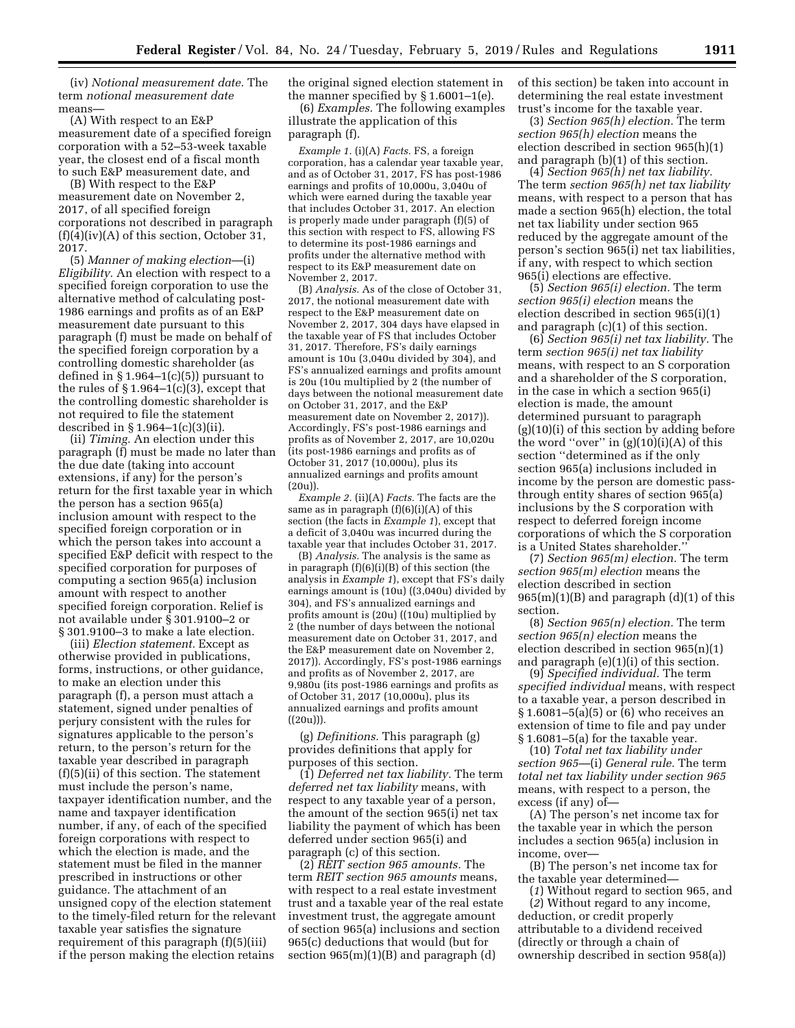(iv) *Notional measurement date.* The term *notional measurement date* means—

(A) With respect to an E&P measurement date of a specified foreign corporation with a 52–53-week taxable year, the closest end of a fiscal month to such E&P measurement date, and

(B) With respect to the E&P measurement date on November 2, 2017, of all specified foreign corporations not described in paragraph (f)(4)(iv)(A) of this section, October 31, 2017.

(5) *Manner of making election*—(i) *Eligibility.* An election with respect to a specified foreign corporation to use the alternative method of calculating post-1986 earnings and profits as of an E&P measurement date pursuant to this paragraph (f) must be made on behalf of the specified foreign corporation by a controlling domestic shareholder (as defined in § 1.964–1(c)(5)) pursuant to the rules of § 1.964–1(c)(3), except that the controlling domestic shareholder is not required to file the statement described in § 1.964–1(c)(3)(ii).

(ii) *Timing.* An election under this paragraph (f) must be made no later than the due date (taking into account extensions, if any) for the person's return for the first taxable year in which the person has a section 965(a) inclusion amount with respect to the specified foreign corporation or in which the person takes into account a specified E&P deficit with respect to the specified corporation for purposes of computing a section 965(a) inclusion amount with respect to another specified foreign corporation. Relief is not available under § 301.9100–2 or § 301.9100–3 to make a late election.

(iii) *Election statement.* Except as otherwise provided in publications, forms, instructions, or other guidance, to make an election under this paragraph (f), a person must attach a statement, signed under penalties of perjury consistent with the rules for signatures applicable to the person's return, to the person's return for the taxable year described in paragraph (f)(5)(ii) of this section. The statement must include the person's name, taxpayer identification number, and the name and taxpayer identification number, if any, of each of the specified foreign corporations with respect to which the election is made, and the statement must be filed in the manner prescribed in instructions or other guidance. The attachment of an unsigned copy of the election statement to the timely-filed return for the relevant taxable year satisfies the signature requirement of this paragraph (f)(5)(iii) if the person making the election retains the original signed election statement in the manner specified by § 1.6001–1(e).

(6) *Examples.* The following examples illustrate the application of this paragraph (f).

*Example 1.* (i)(A) *Facts.* FS, a foreign corporation, has a calendar year taxable year, and as of October 31, 2017, FS has post-1986 earnings and profits of 10,000u, 3,040u of which were earned during the taxable year that includes October 31, 2017. An election is properly made under paragraph (f)(5) of this section with respect to FS, allowing FS to determine its post-1986 earnings and profits under the alternative method with respect to its E&P measurement date on November 2, 2017.

(B) *Analysis.* As of the close of October 31, 2017, the notional measurement date with respect to the E&P measurement date on November 2, 2017, 304 days have elapsed in the taxable year of FS that includes October 31, 2017. Therefore, FS's daily earnings amount is 10u (3,040u divided by 304), and FS's annualized earnings and profits amount is 20u (10u multiplied by 2 (the number of days between the notional measurement date on October 31, 2017, and the E&P measurement date on November 2, 2017)). Accordingly, FS's post-1986 earnings and profits as of November 2, 2017, are 10,020u (its post-1986 earnings and profits as of October 31, 2017 (10,000u), plus its annualized earnings and profits amount (20u)).

*Example 2.* (ii)(A) *Facts.* The facts are the same as in paragraph (f)(6)(i)(A) of this section (the facts in *Example 1*), except that a deficit of 3,040u was incurred during the taxable year that includes October 31, 2017.

(B) *Analysis.* The analysis is the same as in paragraph (f)(6)(i)(B) of this section (the analysis in *Example 1*), except that FS's daily earnings amount is (10u) ((3,040u) divided by 304), and FS's annualized earnings and profits amount is (20u) ((10u) multiplied by 2 (the number of days between the notional measurement date on October 31, 2017, and the E&P measurement date on November 2, 2017)). Accordingly, FS's post-1986 earnings and profits as of November 2, 2017, are 9,980u (its post-1986 earnings and profits as of October 31, 2017 (10,000u), plus its annualized earnings and profits amount ((20u))).

(g) *Definitions.* This paragraph (g) provides definitions that apply for purposes of this section.

(1) *Deferred net tax liability.* The term *deferred net tax liability* means, with respect to any taxable year of a person, the amount of the section 965(i) net tax liability the payment of which has been deferred under section 965(i) and paragraph (c) of this section.

(2) *REIT section 965 amounts.* The term *REIT section 965 amounts* means, with respect to a real estate investment trust and a taxable year of the real estate investment trust, the aggregate amount of section 965(a) inclusions and section 965(c) deductions that would (but for section 965(m)(1)(B) and paragraph (d) of this section) be taken into account in determining the real estate investment trust's income for the taxable year.

(3) *Section 965(h) election.* The term *section 965(h) election* means the election described in section 965(h)(1) and paragraph (b)(1) of this section.

(4) *Section 965(h) net tax liability.* The term *section 965(h) net tax liability* means, with respect to a person that has made a section 965(h) election, the total net tax liability under section 965 reduced by the aggregate amount of the person's section 965(i) net tax liabilities, if any, with respect to which section 965(i) elections are effective.

(5) *Section 965(i) election.* The term *section 965(i) election* means the election described in section 965(i)(1) and paragraph (c)(1) of this section.

(6) *Section 965(i) net tax liability.* The term *section 965(i) net tax liability* means, with respect to an S corporation and a shareholder of the S corporation, in the case in which a section 965(i) election is made, the amount determined pursuant to paragraph (g)(10)(i) of this section by adding before the word "over" in (g)(10)(i)(A) of this section "determined as if the only section 965(a) inclusions included in income by the person are domestic pass-through entity shares of section 965(a) inclusions by the S corporation with respect to deferred foreign income corporations of which the S corporation is a United States shareholder."

(7) *Section 965(m) election.* The term *section 965(m) election* means the election described in section 965(m)(1)(B) and paragraph (d)(1) of this section.

(8) *Section 965(n) election.* The term *section 965(n) election* means the election described in section 965(n)(1) and paragraph (e)(1)(i) of this section.

(9) *Specified individual.* The term *specified individual* means, with respect to a taxable year, a person described in § 1.6081–5(a)(5) or (6) who receives an extension of time to file and pay under § 1.6081–5(a) for the taxable year.

(10) *Total net tax liability under section 965*—(i) *General rule.* The term *total net tax liability under section 965* means, with respect to a person, the excess (if any) of—

(A) The person's net income tax for the taxable year in which the person includes a section 965(a) inclusion in income, over—

(B) The person's net income tax for the taxable year determined—

(*1*) Without regard to section 965, and

(*2*) Without regard to any income, deduction, or credit properly attributable to a dividend received (directly or through a chain of ownership described in section 958(a))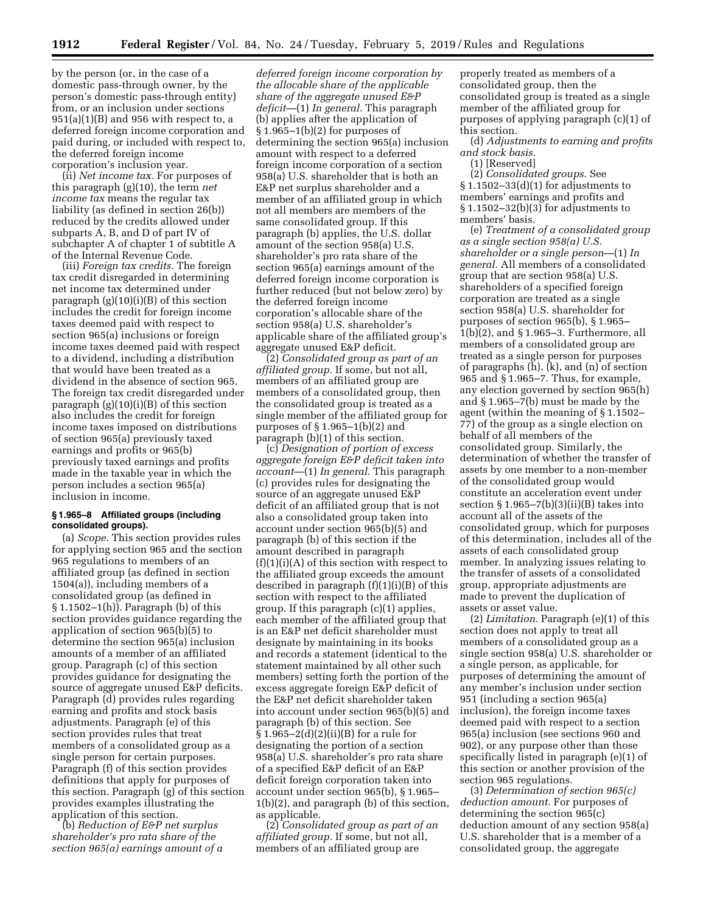by the person (or, in the case of a domestic pass-through owner, by the person's domestic pass-through entity) from, or an inclusion under sections 951(a)(1)(B) and 956 with respect to, a deferred foreign income corporation and paid during, or included with respect to, the deferred foreign income corporation's inclusion year.

(ii) *Net income tax.* For purposes of this paragraph (g)(10), the term *net income tax* means the regular tax liability (as defined in section 26(b)) reduced by the credits allowed under subparts A, B, and D of part IV of subchapter A of chapter 1 of subtitle A of the Internal Revenue Code.

(iii) *Foreign tax credits.* The foreign tax credit disregarded in determining net income tax determined under paragraph (g)(10)(i)(B) of this section includes the credit for foreign income taxes deemed paid with respect to section 965(a) inclusions or foreign income taxes deemed paid with respect to a dividend, including a distribution that would have been treated as a dividend in the absence of section 965. The foreign tax credit disregarded under paragraph (g)(10)(i)(B) of this section also includes the credit for foreign income taxes imposed on distributions of section 965(a) previously taxed earnings and profits or 965(b) previously taxed earnings and profits made in the taxable year in which the person includes a section 965(a) inclusion in income.

**§ 1.965–8 Affiliated groups (including consolidated groups).**

(a) *Scope.* This section provides rules for applying section 965 and the section 965 regulations to members of an affiliated group (as defined in section 1504(a)), including members of a consolidated group (as defined in § 1.1502–1(h)). Paragraph (b) of this section provides guidance regarding the application of section 965(b)(5) to determine the section 965(a) inclusion amounts of a member of an affiliated group. Paragraph (c) of this section provides guidance for designating the source of aggregate unused E&P deficits. Paragraph (d) provides rules regarding earning and profits and stock basis adjustments. Paragraph (e) of this section provides rules that treat members of a consolidated group as a single person for certain purposes. Paragraph (f) of this section provides definitions that apply for purposes of this section. Paragraph (g) of this section provides examples illustrating the application of this section.

(b) *Reduction of E&P net surplus shareholder's pro rata share of the section 965(a) earnings amount of a deferred foreign income corporation by the allocable share of the applicable share of the aggregate unused E&P deficit*—(1) *In general.* This paragraph (b) applies after the application of § 1.965–1(b)(2) for purposes of determining the section 965(a) inclusion amount with respect to a deferred foreign income corporation of a section 958(a) U.S. shareholder that is both an E&P net surplus shareholder and a member of an affiliated group in which not all members are members of the same consolidated group. If this paragraph (b) applies, the U.S. dollar amount of the section 958(a) U.S. shareholder's pro rata share of the section 965(a) earnings amount of the deferred foreign income corporation is further reduced (but not below zero) by the deferred foreign income corporation's allocable share of the section 958(a) U.S. shareholder's applicable share of the affiliated group's aggregate unused E&P deficit.

(2) *Consolidated group as part of an affiliated group.* If some, but not all, members of an affiliated group are members of a consolidated group, then the consolidated group is treated as a single member of the affiliated group for purposes of § 1.965–1(b)(2) and paragraph (b)(1) of this section.

(c) *Designation of portion of excess aggregate foreign E&P deficit taken into account*—(1) *In general.* This paragraph (c) provides rules for designating the source of an aggregate unused E&P deficit of an affiliated group that is not also a consolidated group taken into account under section 965(b)(5) and paragraph (b) of this section if the amount described in paragraph (f)(1)(i)(A) of this section with respect to the affiliated group exceeds the amount described in paragraph (f)(1)(i)(B) of this section with respect to the affiliated group. If this paragraph (c)(1) applies, each member of the affiliated group that is an E&P net deficit shareholder must designate by maintaining in its books and records a statement (identical to the statement maintained by all other such members) setting forth the portion of the excess aggregate foreign E&P deficit of the E&P net deficit shareholder taken into account under section 965(b)(5) and paragraph (b) of this section. See § 1.965–2(d)(2)(ii)(B) for a rule for designating the portion of a section 958(a) U.S. shareholder's pro rata share of a specified E&P deficit of an E&P deficit foreign corporation taken into account under section 965(b), § 1.965–1(b)(2), and paragraph (b) of this section, as applicable.

(2) *Consolidated group as part of an affiliated group.* If some, but not all, members of an affiliated group are properly treated as members of a consolidated group, then the consolidated group is treated as a single member of the affiliated group for purposes of applying paragraph (c)(1) of this section.

(d) *Adjustments to earning and profits and stock basis.*

(1) [Reserved]

(2) *Consolidated groups.* See § 1.1502–33(d)(1) for adjustments to members' earnings and profits and § 1.1502–32(b)(3) for adjustments to members' basis.

(e) *Treatment of a consolidated group as a single section 958(a) U.S. shareholder or a single person*—(1) *In general.* All members of a consolidated group that are section 958(a) U.S. shareholders of a specified foreign corporation are treated as a single section 958(a) U.S. shareholder for purposes of section 965(b), § 1.965–1(b)(2), and § 1.965–3. Furthermore, all members of a consolidated group are treated as a single person for purposes of paragraphs (h), (k), and (n) of section 965 and § 1.965–7. Thus, for example, any election governed by section 965(h) and § 1.965–7(b) must be made by the agent (within the meaning of § 1.1502–77) of the group as a single election on behalf of all members of the consolidated group. Similarly, the determination of whether the transfer of assets by one member to a non-member of the consolidated group would constitute an acceleration event under section § 1.965–7(b)(3)(ii)(B) takes into account all of the assets of the consolidated group, which for purposes of this determination, includes all of the assets of each consolidated group member. In analyzing issues relating to the transfer of assets of a consolidated group, appropriate adjustments are made to prevent the duplication of assets or asset value.

(2) *Limitation.* Paragraph (e)(1) of this section does not apply to treat all members of a consolidated group as a single section 958(a) U.S. shareholder or a single person, as applicable, for purposes of determining the amount of any member's inclusion under section 951 (including a section 965(a) inclusion), the foreign income taxes deemed paid with respect to a section 965(a) inclusion (see sections 960 and 902), or any purpose other than those specifically listed in paragraph (e)(1) of this section or another provision of the section 965 regulations.

(3) *Determination of section 965(c) deduction amount.* For purposes of determining the section 965(c) deduction amount of any section 958(a) U.S. shareholder that is a member of a consolidated group, the aggregate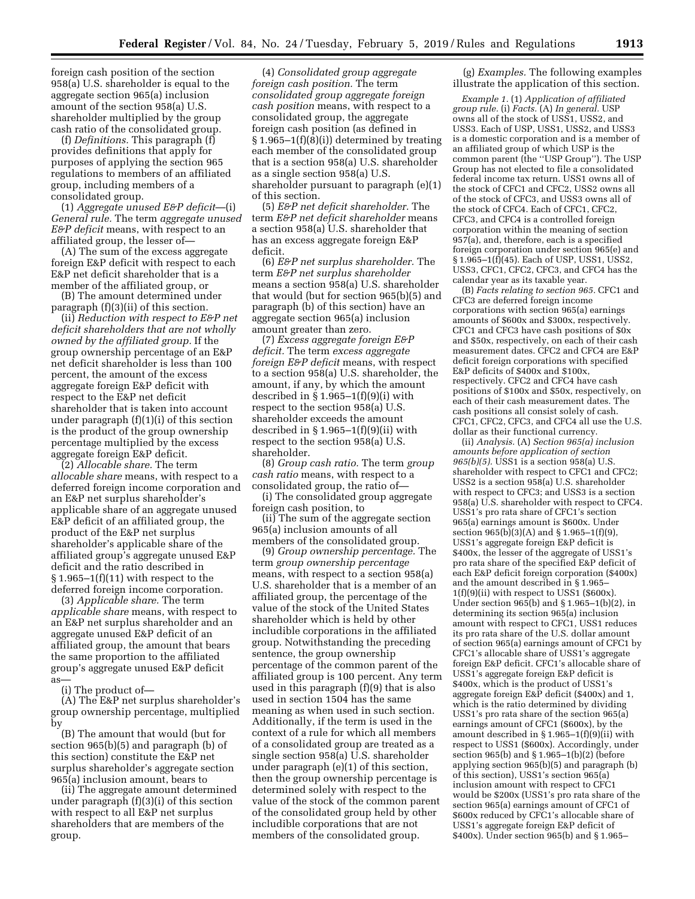foreign cash position of the section 958(a) U.S. shareholder is equal to the aggregate section 965(a) inclusion amount of the section 958(a) U.S. shareholder multiplied by the group cash ratio of the consolidated group.

(f) *Definitions.* This paragraph (f) provides definitions that apply for purposes of applying the section 965 regulations to members of an affiliated group, including members of a consolidated group.

(1) *Aggregate unused E&P deficit*—(i) *General rule.* The term *aggregate unused E&P deficit* means, with respect to an affiliated group, the lesser of—

(A) The sum of the excess aggregate foreign E&P deficit with respect to each E&P net deficit shareholder that is a member of the affiliated group, or

(B) The amount determined under paragraph (f)(3)(ii) of this section.

(ii) *Reduction with respect to E&P net deficit shareholders that are not wholly owned by the affiliated group.* If the group ownership percentage of an E&P net deficit shareholder is less than 100 percent, the amount of the excess aggregate foreign E&P deficit with respect to the E&P net deficit shareholder that is taken into account under paragraph (f)(1)(i) of this section is the product of the group ownership percentage multiplied by the excess aggregate foreign E&P deficit.

(2) *Allocable share.* The term *allocable share* means, with respect to a deferred foreign income corporation and an E&P net surplus shareholder's applicable share of an aggregate unused E&P deficit of an affiliated group, the product of the E&P net surplus shareholder's applicable share of the affiliated group's aggregate unused E&P deficit and the ratio described in § 1.965–1(f)(11) with respect to the deferred foreign income corporation.

(3) *Applicable share.* The term *applicable share* means, with respect to an E&P net surplus shareholder and an aggregate unused E&P deficit of an affiliated group, the amount that bears the same proportion to the affiliated group's aggregate unused E&P deficit as—

(i) The product of—

(A) The E&P net surplus shareholder's group ownership percentage, multiplied by

(B) The amount that would (but for section 965(b)(5) and paragraph (b) of this section) constitute the E&P net surplus shareholder's aggregate section 965(a) inclusion amount, bears to

(ii) The aggregate amount determined under paragraph (f)(3)(i) of this section with respect to all E&P net surplus shareholders that are members of the group.

(4) *Consolidated group aggregate foreign cash position.* The term *consolidated group aggregate foreign cash position* means, with respect to a consolidated group, the aggregate foreign cash position (as defined in § 1.965–1(f)(8)(i)) determined by treating each member of the consolidated group that is a section 958(a) U.S. shareholder as a single section 958(a) U.S. shareholder pursuant to paragraph (e)(1) of this section.

(5) *E&P net deficit shareholder.* The term *E&P net deficit shareholder* means a section 958(a) U.S. shareholder that has an excess aggregate foreign E&P deficit.

(6) *E&P net surplus shareholder.* The term *E&P net surplus shareholder* means a section 958(a) U.S. shareholder that would (but for section 965(b)(5) and paragraph (b) of this section) have an aggregate section 965(a) inclusion amount greater than zero.

(7) *Excess aggregate foreign E&P deficit.* The term *excess aggregate foreign E&P deficit* means, with respect to a section 958(a) U.S. shareholder, the amount, if any, by which the amount described in § 1.965–1(f)(9)(i) with respect to the section 958(a) U.S. shareholder exceeds the amount described in § 1.965–1(f)(9)(ii) with respect to the section 958(a) U.S. shareholder.

(8) *Group cash ratio.* The term *group cash ratio* means, with respect to a consolidated group, the ratio of—

(i) The consolidated group aggregate foreign cash position, to

(ii) The sum of the aggregate section 965(a) inclusion amounts of all members of the consolidated group.

(9) *Group ownership percentage.* The term *group ownership percentage* means, with respect to a section 958(a) U.S. shareholder that is a member of an affiliated group, the percentage of the value of the stock of the United States shareholder which is held by other includible corporations in the affiliated group. Notwithstanding the preceding sentence, the group ownership percentage of the common parent of the affiliated group is 100 percent. Any term used in this paragraph (f)(9) that is also used in section 1504 has the same meaning as when used in such section. Additionally, if the term is used in the context of a rule for which all members of a consolidated group are treated as a single section 958(a) U.S. shareholder under paragraph (e)(1) of this section, then the group ownership percentage is determined solely with respect to the value of the stock of the common parent of the consolidated group held by other includible corporations that are not members of the consolidated group.

(g) *Examples.* The following examples illustrate the application of this section.

*Example 1.* (1) *Application of affiliated group rule.* (i) *Facts.* (A) *In general.* USP owns all of the stock of USS1, USS2, and USS3. Each of USP, USS1, USS2, and USS3 is a domestic corporation and is a member of an affiliated group of which USP is the common parent (the "USP Group"). The USP Group has not elected to file a consolidated federal income tax return. USS1 owns all of the stock of CFC1 and CFC2, USS2 owns all of the stock of CFC3, and USS3 owns all of the stock of CFC4. Each of CFC1, CFC2, CFC3, and CFC4 is a controlled foreign corporation within the meaning of section 957(a), and, therefore, each is a specified foreign corporation under section 965(e) and § 1.965–1(f)(45). Each of USP, USS1, USS2, USS3, CFC1, CFC2, CFC3, and CFC4 has the calendar year as its taxable year.

(B) *Facts relating to section 965.* CFC1 and CFC3 are deferred foreign income corporations with section 965(a) earnings amounts of $600x and $300x, respectively. CFC1 and CFC3 have cash positions of $0x and $50x, respectively, on each of their cash measurement dates. CFC2 and CFC4 are E&P deficit foreign corporations with specified E&P deficits of $400x and $100x, respectively. CFC2 and CFC4 have cash positions of $100x and $50x, respectively, on each of their cash measurement dates. The cash positions all consist solely of cash. CFC1, CFC2, CFC3, and CFC4 all use the U.S. dollar as their functional currency.

(ii) *Analysis.* (A) *Section 965(a) inclusion amounts before application of section 965(b)(5).* USS1 is a section 958(a) U.S. shareholder with respect to CFC1 and CFC2; USS2 is a section 958(a) U.S. shareholder with respect to CFC3; and USS3 is a section 958(a) U.S. shareholder with respect to CFC4. USS1's pro rata share of CFC1's section 965(a) earnings amount is $600x. Under section 965(b)(3)(A) and § 1.965–1(f)(9), USS1's aggregate foreign E&P deficit is $400x, the lesser of the aggregate of USS1's pro rata share of the specified E&P deficit of each E&P deficit foreign corporation ($400x) and the amount described in § 1.965–1(f)(9)(ii) with respect to USS1 ($600x). Under section 965(b) and § 1.965–1(b)(2), in determining its section 965(a) inclusion amount with respect to CFC1, USS1 reduces its pro rata share of the U.S. dollar amount of section 965(a) earnings amount of CFC1 by CFC1's allocable share of USS1's aggregate foreign E&P deficit. CFC1's allocable share of USS1's aggregate foreign E&P deficit is $400x, which is the product of USS1's aggregate foreign E&P deficit ($400x) and 1, which is the ratio determined by dividing USS1's pro rata share of the section 965(a) earnings amount of CFC1 ($600x), by the amount described in § 1.965–1(f)(9)(ii) with respect to USS1 ($600x). Accordingly, under section 965(b) and § 1.965–1(b)(2) (before applying section 965(b)(5) and paragraph (b) of this section), USS1's section 965(a) inclusion amount with respect to CFC1 would be $200x (USS1's pro rata share of the section 965(a) earnings amount of CFC1 of $600x reduced by CFC1's allocable share of USS1's aggregate foreign E&P deficit of $400x). Under section 965(b) and § 1.965–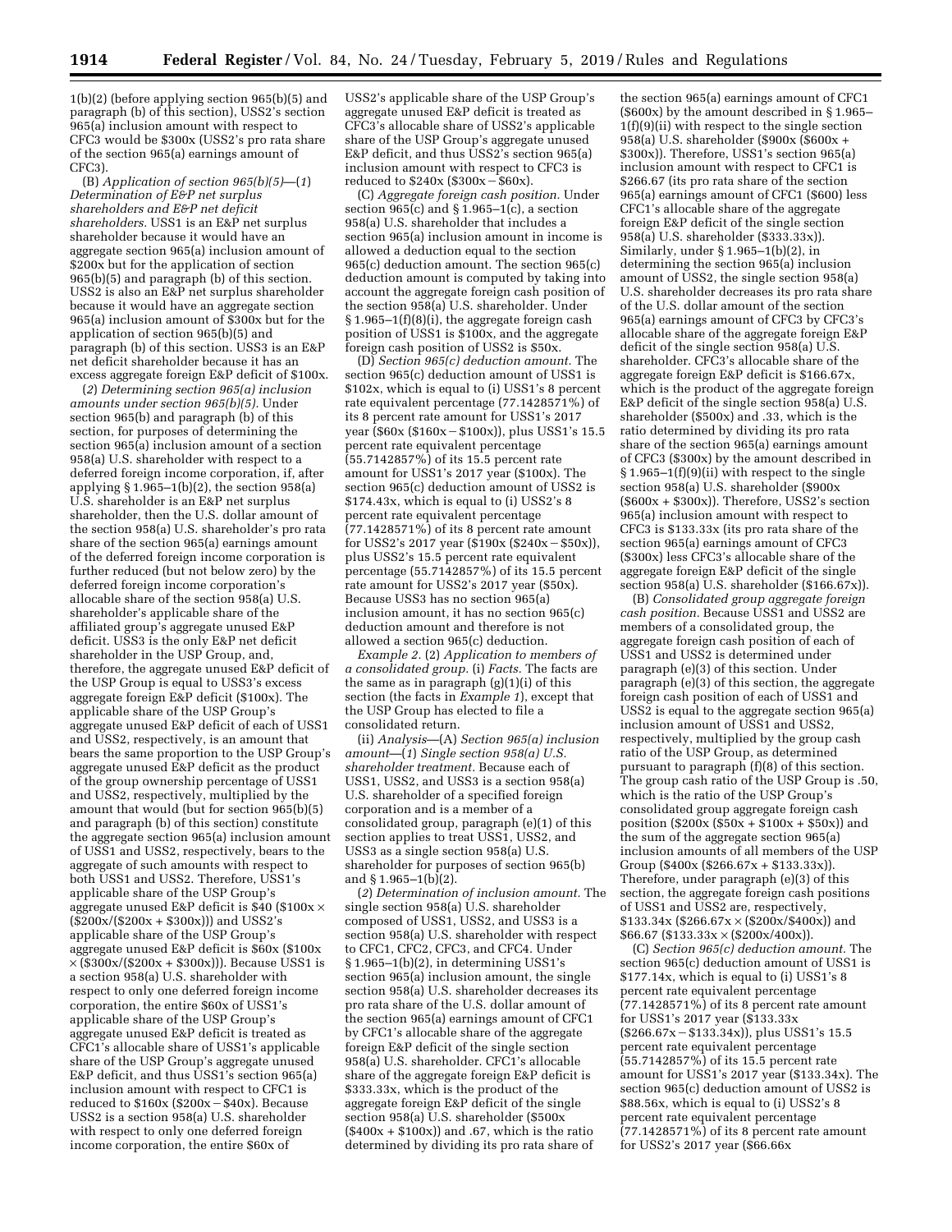1(b)(2) (before applying section 965(b)(5) and paragraph (b) of this section), USS2's section 965(a) inclusion amount with respect to CFC3 would be $300x (USS2's pro rata share of the section 965(a) earnings amount of CFC3).

(B) *Application of section 965(b)(5)*—(*1*) *Determination of E&P net surplus shareholders and E&P net deficit shareholders.* USS1 is an E&P net surplus shareholder because it would have an aggregate section 965(a) inclusion amount of $200x but for the application of section 965(b)(5) and paragraph (b) of this section. USS2 is also an E&P net surplus shareholder because it would have an aggregate section 965(a) inclusion amount of $300x but for the application of section 965(b)(5) and paragraph (b) of this section. USS3 is an E&P net deficit shareholder because it has an excess aggregate foreign E&P deficit of $100x.

(*2*) *Determining section 965(a) inclusion amounts under section 965(b)(5).* Under section 965(b) and paragraph (b) of this section, for purposes of determining the section 965(a) inclusion amount of a section 958(a) U.S. shareholder with respect to a deferred foreign income corporation, if, after applying § 1.965–1(b)(2), the section 958(a) U.S. shareholder is an E&P net surplus shareholder, then the U.S. dollar amount of the section 958(a) U.S. shareholder's pro rata share of the section 965(a) earnings amount of the deferred foreign income corporation is further reduced (but not below zero) by the deferred foreign income corporation's allocable share of the section 958(a) U.S. shareholder's applicable share of the affiliated group's aggregate unused E&P deficit. USS3 is the only E&P net deficit shareholder in the USP Group, and, therefore, the aggregate unused E&P deficit of the USP Group is equal to USS3's excess aggregate foreign E&P deficit ($100x). The applicable share of the USP Group's aggregate unused E&P deficit of each of USS1 and USS2, respectively, is an amount that bears the same proportion to the USP Group's aggregate unused E&P deficit as the product of the group ownership percentage of USS1 and USS2, respectively, multiplied by the amount that would (but for section 965(b)(5) and paragraph (b) of this section) constitute the aggregate section 965(a) inclusion amount of USS1 and USS2, respectively, bears to the aggregate of such amounts with respect to both USS1 and USS2. Therefore, USS1's applicable share of the USP Group's aggregate unused E&P deficit is $40 ($100x × ($200x/($200x + $300x))) and USS2's applicable share of the USP Group's aggregate unused E&P deficit is $60x ($100x × ($300x/($200x + $300x))). Because USS1 is a section 958(a) U.S. shareholder with respect to only one deferred foreign income corporation, the entire $60x of USS1's applicable share of the USP Group's aggregate unused E&P deficit is treated as CFC1's allocable share of USS1's applicable share of the USP Group's aggregate unused E&P deficit, and thus USS1's section 965(a) inclusion amount with respect to CFC1 is reduced to $160x ($200x − $40x). Because USS2 is a section 958(a) U.S. shareholder with respect to only one deferred foreign income corporation, the entire $60x of USS2's applicable share of the USP Group's aggregate unused E&P deficit is treated as CFC3's allocable share of USS2's applicable share of the USP Group's aggregate unused E&P deficit, and thus USS2's section 965(a) inclusion amount with respect to CFC3 is reduced to $240x ($300x − $60x).

(C) *Aggregate foreign cash position.* Under section 965(c) and § 1.965–1(c), a section 958(a) U.S. shareholder that includes a section 965(a) inclusion amount in income is allowed a deduction equal to the section 965(c) deduction amount. The section 965(c) deduction amount is computed by taking into account the aggregate foreign cash position of the section 958(a) U.S. shareholder. Under § 1.965–1(f)(8)(i), the aggregate foreign cash position of USS1 is $100x, and the aggregate foreign cash position of USS2 is $50x.

(D) *Section 965(c) deduction amount.* The section 965(c) deduction amount of USS1 is $102x, which is equal to (i) USS1's 8 percent rate equivalent percentage (77.1428571%) of its 8 percent rate amount for USS1's 2017 year ($60x ($160x − $100x)), plus USS1's 15.5 percent rate equivalent percentage (55.7142857%) of its 15.5 percent rate amount for USS1's 2017 year ($100x). The section 965(c) deduction amount of USS2 is $174.43x, which is equal to (i) USS2's 8 percent rate equivalent percentage (77.1428571%) of its 8 percent rate amount for USS2's 2017 year ($190x ($240x − $50x)), plus USS2's 15.5 percent rate equivalent percentage (55.7142857%) of its 15.5 percent rate amount for USS2's 2017 year ($50x). Because USS3 has no section 965(a) inclusion amount, it has no section 965(c) deduction amount and therefore is not allowed a section 965(c) deduction.

*Example 2.* (2) *Application to members of a consolidated group.* (i) *Facts.* The facts are the same as in paragraph (g)(1)(i) of this section (the facts in *Example 1*), except that the USP Group has elected to file a consolidated return.

(ii) *Analysis*—(A) *Section 965(a) inclusion amount*—(*1*) *Single section 958(a) U.S. shareholder treatment.* Because each of USS1, USS2, and USS3 is a section 958(a) U.S. shareholder of a specified foreign corporation and is a member of a consolidated group, paragraph (e)(1) of this section applies to treat USS1, USS2, and USS3 as a single section 958(a) U.S. shareholder for purposes of section 965(b) and § 1.965–1(b)(2).

(*2*) *Determination of inclusion amount.* The single section 958(a) U.S. shareholder composed of USS1, USS2, and USS3 is a section 958(a) U.S. shareholder with respect to CFC1, CFC2, CFC3, and CFC4. Under § 1.965–1(b)(2), in determining USS1's section 965(a) inclusion amount, the single section 958(a) U.S. shareholder decreases its pro rata share of the U.S. dollar amount of the section 965(a) earnings amount of CFC1 by CFC1's allocable share of the aggregate foreign E&P deficit of the single section 958(a) U.S. shareholder. CFC1's allocable share of the aggregate foreign E&P deficit is $333.33x, which is the product of the aggregate foreign E&P deficit of the single section 958(a) U.S. shareholder ($500x ($400x + $100x)) and .67, which is the ratio determined by dividing its pro rata share of the section 965(a) earnings amount of CFC1 ($600x) by the amount described in § 1.965–1(f)(9)(ii) with respect to the single section 958(a) U.S. shareholder ($900x ($600x + $300x)). Therefore, USS1's section 965(a) inclusion amount with respect to CFC1 is $266.67 (its pro rata share of the section 965(a) earnings amount of CFC1 ($600) less CFC1's allocable share of the aggregate foreign E&P deficit of the single section 958(a) U.S. shareholder ($333.33x)). Similarly, under § 1.965–1(b)(2), in determining the section 965(a) inclusion amount of USS2, the single section 958(a) U.S. shareholder decreases its pro rata share of the U.S. dollar amount of the section 965(a) earnings amount of CFC3 by CFC3's allocable share of the aggregate foreign E&P deficit of the single section 958(a) U.S. shareholder. CFC3's allocable share of the aggregate foreign E&P deficit is $166.67x, which is the product of the aggregate foreign E&P deficit of the single section 958(a) U.S. shareholder ($500x) and .33, which is the ratio determined by dividing its pro rata share of the section 965(a) earnings amount of CFC3 ($300x) by the amount described in § 1.965–1(f)(9)(ii) with respect to the single section 958(a) U.S. shareholder ($900x ($600x + $300x)). Therefore, USS2's section 965(a) inclusion amount with respect to CFC3 is $133.33x (its pro rata share of the section 965(a) earnings amount of CFC3 ($300x) less CFC3's allocable share of the aggregate foreign E&P deficit of the single section 958(a) U.S. shareholder ($166.67x)).

(B) *Consolidated group aggregate foreign cash position.* Because USS1 and USS2 are members of a consolidated group, the aggregate foreign cash position of each of USS1 and USS2 is determined under paragraph (e)(3) of this section. Under paragraph (e)(3) of this section, the aggregate foreign cash position of each of USS1 and USS2 is equal to the aggregate section 965(a) inclusion amount of USS1 and USS2, respectively, multiplied by the group cash ratio of the USP Group, as determined pursuant to paragraph (f)(8) of this section. The group cash ratio of the USP Group is .50, which is the ratio of the USP Group's consolidated group aggregate foreign cash position ($200x ($50x + $100x + $50x)) and the sum of the aggregate section 965(a) inclusion amounts of all members of the USP Group ($400x ($266.67x + $133.33x)). Therefore, under paragraph (e)(3) of this section, the aggregate foreign cash positions of USS1 and USS2 are, respectively, $133.34x ($266.67x × ($200x/$400x)) and $66.67 ($133.33x × ($200x/400x)).

(C) *Section 965(c) deduction amount.* The section 965(c) deduction amount of USS1 is $177.14x, which is equal to (i) USS1's 8 percent rate equivalent percentage (77.1428571%) of its 8 percent rate amount for USS1's 2017 year ($133.33x ($266.67x − $133.34x)), plus USS1's 15.5 percent rate equivalent percentage (55.7142857%) of its 15.5 percent rate amount for USS1's 2017 year ($133.34x). The section 965(c) deduction amount of USS2 is $88.56x, which is equal to (i) USS2's 8 percent rate equivalent percentage (77.1428571%) of its 8 percent rate amount for USS2's 2017 year ($66.66x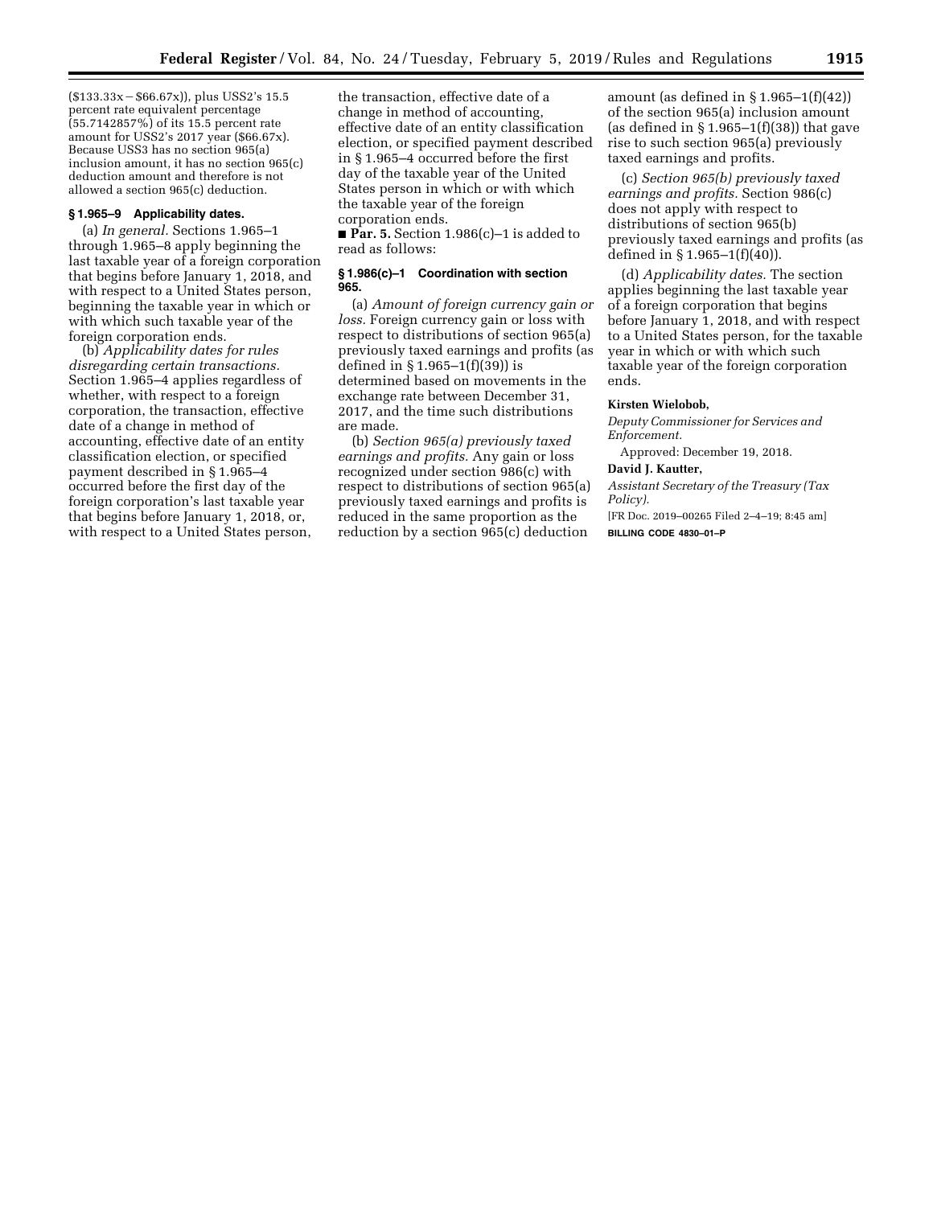($133.33x − $66.67x)), plus USS2's 15.5 percent rate equivalent percentage (55.7142857%) of its 15.5 percent rate amount for USS2's 2017 year ($66.67x). Because USS3 has no section 965(a) inclusion amount, it has no section 965(c) deduction amount and therefore is not allowed a section 965(c) deduction.

### § 1.965–9 Applicability dates.

(a) *In general.* Sections 1.965–1 through 1.965–8 apply beginning the last taxable year of a foreign corporation that begins before January 1, 2018, and with respect to a United States person, beginning the taxable year in which or with which such taxable year of the foreign corporation ends.

(b) *Applicability dates for rules disregarding certain transactions.* Section 1.965–4 applies regardless of whether, with respect to a foreign corporation, the transaction, effective date of a change in method of accounting, effective date of an entity classification election, or specified payment described in § 1.965–4 occurred before the first day of the foreign corporation's last taxable year that begins before January 1, 2018, or, with respect to a United States person, the transaction, effective date of a change in method of accounting, effective date of an entity classification election, or specified payment described in § 1.965–4 occurred before the first day of the taxable year of the United States person in which or with which the taxable year of the foreign corporation ends.

■ **Par. 5.** Section 1.986(c)–1 is added to read as follows:

### § 1.986(c)–1 Coordination with section 965.

(a) *Amount of foreign currency gain or loss.* Foreign currency gain or loss with respect to distributions of section 965(a) previously taxed earnings and profits (as defined in § 1.965–1(f)(39)) is determined based on movements in the exchange rate between December 31, 2017, and the time such distributions are made.

(b) *Section 965(a) previously taxed earnings and profits.* Any gain or loss recognized under section 986(c) with respect to distributions of section 965(a) previously taxed earnings and profits is reduced in the same proportion as the reduction by a section 965(c) deduction amount (as defined in § 1.965–1(f)(42)) of the section 965(a) inclusion amount (as defined in § 1.965–1(f)(38)) that gave rise to such section 965(a) previously taxed earnings and profits.

(c) *Section 965(b) previously taxed earnings and profits.* Section 986(c) does not apply with respect to distributions of section 965(b) previously taxed earnings and profits (as defined in § 1.965–1(f)(40)).

(d) *Applicability dates.* The section applies beginning the last taxable year of a foreign corporation that begins before January 1, 2018, and with respect to a United States person, for the taxable year in which or with which such taxable year of the foreign corporation ends.

**Kirsten Wielobob,**

*Deputy Commissioner for Services and Enforcement.*

Approved: December 19, 2018.

**David J. Kautter,**

*Assistant Secretary of the Treasury (Tax Policy).*

[FR Doc. 2019–00265 Filed 2–4–19; 8:45 am]

BILLING CODE 4830–01–P